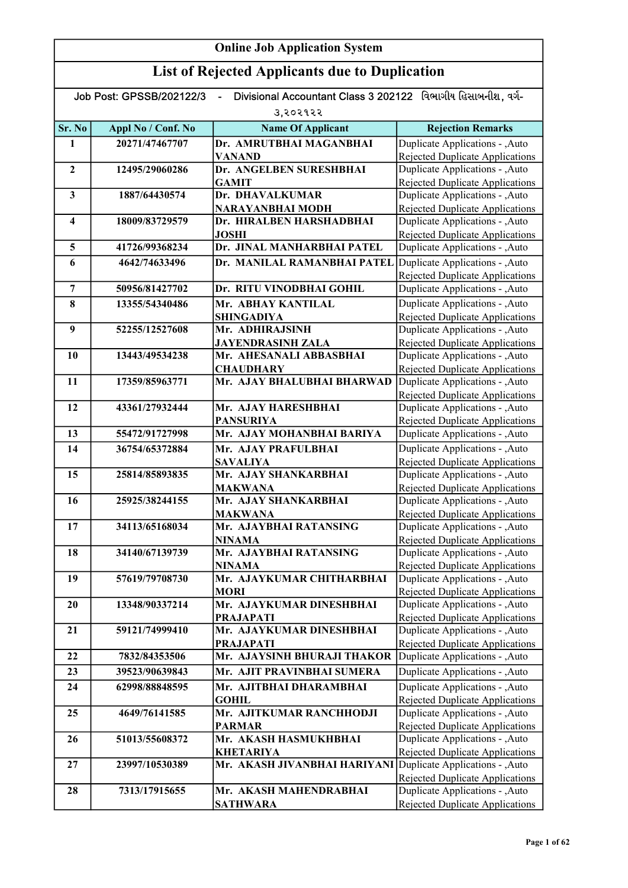# Online Job Application System

## List of Rejected Applicants due to Duplication

Job Post: GPSSB/202122/3 - Divisional Accountant Class 3 202122 વિભાગીય હિસાબનીશ, વર્ગ-૩,૨૦૨૧૨૨

| Sr. No | Appl No / Conf. No | Name Of Applicant | Rejection Remarks |
|---|---|---|---|
| 1 | 20271/47467707 | Dr. AMRUTBHAI MAGANBHAI VANAND | Duplicate Applications - ,Auto Rejected Duplicate Applications |
| 2 | 12495/29060286 | Dr. ANGELBEN SURESHBHAI GAMIT | Duplicate Applications - ,Auto Rejected Duplicate Applications |
| 3 | 1887/64430574 | Dr. DHAVALKUMAR NARAYANBHAI MODH | Duplicate Applications - ,Auto Rejected Duplicate Applications |
| 4 | 18009/83729579 | Dr. HIRALBEN HARSHADBHAI JOSHI | Duplicate Applications - ,Auto Rejected Duplicate Applications |
| 5 | 41726/99368234 | Dr. JINAL MANHARBHAI PATEL | Duplicate Applications - ,Auto |
| 6 | 4642/74633496 | Dr. MANILAL RAMANBHAI PATEL | Duplicate Applications - ,Auto Rejected Duplicate Applications |
| 7 | 50956/81427702 | Dr. RITU VINODBHAI GOHIL | Duplicate Applications - ,Auto |
| 8 | 13355/54340486 | Mr. ABHAY KANTILAL SHINGADIYA | Duplicate Applications - ,Auto Rejected Duplicate Applications |
| 9 | 52255/12527608 | Mr. ADHIRAJSINH JAYENDRASINH ZALA | Duplicate Applications - ,Auto Rejected Duplicate Applications |
| 10 | 13443/49534238 | Mr. AHESANALI ABBASBHAI CHAUDHARY | Duplicate Applications - ,Auto Rejected Duplicate Applications |
| 11 | 17359/85963771 | Mr. AJAY BHALUBHAI BHARWAD | Duplicate Applications - ,Auto Rejected Duplicate Applications |
| 12 | 43361/27932444 | Mr. AJAY HARESHBHAI PANSURIYA | Duplicate Applications - ,Auto Rejected Duplicate Applications |
| 13 | 55472/91727998 | Mr. AJAY MOHANBHAI BARIYA | Duplicate Applications - ,Auto |
| 14 | 36754/65372884 | Mr. AJAY PRAFULBHAI SAVALIYA | Duplicate Applications - ,Auto Rejected Duplicate Applications |
| 15 | 25814/85893835 | Mr. AJAY SHANKARBHAI MAKWANA | Duplicate Applications - ,Auto Rejected Duplicate Applications |
| 16 | 25925/38244155 | Mr. AJAY SHANKARBHAI MAKWANA | Duplicate Applications - ,Auto Rejected Duplicate Applications |
| 17 | 34113/65168034 | Mr. AJAYBHAI RATANSING NINAMA | Duplicate Applications - ,Auto Rejected Duplicate Applications |
| 18 | 34140/67139739 | Mr. AJAYBHAI RATANSING NINAMA | Duplicate Applications - ,Auto Rejected Duplicate Applications |
| 19 | 57619/79708730 | Mr. AJAYKUMAR CHITHARBHAI MORI | Duplicate Applications - ,Auto Rejected Duplicate Applications |
| 20 | 13348/90337214 | Mr. AJAYKUMAR DINESHBHAI PRAJAPATI | Duplicate Applications - ,Auto Rejected Duplicate Applications |
| 21 | 59121/74999410 | Mr. AJAYKUMAR DINESHBHAI PRAJAPATI | Duplicate Applications - ,Auto Rejected Duplicate Applications |
| 22 | 7832/84353506 | Mr. AJAYSINH BHURAJI THAKOR | Duplicate Applications - ,Auto |
| 23 | 39523/90639843 | Mr. AJIT PRAVINBHAI SUMERA | Duplicate Applications - ,Auto |
| 24 | 62998/88848595 | Mr. AJITBHAI DHARAMBHAI GOHIL | Duplicate Applications - ,Auto Rejected Duplicate Applications |
| 25 | 4649/76141585 | Mr. AJITKUMAR RANCHHODJI PARMAR | Duplicate Applications - ,Auto Rejected Duplicate Applications |
| 26 | 51013/55608372 | Mr. AKASH HASMUKHBHAI KHETARIYA | Duplicate Applications - ,Auto Rejected Duplicate Applications |
| 27 | 23997/10530389 | Mr. AKASH JIVANBHAI HARIYANI | Duplicate Applications - ,Auto Rejected Duplicate Applications |
| 28 | 7313/17915655 | Mr. AKASH MAHENDRABHAI SATHWARA | Duplicate Applications - ,Auto Rejected Duplicate Applications |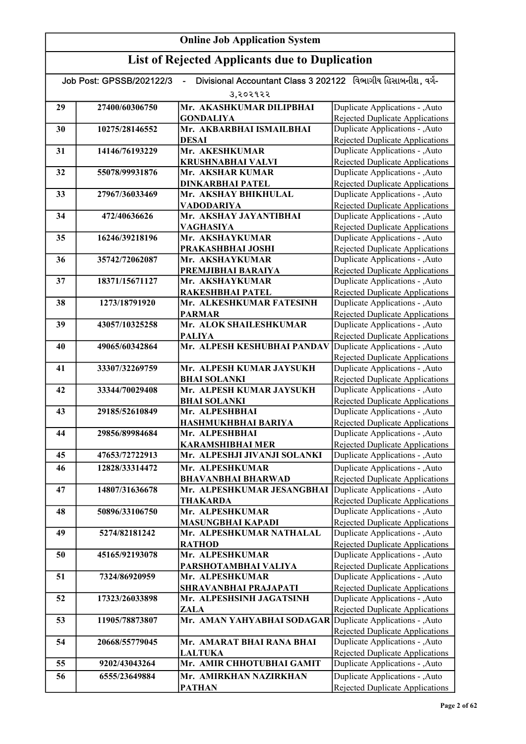## Online Job Application System

## List of Rejected Applicants due to Duplication

Job Post: GPSSB/202122/3 - Divisional Accountant Class 3 202122 વિભાગીય હિસાબનીશ, વર્ગ-૩,૨૦૨૧૨૨

| | | | |
|---|---|---|---|
| 29 | 27400/60306750 | Mr. AKASHKUMAR DILIPBHAI GONDALIYA | Duplicate Applications - ,Auto Rejected Duplicate Applications |
| 30 | 10275/28146552 | Mr. AKBARBHAI ISMAILBHAI DESAI | Duplicate Applications - ,Auto Rejected Duplicate Applications |
| 31 | 14146/76193229 | Mr. AKESHKUMAR KRUSHNABHAI VALVI | Duplicate Applications - ,Auto Rejected Duplicate Applications |
| 32 | 55078/99931876 | Mr. AKSHAR KUMAR DINKARBHAI PATEL | Duplicate Applications - ,Auto Rejected Duplicate Applications |
| 33 | 27967/36033469 | Mr. AKSHAY BHIKHULAL VADODARIYA | Duplicate Applications - ,Auto Rejected Duplicate Applications |
| 34 | 472/40636626 | Mr. AKSHAY JAYANTIBHAI VAGHASIYA | Duplicate Applications - ,Auto Rejected Duplicate Applications |
| 35 | 16246/39218196 | Mr. AKSHAYKUMAR PRAKASHBHAI JOSHI | Duplicate Applications - ,Auto Rejected Duplicate Applications |
| 36 | 35742/72062087 | Mr. AKSHAYKUMAR PREMJIBHAI BARAIYA | Duplicate Applications - ,Auto Rejected Duplicate Applications |
| 37 | 18371/15671127 | Mr. AKSHAYKUMAR RAKESHBHAI PATEL | Duplicate Applications - ,Auto Rejected Duplicate Applications |
| 38 | 1273/18791920 | Mr. ALKESHKUMAR FATESINH PARMAR | Duplicate Applications - ,Auto Rejected Duplicate Applications |
| 39 | 43057/10325258 | Mr. ALOK SHAILESHKUMAR PALIYA | Duplicate Applications - ,Auto Rejected Duplicate Applications |
| 40 | 49065/60342864 | Mr. ALPESH KESHUBHAI PANDAV | Duplicate Applications - ,Auto Rejected Duplicate Applications |
| 41 | 33307/32269759 | Mr. ALPESH KUMAR JAYSUKH BHAI SOLANKI | Duplicate Applications - ,Auto Rejected Duplicate Applications |
| 42 | 33344/70029408 | Mr. ALPESH KUMAR JAYSUKH BHAI SOLANKI | Duplicate Applications - ,Auto Rejected Duplicate Applications |
| 43 | 29185/52610849 | Mr. ALPESHBHAI HASHMUKHBHAI BARIYA | Duplicate Applications - ,Auto Rejected Duplicate Applications |
| 44 | 29856/89984684 | Mr. ALPESHBHAI KARAMSHIBHAI MER | Duplicate Applications - ,Auto Rejected Duplicate Applications |
| 45 | 47653/72722913 | Mr. ALPESHJI JIVANJI SOLANKI | Duplicate Applications - ,Auto |
| 46 | 12828/33314472 | Mr. ALPESHKUMAR BHAVANBHAI BHARWAD | Duplicate Applications - ,Auto Rejected Duplicate Applications |
| 47 | 14807/31636678 | Mr. ALPESHKUMAR JESANGBHAI THAKARDA | Duplicate Applications - ,Auto Rejected Duplicate Applications |
| 48 | 50896/33106750 | Mr. ALPESHKUMAR MASUNGBHAI KAPADI | Duplicate Applications - ,Auto Rejected Duplicate Applications |
| 49 | 5274/82181242 | Mr. ALPESHKUMAR NATHALAL RATHOD | Duplicate Applications - ,Auto Rejected Duplicate Applications |
| 50 | 45165/92193078 | Mr. ALPESHKUMAR PARSHOTAMBHAI VALIYA | Duplicate Applications - ,Auto Rejected Duplicate Applications |
| 51 | 7324/86920959 | Mr. ALPESHKUMAR SHRAVANBHAI PRAJAPATI | Duplicate Applications - ,Auto Rejected Duplicate Applications |
| 52 | 17323/26033898 | Mr. ALPESHSINH JAGATSINH ZALA | Duplicate Applications - ,Auto Rejected Duplicate Applications |
| 53 | 11905/78873807 | Mr. AMAN YAHYABHAI SODAGAR | Duplicate Applications - ,Auto Rejected Duplicate Applications |
| 54 | 20668/55779045 | Mr. AMARAT BHAI RANA BHAI LALTUKA | Duplicate Applications - ,Auto Rejected Duplicate Applications |
| 55 | 9202/43043264 | Mr. AMIR CHHOTUBHAI GAMIT | Duplicate Applications - ,Auto |
| 56 | 6555/23649884 | Mr. AMIRKHAN NAZIRKHAN PATHAN | Duplicate Applications - ,Auto Rejected Duplicate Applications |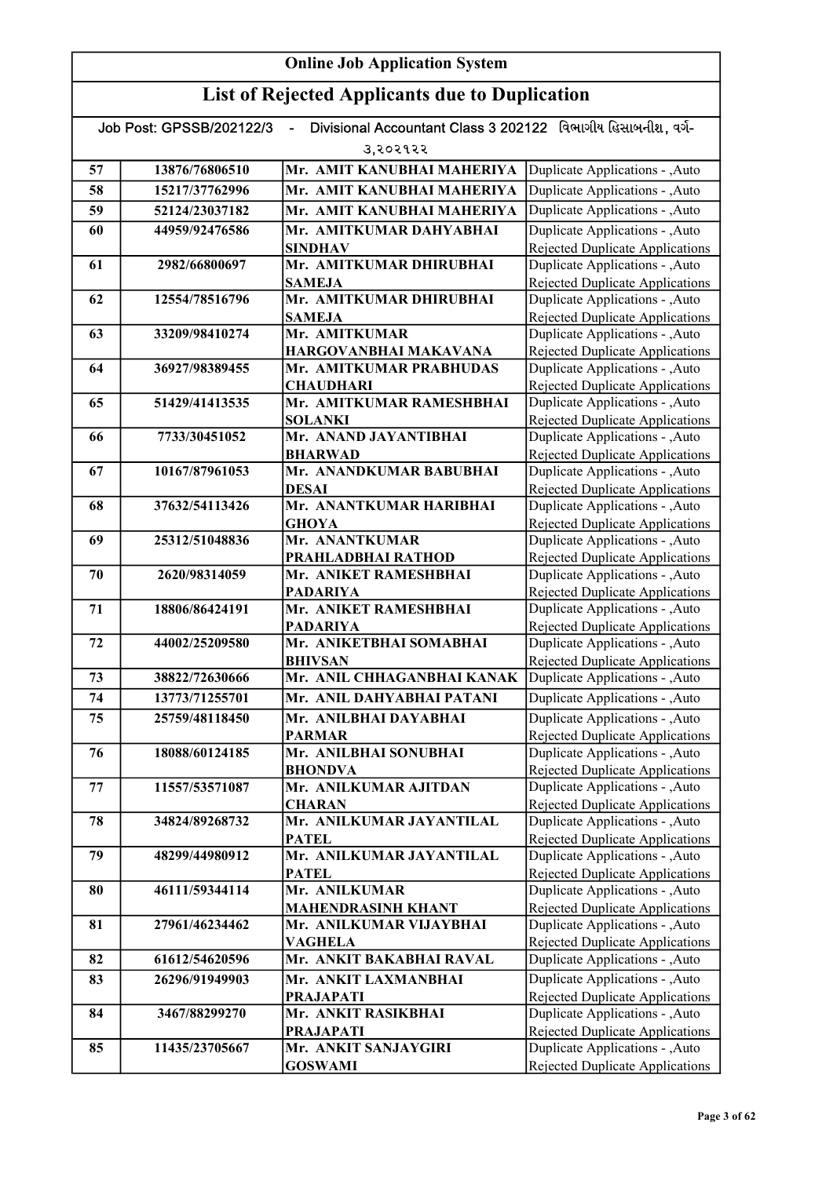# Online Job Application System

## List of Rejected Applicants due to Duplication

Job Post: GPSSB/202122/3 - Divisional Accountant Class 3 202122 વિભાગીય હિસાબનીશ, વર્ગ-૩,૨૦૨૧૨૨

| | | | |
|---|---|---|---|
| 57 | 13876/76806510 | Mr. AMIT KANUBHAI MAHERIYA | Duplicate Applications - ,Auto |
| 58 | 15217/37762996 | Mr. AMIT KANUBHAI MAHERIYA | Duplicate Applications - ,Auto |
| 59 | 52124/23037182 | Mr. AMIT KANUBHAI MAHERIYA | Duplicate Applications - ,Auto |
| 60 | 44959/92476586 | Mr. AMITKUMAR DAHYABHAI SINDHAV | Duplicate Applications - ,Auto Rejected Duplicate Applications |
| 61 | 2982/66800697 | Mr. AMITKUMAR DHIRUBHAI SAMEJA | Duplicate Applications - ,Auto Rejected Duplicate Applications |
| 62 | 12554/78516796 | Mr. AMITKUMAR DHIRUBHAI SAMEJA | Duplicate Applications - ,Auto Rejected Duplicate Applications |
| 63 | 33209/98410274 | Mr. AMITKUMAR HARGOVANBHAI MAKAVANA | Duplicate Applications - ,Auto Rejected Duplicate Applications |
| 64 | 36927/98389455 | Mr. AMITKUMAR PRABHUDAS CHAUDHARI | Duplicate Applications - ,Auto Rejected Duplicate Applications |
| 65 | 51429/41413535 | Mr. AMITKUMAR RAMESHBHAI SOLANKI | Duplicate Applications - ,Auto Rejected Duplicate Applications |
| 66 | 7733/30451052 | Mr. ANAND JAYANTIBHAI BHARWAD | Duplicate Applications - ,Auto Rejected Duplicate Applications |
| 67 | 10167/87961053 | Mr. ANANDKUMAR BABUBHAI DESAI | Duplicate Applications - ,Auto Rejected Duplicate Applications |
| 68 | 37632/54113426 | Mr. ANANTKUMAR HARIBHAI GHOYA | Duplicate Applications - ,Auto Rejected Duplicate Applications |
| 69 | 25312/51048836 | Mr. ANANTKUMAR PRAHLADBHAI RATHOD | Duplicate Applications - ,Auto Rejected Duplicate Applications |
| 70 | 2620/98314059 | Mr. ANIKET RAMESHBHAI PADARIYA | Duplicate Applications - ,Auto Rejected Duplicate Applications |
| 71 | 18806/86424191 | Mr. ANIKET RAMESHBHAI PADARIYA | Duplicate Applications - ,Auto Rejected Duplicate Applications |
| 72 | 44002/25209580 | Mr. ANIKETBHAI SOMABHAI BHIVSAN | Duplicate Applications - ,Auto Rejected Duplicate Applications |
| 73 | 38822/72630666 | Mr. ANIL CHHAGANBHAI KANAK | Duplicate Applications - ,Auto |
| 74 | 13773/71255701 | Mr. ANIL DAHYABHAI PATANI | Duplicate Applications - ,Auto |
| 75 | 25759/48118450 | Mr. ANILBHAI DAYABHAI PARMAR | Duplicate Applications - ,Auto Rejected Duplicate Applications |
| 76 | 18088/60124185 | Mr. ANILBHAI SONUBHAI BHONDVA | Duplicate Applications - ,Auto Rejected Duplicate Applications |
| 77 | 11557/53571087 | Mr. ANILKUMAR AJITDAN CHARAN | Duplicate Applications - ,Auto Rejected Duplicate Applications |
| 78 | 34824/89268732 | Mr. ANILKUMAR JAYANTILAL PATEL | Duplicate Applications - ,Auto Rejected Duplicate Applications |
| 79 | 48299/44980912 | Mr. ANILKUMAR JAYANTILAL PATEL | Duplicate Applications - ,Auto Rejected Duplicate Applications |
| 80 | 46111/59344114 | Mr. ANILKUMAR MAHENDRASINH KHANT | Duplicate Applications - ,Auto Rejected Duplicate Applications |
| 81 | 27961/46234462 | Mr. ANILKUMAR VIJAYBHAI VAGHELA | Duplicate Applications - ,Auto Rejected Duplicate Applications |
| 82 | 61612/54620596 | Mr. ANKIT BAKABHAI RAVAL | Duplicate Applications - ,Auto |
| 83 | 26296/91949903 | Mr. ANKIT LAXMANBHAI PRAJAPATI | Duplicate Applications - ,Auto Rejected Duplicate Applications |
| 84 | 3467/88299270 | Mr. ANKIT RASIKBHAI PRAJAPATI | Duplicate Applications - ,Auto Rejected Duplicate Applications |
| 85 | 11435/23705667 | Mr. ANKIT SANJAYGIRI GOSWAMI | Duplicate Applications - ,Auto Rejected Duplicate Applications |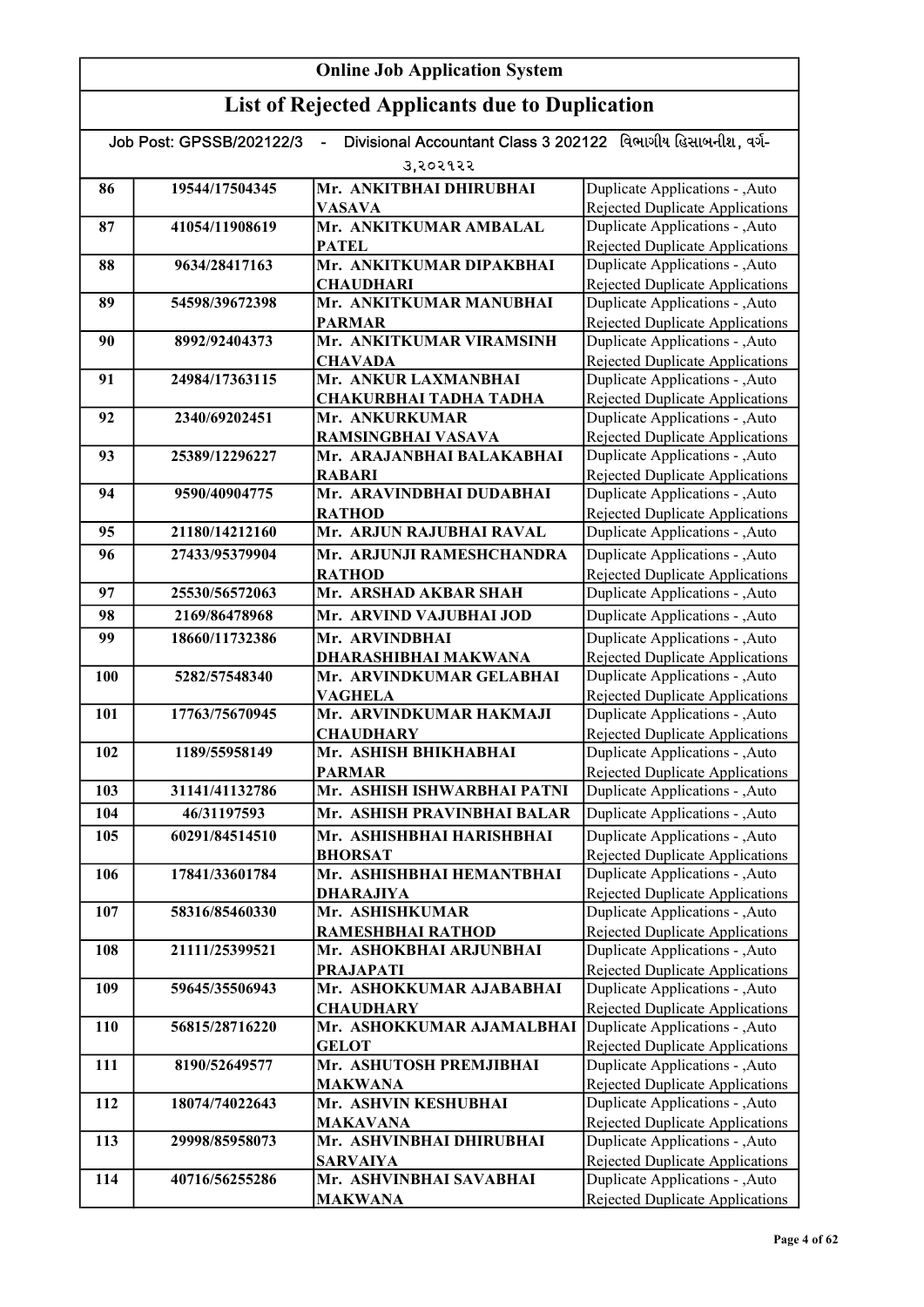## Online Job Application System

## List of Rejected Applicants due to Duplication

Job Post: GPSSB/202122/3 - Divisional Accountant Class 3 202122 વિભાગીય હિસાબનીશ, વર્ગ-૩,૨૦૨૧૨૨

| | | | |
|---|---|---|---|
| 86 | 19544/17504345 | Mr. ANKITBHAI DHIRUBHAI VASAVA | Duplicate Applications - ,Auto Rejected Duplicate Applications |
| 87 | 41054/11908619 | Mr. ANKITKUMAR AMBALAL PATEL | Duplicate Applications - ,Auto Rejected Duplicate Applications |
| 88 | 9634/28417163 | Mr. ANKITKUMAR DIPAKBHAI CHAUDHARI | Duplicate Applications - ,Auto Rejected Duplicate Applications |
| 89 | 54598/39672398 | Mr. ANKITKUMAR MANUBHAI PARMAR | Duplicate Applications - ,Auto Rejected Duplicate Applications |
| 90 | 8992/92404373 | Mr. ANKITKUMAR VIRAMSINH CHAVADA | Duplicate Applications - ,Auto Rejected Duplicate Applications |
| 91 | 24984/17363115 | Mr. ANKUR LAXMANBHAI CHAKURBHAI TADHA TADHA | Duplicate Applications - ,Auto Rejected Duplicate Applications |
| 92 | 2340/69202451 | Mr. ANKURKUMAR RAMSINGBHAI VASAVA | Duplicate Applications - ,Auto Rejected Duplicate Applications |
| 93 | 25389/12296227 | Mr. ARAJANBHAI BALAKABHAI RABARI | Duplicate Applications - ,Auto Rejected Duplicate Applications |
| 94 | 9590/40904775 | Mr. ARAVINDBHAI DUDABHAI RATHOD | Duplicate Applications - ,Auto Rejected Duplicate Applications |
| 95 | 21180/14212160 | Mr. ARJUN RAJUBHAI RAVAL | Duplicate Applications - ,Auto |
| 96 | 27433/95379904 | Mr. ARJUNJI RAMESHCHANDRA RATHOD | Duplicate Applications - ,Auto Rejected Duplicate Applications |
| 97 | 25530/56572063 | Mr. ARSHAD AKBAR SHAH | Duplicate Applications - ,Auto |
| 98 | 2169/86478968 | Mr. ARVIND VAJUBHAI JOD | Duplicate Applications - ,Auto |
| 99 | 18660/11732386 | Mr. ARVINDBHAI DHARASHIBHAI MAKWANA | Duplicate Applications - ,Auto Rejected Duplicate Applications |
| 100 | 5282/57548340 | Mr. ARVINDKUMAR GELABHAI VAGHELA | Duplicate Applications - ,Auto Rejected Duplicate Applications |
| 101 | 17763/75670945 | Mr. ARVINDKUMAR HAKMAJI CHAUDHARY | Duplicate Applications - ,Auto Rejected Duplicate Applications |
| 102 | 1189/55958149 | Mr. ASHISH BHIKHABHAI PARMAR | Duplicate Applications - ,Auto Rejected Duplicate Applications |
| 103 | 31141/41132786 | Mr. ASHISH ISHWARBHAI PATNI | Duplicate Applications - ,Auto |
| 104 | 46/31197593 | Mr. ASHISH PRAVINBHAI BALAR | Duplicate Applications - ,Auto |
| 105 | 60291/84514510 | Mr. ASHISHBHAI HARISHBHAI BHORSAT | Duplicate Applications - ,Auto Rejected Duplicate Applications |
| 106 | 17841/33601784 | Mr. ASHISHBHAI HEMANTBHAI DHARAJIYA | Duplicate Applications - ,Auto Rejected Duplicate Applications |
| 107 | 58316/85460330 | Mr. ASHISHKUMAR RAMESHBHAI RATHOD | Duplicate Applications - ,Auto Rejected Duplicate Applications |
| 108 | 21111/25399521 | Mr. ASHOKBHAI ARJUNBHAI PRAJAPATI | Duplicate Applications - ,Auto Rejected Duplicate Applications |
| 109 | 59645/35506943 | Mr. ASHOKKUMAR AJABABHAI CHAUDHARY | Duplicate Applications - ,Auto Rejected Duplicate Applications |
| 110 | 56815/28716220 | Mr. ASHOKKUMAR AJAMALBHAI GELOT | Duplicate Applications - ,Auto Rejected Duplicate Applications |
| 111 | 8190/52649577 | Mr. ASHUTOSH PREMJIBHAI MAKWANA | Duplicate Applications - ,Auto Rejected Duplicate Applications |
| 112 | 18074/74022643 | Mr. ASHVIN KESHUBHAI MAKAVANA | Duplicate Applications - ,Auto Rejected Duplicate Applications |
| 113 | 29998/85958073 | Mr. ASHVINBHAI DHIRUBHAI SARVAIYA | Duplicate Applications - ,Auto Rejected Duplicate Applications |
| 114 | 40716/56255286 | Mr. ASHVINBHAI SAVABHAI MAKWANA | Duplicate Applications - ,Auto Rejected Duplicate Applications |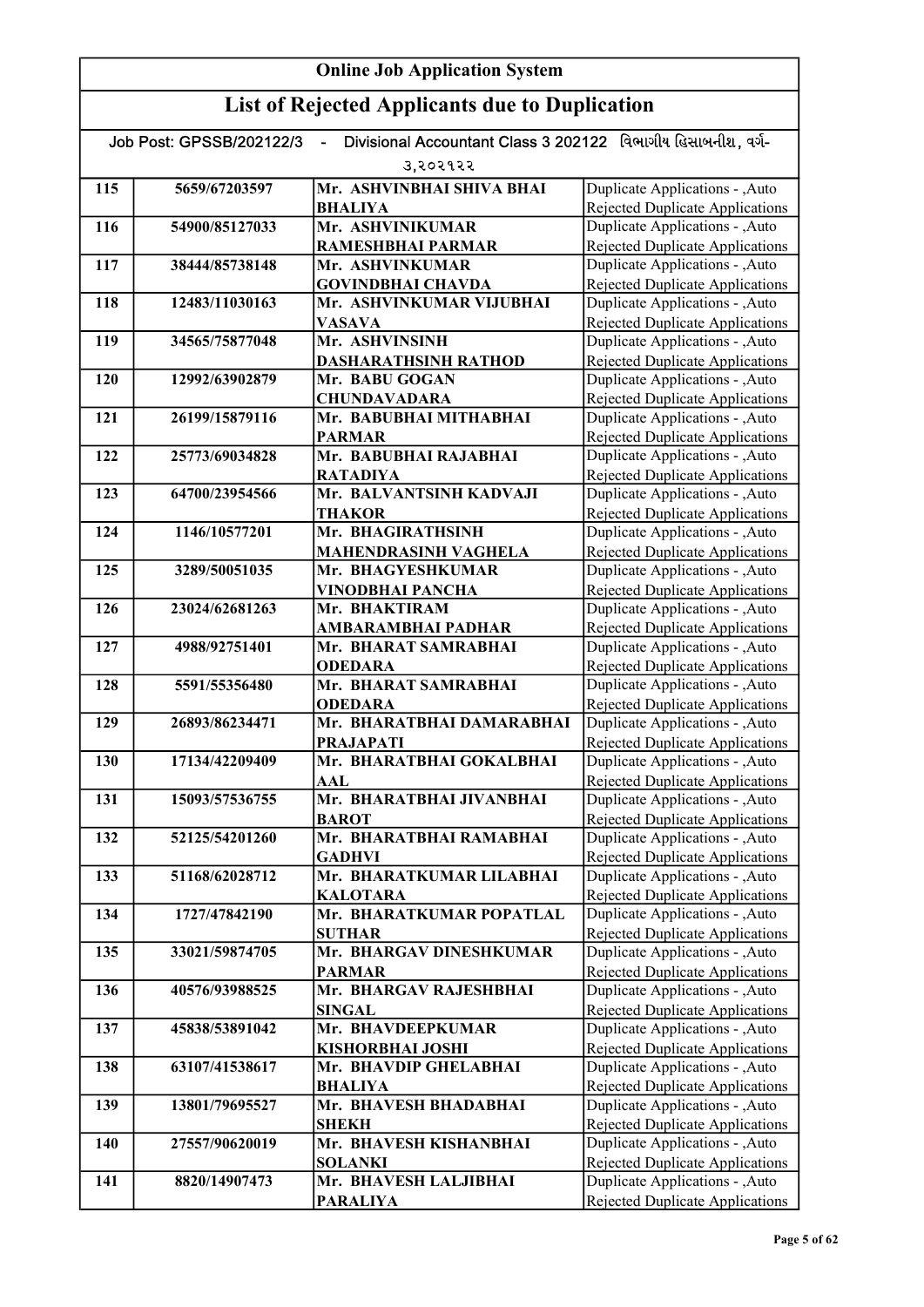# Online Job Application System

## List of Rejected Applicants due to Duplication

Job Post: GPSSB/202122/3 - Divisional Accountant Class 3 202122 વિભાગીય હિસાબનીશ, વર્ગ-૩,૨૦૨૧૨૨

| | | | |
|---|---|---|---|
| 115 | 5659/67203597 | Mr. ASHVINBHAI SHIVA BHAI BHALIYA | Duplicate Applications - ,Auto Rejected Duplicate Applications |
| 116 | 54900/85127033 | Mr. ASHVINIKUMAR RAMESHBHAI PARMAR | Duplicate Applications - ,Auto Rejected Duplicate Applications |
| 117 | 38444/85738148 | Mr. ASHVINKUMAR GOVINDBHAI CHAVDA | Duplicate Applications - ,Auto Rejected Duplicate Applications |
| 118 | 12483/11030163 | Mr. ASHVINKUMAR VIJUBHAI VASAVA | Duplicate Applications - ,Auto Rejected Duplicate Applications |
| 119 | 34565/75877048 | Mr. ASHVINSINH DASHARATHSINH RATHOD | Duplicate Applications - ,Auto Rejected Duplicate Applications |
| 120 | 12992/63902879 | Mr. BABU GOGAN CHUNDAVADARA | Duplicate Applications - ,Auto Rejected Duplicate Applications |
| 121 | 26199/15879116 | Mr. BABUBHAI MITHABHAI PARMAR | Duplicate Applications - ,Auto Rejected Duplicate Applications |
| 122 | 25773/69034828 | Mr. BABUBHAI RAJABHAI RATADIYA | Duplicate Applications - ,Auto Rejected Duplicate Applications |
| 123 | 64700/23954566 | Mr. BALVANTSINH KADVAJI THAKOR | Duplicate Applications - ,Auto Rejected Duplicate Applications |
| 124 | 1146/10577201 | Mr. BHAGIRATHSINH MAHENDRASINH VAGHELA | Duplicate Applications - ,Auto Rejected Duplicate Applications |
| 125 | 3289/50051035 | Mr. BHAGYESHKUMAR VINODBHAI PANCHA | Duplicate Applications - ,Auto Rejected Duplicate Applications |
| 126 | 23024/62681263 | Mr. BHAKTIRAM AMBARAMBHAI PADHAR | Duplicate Applications - ,Auto Rejected Duplicate Applications |
| 127 | 4988/92751401 | Mr. BHARAT SAMRABHAI ODEDARA | Duplicate Applications - ,Auto Rejected Duplicate Applications |
| 128 | 5591/55356480 | Mr. BHARAT SAMRABHAI ODEDARA | Duplicate Applications - ,Auto Rejected Duplicate Applications |
| 129 | 26893/86234471 | Mr. BHARATBHAI DAMARABHAI PRAJAPATI | Duplicate Applications - ,Auto Rejected Duplicate Applications |
| 130 | 17134/42209409 | Mr. BHARATBHAI GOKALBHAI AAL | Duplicate Applications - ,Auto Rejected Duplicate Applications |
| 131 | 15093/57536755 | Mr. BHARATBHAI JIVANBHAI BAROT | Duplicate Applications - ,Auto Rejected Duplicate Applications |
| 132 | 52125/54201260 | Mr. BHARATBHAI RAMABHAI GADHVI | Duplicate Applications - ,Auto Rejected Duplicate Applications |
| 133 | 51168/62028712 | Mr. BHARATKUMAR LILABHAI KALOTARA | Duplicate Applications - ,Auto Rejected Duplicate Applications |
| 134 | 1727/47842190 | Mr. BHARATKUMAR POPATLAL SUTHAR | Duplicate Applications - ,Auto Rejected Duplicate Applications |
| 135 | 33021/59874705 | Mr. BHARGAV DINESHKUMAR PARMAR | Duplicate Applications - ,Auto Rejected Duplicate Applications |
| 136 | 40576/93988525 | Mr. BHARGAV RAJESHBHAI SINGAL | Duplicate Applications - ,Auto Rejected Duplicate Applications |
| 137 | 45838/53891042 | Mr. BHAVDEEPKUMAR KISHORBHAI JOSHI | Duplicate Applications - ,Auto Rejected Duplicate Applications |
| 138 | 63107/41538617 | Mr. BHAVDIP GHELABHAI BHALIYA | Duplicate Applications - ,Auto Rejected Duplicate Applications |
| 139 | 13801/79695527 | Mr. BHAVESH BHADABHAI SHEKH | Duplicate Applications - ,Auto Rejected Duplicate Applications |
| 140 | 27557/90620019 | Mr. BHAVESH KISHANBHAI SOLANKI | Duplicate Applications - ,Auto Rejected Duplicate Applications |
| 141 | 8820/14907473 | Mr. BHAVESH LALJIBHAI PARALIYA | Duplicate Applications - ,Auto Rejected Duplicate Applications |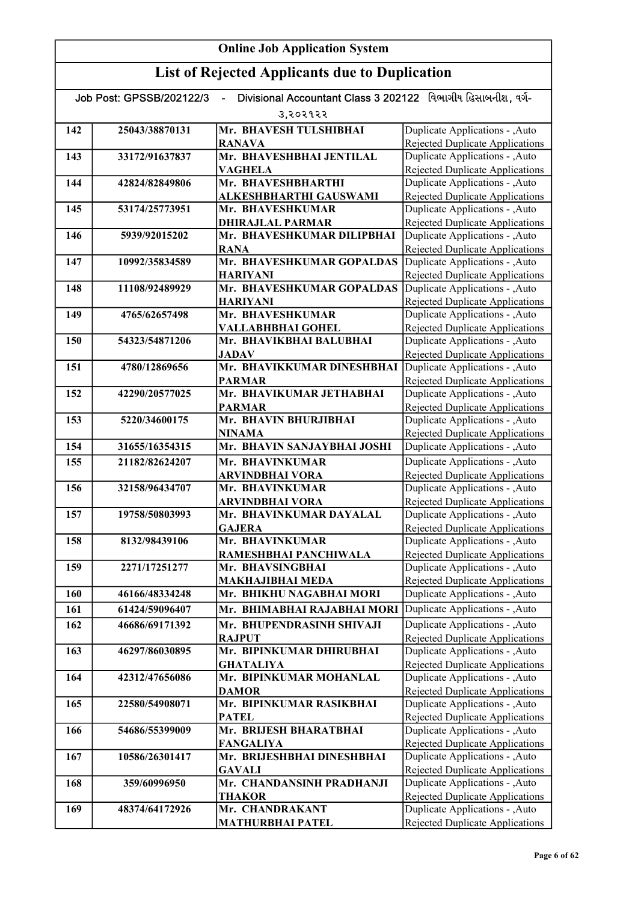# Online Job Application System

## List of Rejected Applicants due to Duplication

Job Post: GPSSB/202122/3 - Divisional Accountant Class 3 202122 વિભાગીય હિસાબનીશ, વર્ગ-૩,૨૦૨૧૨૨

| 142 | 25043/38870131 | Mr. BHAVESH TULSHIBHAI RANAVA | Duplicate Applications - ,Auto Rejected Duplicate Applications |
|---|---|---|---|
| 143 | 33172/91637837 | Mr. BHAVESHBHAI JENTILAL VAGHELA | Duplicate Applications - ,Auto Rejected Duplicate Applications |
| 144 | 42824/82849806 | Mr. BHAVESHBHARTHI ALKESHBHARTHI GAUSWAMI | Duplicate Applications - ,Auto Rejected Duplicate Applications |
| 145 | 53174/25773951 | Mr. BHAVESHKUMAR DHIRAJLAL PARMAR | Duplicate Applications - ,Auto Rejected Duplicate Applications |
| 146 | 5939/92015202 | Mr. BHAVESHKUMAR DILIPBHAI RANA | Duplicate Applications - ,Auto Rejected Duplicate Applications |
| 147 | 10992/35834589 | Mr. BHAVESHKUMAR GOPALDAS HARIYANI | Duplicate Applications - ,Auto Rejected Duplicate Applications |
| 148 | 11108/92489929 | Mr. BHAVESHKUMAR GOPALDAS HARIYANI | Duplicate Applications - ,Auto Rejected Duplicate Applications |
| 149 | 4765/62657498 | Mr. BHAVESHKUMAR VALLABHBHAI GOHEL | Duplicate Applications - ,Auto Rejected Duplicate Applications |
| 150 | 54323/54871206 | Mr. BHAVIKBHAI BALUBHAI JADAV | Duplicate Applications - ,Auto Rejected Duplicate Applications |
| 151 | 4780/12869656 | Mr. BHAVIKKUMAR DINESHBHAI PARMAR | Duplicate Applications - ,Auto Rejected Duplicate Applications |
| 152 | 42290/20577025 | Mr. BHAVIKUMAR JETHABHAI PARMAR | Duplicate Applications - ,Auto Rejected Duplicate Applications |
| 153 | 5220/34600175 | Mr. BHAVIN BHURJIBHAI NINAMA | Duplicate Applications - ,Auto Rejected Duplicate Applications |
| 154 | 31655/16354315 | Mr. BHAVIN SANJAYBHAI JOSHI | Duplicate Applications - ,Auto |
| 155 | 21182/82624207 | Mr. BHAVINKUMAR ARVINDBHAI VORA | Duplicate Applications - ,Auto Rejected Duplicate Applications |
| 156 | 32158/96434707 | Mr. BHAVINKUMAR ARVINDBHAI VORA | Duplicate Applications - ,Auto Rejected Duplicate Applications |
| 157 | 19758/50803993 | Mr. BHAVINKUMAR DAYALAL GAJERA | Duplicate Applications - ,Auto Rejected Duplicate Applications |
| 158 | 8132/98439106 | Mr. BHAVINKUMAR RAMESHBHAI PANCHIWALA | Duplicate Applications - ,Auto Rejected Duplicate Applications |
| 159 | 2271/17251277 | Mr. BHAVSINGBHAI MAKHAJIBHAI MEDA | Duplicate Applications - ,Auto Rejected Duplicate Applications |
| 160 | 46166/48334248 | Mr. BHIKHU NAGABHAI MORI | Duplicate Applications - ,Auto |
| 161 | 61424/59096407 | Mr. BHIMABHAI RAJABHAI MORI | Duplicate Applications - ,Auto |
| 162 | 46686/69171392 | Mr. BHUPENDRASINH SHIVAJI RAJPUT | Duplicate Applications - ,Auto Rejected Duplicate Applications |
| 163 | 46297/86030895 | Mr. BIPINKUMAR DHIRUBHAI GHATALIYA | Duplicate Applications - ,Auto Rejected Duplicate Applications |
| 164 | 42312/47656086 | Mr. BIPINKUMAR MOHANLAL DAMOR | Duplicate Applications - ,Auto Rejected Duplicate Applications |
| 165 | 22580/54908071 | Mr. BIPINKUMAR RASIKBHAI PATEL | Duplicate Applications - ,Auto Rejected Duplicate Applications |
| 166 | 54686/55399009 | Mr. BRIJESH BHARATBHAI FANGALIYA | Duplicate Applications - ,Auto Rejected Duplicate Applications |
| 167 | 10586/26301417 | Mr. BRIJESHBHAI DINESHBHAI GAVALI | Duplicate Applications - ,Auto Rejected Duplicate Applications |
| 168 | 359/60996950 | Mr. CHANDANSINH PRADHANJI THAKOR | Duplicate Applications - ,Auto Rejected Duplicate Applications |
| 169 | 48374/64172926 | Mr. CHANDRAKANT MATHURBHAI PATEL | Duplicate Applications - ,Auto Rejected Duplicate Applications |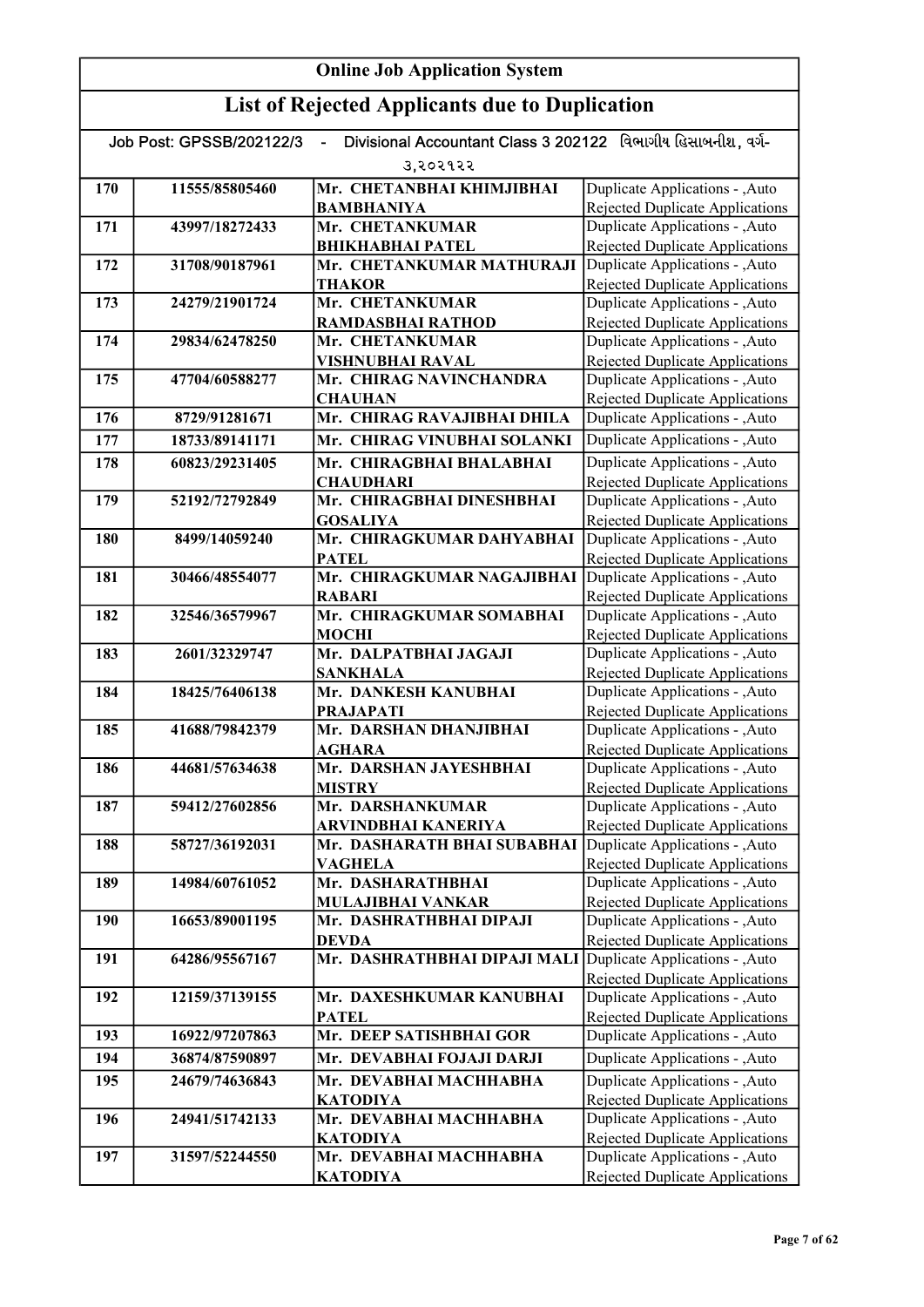# Online Job Application System

## List of Rejected Applicants due to Duplication

Job Post: GPSSB/202122/3 - Divisional Accountant Class 3 202122 વિભાગીય હિસાબનીશ, વર્ગ-૩,૨૦૨૧૨૨

| | | | |
|---|---|---|---|
| 170 | 11555/85805460 | Mr. CHETANBHAI KHIMJIBHAI BAMBHANIYA | Duplicate Applications - ,Auto Rejected Duplicate Applications |
| 171 | 43997/18272433 | Mr. CHETANKUMAR BHIKHABHAI PATEL | Duplicate Applications - ,Auto Rejected Duplicate Applications |
| 172 | 31708/90187961 | Mr. CHETANKUMAR MATHURAJI THAKOR | Duplicate Applications - ,Auto Rejected Duplicate Applications |
| 173 | 24279/21901724 | Mr. CHETANKUMAR RAMDASBHAI RATHOD | Duplicate Applications - ,Auto Rejected Duplicate Applications |
| 174 | 29834/62478250 | Mr. CHETANKUMAR VISHNUBHAI RAVAL | Duplicate Applications - ,Auto Rejected Duplicate Applications |
| 175 | 47704/60588277 | Mr. CHIRAG NAVINCHANDRA CHAUHAN | Duplicate Applications - ,Auto Rejected Duplicate Applications |
| 176 | 8729/91281671 | Mr. CHIRAG RAVAJIBHAI DHILA | Duplicate Applications - ,Auto |
| 177 | 18733/89141171 | Mr. CHIRAG VINUBHAI SOLANKI | Duplicate Applications - ,Auto |
| 178 | 60823/29231405 | Mr. CHIRAGBHAI BHALABHAI CHAUDHARI | Duplicate Applications - ,Auto Rejected Duplicate Applications |
| 179 | 52192/72792849 | Mr. CHIRAGBHAI DINESHBHAI GOSALIYA | Duplicate Applications - ,Auto Rejected Duplicate Applications |
| 180 | 8499/14059240 | Mr. CHIRAGKUMAR DAHYABHAI PATEL | Duplicate Applications - ,Auto Rejected Duplicate Applications |
| 181 | 30466/48554077 | Mr. CHIRAGKUMAR NAGAJIBHAI RABARI | Duplicate Applications - ,Auto Rejected Duplicate Applications |
| 182 | 32546/36579967 | Mr. CHIRAGKUMAR SOMABHAI MOCHI | Duplicate Applications - ,Auto Rejected Duplicate Applications |
| 183 | 2601/32329747 | Mr. DALPATBHAI JAGAJI SANKHALA | Duplicate Applications - ,Auto Rejected Duplicate Applications |
| 184 | 18425/76406138 | Mr. DANKESH KANUBHAI PRAJAPATI | Duplicate Applications - ,Auto Rejected Duplicate Applications |
| 185 | 41688/79842379 | Mr. DARSHAN DHANJIBHAI AGHARA | Duplicate Applications - ,Auto Rejected Duplicate Applications |
| 186 | 44681/57634638 | Mr. DARSHAN JAYESHBHAI MISTRY | Duplicate Applications - ,Auto Rejected Duplicate Applications |
| 187 | 59412/27602856 | Mr. DARSHANKUMAR ARVINDBHAI KANERIYA | Duplicate Applications - ,Auto Rejected Duplicate Applications |
| 188 | 58727/36192031 | Mr. DASHARATH BHAI SUBABHAI VAGHELA | Duplicate Applications - ,Auto Rejected Duplicate Applications |
| 189 | 14984/60761052 | Mr. DASHARATHBHAI MULAJIBHAI VANKAR | Duplicate Applications - ,Auto Rejected Duplicate Applications |
| 190 | 16653/89001195 | Mr. DASHRATHBHAI DIPAJI DEVDA | Duplicate Applications - ,Auto Rejected Duplicate Applications |
| 191 | 64286/95567167 | Mr. DASHRATHBHAI DIPAJI MALI | Duplicate Applications - ,Auto Rejected Duplicate Applications |
| 192 | 12159/37139155 | Mr. DAXESHKUMAR KANUBHAI PATEL | Duplicate Applications - ,Auto Rejected Duplicate Applications |
| 193 | 16922/97207863 | Mr. DEEP SATISHBHAI GOR | Duplicate Applications - ,Auto |
| 194 | 36874/87590897 | Mr. DEVABHAI FOJAJI DARJI | Duplicate Applications - ,Auto |
| 195 | 24679/74636843 | Mr. DEVABHAI MACHHABHA KATODIYA | Duplicate Applications - ,Auto Rejected Duplicate Applications |
| 196 | 24941/51742133 | Mr. DEVABHAI MACHHABHA KATODIYA | Duplicate Applications - ,Auto Rejected Duplicate Applications |
| 197 | 31597/52244550 | Mr. DEVABHAI MACHHABHA KATODIYA | Duplicate Applications - ,Auto Rejected Duplicate Applications |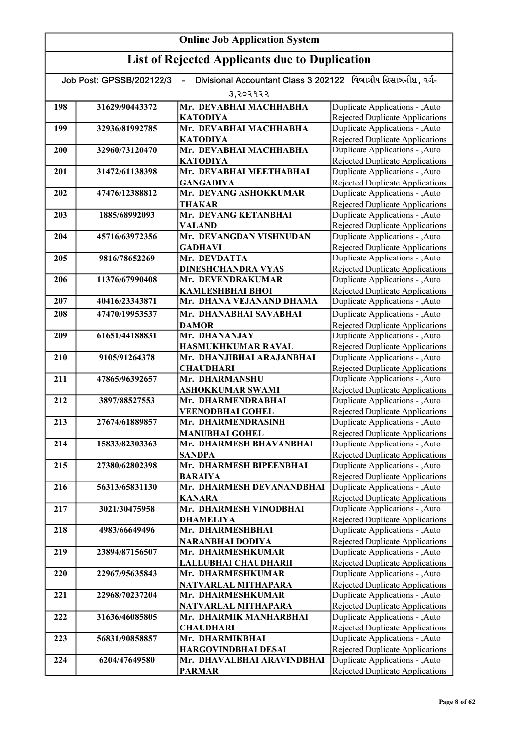# Online Job Application System

## List of Rejected Applicants due to Duplication

Job Post: GPSSB/202122/3 - Divisional Accountant Class 3 202122 વિભાગીય હિસાબનીશ, વર્ગ-૩,૨૦૨૧૨૨

| | | | |
|---|---|---|---|
| 198 | 31629/90443372 | Mr. DEVABHAI MACHHABHA KATODIYA | Duplicate Applications - ,Auto Rejected Duplicate Applications |
| 199 | 32936/81992785 | Mr. DEVABHAI MACHHABHA KATODIYA | Duplicate Applications - ,Auto Rejected Duplicate Applications |
| 200 | 32960/73120470 | Mr. DEVABHAI MACHHABHA KATODIYA | Duplicate Applications - ,Auto Rejected Duplicate Applications |
| 201 | 31472/61138398 | Mr. DEVABHAI MEETHABHAI GANGADIYA | Duplicate Applications - ,Auto Rejected Duplicate Applications |
| 202 | 47476/12388812 | Mr. DEVANG ASHOKKUMAR THAKAR | Duplicate Applications - ,Auto Rejected Duplicate Applications |
| 203 | 1885/68992093 | Mr. DEVANG KETANBHAI VALAND | Duplicate Applications - ,Auto Rejected Duplicate Applications |
| 204 | 45716/63972356 | Mr. DEVANGDAN VISHNUDAN GADHAVI | Duplicate Applications - ,Auto Rejected Duplicate Applications |
| 205 | 9816/78652269 | Mr. DEVDATTA DINESHCHANDRA VYAS | Duplicate Applications - ,Auto Rejected Duplicate Applications |
| 206 | 11376/67990408 | Mr. DEVENDRAKUMAR KAMLESHBHAI BHOI | Duplicate Applications - ,Auto Rejected Duplicate Applications |
| 207 | 40416/23343871 | Mr. DHANA VEJANAND DHAMA | Duplicate Applications - ,Auto |
| 208 | 47470/19953537 | Mr. DHANABHAI SAVABHAI DAMOR | Duplicate Applications - ,Auto Rejected Duplicate Applications |
| 209 | 61651/44188831 | Mr. DHANANJAY HASMUKHKUMAR RAVAL | Duplicate Applications - ,Auto Rejected Duplicate Applications |
| 210 | 9105/91264378 | Mr. DHANJIBHAI ARAJANBHAI CHAUDHARI | Duplicate Applications - ,Auto Rejected Duplicate Applications |
| 211 | 47865/96392657 | Mr. DHARMANSHU ASHOKKUMAR SWAMI | Duplicate Applications - ,Auto Rejected Duplicate Applications |
| 212 | 3897/88527553 | Mr. DHARMENDRABHAI VEENODBHAI GOHEL | Duplicate Applications - ,Auto Rejected Duplicate Applications |
| 213 | 27674/61889857 | Mr. DHARMENDRASINH MANUBHAI GOHEL | Duplicate Applications - ,Auto Rejected Duplicate Applications |
| 214 | 15833/82303363 | Mr. DHARMESH BHAVANBHAI SANDPA | Duplicate Applications - ,Auto Rejected Duplicate Applications |
| 215 | 27380/62802398 | Mr. DHARMESH BIPEENBHAI BARAIYA | Duplicate Applications - ,Auto Rejected Duplicate Applications |
| 216 | 56313/65831130 | Mr. DHARMESH DEVANANDBHAI KANARA | Duplicate Applications - ,Auto Rejected Duplicate Applications |
| 217 | 3021/30475958 | Mr. DHARMESH VINODBHAI DHAMELIYA | Duplicate Applications - ,Auto Rejected Duplicate Applications |
| 218 | 4983/66649496 | Mr. DHARMESHBHAI NARANBHAI DODIYA | Duplicate Applications - ,Auto Rejected Duplicate Applications |
| 219 | 23894/87156507 | Mr. DHARMESHKUMAR LALLUBHAI CHAUDHARII | Duplicate Applications - ,Auto Rejected Duplicate Applications |
| 220 | 22967/95635843 | Mr. DHARMESHKUMAR NATVARLAL MITHAPARA | Duplicate Applications - ,Auto Rejected Duplicate Applications |
| 221 | 22968/70237204 | Mr. DHARMESHKUMAR NATVARLAL MITHAPARA | Duplicate Applications - ,Auto Rejected Duplicate Applications |
| 222 | 31636/46085805 | Mr. DHARMIK MANHARBHAI CHAUDHARI | Duplicate Applications - ,Auto Rejected Duplicate Applications |
| 223 | 56831/90858857 | Mr. DHARMIKBHAI HARGOVINDBHAI DESAI | Duplicate Applications - ,Auto Rejected Duplicate Applications |
| 224 | 6204/47649580 | Mr. DHAVALBHAI ARAVINDBHAI PARMAR | Duplicate Applications - ,Auto Rejected Duplicate Applications |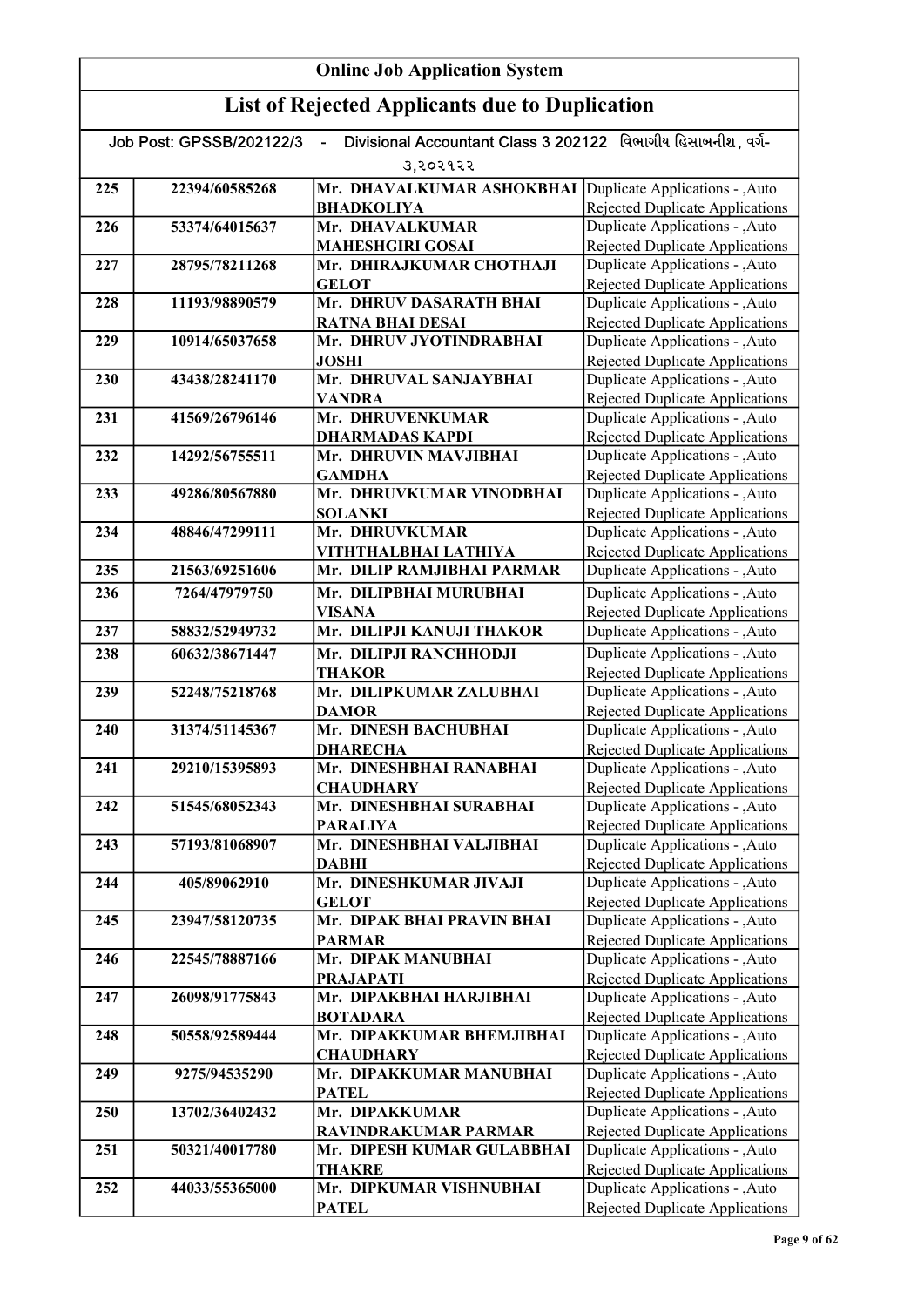# Online Job Application System

## List of Rejected Applicants due to Duplication

Job Post: GPSSB/202122/3 - Divisional Accountant Class 3 202122 વિભાગીય હિસાબનીશ, વર્ગ-૩,૨૦૨૧૨૨

| | | | |
|---|---|---|---|
| 225 | 22394/60585268 | Mr. DHAVALKUMAR ASHOKBHAI BHADKOLIYA | Duplicate Applications - ,Auto Rejected Duplicate Applications |
| 226 | 53374/64015637 | Mr. DHAVALKUMAR MAHESHGIRI GOSAI | Duplicate Applications - ,Auto Rejected Duplicate Applications |
| 227 | 28795/78211268 | Mr. DHIRAJKUMAR CHOTHAJI GELOT | Duplicate Applications - ,Auto Rejected Duplicate Applications |
| 228 | 11193/98890579 | Mr. DHRUV DASARATH BHAI RATNA BHAI DESAI | Duplicate Applications - ,Auto Rejected Duplicate Applications |
| 229 | 10914/65037658 | Mr. DHRUV JYOTINDRABHAI JOSHI | Duplicate Applications - ,Auto Rejected Duplicate Applications |
| 230 | 43438/28241170 | Mr. DHRUVAL SANJAYBHAI VANDRA | Duplicate Applications - ,Auto Rejected Duplicate Applications |
| 231 | 41569/26796146 | Mr. DHRUVENKUMAR DHARMADAS KAPDI | Duplicate Applications - ,Auto Rejected Duplicate Applications |
| 232 | 14292/56755511 | Mr. DHRUVIN MAVJIBHAI GAMDHA | Duplicate Applications - ,Auto Rejected Duplicate Applications |
| 233 | 49286/80567880 | Mr. DHRUVKUMAR VINODBHAI SOLANKI | Duplicate Applications - ,Auto Rejected Duplicate Applications |
| 234 | 48846/47299111 | Mr. DHRUVKUMAR VITHTHALBHAI LATHIYA | Duplicate Applications - ,Auto Rejected Duplicate Applications |
| 235 | 21563/69251606 | Mr. DILIP RAMJIBHAI PARMAR | Duplicate Applications - ,Auto |
| 236 | 7264/47979750 | Mr. DILIPBHAI MURUBHAI VISANA | Duplicate Applications - ,Auto Rejected Duplicate Applications |
| 237 | 58832/52949732 | Mr. DILIPJI KANUJI THAKOR | Duplicate Applications - ,Auto |
| 238 | 60632/38671447 | Mr. DILIPJI RANCHHODJI THAKOR | Duplicate Applications - ,Auto Rejected Duplicate Applications |
| 239 | 52248/75218768 | Mr. DILIPKUMAR ZALUBHAI DAMOR | Duplicate Applications - ,Auto Rejected Duplicate Applications |
| 240 | 31374/51145367 | Mr. DINESH BACHUBHAI DHARECHA | Duplicate Applications - ,Auto Rejected Duplicate Applications |
| 241 | 29210/15395893 | Mr. DINESHBHAI RANABHAI CHAUDHARY | Duplicate Applications - ,Auto Rejected Duplicate Applications |
| 242 | 51545/68052343 | Mr. DINESHBHAI SURABHAI PARALIYA | Duplicate Applications - ,Auto Rejected Duplicate Applications |
| 243 | 57193/81068907 | Mr. DINESHBHAI VALJIBHAI DABHI | Duplicate Applications - ,Auto Rejected Duplicate Applications |
| 244 | 405/89062910 | Mr. DINESHKUMAR JIVAJI GELOT | Duplicate Applications - ,Auto Rejected Duplicate Applications |
| 245 | 23947/58120735 | Mr. DIPAK BHAI PRAVIN BHAI PARMAR | Duplicate Applications - ,Auto Rejected Duplicate Applications |
| 246 | 22545/78887166 | Mr. DIPAK MANUBHAI PRAJAPATI | Duplicate Applications - ,Auto Rejected Duplicate Applications |
| 247 | 26098/91775843 | Mr. DIPAKBHAI HARJIBHAI BOTADARA | Duplicate Applications - ,Auto Rejected Duplicate Applications |
| 248 | 50558/92589444 | Mr. DIPAKKUMAR BHEMJIBHAI CHAUDHARY | Duplicate Applications - ,Auto Rejected Duplicate Applications |
| 249 | 9275/94535290 | Mr. DIPAKKUMAR MANUBHAI PATEL | Duplicate Applications - ,Auto Rejected Duplicate Applications |
| 250 | 13702/36402432 | Mr. DIPAKKUMAR RAVINDRAKUMAR PARMAR | Duplicate Applications - ,Auto Rejected Duplicate Applications |
| 251 | 50321/40017780 | Mr. DIPESH KUMAR GULABBHAI THAKRE | Duplicate Applications - ,Auto Rejected Duplicate Applications |
| 252 | 44033/55365000 | Mr. DIPKUMAR VISHNUBHAI PATEL | Duplicate Applications - ,Auto Rejected Duplicate Applications |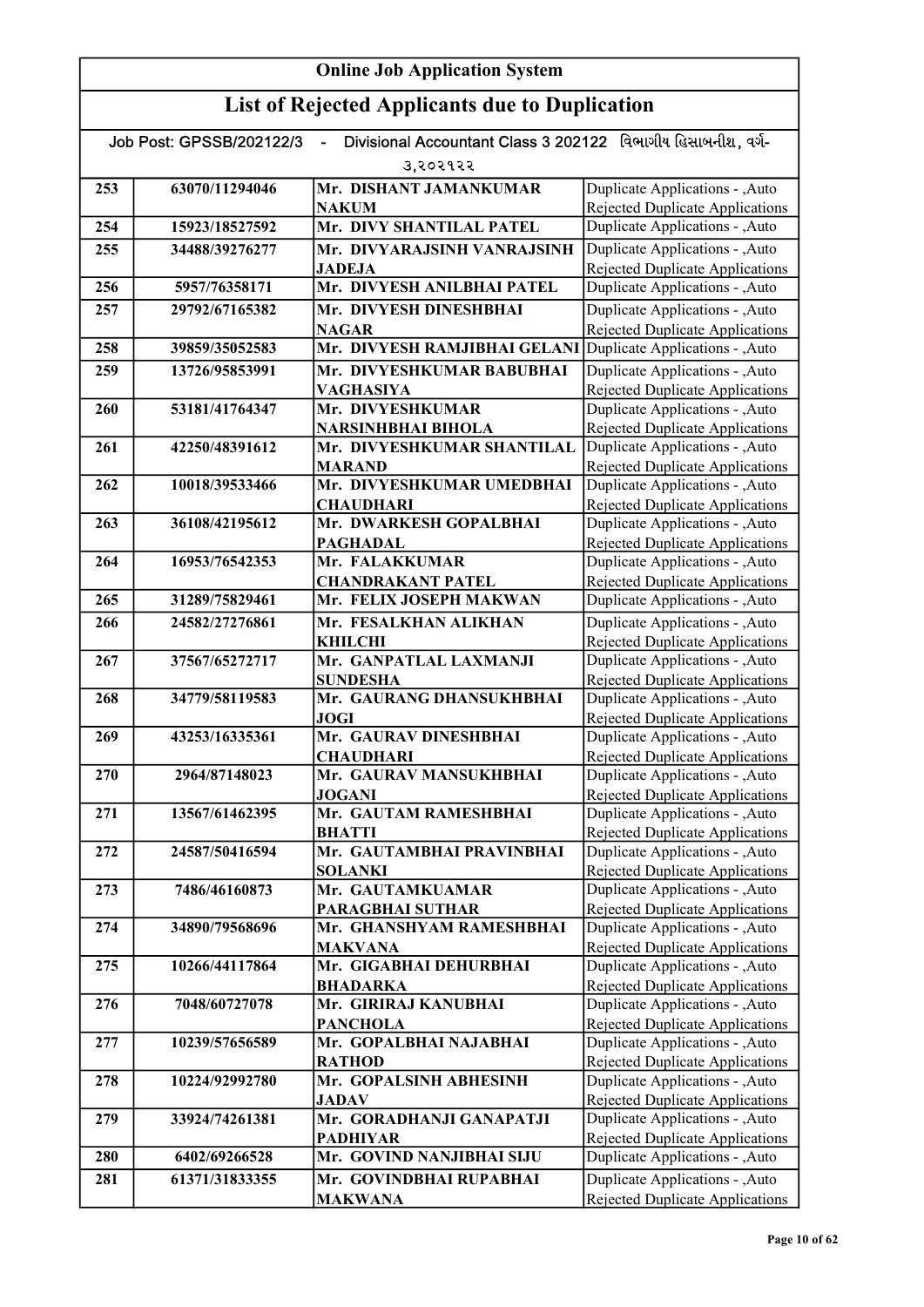# Online Job Application System

## List of Rejected Applicants due to Duplication

Job Post: GPSSB/202122/3 - Divisional Accountant Class 3 202122 વિભાગીય હિસાબનીશ, વર્ગ-૩,૨૦૨૧૨૨

| | | | |
|---|---|---|---|
| 253 | 63070/11294046 | Mr. DISHANT JAMANKUMAR NAKUM | Duplicate Applications - ,Auto Rejected Duplicate Applications |
| 254 | 15923/18527592 | Mr. DIVY SHANTILAL PATEL | Duplicate Applications - ,Auto |
| 255 | 34488/39276277 | Mr. DIVYARAJSINH VANRAJSINH JADEJA | Duplicate Applications - ,Auto Rejected Duplicate Applications |
| 256 | 5957/76358171 | Mr. DIVYESH ANILBHAI PATEL | Duplicate Applications - ,Auto |
| 257 | 29792/67165382 | Mr. DIVYESH DINESHBHAI NAGAR | Duplicate Applications - ,Auto Rejected Duplicate Applications |
| 258 | 39859/35052583 | Mr. DIVYESH RAMJIBHAI GELANI | Duplicate Applications - ,Auto |
| 259 | 13726/95853991 | Mr. DIVYESHKUMAR BABUBHAI VAGHASIYA | Duplicate Applications - ,Auto Rejected Duplicate Applications |
| 260 | 53181/41764347 | Mr. DIVYESHKUMAR NARSINHBHAI BIHOLA | Duplicate Applications - ,Auto Rejected Duplicate Applications |
| 261 | 42250/48391612 | Mr. DIVYESHKUMAR SHANTILAL MARAND | Duplicate Applications - ,Auto Rejected Duplicate Applications |
| 262 | 10018/39533466 | Mr. DIVYESHKUMAR UMEDBHAI CHAUDHARI | Duplicate Applications - ,Auto Rejected Duplicate Applications |
| 263 | 36108/42195612 | Mr. DWARKESH GOPALBHAI PAGHADAL | Duplicate Applications - ,Auto Rejected Duplicate Applications |
| 264 | 16953/76542353 | Mr. FALAKKUMAR CHANDRAKANT PATEL | Duplicate Applications - ,Auto Rejected Duplicate Applications |
| 265 | 31289/75829461 | Mr. FELIX JOSEPH MAKWAN | Duplicate Applications - ,Auto |
| 266 | 24582/27276861 | Mr. FESALKHAN ALIKHAN KHILCHI | Duplicate Applications - ,Auto Rejected Duplicate Applications |
| 267 | 37567/65272717 | Mr. GANPATLAL LAXMANJI SUNDESHA | Duplicate Applications - ,Auto Rejected Duplicate Applications |
| 268 | 34779/58119583 | Mr. GAURANG DHANSUKHBHAI JOGI | Duplicate Applications - ,Auto Rejected Duplicate Applications |
| 269 | 43253/16335361 | Mr. GAURAV DINESHBHAI CHAUDHARI | Duplicate Applications - ,Auto Rejected Duplicate Applications |
| 270 | 2964/87148023 | Mr. GAURAV MANSUKHBHAI JOGANI | Duplicate Applications - ,Auto Rejected Duplicate Applications |
| 271 | 13567/61462395 | Mr. GAUTAM RAMESHBHAI BHATTI | Duplicate Applications - ,Auto Rejected Duplicate Applications |
| 272 | 24587/50416594 | Mr. GAUTAMBHAI PRAVINBHAI SOLANKI | Duplicate Applications - ,Auto Rejected Duplicate Applications |
| 273 | 7486/46160873 | Mr. GAUTAMKUAMAR PARAGBHAI SUTHAR | Duplicate Applications - ,Auto Rejected Duplicate Applications |
| 274 | 34890/79568696 | Mr. GHANSHYAM RAMESHBHAI MAKVANA | Duplicate Applications - ,Auto Rejected Duplicate Applications |
| 275 | 10266/44117864 | Mr. GIGABHAI DEHURBHAI BHADARKA | Duplicate Applications - ,Auto Rejected Duplicate Applications |
| 276 | 7048/60727078 | Mr. GIRIRAJ KANUBHAI PANCHOLA | Duplicate Applications - ,Auto Rejected Duplicate Applications |
| 277 | 10239/57656589 | Mr. GOPALBHAI NAJABHAI RATHOD | Duplicate Applications - ,Auto Rejected Duplicate Applications |
| 278 | 10224/92992780 | Mr. GOPALSINH ABHESINH JADAV | Duplicate Applications - ,Auto Rejected Duplicate Applications |
| 279 | 33924/74261381 | Mr. GORADHANJI GANAPATJI PADHIYAR | Duplicate Applications - ,Auto Rejected Duplicate Applications |
| 280 | 6402/69266528 | Mr. GOVIND NANJIBHAI SIJU | Duplicate Applications - ,Auto |
| 281 | 61371/31833355 | Mr. GOVINDBHAI RUPABHAI MAKWANA | Duplicate Applications - ,Auto Rejected Duplicate Applications |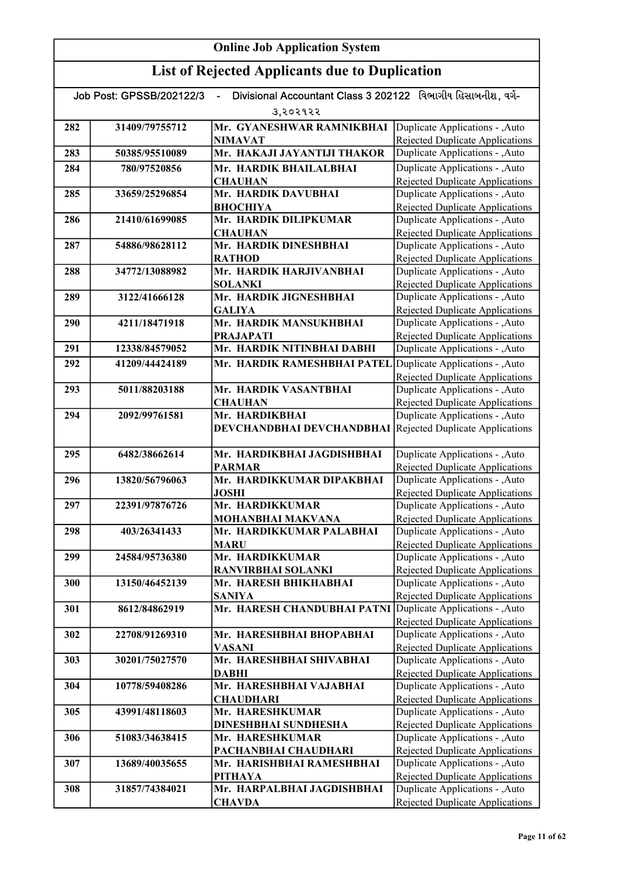## Online Job Application System

## List of Rejected Applicants due to Duplication

Job Post: GPSSB/202122/3 - Divisional Accountant Class 3 202122 વિભાગીય હિસાબનીશ, વર્ગ-૩,૨૦૨૧૨૨

| | | | |
|---|---|---|---|
| 282 | 31409/79755712 | Mr. GYANESHWAR RAMNIKBHAI NIMAVAT | Duplicate Applications - ,Auto Rejected Duplicate Applications |
| 283 | 50385/95510089 | Mr. HAKAJI JAYANTIJI THAKOR | Duplicate Applications - ,Auto |
| 284 | 780/97520856 | Mr. HARDIK BHAILALBHAI CHAUHAN | Duplicate Applications - ,Auto Rejected Duplicate Applications |
| 285 | 33659/25296854 | Mr. HARDIK DAVUBHAI BHOCHIYA | Duplicate Applications - ,Auto Rejected Duplicate Applications |
| 286 | 21410/61699085 | Mr. HARDIK DILIPKUMAR CHAUHAN | Duplicate Applications - ,Auto Rejected Duplicate Applications |
| 287 | 54886/98628112 | Mr. HARDIK DINESHBHAI RATHOD | Duplicate Applications - ,Auto Rejected Duplicate Applications |
| 288 | 34772/13088982 | Mr. HARDIK HARJIVANBHAI SOLANKI | Duplicate Applications - ,Auto Rejected Duplicate Applications |
| 289 | 3122/41666128 | Mr. HARDIK JIGNESHBHAI GALIYA | Duplicate Applications - ,Auto Rejected Duplicate Applications |
| 290 | 4211/18471918 | Mr. HARDIK MANSUKHBHAI PRAJAPATI | Duplicate Applications - ,Auto Rejected Duplicate Applications |
| 291 | 12338/84579052 | Mr. HARDIK NITINBHAI DABHI | Duplicate Applications - ,Auto |
| 292 | 41209/44424189 | Mr. HARDIK RAMESHBHAI PATEL | Duplicate Applications - ,Auto Rejected Duplicate Applications |
| 293 | 5011/88203188 | Mr. HARDIK VASANTBHAI CHAUHAN | Duplicate Applications - ,Auto Rejected Duplicate Applications |
| 294 | 2092/99761581 | Mr. HARDIKBHAI DEVCHANDBHAI DEVCHANDBHAI | Duplicate Applications - ,Auto Rejected Duplicate Applications |
| 295 | 6482/38662614 | Mr. HARDIKBHAI JAGDISHBHAI PARMAR | Duplicate Applications - ,Auto Rejected Duplicate Applications |
| 296 | 13820/56796063 | Mr. HARDIKKUMAR DIPAKBHAI JOSHI | Duplicate Applications - ,Auto Rejected Duplicate Applications |
| 297 | 22391/97876726 | Mr. HARDIKKUMAR MOHANBHAI MAKVANA | Duplicate Applications - ,Auto Rejected Duplicate Applications |
| 298 | 403/26341433 | Mr. HARDIKKUMAR PALABHAI MARU | Duplicate Applications - ,Auto Rejected Duplicate Applications |
| 299 | 24584/95736380 | Mr. HARDIKKUMAR RANVIRBHAI SOLANKI | Duplicate Applications - ,Auto Rejected Duplicate Applications |
| 300 | 13150/46452139 | Mr. HARESH BHIKHABHAI SANIYA | Duplicate Applications - ,Auto Rejected Duplicate Applications |
| 301 | 8612/84862919 | Mr. HARESH CHANDUBHAI PATNI | Duplicate Applications - ,Auto Rejected Duplicate Applications |
| 302 | 22708/91269310 | Mr. HARESHBHAI BHOPABHAI VASANI | Duplicate Applications - ,Auto Rejected Duplicate Applications |
| 303 | 30201/75027570 | Mr. HARESHBHAI SHIVABHAI DABHI | Duplicate Applications - ,Auto Rejected Duplicate Applications |
| 304 | 10778/59408286 | Mr. HARESHBHAI VAJABHAI CHAUDHARI | Duplicate Applications - ,Auto Rejected Duplicate Applications |
| 305 | 43991/48118603 | Mr. HARESHKUMAR DINESHBHAI SUNDHESHA | Duplicate Applications - ,Auto Rejected Duplicate Applications |
| 306 | 51083/34638415 | Mr. HARESHKUMAR PACHANBHAI CHAUDHARI | Duplicate Applications - ,Auto Rejected Duplicate Applications |
| 307 | 13689/40035655 | Mr. HARISHBHAI RAMESHBHAI PITHAYA | Duplicate Applications - ,Auto Rejected Duplicate Applications |
| 308 | 31857/74384021 | Mr. HARPALBHAI JAGDISHBHAI CHAVDA | Duplicate Applications - ,Auto Rejected Duplicate Applications |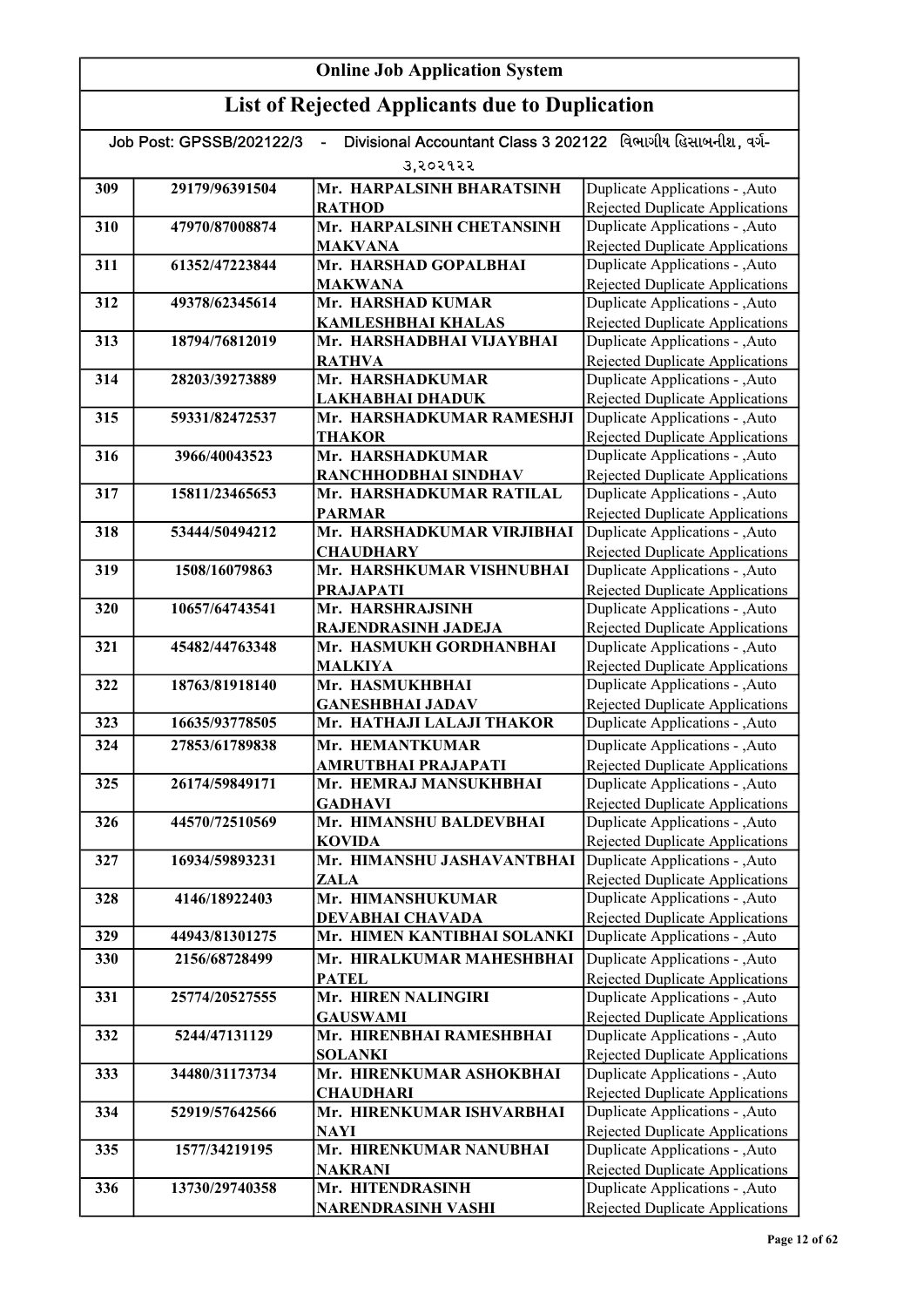# Online Job Application System

## List of Rejected Applicants due to Duplication

Job Post: GPSSB/202122/3 - Divisional Accountant Class 3 202122 વિભાગીય હિસાબનીશ, વર્ગ-૩,૨૦૨૧૨૨

| | | | |
|---|---|---|---|
| 309 | 29179/96391504 | Mr. HARPALSINH BHARATSINH RATHOD | Duplicate Applications - ,Auto Rejected Duplicate Applications |
| 310 | 47970/87008874 | Mr. HARPALSINH CHETANSINH MAKVANA | Duplicate Applications - ,Auto Rejected Duplicate Applications |
| 311 | 61352/47223844 | Mr. HARSHAD GOPALBHAI MAKWANA | Duplicate Applications - ,Auto Rejected Duplicate Applications |
| 312 | 49378/62345614 | Mr. HARSHAD KUMAR KAMLESHBHAI KHALAS | Duplicate Applications - ,Auto Rejected Duplicate Applications |
| 313 | 18794/76812019 | Mr. HARSHADBHAI VIJAYBHAI RATHVA | Duplicate Applications - ,Auto Rejected Duplicate Applications |
| 314 | 28203/39273889 | Mr. HARSHADKUMAR LAKHABHAI DHADUK | Duplicate Applications - ,Auto Rejected Duplicate Applications |
| 315 | 59331/82472537 | Mr. HARSHADKUMAR RAMESHJI THAKOR | Duplicate Applications - ,Auto Rejected Duplicate Applications |
| 316 | 3966/40043523 | Mr. HARSHADKUMAR RANCHHODBHAI SINDHAV | Duplicate Applications - ,Auto Rejected Duplicate Applications |
| 317 | 15811/23465653 | Mr. HARSHADKUMAR RATILAL PARMAR | Duplicate Applications - ,Auto Rejected Duplicate Applications |
| 318 | 53444/50494212 | Mr. HARSHADKUMAR VIRJIBHAI CHAUDHARY | Duplicate Applications - ,Auto Rejected Duplicate Applications |
| 319 | 1508/16079863 | Mr. HARSHKUMAR VISHNUBHAI PRAJAPATI | Duplicate Applications - ,Auto Rejected Duplicate Applications |
| 320 | 10657/64743541 | Mr. HARSHRAJSINH RAJENDRASINH JADEJA | Duplicate Applications - ,Auto Rejected Duplicate Applications |
| 321 | 45482/44763348 | Mr. HASMUKH GORDHANBHAI MALKIYA | Duplicate Applications - ,Auto Rejected Duplicate Applications |
| 322 | 18763/81918140 | Mr. HASMUKHBHAI GANESHBHAI JADAV | Duplicate Applications - ,Auto Rejected Duplicate Applications |
| 323 | 16635/93778505 | Mr. HATHAJI LALAJI THAKOR | Duplicate Applications - ,Auto |
| 324 | 27853/61789838 | Mr. HEMANTKUMAR AMRUTBHAI PRAJAPATI | Duplicate Applications - ,Auto Rejected Duplicate Applications |
| 325 | 26174/59849171 | Mr. HEMRAJ MANSUKHBHAI GADHAVI | Duplicate Applications - ,Auto Rejected Duplicate Applications |
| 326 | 44570/72510569 | Mr. HIMANSHU BALDEVBHAI KOVIDA | Duplicate Applications - ,Auto Rejected Duplicate Applications |
| 327 | 16934/59893231 | Mr. HIMANSHU JASHAVANTBHAI ZALA | Duplicate Applications - ,Auto Rejected Duplicate Applications |
| 328 | 4146/18922403 | Mr. HIMANSHUKUMAR DEVABHAI CHAVADA | Duplicate Applications - ,Auto Rejected Duplicate Applications |
| 329 | 44943/81301275 | Mr. HIMEN KANTIBHAI SOLANKI | Duplicate Applications - ,Auto |
| 330 | 2156/68728499 | Mr. HIRALKUMAR MAHESHBHAI PATEL | Duplicate Applications - ,Auto Rejected Duplicate Applications |
| 331 | 25774/20527555 | Mr. HIREN NALINGIRI GAUSWAMI | Duplicate Applications - ,Auto Rejected Duplicate Applications |
| 332 | 5244/47131129 | Mr. HIRENBHAI RAMESHBHAI SOLANKI | Duplicate Applications - ,Auto Rejected Duplicate Applications |
| 333 | 34480/31173734 | Mr. HIRENKUMAR ASHOKBHAI CHAUDHARI | Duplicate Applications - ,Auto Rejected Duplicate Applications |
| 334 | 52919/57642566 | Mr. HIRENKUMAR ISHVARBHAI NAYI | Duplicate Applications - ,Auto Rejected Duplicate Applications |
| 335 | 1577/34219195 | Mr. HIRENKUMAR NANUBHAI NAKRANI | Duplicate Applications - ,Auto Rejected Duplicate Applications |
| 336 | 13730/29740358 | Mr. HITENDRASINH NARENDRASINH VASHI | Duplicate Applications - ,Auto Rejected Duplicate Applications |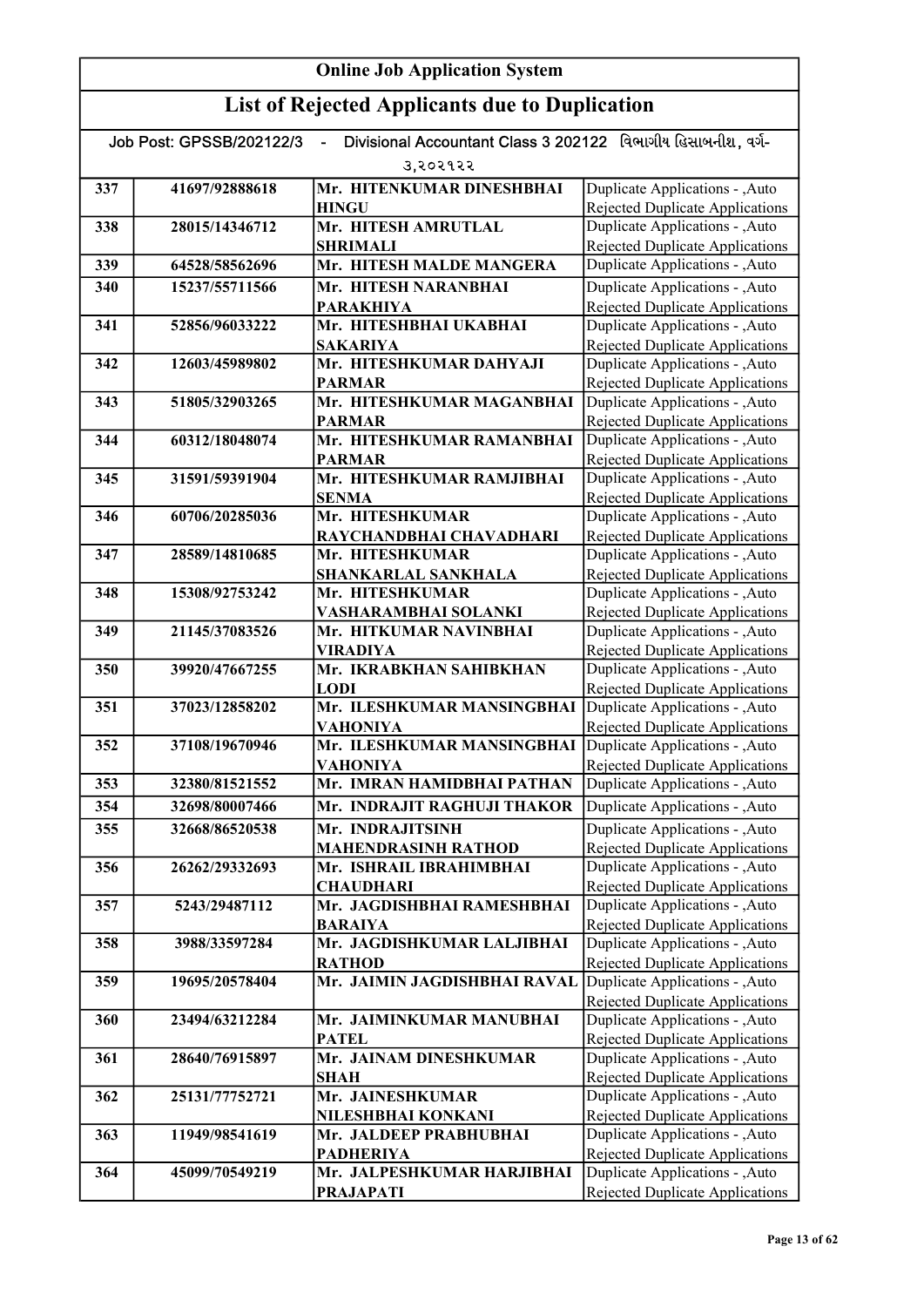# Online Job Application System

## List of Rejected Applicants due to Duplication

Job Post: GPSSB/202122/3 - Divisional Accountant Class 3 202122 વિભાગીય હિસાબનીશ, વર્ગ-૩,૨૦૨૧૨૨

| | | | |
|---|---|---|---|
| 337 | 41697/92888618 | Mr. HITENKUMAR DINESHBHAI HINGU | Duplicate Applications - ,Auto Rejected Duplicate Applications |
| 338 | 28015/14346712 | Mr. HITESH AMRUTLAL SHRIMALI | Duplicate Applications - ,Auto Rejected Duplicate Applications |
| 339 | 64528/58562696 | Mr. HITESH MALDE MANGERA | Duplicate Applications - ,Auto |
| 340 | 15237/55711566 | Mr. HITESH NARANBHAI PARAKHIYA | Duplicate Applications - ,Auto Rejected Duplicate Applications |
| 341 | 52856/96033222 | Mr. HITESHBHAI UKABHAI SAKARIYA | Duplicate Applications - ,Auto Rejected Duplicate Applications |
| 342 | 12603/45989802 | Mr. HITESHKUMAR DAHYAJI PARMAR | Duplicate Applications - ,Auto Rejected Duplicate Applications |
| 343 | 51805/32903265 | Mr. HITESHKUMAR MAGANBHAI PARMAR | Duplicate Applications - ,Auto Rejected Duplicate Applications |
| 344 | 60312/18048074 | Mr. HITESHKUMAR RAMANBHAI PARMAR | Duplicate Applications - ,Auto Rejected Duplicate Applications |
| 345 | 31591/59391904 | Mr. HITESHKUMAR RAMJIBHAI SENMA | Duplicate Applications - ,Auto Rejected Duplicate Applications |
| 346 | 60706/20285036 | Mr. HITESHKUMAR RAYCHANDBHAI CHAVADHARI | Duplicate Applications - ,Auto Rejected Duplicate Applications |
| 347 | 28589/14810685 | Mr. HITESHKUMAR SHANKARLAL SANKHALA | Duplicate Applications - ,Auto Rejected Duplicate Applications |
| 348 | 15308/92753242 | Mr. HITESHKUMAR VASHARAMBHAI SOLANKI | Duplicate Applications - ,Auto Rejected Duplicate Applications |
| 349 | 21145/37083526 | Mr. HITKUMAR NAVINBHAI VIRADIYA | Duplicate Applications - ,Auto Rejected Duplicate Applications |
| 350 | 39920/47667255 | Mr. IKRABKHAN SAHIBKHAN LODI | Duplicate Applications - ,Auto Rejected Duplicate Applications |
| 351 | 37023/12858202 | Mr. ILESHKUMAR MANSINGBHAI VAHONIYA | Duplicate Applications - ,Auto Rejected Duplicate Applications |
| 352 | 37108/19670946 | Mr. ILESHKUMAR MANSINGBHAI VAHONIYA | Duplicate Applications - ,Auto Rejected Duplicate Applications |
| 353 | 32380/81521552 | Mr. IMRAN HAMIDBHAI PATHAN | Duplicate Applications - ,Auto |
| 354 | 32698/80007466 | Mr. INDRAJIT RAGHUJI THAKOR | Duplicate Applications - ,Auto |
| 355 | 32668/86520538 | Mr. INDRAJITSINH MAHENDRASINH RATHOD | Duplicate Applications - ,Auto Rejected Duplicate Applications |
| 356 | 26262/29332693 | Mr. ISHRAIL IBRAHIMBHAI CHAUDHARI | Duplicate Applications - ,Auto Rejected Duplicate Applications |
| 357 | 5243/29487112 | Mr. JAGDISHBHAI RAMESHBHAI BARAIYA | Duplicate Applications - ,Auto Rejected Duplicate Applications |
| 358 | 3988/33597284 | Mr. JAGDISHKUMAR LALJIBHAI RATHOD | Duplicate Applications - ,Auto Rejected Duplicate Applications |
| 359 | 19695/20578404 | Mr. JAIMIN JAGDISHBHAI RAVAL | Duplicate Applications - ,Auto Rejected Duplicate Applications |
| 360 | 23494/63212284 | Mr. JAIMINKUMAR MANUBHAI PATEL | Duplicate Applications - ,Auto Rejected Duplicate Applications |
| 361 | 28640/76915897 | Mr. JAINAM DINESHKUMAR SHAH | Duplicate Applications - ,Auto Rejected Duplicate Applications |
| 362 | 25131/77752721 | Mr. JAINESHKUMAR NILESHBHAI KONKANI | Duplicate Applications - ,Auto Rejected Duplicate Applications |
| 363 | 11949/98541619 | Mr. JALDEEP PRABHUBHAI PADHERIYA | Duplicate Applications - ,Auto Rejected Duplicate Applications |
| 364 | 45099/70549219 | Mr. JALPESHKUMAR HARJIBHAI PRAJAPATI | Duplicate Applications - ,Auto Rejected Duplicate Applications |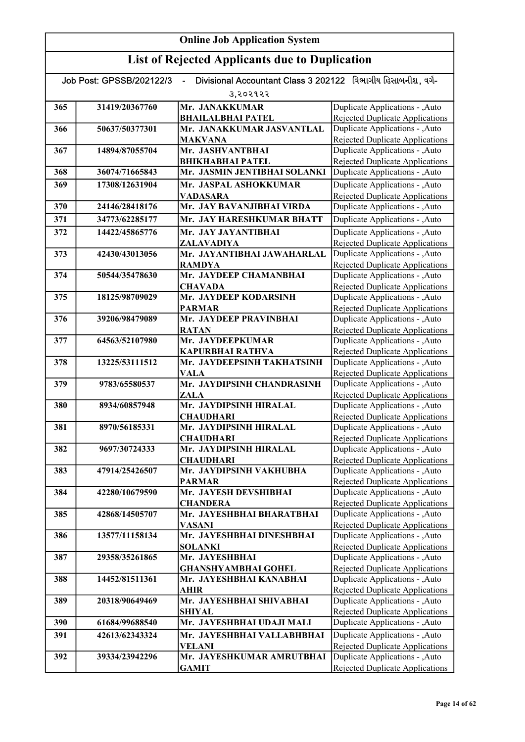## Online Job Application System

## List of Rejected Applicants due to Duplication

Job Post: GPSSB/202122/3 - Divisional Accountant Class 3 202122 વિભાગીય હિસાબનીશ, વર્ગ-૩,૨૦૨૧૨૨

| | | | |
|---|---|---|---|
| 365 | 31419/20367760 | Mr. JANAKKUMAR BHAILALBHAI PATEL | Duplicate Applications - ,Auto Rejected Duplicate Applications |
| 366 | 50637/50377301 | Mr. JANAKKUMAR JASVANTLAL MAKVANA | Duplicate Applications - ,Auto Rejected Duplicate Applications |
| 367 | 14894/87055704 | Mr. JASHVANTBHAI BHIKHABHAI PATEL | Duplicate Applications - ,Auto Rejected Duplicate Applications |
| 368 | 36074/71665843 | Mr. JASMIN JENTIBHAI SOLANKI | Duplicate Applications - ,Auto |
| 369 | 17308/12631904 | Mr. JASPAL ASHOKKUMAR VADASARA | Duplicate Applications - ,Auto Rejected Duplicate Applications |
| 370 | 24146/28418176 | Mr. JAY BAVANJIBHAI VIRDA | Duplicate Applications - ,Auto |
| 371 | 34773/62285177 | Mr. JAY HARESHKUMAR BHATT | Duplicate Applications - ,Auto |
| 372 | 14422/45865776 | Mr. JAY JAYANTIBHAI ZALAVADIYA | Duplicate Applications - ,Auto Rejected Duplicate Applications |
| 373 | 42430/43013056 | Mr. JAYANTIBHAI JAWAHARLAL RAMDYA | Duplicate Applications - ,Auto Rejected Duplicate Applications |
| 374 | 50544/35478630 | Mr. JAYDEEP CHAMANBHAI CHAVADA | Duplicate Applications - ,Auto Rejected Duplicate Applications |
| 375 | 18125/98709029 | Mr. JAYDEEP KODARSINH PARMAR | Duplicate Applications - ,Auto Rejected Duplicate Applications |
| 376 | 39206/98479089 | Mr. JAYDEEP PRAVINBHAI RATAN | Duplicate Applications - ,Auto Rejected Duplicate Applications |
| 377 | 64563/52107980 | Mr. JAYDEEPKUMAR KAPURBHAI RATHVA | Duplicate Applications - ,Auto Rejected Duplicate Applications |
| 378 | 13225/53111512 | Mr. JAYDEEPSINH TAKHATSINH VALA | Duplicate Applications - ,Auto Rejected Duplicate Applications |
| 379 | 9783/65580537 | Mr. JAYDIPSINH CHANDRASINH ZALA | Duplicate Applications - ,Auto Rejected Duplicate Applications |
| 380 | 8934/60857948 | Mr. JAYDIPSINH HIRALAL CHAUDHARI | Duplicate Applications - ,Auto Rejected Duplicate Applications |
| 381 | 8970/56185331 | Mr. JAYDIPSINH HIRALAL CHAUDHARI | Duplicate Applications - ,Auto Rejected Duplicate Applications |
| 382 | 9697/30724333 | Mr. JAYDIPSINH HIRALAL CHAUDHARI | Duplicate Applications - ,Auto Rejected Duplicate Applications |
| 383 | 47914/25426507 | Mr. JAYDIPSINH VAKHUBHA PARMAR | Duplicate Applications - ,Auto Rejected Duplicate Applications |
| 384 | 42280/10679590 | Mr. JAYESH DEVSHIBHAI CHANDERA | Duplicate Applications - ,Auto Rejected Duplicate Applications |
| 385 | 42868/14505707 | Mr. JAYESHBHAI BHARATBHAI VASANI | Duplicate Applications - ,Auto Rejected Duplicate Applications |
| 386 | 13577/11158134 | Mr. JAYESHBHAI DINESHBHAI SOLANKI | Duplicate Applications - ,Auto Rejected Duplicate Applications |
| 387 | 29358/35261865 | Mr. JAYESHBHAI GHANSHYAMBHAI GOHEL | Duplicate Applications - ,Auto Rejected Duplicate Applications |
| 388 | 14452/81511361 | Mr. JAYESHBHAI KANABHAI AHIR | Duplicate Applications - ,Auto Rejected Duplicate Applications |
| 389 | 20318/90649469 | Mr. JAYESHBHAI SHIVABHAI SHIYAL | Duplicate Applications - ,Auto Rejected Duplicate Applications |
| 390 | 61684/99688540 | Mr. JAYESHBHAI UDAJI MALI | Duplicate Applications - ,Auto |
| 391 | 42613/62343324 | Mr. JAYESHBHAI VALLABHBHAI VELANI | Duplicate Applications - ,Auto Rejected Duplicate Applications |
| 392 | 39334/23942296 | Mr. JAYESHKUMAR AMRUTBHAI GAMIT | Duplicate Applications - ,Auto Rejected Duplicate Applications |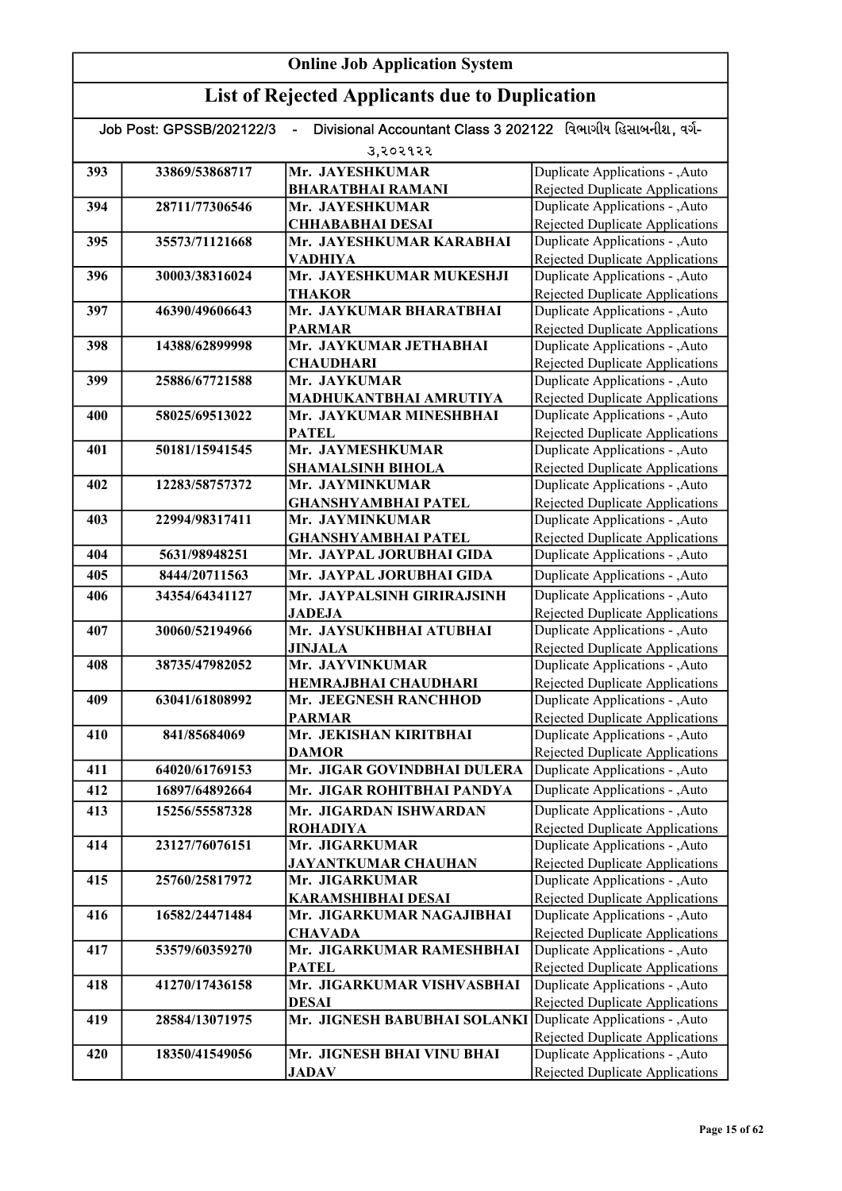# Online Job Application System

## List of Rejected Applicants due to Duplication

Job Post: GPSSB/202122/3 - Divisional Accountant Class 3 202122 વિભાગીય હિસાબનીશ, વર્ગ-૩,૨૦૨૧૨૨

| | | | |
|---|---|---|---|
| 393 | 33869/53868717 | Mr. JAYESHKUMAR BHARATBHAI RAMANI | Duplicate Applications - ,Auto Rejected Duplicate Applications |
| 394 | 28711/77306546 | Mr. JAYESHKUMAR CHHABABHAI DESAI | Duplicate Applications - ,Auto Rejected Duplicate Applications |
| 395 | 35573/71121668 | Mr. JAYESHKUMAR KARABHAI VADHIYA | Duplicate Applications - ,Auto Rejected Duplicate Applications |
| 396 | 30003/38316024 | Mr. JAYESHKUMAR MUKESHJI THAKOR | Duplicate Applications - ,Auto Rejected Duplicate Applications |
| 397 | 46390/49606643 | Mr. JAYKUMAR BHARATBHAI PARMAR | Duplicate Applications - ,Auto Rejected Duplicate Applications |
| 398 | 14388/62899998 | Mr. JAYKUMAR JETHABHAI CHAUDHARI | Duplicate Applications - ,Auto Rejected Duplicate Applications |
| 399 | 25886/67721588 | Mr. JAYKUMAR MADHUKANTBHAI AMRUTIYA | Duplicate Applications - ,Auto Rejected Duplicate Applications |
| 400 | 58025/69513022 | Mr. JAYKUMAR MINESHBHAI PATEL | Duplicate Applications - ,Auto Rejected Duplicate Applications |
| 401 | 50181/15941545 | Mr. JAYMESHKUMAR SHAMALSINH BIHOLA | Duplicate Applications - ,Auto Rejected Duplicate Applications |
| 402 | 12283/58757372 | Mr. JAYMINKUMAR GHANSHYAMBHAI PATEL | Duplicate Applications - ,Auto Rejected Duplicate Applications |
| 403 | 22994/98317411 | Mr. JAYMINKUMAR GHANSHYAMBHAI PATEL | Duplicate Applications - ,Auto Rejected Duplicate Applications |
| 404 | 5631/98948251 | Mr. JAYPAL JORUBHAI GIDA | Duplicate Applications - ,Auto |
| 405 | 8444/20711563 | Mr. JAYPAL JORUBHAI GIDA | Duplicate Applications - ,Auto |
| 406 | 34354/64341127 | Mr. JAYPALSINH GIRIRAJSINH JADEJA | Duplicate Applications - ,Auto Rejected Duplicate Applications |
| 407 | 30060/52194966 | Mr. JAYSUKHBHAI ATUBHAI JINJALA | Duplicate Applications - ,Auto Rejected Duplicate Applications |
| 408 | 38735/47982052 | Mr. JAYVINKUMAR HEMRAJBHAI CHAUDHARI | Duplicate Applications - ,Auto Rejected Duplicate Applications |
| 409 | 63041/61808992 | Mr. JEEGNESH RANCHHOD PARMAR | Duplicate Applications - ,Auto Rejected Duplicate Applications |
| 410 | 841/85684069 | Mr. JEKISHAN KIRITBHAI DAMOR | Duplicate Applications - ,Auto Rejected Duplicate Applications |
| 411 | 64020/61769153 | Mr. JIGAR GOVINDBHAI DULERA | Duplicate Applications - ,Auto |
| 412 | 16897/64892664 | Mr. JIGAR ROHITBHAI PANDYA | Duplicate Applications - ,Auto |
| 413 | 15256/55587328 | Mr. JIGARDAN ISHWARDAN ROHADIYA | Duplicate Applications - ,Auto Rejected Duplicate Applications |
| 414 | 23127/76076151 | Mr. JIGARKUMAR JAYANTKUMAR CHAUHAN | Duplicate Applications - ,Auto Rejected Duplicate Applications |
| 415 | 25760/25817972 | Mr. JIGARKUMAR KARAMSHIBHAI DESAI | Duplicate Applications - ,Auto Rejected Duplicate Applications |
| 416 | 16582/24471484 | Mr. JIGARKUMAR NAGAJIBHAI CHAVADA | Duplicate Applications - ,Auto Rejected Duplicate Applications |
| 417 | 53579/60359270 | Mr. JIGARKUMAR RAMESHBHAI PATEL | Duplicate Applications - ,Auto Rejected Duplicate Applications |
| 418 | 41270/17436158 | Mr. JIGARKUMAR VISHVASBHAI DESAI | Duplicate Applications - ,Auto Rejected Duplicate Applications |
| 419 | 28584/13071975 | Mr. JIGNESH BABUBHAI SOLANKI | Duplicate Applications - ,Auto Rejected Duplicate Applications |
| 420 | 18350/41549056 | Mr. JIGNESH BHAI VINU BHAI JADAV | Duplicate Applications - ,Auto Rejected Duplicate Applications |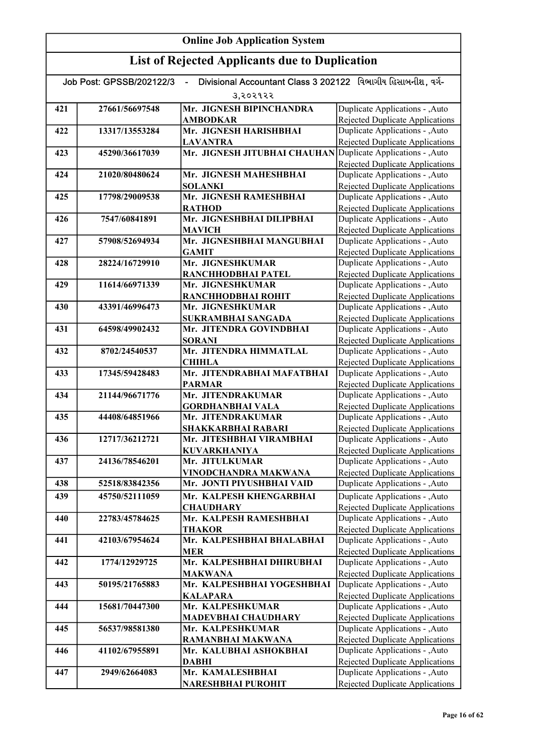# Online Job Application System

## List of Rejected Applicants due to Duplication

Job Post: GPSSB/202122/3 - Divisional Accountant Class 3 202122 વિભાગીય હિસાબનીશ, વર્ગ-૩,૨૦૨૧૨૨

| | | | |
|---|---|---|---|
| 421 | 27661/56697548 | Mr. JIGNESH BIPINCHANDRA AMBODKAR | Duplicate Applications - ,Auto Rejected Duplicate Applications |
| 422 | 13317/13553284 | Mr. JIGNESH HARISHBHAI LAVANTRA | Duplicate Applications - ,Auto Rejected Duplicate Applications |
| 423 | 45290/36617039 | Mr. JIGNESH JITUBHAI CHAUHAN | Duplicate Applications - ,Auto Rejected Duplicate Applications |
| 424 | 21020/80480624 | Mr. JIGNESH MAHESHBHAI SOLANKI | Duplicate Applications - ,Auto Rejected Duplicate Applications |
| 425 | 17798/29009538 | Mr. JIGNESH RAMESHBHAI RATHOD | Duplicate Applications - ,Auto Rejected Duplicate Applications |
| 426 | 7547/60841891 | Mr. JIGNESHBHAI DILIPBHAI MAVICH | Duplicate Applications - ,Auto Rejected Duplicate Applications |
| 427 | 57908/52694934 | Mr. JIGNESHBHAI MANGUBHAI GAMIT | Duplicate Applications - ,Auto Rejected Duplicate Applications |
| 428 | 28224/16729910 | Mr. JIGNESHKUMAR RANCHHODBHAI PATEL | Duplicate Applications - ,Auto Rejected Duplicate Applications |
| 429 | 11614/66971339 | Mr. JIGNESHKUMAR RANCHHODBHAI ROHIT | Duplicate Applications - ,Auto Rejected Duplicate Applications |
| 430 | 43391/46996473 | Mr. JIGNESHKUMAR SUKRAMBHAI SANGADA | Duplicate Applications - ,Auto Rejected Duplicate Applications |
| 431 | 64598/49902432 | Mr. JITENDRA GOVINDBHAI SORANI | Duplicate Applications - ,Auto Rejected Duplicate Applications |
| 432 | 8702/24540537 | Mr. JITENDRA HIMMATLAL CHIHLA | Duplicate Applications - ,Auto Rejected Duplicate Applications |
| 433 | 17345/59428483 | Mr. JITENDRABHAI MAFATBHAI PARMAR | Duplicate Applications - ,Auto Rejected Duplicate Applications |
| 434 | 21144/96671776 | Mr. JITENDRAKUMAR GORDHANBHAI VALA | Duplicate Applications - ,Auto Rejected Duplicate Applications |
| 435 | 44408/64851966 | Mr. JITENDRAKUMAR SHAKKARBHAI RABARI | Duplicate Applications - ,Auto Rejected Duplicate Applications |
| 436 | 12717/36212721 | Mr. JITESHBHAI VIRAMBHAI KUVARKHANIYA | Duplicate Applications - ,Auto Rejected Duplicate Applications |
| 437 | 24136/78546201 | Mr. JITULKUMAR VINODCHANDRA MAKWANA | Duplicate Applications - ,Auto Rejected Duplicate Applications |
| 438 | 52518/83842356 | Mr. JONTI PIYUSHBHAI VAID | Duplicate Applications - ,Auto |
| 439 | 45750/52111059 | Mr. KALPESH KHENGARBHAI CHAUDHARY | Duplicate Applications - ,Auto Rejected Duplicate Applications |
| 440 | 22783/45784625 | Mr. KALPESH RAMESHBHAI THAKOR | Duplicate Applications - ,Auto Rejected Duplicate Applications |
| 441 | 42103/67954624 | Mr. KALPESHBHAI BHALABHAI MER | Duplicate Applications - ,Auto Rejected Duplicate Applications |
| 442 | 1774/12929725 | Mr. KALPESHBHAI DHIRUBHAI MAKWANA | Duplicate Applications - ,Auto Rejected Duplicate Applications |
| 443 | 50195/21765883 | Mr. KALPESHBHAI YOGESHBHAI KALAPARA | Duplicate Applications - ,Auto Rejected Duplicate Applications |
| 444 | 15681/70447300 | Mr. KALPESHKUMAR MADEVBHAI CHAUDHARY | Duplicate Applications - ,Auto Rejected Duplicate Applications |
| 445 | 56537/98581380 | Mr. KALPESHKUMAR RAMANBHAI MAKWANA | Duplicate Applications - ,Auto Rejected Duplicate Applications |
| 446 | 41102/67955891 | Mr. KALUBHAI ASHOKBHAI DABHI | Duplicate Applications - ,Auto Rejected Duplicate Applications |
| 447 | 2949/62664083 | Mr. KAMALESHBHAI NARESHBHAI PUROHIT | Duplicate Applications - ,Auto Rejected Duplicate Applications |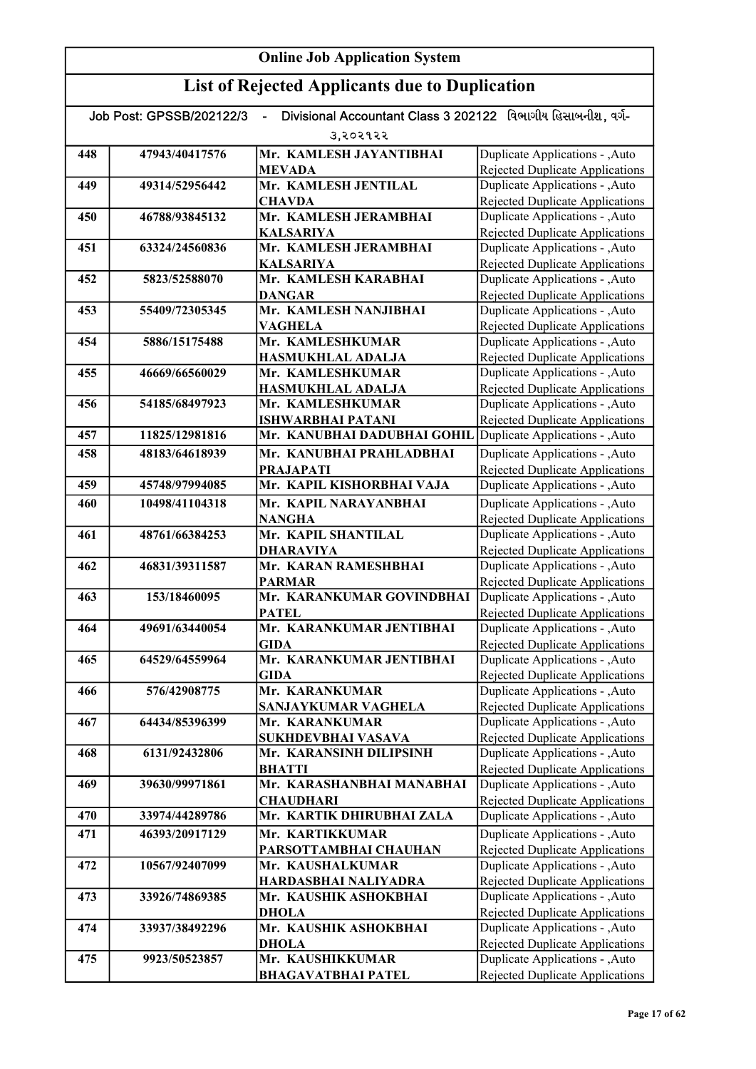# Online Job Application System

## List of Rejected Applicants due to Duplication

Job Post: GPSSB/202122/3 - Divisional Accountant Class 3 202122 વિભાગીય હિસાબનીશ, વર્ગ-૩,૨૦૨૧૨૨

| | | | |
|---|---|---|---|
| 448 | 47943/40417576 | Mr. KAMLESH JAYANTIBHAI MEVADA | Duplicate Applications - ,Auto Rejected Duplicate Applications |
| 449 | 49314/52956442 | Mr. KAMLESH JENTILAL CHAVDA | Duplicate Applications - ,Auto Rejected Duplicate Applications |
| 450 | 46788/93845132 | Mr. KAMLESH JERAMBHAI KALSARIYA | Duplicate Applications - ,Auto Rejected Duplicate Applications |
| 451 | 63324/24560836 | Mr. KAMLESH JERAMBHAI KALSARIYA | Duplicate Applications - ,Auto Rejected Duplicate Applications |
| 452 | 5823/52588070 | Mr. KAMLESH KARABHAI DANGAR | Duplicate Applications - ,Auto Rejected Duplicate Applications |
| 453 | 55409/72305345 | Mr. KAMLESH NANJIBHAI VAGHELA | Duplicate Applications - ,Auto Rejected Duplicate Applications |
| 454 | 5886/15175488 | Mr. KAMLESHKUMAR HASMUKHLAL ADALJA | Duplicate Applications - ,Auto Rejected Duplicate Applications |
| 455 | 46669/66560029 | Mr. KAMLESHKUMAR HASMUKHLAL ADALJA | Duplicate Applications - ,Auto Rejected Duplicate Applications |
| 456 | 54185/68497923 | Mr. KAMLESHKUMAR ISHWARBHAI PATANI | Duplicate Applications - ,Auto Rejected Duplicate Applications |
| 457 | 11825/12981816 | Mr. KANUBHAI DADUBHAI GOHIL | Duplicate Applications - ,Auto |
| 458 | 48183/64618939 | Mr. KANUBHAI PRAHLADBHAI PRAJAPATI | Duplicate Applications - ,Auto Rejected Duplicate Applications |
| 459 | 45748/97994085 | Mr. KAPIL KISHORBHAI VAJA | Duplicate Applications - ,Auto |
| 460 | 10498/41104318 | Mr. KAPIL NARAYANBHAI NANGHA | Duplicate Applications - ,Auto Rejected Duplicate Applications |
| 461 | 48761/66384253 | Mr. KAPIL SHANTILAL DHARAVIYA | Duplicate Applications - ,Auto Rejected Duplicate Applications |
| 462 | 46831/39311587 | Mr. KARAN RAMESHBHAI PARMAR | Duplicate Applications - ,Auto Rejected Duplicate Applications |
| 463 | 153/18460095 | Mr. KARANKUMAR GOVINDBHAI PATEL | Duplicate Applications - ,Auto Rejected Duplicate Applications |
| 464 | 49691/63440054 | Mr. KARANKUMAR JENTIBHAI GIDA | Duplicate Applications - ,Auto Rejected Duplicate Applications |
| 465 | 64529/64559964 | Mr. KARANKUMAR JENTIBHAI GIDA | Duplicate Applications - ,Auto Rejected Duplicate Applications |
| 466 | 576/42908775 | Mr. KARANKUMAR SANJAYKUMAR VAGHELA | Duplicate Applications - ,Auto Rejected Duplicate Applications |
| 467 | 64434/85396399 | Mr. KARANKUMAR SUKHDEVBHAI VASAVA | Duplicate Applications - ,Auto Rejected Duplicate Applications |
| 468 | 6131/92432806 | Mr. KARANSINH DILIPSINH BHATTI | Duplicate Applications - ,Auto Rejected Duplicate Applications |
| 469 | 39630/99971861 | Mr. KARASHANBHAI MANABHAI CHAUDHARI | Duplicate Applications - ,Auto Rejected Duplicate Applications |
| 470 | 33974/44289786 | Mr. KARTIK DHIRUBHAI ZALA | Duplicate Applications - ,Auto |
| 471 | 46393/20917129 | Mr. KARTIKKUMAR PARSOTTAMBHAI CHAUHAN | Duplicate Applications - ,Auto Rejected Duplicate Applications |
| 472 | 10567/92407099 | Mr. KAUSHALKUMAR HARDASBHAI NALIYADRA | Duplicate Applications - ,Auto Rejected Duplicate Applications |
| 473 | 33926/74869385 | Mr. KAUSHIK ASHOKBHAI DHOLA | Duplicate Applications - ,Auto Rejected Duplicate Applications |
| 474 | 33937/38492296 | Mr. KAUSHIK ASHOKBHAI DHOLA | Duplicate Applications - ,Auto Rejected Duplicate Applications |
| 475 | 9923/50523857 | Mr. KAUSHIKKUMAR BHAGAVATBHAI PATEL | Duplicate Applications - ,Auto Rejected Duplicate Applications |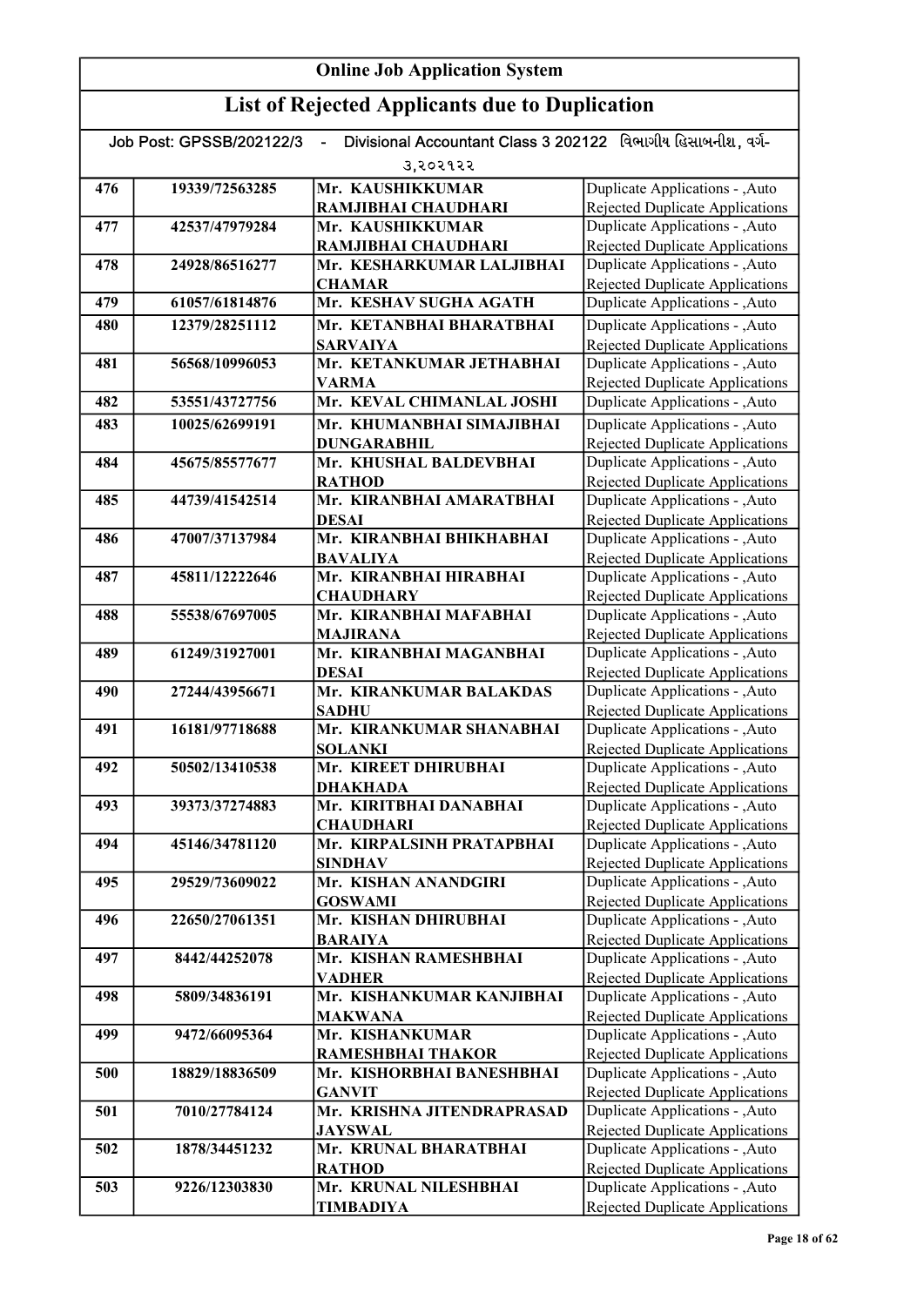# Online Job Application System

## List of Rejected Applicants due to Duplication

Job Post: GPSSB/202122/3 - Divisional Accountant Class 3 202122 વિભાગીય હિસાબનીશ, વર્ગ-૩,૨૦૨૧૨૨

| | | | |
|---|---|---|---|
| 476 | 19339/72563285 | Mr. KAUSHIKKUMAR RAMJIBHAI CHAUDHARI | Duplicate Applications - ,Auto Rejected Duplicate Applications |
| 477 | 42537/47979284 | Mr. KAUSHIKKUMAR RAMJIBHAI CHAUDHARI | Duplicate Applications - ,Auto Rejected Duplicate Applications |
| 478 | 24928/86516277 | Mr. KESHARKUMAR LALJIBHAI CHAMAR | Duplicate Applications - ,Auto Rejected Duplicate Applications |
| 479 | 61057/61814876 | Mr. KESHAV SUGHA AGATH | Duplicate Applications - ,Auto |
| 480 | 12379/28251112 | Mr. KETANBHAI BHARATBHAI SARVAIYA | Duplicate Applications - ,Auto Rejected Duplicate Applications |
| 481 | 56568/10996053 | Mr. KETANKUMAR JETHABHAI VARMA | Duplicate Applications - ,Auto Rejected Duplicate Applications |
| 482 | 53551/43727756 | Mr. KEVAL CHIMANLAL JOSHI | Duplicate Applications - ,Auto |
| 483 | 10025/62699191 | Mr. KHUMANBHAI SIMAJIBHAI DUNGARABHIL | Duplicate Applications - ,Auto Rejected Duplicate Applications |
| 484 | 45675/85577677 | Mr. KHUSHAL BALDEVBHAI RATHOD | Duplicate Applications - ,Auto Rejected Duplicate Applications |
| 485 | 44739/41542514 | Mr. KIRANBHAI AMARATBHAI DESAI | Duplicate Applications - ,Auto Rejected Duplicate Applications |
| 486 | 47007/37137984 | Mr. KIRANBHAI BHIKHABHAI BAVALIYA | Duplicate Applications - ,Auto Rejected Duplicate Applications |
| 487 | 45811/12222646 | Mr. KIRANBHAI HIRABHAI CHAUDHARY | Duplicate Applications - ,Auto Rejected Duplicate Applications |
| 488 | 55538/67697005 | Mr. KIRANBHAI MAFABHAI MAJIRANA | Duplicate Applications - ,Auto Rejected Duplicate Applications |
| 489 | 61249/31927001 | Mr. KIRANBHAI MAGANBHAI DESAI | Duplicate Applications - ,Auto Rejected Duplicate Applications |
| 490 | 27244/43956671 | Mr. KIRANKUMAR BALAKDAS SADHU | Duplicate Applications - ,Auto Rejected Duplicate Applications |
| 491 | 16181/97718688 | Mr. KIRANKUMAR SHANABHAI SOLANKI | Duplicate Applications - ,Auto Rejected Duplicate Applications |
| 492 | 50502/13410538 | Mr. KIREET DHIRUBHAI DHAKHADA | Duplicate Applications - ,Auto Rejected Duplicate Applications |
| 493 | 39373/37274883 | Mr. KIRITBHAI DANABHAI CHAUDHARI | Duplicate Applications - ,Auto Rejected Duplicate Applications |
| 494 | 45146/34781120 | Mr. KIRPALSINH PRATAPBHAI SINDHAV | Duplicate Applications - ,Auto Rejected Duplicate Applications |
| 495 | 29529/73609022 | Mr. KISHAN ANANDGIRI GOSWAMI | Duplicate Applications - ,Auto Rejected Duplicate Applications |
| 496 | 22650/27061351 | Mr. KISHAN DHIRUBHAI BARAIYA | Duplicate Applications - ,Auto Rejected Duplicate Applications |
| 497 | 8442/44252078 | Mr. KISHAN RAMESHBHAI VADHER | Duplicate Applications - ,Auto Rejected Duplicate Applications |
| 498 | 5809/34836191 | Mr. KISHANKUMAR KANJIBHAI MAKWANA | Duplicate Applications - ,Auto Rejected Duplicate Applications |
| 499 | 9472/66095364 | Mr. KISHANKUMAR RAMESHBHAI THAKOR | Duplicate Applications - ,Auto Rejected Duplicate Applications |
| 500 | 18829/18836509 | Mr. KISHORBHAI BANESHBHAI GANVIT | Duplicate Applications - ,Auto Rejected Duplicate Applications |
| 501 | 7010/27784124 | Mr. KRISHNA JITENDRAPRASAD JAYSWAL | Duplicate Applications - ,Auto Rejected Duplicate Applications |
| 502 | 1878/34451232 | Mr. KRUNAL BHARATBHAI RATHOD | Duplicate Applications - ,Auto Rejected Duplicate Applications |
| 503 | 9226/12303830 | Mr. KRUNAL NILESHBHAI TIMBADIYA | Duplicate Applications - ,Auto Rejected Duplicate Applications |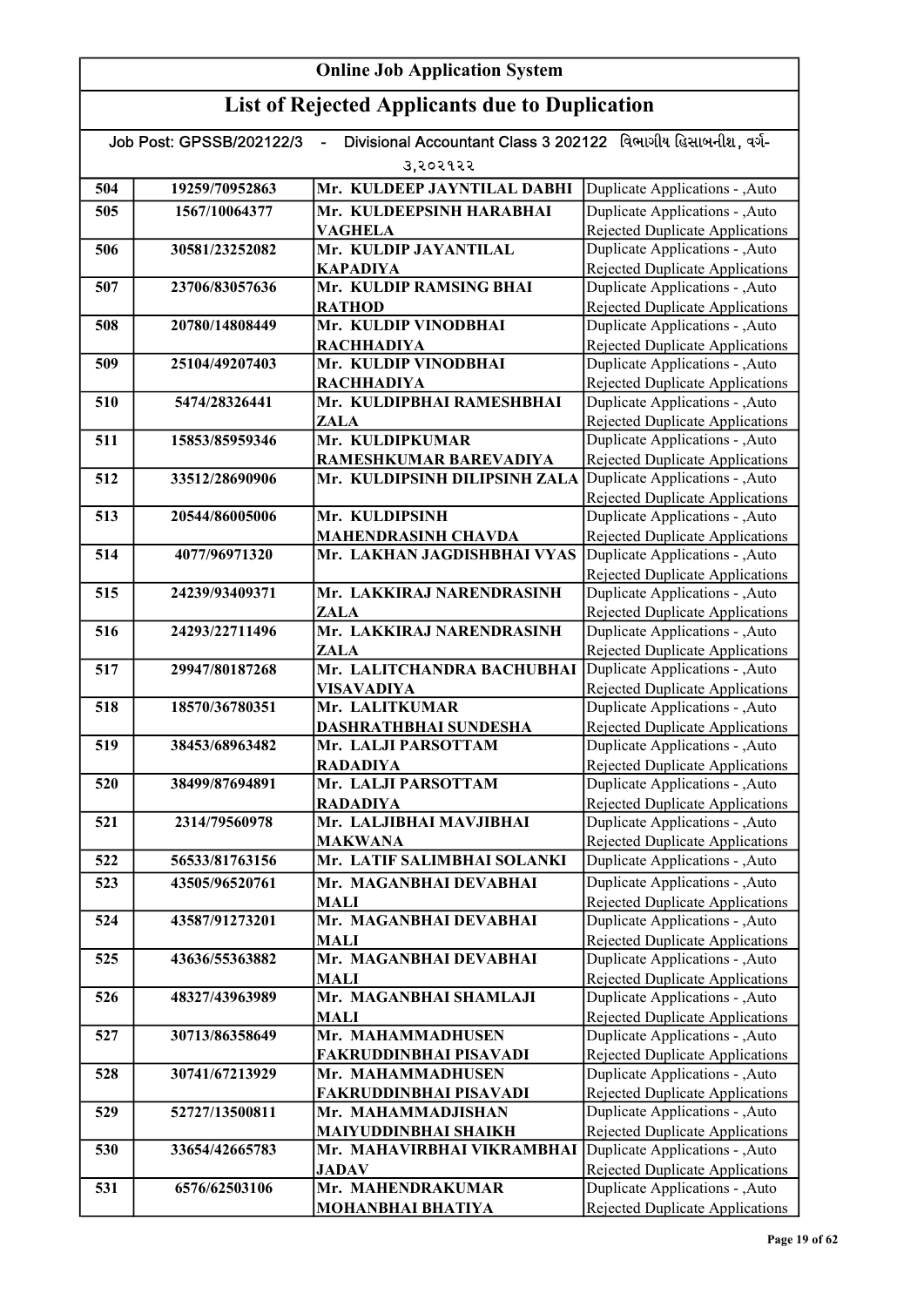# Online Job Application System

## List of Rejected Applicants due to Duplication

Job Post: GPSSB/202122/3 - Divisional Accountant Class 3 202122 વિભાગીય હિસાબનીશ, વર્ગ-૩,૨૦૨૧૨૨

| | | | |
|---|---|---|---|
| 504 | 19259/70952863 | Mr. KULDEEP JAYNTILAL DABHI | Duplicate Applications - ,Auto |
| 505 | 1567/10064377 | Mr. KULDEEPSINH HARABHAI VAGHELA | Duplicate Applications - ,Auto Rejected Duplicate Applications |
| 506 | 30581/23252082 | Mr. KULDIP JAYANTILAL KAPADIYA | Duplicate Applications - ,Auto Rejected Duplicate Applications |
| 507 | 23706/83057636 | Mr. KULDIP RAMSING BHAI RATHOD | Duplicate Applications - ,Auto Rejected Duplicate Applications |
| 508 | 20780/14808449 | Mr. KULDIP VINODBHAI RACHHADIYA | Duplicate Applications - ,Auto Rejected Duplicate Applications |
| 509 | 25104/49207403 | Mr. KULDIP VINODBHAI RACHHADIYA | Duplicate Applications - ,Auto Rejected Duplicate Applications |
| 510 | 5474/28326441 | Mr. KULDIPBHAI RAMESHBHAI ZALA | Duplicate Applications - ,Auto Rejected Duplicate Applications |
| 511 | 15853/85959346 | Mr. KULDIPKUMAR RAMESHKUMAR BAREVADIYA | Duplicate Applications - ,Auto Rejected Duplicate Applications |
| 512 | 33512/28690906 | Mr. KULDIPSINH DILIPSINH ZALA | Duplicate Applications - ,Auto Rejected Duplicate Applications |
| 513 | 20544/86005006 | Mr. KULDIPSINH MAHENDRASINH CHAVDA | Duplicate Applications - ,Auto Rejected Duplicate Applications |
| 514 | 4077/96971320 | Mr. LAKHAN JAGDISHBHAI VYAS | Duplicate Applications - ,Auto Rejected Duplicate Applications |
| 515 | 24239/93409371 | Mr. LAKKIRAJ NARENDRASINH ZALA | Duplicate Applications - ,Auto Rejected Duplicate Applications |
| 516 | 24293/22711496 | Mr. LAKKIRAJ NARENDRASINH ZALA | Duplicate Applications - ,Auto Rejected Duplicate Applications |
| 517 | 29947/80187268 | Mr. LALITCHANDRA BACHUBHAI VISAVADIYA | Duplicate Applications - ,Auto Rejected Duplicate Applications |
| 518 | 18570/36780351 | Mr. LALITKUMAR DASHRATHBHAI SUNDESHA | Duplicate Applications - ,Auto Rejected Duplicate Applications |
| 519 | 38453/68963482 | Mr. LALJI PARSOTTAM RADADIYA | Duplicate Applications - ,Auto Rejected Duplicate Applications |
| 520 | 38499/87694891 | Mr. LALJI PARSOTTAM RADADIYA | Duplicate Applications - ,Auto Rejected Duplicate Applications |
| 521 | 2314/79560978 | Mr. LALJIBHAI MAVJIBHAI MAKWANA | Duplicate Applications - ,Auto Rejected Duplicate Applications |
| 522 | 56533/81763156 | Mr. LATIF SALIMBHAI SOLANKI | Duplicate Applications - ,Auto |
| 523 | 43505/96520761 | Mr. MAGANBHAI DEVABHAI MALI | Duplicate Applications - ,Auto Rejected Duplicate Applications |
| 524 | 43587/91273201 | Mr. MAGANBHAI DEVABHAI MALI | Duplicate Applications - ,Auto Rejected Duplicate Applications |
| 525 | 43636/55363882 | Mr. MAGANBHAI DEVABHAI MALI | Duplicate Applications - ,Auto Rejected Duplicate Applications |
| 526 | 48327/43963989 | Mr. MAGANBHAI SHAMLAJI MALI | Duplicate Applications - ,Auto Rejected Duplicate Applications |
| 527 | 30713/86358649 | Mr. MAHAMMADHUSEN FAKRUDDINBHAI PISAVADI | Duplicate Applications - ,Auto Rejected Duplicate Applications |
| 528 | 30741/67213929 | Mr. MAHAMMADHUSEN FAKRUDDINBHAI PISAVADI | Duplicate Applications - ,Auto Rejected Duplicate Applications |
| 529 | 52727/13500811 | Mr. MAHAMMADJISHAN MAIYUDDINBHAI SHAIKH | Duplicate Applications - ,Auto Rejected Duplicate Applications |
| 530 | 33654/42665783 | Mr. MAHAVIRBHAI VIKRAMBHAI JADAV | Duplicate Applications - ,Auto Rejected Duplicate Applications |
| 531 | 6576/62503106 | Mr. MAHENDRAKUMAR MOHANBHAI BHATIYA | Duplicate Applications - ,Auto Rejected Duplicate Applications |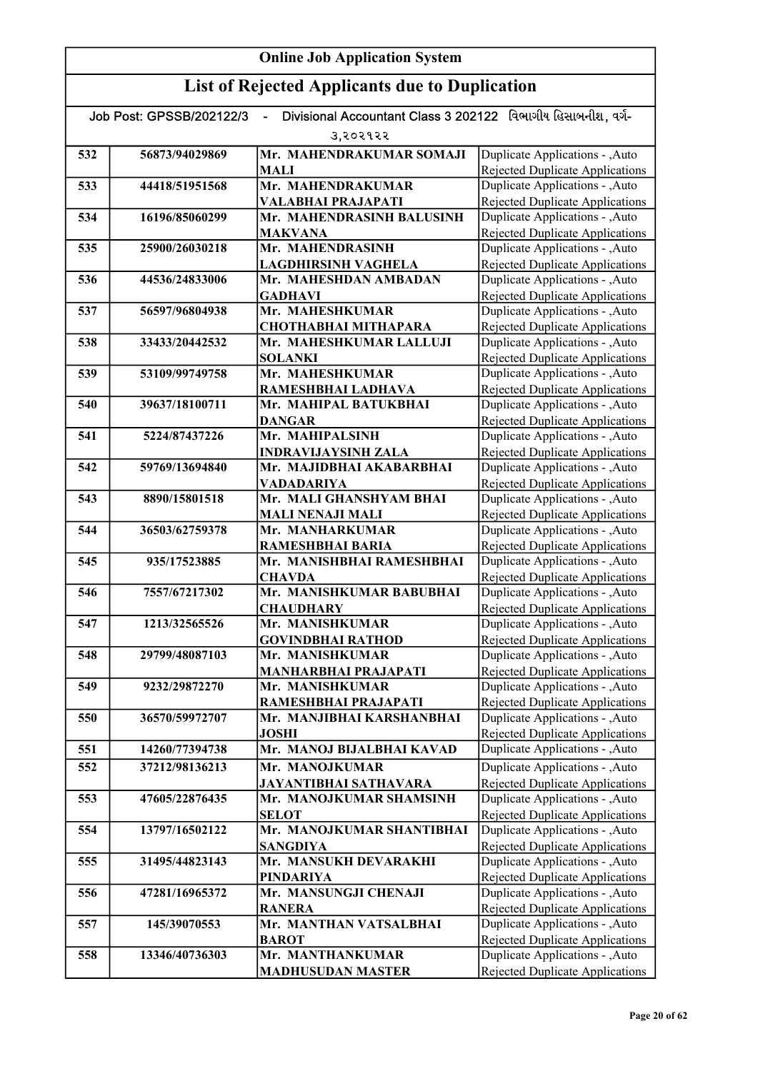## Online Job Application System

## List of Rejected Applicants due to Duplication

Job Post: GPSSB/202122/3 - Divisional Accountant Class 3 202122 વિભાગીય હિસાબનીશ, વર્ગ-૩,૨૦૨૧૨૨

| | | | |
|---|---|---|---|
| 532 | 56873/94029869 | Mr. MAHENDRAKUMAR SOMAJI MALI | Duplicate Applications - ,Auto Rejected Duplicate Applications |
| 533 | 44418/51951568 | Mr. MAHENDRAKUMAR VALABHAI PRAJAPATI | Duplicate Applications - ,Auto Rejected Duplicate Applications |
| 534 | 16196/85060299 | Mr. MAHENDRASINH BALUSINH MAKVANA | Duplicate Applications - ,Auto Rejected Duplicate Applications |
| 535 | 25900/26030218 | Mr. MAHENDRASINH LAGDHIRSINH VAGHELA | Duplicate Applications - ,Auto Rejected Duplicate Applications |
| 536 | 44536/24833006 | Mr. MAHESHDAN AMBADAN GADHAVI | Duplicate Applications - ,Auto Rejected Duplicate Applications |
| 537 | 56597/96804938 | Mr. MAHESHKUMAR CHOTHABHAI MITHAPARA | Duplicate Applications - ,Auto Rejected Duplicate Applications |
| 538 | 33433/20442532 | Mr. MAHESHKUMAR LALLUJI SOLANKI | Duplicate Applications - ,Auto Rejected Duplicate Applications |
| 539 | 53109/99749758 | Mr. MAHESHKUMAR RAMESHBHAI LADHAVA | Duplicate Applications - ,Auto Rejected Duplicate Applications |
| 540 | 39637/18100711 | Mr. MAHIPAL BATUKBHAI DANGAR | Duplicate Applications - ,Auto Rejected Duplicate Applications |
| 541 | 5224/87437226 | Mr. MAHIPALSINH INDRAVIJAYSINH ZALA | Duplicate Applications - ,Auto Rejected Duplicate Applications |
| 542 | 59769/13694840 | Mr. MAJIDBHAI AKABARBHAI VADADARIYA | Duplicate Applications - ,Auto Rejected Duplicate Applications |
| 543 | 8890/15801518 | Mr. MALI GHANSHYAM BHAI MALI NENAJI MALI | Duplicate Applications - ,Auto Rejected Duplicate Applications |
| 544 | 36503/62759378 | Mr. MANHARKUMAR RAMESHBHAI BARIA | Duplicate Applications - ,Auto Rejected Duplicate Applications |
| 545 | 935/17523885 | Mr. MANISHBHAI RAMESHBHAI CHAVDA | Duplicate Applications - ,Auto Rejected Duplicate Applications |
| 546 | 7557/67217302 | Mr. MANISHKUMAR BABUBHAI CHAUDHARY | Duplicate Applications - ,Auto Rejected Duplicate Applications |
| 547 | 1213/32565526 | Mr. MANISHKUMAR GOVINDBHAI RATHOD | Duplicate Applications - ,Auto Rejected Duplicate Applications |
| 548 | 29799/48087103 | Mr. MANISHKUMAR MANHARBHAI PRAJAPATI | Duplicate Applications - ,Auto Rejected Duplicate Applications |
| 549 | 9232/29872270 | Mr. MANISHKUMAR RAMESHBHAI PRAJAPATI | Duplicate Applications - ,Auto Rejected Duplicate Applications |
| 550 | 36570/59972707 | Mr. MANJIBHAI KARSHANBHAI JOSHI | Duplicate Applications - ,Auto Rejected Duplicate Applications |
| 551 | 14260/77394738 | Mr. MANOJ BIJALBHAI KAVAD | Duplicate Applications - ,Auto |
| 552 | 37212/98136213 | Mr. MANOJKUMAR JAYANTIBHAI SATHAVARA | Duplicate Applications - ,Auto Rejected Duplicate Applications |
| 553 | 47605/22876435 | Mr. MANOJKUMAR SHAMSINH SELOT | Duplicate Applications - ,Auto Rejected Duplicate Applications |
| 554 | 13797/16502122 | Mr. MANOJKUMAR SHANTIBHAI SANGDIYA | Duplicate Applications - ,Auto Rejected Duplicate Applications |
| 555 | 31495/44823143 | Mr. MANSUKH DEVARAKHI PINDARIYA | Duplicate Applications - ,Auto Rejected Duplicate Applications |
| 556 | 47281/16965372 | Mr. MANSUNGJI CHENAJI RANERA | Duplicate Applications - ,Auto Rejected Duplicate Applications |
| 557 | 145/39070553 | Mr. MANTHAN VATSALBHAI BAROT | Duplicate Applications - ,Auto Rejected Duplicate Applications |
| 558 | 13346/40736303 | Mr. MANTHANKUMAR MADHUSUDAN MASTER | Duplicate Applications - ,Auto Rejected Duplicate Applications |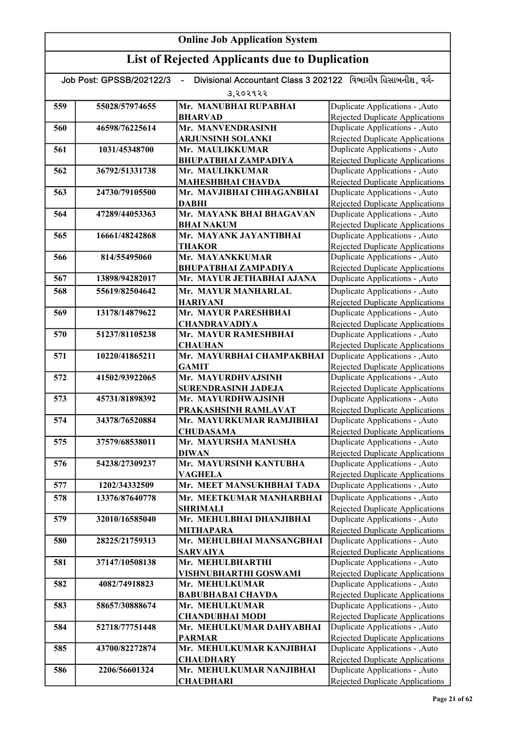## Online Job Application System

## List of Rejected Applicants due to Duplication

Job Post: GPSSB/202122/3 - Divisional Accountant Class 3 202122 વિભાગીય હિસાબનીશ, વર્ગ-૩,૨૦૨૧૨૨

| | | | |
|---|---|---|---|
| 559 | 55028/57974655 | Mr. MANUBHAI RUPABHAI BHARVAD | Duplicate Applications - ,Auto Rejected Duplicate Applications |
| 560 | 46598/76225614 | Mr. MANVENDRASINH ARJUNSINH SOLANKI | Duplicate Applications - ,Auto Rejected Duplicate Applications |
| 561 | 1031/45348700 | Mr. MAULIKKUMAR BHUPATBHAI ZAMPADIYA | Duplicate Applications - ,Auto Rejected Duplicate Applications |
| 562 | 36792/51331738 | Mr. MAULIKKUMAR MAHESHBHAI CHAVDA | Duplicate Applications - ,Auto Rejected Duplicate Applications |
| 563 | 24730/79105500 | Mr. MAVJIBHAI CHHAGANBHAI DABHI | Duplicate Applications - ,Auto Rejected Duplicate Applications |
| 564 | 47289/44053363 | Mr. MAYANK BHAI BHAGAVAN BHAI NAKUM | Duplicate Applications - ,Auto Rejected Duplicate Applications |
| 565 | 16661/48242868 | Mr. MAYANK JAYANTIBHAI THAKOR | Duplicate Applications - ,Auto Rejected Duplicate Applications |
| 566 | 814/55495060 | Mr. MAYANKKUMAR BHUPATBHAI ZAMPADIYA | Duplicate Applications - ,Auto Rejected Duplicate Applications |
| 567 | 13898/94282017 | Mr. MAYUR JETHABHAI AJANA | Duplicate Applications - ,Auto |
| 568 | 55619/82504642 | Mr. MAYUR MANHARLAL HARIYANI | Duplicate Applications - ,Auto Rejected Duplicate Applications |
| 569 | 13178/14879622 | Mr. MAYUR PARESHBHAI CHANDRAVADIYA | Duplicate Applications - ,Auto Rejected Duplicate Applications |
| 570 | 51237/81105238 | Mr. MAYUR RAMESHBHAI CHAUHAN | Duplicate Applications - ,Auto Rejected Duplicate Applications |
| 571 | 10220/41865211 | Mr. MAYURBHAI CHAMPAKBHAI GAMIT | Duplicate Applications - ,Auto Rejected Duplicate Applications |
| 572 | 41502/93922065 | Mr. MAYURDHVAJSINH SURENDRASINH JADEJA | Duplicate Applications - ,Auto Rejected Duplicate Applications |
| 573 | 45731/81898392 | Mr. MAYURDHWAJSINH PRAKASHSINH RAMLAVAT | Duplicate Applications - ,Auto Rejected Duplicate Applications |
| 574 | 34378/76520884 | Mr. MAYURKUMAR RAMJIBHAI CHUDASAMA | Duplicate Applications - ,Auto Rejected Duplicate Applications |
| 575 | 37579/68538011 | Mr. MAYURSHA MANUSHA DIWAN | Duplicate Applications - ,Auto Rejected Duplicate Applications |
| 576 | 54238/27309237 | Mr. MAYURSINH KANTUBHA VAGHELA | Duplicate Applications - ,Auto Rejected Duplicate Applications |
| 577 | 1202/34332509 | Mr. MEET MANSUKHBHAI TADA | Duplicate Applications - ,Auto |
| 578 | 13376/87640778 | Mr. MEETKUMAR MANHARBHAI SHRIMALI | Duplicate Applications - ,Auto Rejected Duplicate Applications |
| 579 | 32010/16585040 | Mr. MEHULBHAI DHANJIBHAI MITHAPARA | Duplicate Applications - ,Auto Rejected Duplicate Applications |
| 580 | 28225/21759313 | Mr. MEHULBHAI MANSANGBHAI SARVAIYA | Duplicate Applications - ,Auto Rejected Duplicate Applications |
| 581 | 37147/10508138 | Mr. MEHULBHARTHI VISHNUBHARTHI GOSWAMI | Duplicate Applications - ,Auto Rejected Duplicate Applications |
| 582 | 4082/74918823 | Mr. MEHULKUMAR BABUBHABAI CHAVDA | Duplicate Applications - ,Auto Rejected Duplicate Applications |
| 583 | 58657/30888674 | Mr. MEHULKUMAR CHANDUBHAI MODI | Duplicate Applications - ,Auto Rejected Duplicate Applications |
| 584 | 52718/77751448 | Mr. MEHULKUMAR DAHYABHAI PARMAR | Duplicate Applications - ,Auto Rejected Duplicate Applications |
| 585 | 43700/82272874 | Mr. MEHULKUMAR KANJIBHAI CHAUDHARY | Duplicate Applications - ,Auto Rejected Duplicate Applications |
| 586 | 2206/56601324 | Mr. MEHULKUMAR NANJIBHAI CHAUDHARI | Duplicate Applications - ,Auto Rejected Duplicate Applications |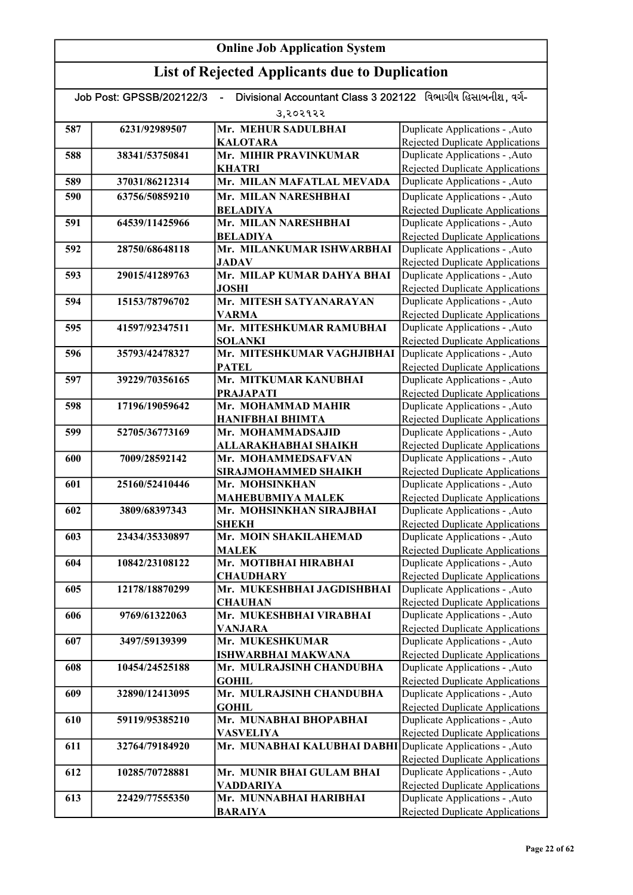# Online Job Application System

## List of Rejected Applicants due to Duplication

Job Post: GPSSB/202122/3 - Divisional Accountant Class 3 202122 વિભાગીય હિસાબનીશ, વર્ગ-૩,૨૦૨૧૨૨

| | | | |
|---|---|---|---|
| 587 | 6231/92989507 | Mr. MEHUR SADULBHAI KALOTARA | Duplicate Applications - ,Auto Rejected Duplicate Applications |
| 588 | 38341/53750841 | Mr. MIHIR PRAVINKUMAR KHATRI | Duplicate Applications - ,Auto Rejected Duplicate Applications |
| 589 | 37031/86212314 | Mr. MILAN MAFATLAL MEVADA | Duplicate Applications - ,Auto |
| 590 | 63756/50859210 | Mr. MILAN NARESHBHAI BELADIYA | Duplicate Applications - ,Auto Rejected Duplicate Applications |
| 591 | 64539/11425966 | Mr. MILAN NARESHBHAI BELADIYA | Duplicate Applications - ,Auto Rejected Duplicate Applications |
| 592 | 28750/68648118 | Mr. MILANKUMAR ISHWARBHAI JADAV | Duplicate Applications - ,Auto Rejected Duplicate Applications |
| 593 | 29015/41289763 | Mr. MILAP KUMAR DAHYA BHAI JOSHI | Duplicate Applications - ,Auto Rejected Duplicate Applications |
| 594 | 15153/78796702 | Mr. MITESH SATYANARAYAN VARMA | Duplicate Applications - ,Auto Rejected Duplicate Applications |
| 595 | 41597/92347511 | Mr. MITESHKUMAR RAMUBHAI SOLANKI | Duplicate Applications - ,Auto Rejected Duplicate Applications |
| 596 | 35793/42478327 | Mr. MITESHKUMAR VAGHJIBHAI PATEL | Duplicate Applications - ,Auto Rejected Duplicate Applications |
| 597 | 39229/70356165 | Mr. MITKUMAR KANUBHAI PRAJAPATI | Duplicate Applications - ,Auto Rejected Duplicate Applications |
| 598 | 17196/19059642 | Mr. MOHAMMAD MAHIR HANIFBHAI BHIMTA | Duplicate Applications - ,Auto Rejected Duplicate Applications |
| 599 | 52705/36773169 | Mr. MOHAMMADSAJID ALLARAKHABHAI SHAIKH | Duplicate Applications - ,Auto Rejected Duplicate Applications |
| 600 | 7009/28592142 | Mr. MOHAMMEDSAFVAN SIRAJMOHAMMED SHAIKH | Duplicate Applications - ,Auto Rejected Duplicate Applications |
| 601 | 25160/52410446 | Mr. MOHSINKHAN MAHEBUBMIYA MALEK | Duplicate Applications - ,Auto Rejected Duplicate Applications |
| 602 | 3809/68397343 | Mr. MOHSINKHAN SIRAJBHAI SHEKH | Duplicate Applications - ,Auto Rejected Duplicate Applications |
| 603 | 23434/35330897 | Mr. MOIN SHAKILAHEMAD MALEK | Duplicate Applications - ,Auto Rejected Duplicate Applications |
| 604 | 10842/23108122 | Mr. MOTIBHAI HIRABHAI CHAUDHARY | Duplicate Applications - ,Auto Rejected Duplicate Applications |
| 605 | 12178/18870299 | Mr. MUKESHBHAI JAGDISHBHAI CHAUHAN | Duplicate Applications - ,Auto Rejected Duplicate Applications |
| 606 | 9769/61322063 | Mr. MUKESHBHAI VIRABHAI VANJARA | Duplicate Applications - ,Auto Rejected Duplicate Applications |
| 607 | 3497/59139399 | Mr. MUKESHKUMAR ISHWARBHAI MAKWANA | Duplicate Applications - ,Auto Rejected Duplicate Applications |
| 608 | 10454/24525188 | Mr. MULRAJSINH CHANDUBHA GOHIL | Duplicate Applications - ,Auto Rejected Duplicate Applications |
| 609 | 32890/12413095 | Mr. MULRAJSINH CHANDUBHA GOHIL | Duplicate Applications - ,Auto Rejected Duplicate Applications |
| 610 | 59119/95385210 | Mr. MUNABHAI BHOPABHAI VASVELIYA | Duplicate Applications - ,Auto Rejected Duplicate Applications |
| 611 | 32764/79184920 | Mr. MUNABHAI KALUBHAI DABHI | Duplicate Applications - ,Auto Rejected Duplicate Applications |
| 612 | 10285/70728881 | Mr. MUNIR BHAI GULAM BHAI VADDARIYA | Duplicate Applications - ,Auto Rejected Duplicate Applications |
| 613 | 22429/77555350 | Mr. MUNNABHAI HARIBHAI BARAIYA | Duplicate Applications - ,Auto Rejected Duplicate Applications |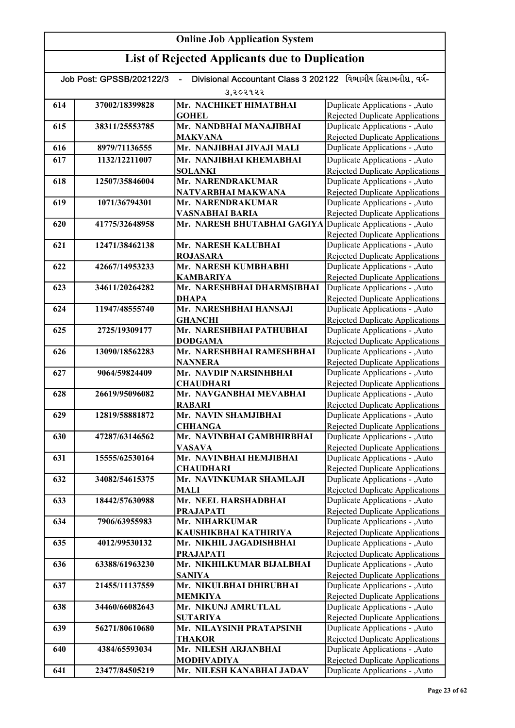# Online Job Application System

## List of Rejected Applicants due to Duplication

Job Post: GPSSB/202122/3 - Divisional Accountant Class 3 202122 વિભાગીય હિસાબનીશ, વર્ગ-૩,૨૦૨૧૨૨

| | | | |
|---|---|---|---|
| 614 | 37002/18399828 | Mr. NACHIKET HIMATBHAI GOHEL | Duplicate Applications - ,Auto Rejected Duplicate Applications |
| 615 | 38311/25553785 | Mr. NANDBHAI MANAJIBHAI MAKVANA | Duplicate Applications - ,Auto Rejected Duplicate Applications |
| 616 | 8979/71136555 | Mr. NANJIBHAI JIVAJI MALI | Duplicate Applications - ,Auto |
| 617 | 1132/12211007 | Mr. NANJIBHAI KHEMABHAI SOLANKI | Duplicate Applications - ,Auto Rejected Duplicate Applications |
| 618 | 12507/35846004 | Mr. NARENDRAKUMAR NATVARBHAI MAKWANA | Duplicate Applications - ,Auto Rejected Duplicate Applications |
| 619 | 1071/36794301 | Mr. NARENDRAKUMAR VASNABHAI BARIA | Duplicate Applications - ,Auto Rejected Duplicate Applications |
| 620 | 41775/32648958 | Mr. NARESH BHUTABHAI GAGIYA | Duplicate Applications - ,Auto Rejected Duplicate Applications |
| 621 | 12471/38462138 | Mr. NARESH KALUBHAI ROJASARA | Duplicate Applications - ,Auto Rejected Duplicate Applications |
| 622 | 42667/14953233 | Mr. NARESH KUMBHABHI KAMBARIYA | Duplicate Applications - ,Auto Rejected Duplicate Applications |
| 623 | 34611/20264282 | Mr. NARESHBHAI DHARMSIBHAI DHAPA | Duplicate Applications - ,Auto Rejected Duplicate Applications |
| 624 | 11947/48555740 | Mr. NARESHBHAI HANSAJI GHANCHI | Duplicate Applications - ,Auto Rejected Duplicate Applications |
| 625 | 2725/19309177 | Mr. NARESHBHAI PATHUBHAI DODGAMA | Duplicate Applications - ,Auto Rejected Duplicate Applications |
| 626 | 13090/18562283 | Mr. NARESHBHAI RAMESHBHAI NANNERA | Duplicate Applications - ,Auto Rejected Duplicate Applications |
| 627 | 9064/59824409 | Mr. NAVDIP NARSINHBHAI CHAUDHARI | Duplicate Applications - ,Auto Rejected Duplicate Applications |
| 628 | 26619/95096082 | Mr. NAVGANBHAI MEVABHAI RABARI | Duplicate Applications - ,Auto Rejected Duplicate Applications |
| 629 | 12819/58881872 | Mr. NAVIN SHAMJIBHAI CHHANGA | Duplicate Applications - ,Auto Rejected Duplicate Applications |
| 630 | 47287/63146562 | Mr. NAVINBHAI GAMBHIRBHAI VASAVA | Duplicate Applications - ,Auto Rejected Duplicate Applications |
| 631 | 15555/62530164 | Mr. NAVINBHAI HEMJIBHAI CHAUDHARI | Duplicate Applications - ,Auto Rejected Duplicate Applications |
| 632 | 34082/54615375 | Mr. NAVINKUMAR SHAMLAJI MALI | Duplicate Applications - ,Auto Rejected Duplicate Applications |
| 633 | 18442/57630988 | Mr. NEEL HARSHADBHAI PRAJAPATI | Duplicate Applications - ,Auto Rejected Duplicate Applications |
| 634 | 7906/63955983 | Mr. NIHARKUMAR KAUSHIKBHAI KATHIRIYA | Duplicate Applications - ,Auto Rejected Duplicate Applications |
| 635 | 4012/99530132 | Mr. NIKHIL JAGADISHBHAI PRAJAPATI | Duplicate Applications - ,Auto Rejected Duplicate Applications |
| 636 | 63388/61963230 | Mr. NIKHILKUMAR BIJALBHAI SANIYA | Duplicate Applications - ,Auto Rejected Duplicate Applications |
| 637 | 21455/11137559 | Mr. NIKULBHAI DHIRUBHAI MEMKIYA | Duplicate Applications - ,Auto Rejected Duplicate Applications |
| 638 | 34460/66082643 | Mr. NIKUNJ AMRUTLAL SUTARIYA | Duplicate Applications - ,Auto Rejected Duplicate Applications |
| 639 | 56271/80610680 | Mr. NILAYSINH PRATAPSINH THAKOR | Duplicate Applications - ,Auto Rejected Duplicate Applications |
| 640 | 4384/65593034 | Mr. NILESH ARJANBHAI MODHVADIYA | Duplicate Applications - ,Auto Rejected Duplicate Applications |
| 641 | 23477/84505219 | Mr. NILESH KANABHAI JADAV | Duplicate Applications - ,Auto |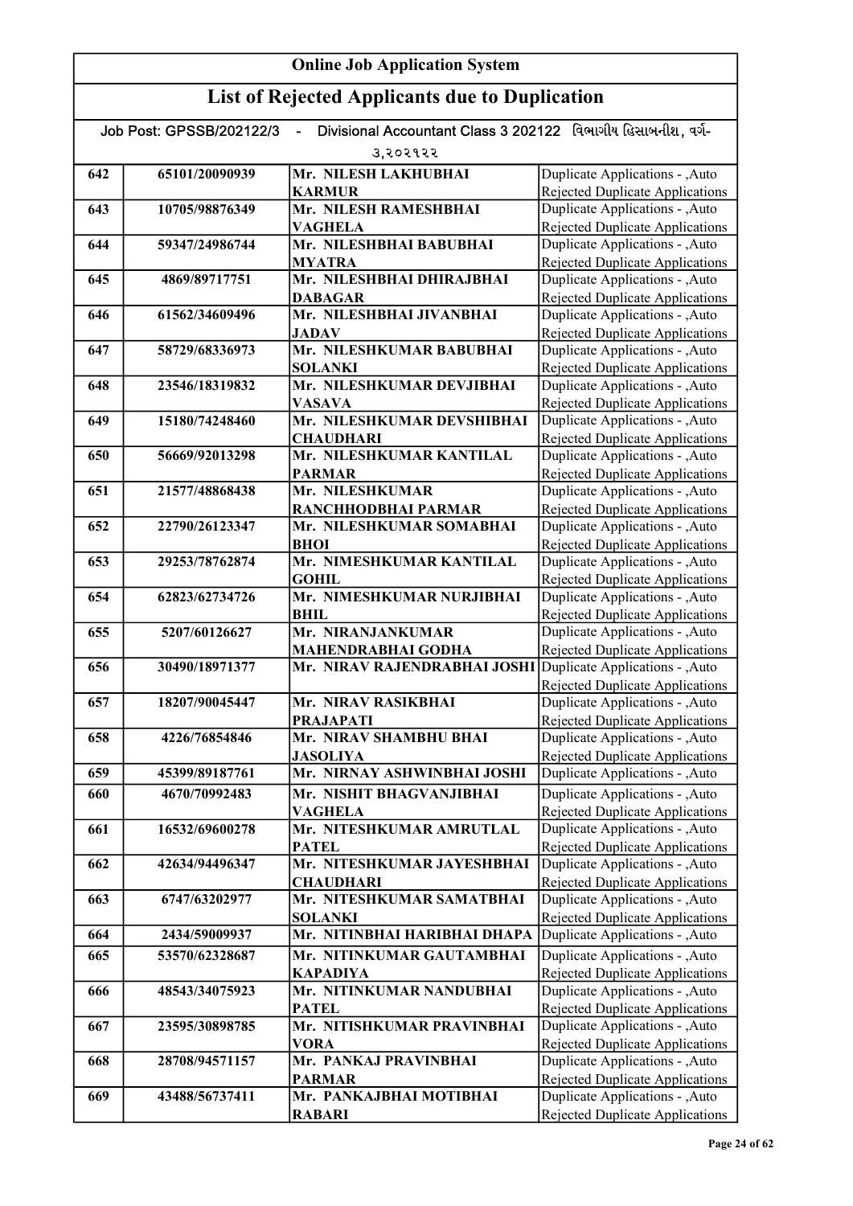# Online Job Application System

## List of Rejected Applicants due to Duplication

Job Post: GPSSB/202122/3 - Divisional Accountant Class 3 202122 વિભાગીય હિસાબનીશ, વર્ગ-૩,૨૦૨૧૨૨

| | | | |
|---|---|---|---|
| 642 | 65101/20090939 | Mr. NILESH LAKHUBHAI KARMUR | Duplicate Applications - ,Auto Rejected Duplicate Applications |
| 643 | 10705/98876349 | Mr. NILESH RAMESHBHAI VAGHELA | Duplicate Applications - ,Auto Rejected Duplicate Applications |
| 644 | 59347/24986744 | Mr. NILESHBHAI BABUBHAI MYATRA | Duplicate Applications - ,Auto Rejected Duplicate Applications |
| 645 | 4869/89717751 | Mr. NILESHBHAI DHIRAJBHAI DABAGAR | Duplicate Applications - ,Auto Rejected Duplicate Applications |
| 646 | 61562/34609496 | Mr. NILESHBHAI JIVANBHAI JADAV | Duplicate Applications - ,Auto Rejected Duplicate Applications |
| 647 | 58729/68336973 | Mr. NILESHKUMAR BABUBHAI SOLANKI | Duplicate Applications - ,Auto Rejected Duplicate Applications |
| 648 | 23546/18319832 | Mr. NILESHKUMAR DEVJIBHAI VASAVA | Duplicate Applications - ,Auto Rejected Duplicate Applications |
| 649 | 15180/74248460 | Mr. NILESHKUMAR DEVSHIBHAI CHAUDHARI | Duplicate Applications - ,Auto Rejected Duplicate Applications |
| 650 | 56669/92013298 | Mr. NILESHKUMAR KANTILAL PARMAR | Duplicate Applications - ,Auto Rejected Duplicate Applications |
| 651 | 21577/48868438 | Mr. NILESHKUMAR RANCHHODBHAI PARMAR | Duplicate Applications - ,Auto Rejected Duplicate Applications |
| 652 | 22790/26123347 | Mr. NILESHKUMAR SOMABHAI BHOI | Duplicate Applications - ,Auto Rejected Duplicate Applications |
| 653 | 29253/78762874 | Mr. NIMESHKUMAR KANTILAL GOHIL | Duplicate Applications - ,Auto Rejected Duplicate Applications |
| 654 | 62823/62734726 | Mr. NIMESHKUMAR NURJIBHAI BHIL | Duplicate Applications - ,Auto Rejected Duplicate Applications |
| 655 | 5207/60126627 | Mr. NIRANJANKUMAR MAHENDRABHAI GODHA | Duplicate Applications - ,Auto Rejected Duplicate Applications |
| 656 | 30490/18971377 | Mr. NIRAV RAJENDRABHAI JOSHI | Duplicate Applications - ,Auto Rejected Duplicate Applications |
| 657 | 18207/90045447 | Mr. NIRAV RASIKBHAI PRAJAPATI | Duplicate Applications - ,Auto Rejected Duplicate Applications |
| 658 | 4226/76854846 | Mr. NIRAV SHAMBHU BHAI JASOLIYA | Duplicate Applications - ,Auto Rejected Duplicate Applications |
| 659 | 45399/89187761 | Mr. NIRNAY ASHWINBHAI JOSHI | Duplicate Applications - ,Auto |
| 660 | 4670/70992483 | Mr. NISHIT BHAGVANJIBHAI VAGHELA | Duplicate Applications - ,Auto Rejected Duplicate Applications |
| 661 | 16532/69600278 | Mr. NITESHKUMAR AMRUTLAL PATEL | Duplicate Applications - ,Auto Rejected Duplicate Applications |
| 662 | 42634/94496347 | Mr. NITESHKUMAR JAYESHBHAI CHAUDHARI | Duplicate Applications - ,Auto Rejected Duplicate Applications |
| 663 | 6747/63202977 | Mr. NITESHKUMAR SAMATBHAI SOLANKI | Duplicate Applications - ,Auto Rejected Duplicate Applications |
| 664 | 2434/59009937 | Mr. NITINBHAI HARIBHAI DHAPA | Duplicate Applications - ,Auto |
| 665 | 53570/62328687 | Mr. NITINKUMAR GAUTAMBHAI KAPADIYA | Duplicate Applications - ,Auto Rejected Duplicate Applications |
| 666 | 48543/34075923 | Mr. NITINKUMAR NANDUBHAI PATEL | Duplicate Applications - ,Auto Rejected Duplicate Applications |
| 667 | 23595/30898785 | Mr. NITISHKUMAR PRAVINBHAI VORA | Duplicate Applications - ,Auto Rejected Duplicate Applications |
| 668 | 28708/94571157 | Mr. PANKAJ PRAVINBHAI PARMAR | Duplicate Applications - ,Auto Rejected Duplicate Applications |
| 669 | 43488/56737411 | Mr. PANKAJBHAI MOTIBHAI RABARI | Duplicate Applications - ,Auto Rejected Duplicate Applications |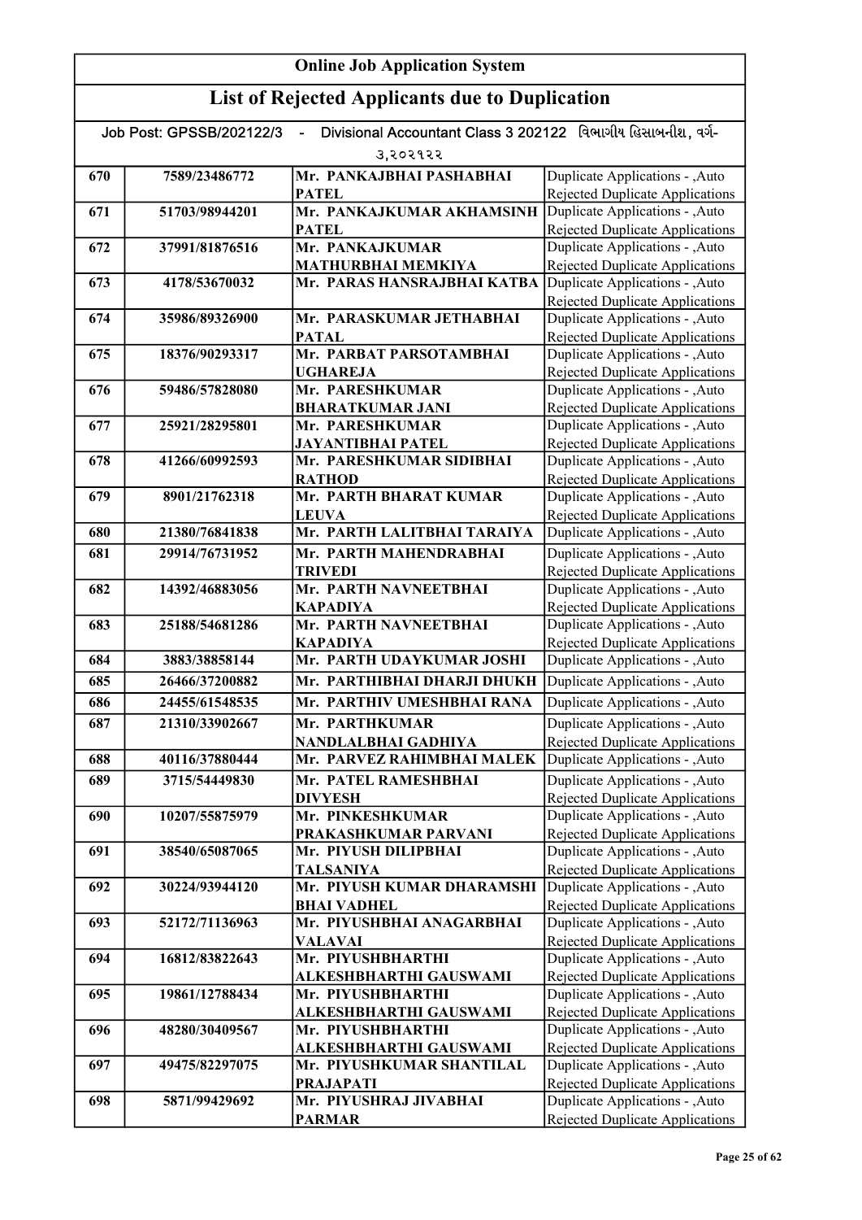# Online Job Application System

## List of Rejected Applicants due to Duplication

Job Post: GPSSB/202122/3 - Divisional Accountant Class 3 202122 વિભાગીય હિસાબનીશ, વર્ગ-૩,૨૦૨૧૨૨

| | | | |
|---|---|---|---|
| 670 | 7589/23486772 | Mr. PANKAJBHAI PASHABHAI PATEL | Duplicate Applications - ,Auto Rejected Duplicate Applications |
| 671 | 51703/98944201 | Mr. PANKAJKUMAR AKHAMSINH PATEL | Duplicate Applications - ,Auto Rejected Duplicate Applications |
| 672 | 37991/81876516 | Mr. PANKAJKUMAR MATHURBHAI MEMKIYA | Duplicate Applications - ,Auto Rejected Duplicate Applications |
| 673 | 4178/53670032 | Mr. PARAS HANSRAJBHAI KATBA | Duplicate Applications - ,Auto Rejected Duplicate Applications |
| 674 | 35986/89326900 | Mr. PARASKUMAR JETHABHAI PATAL | Duplicate Applications - ,Auto Rejected Duplicate Applications |
| 675 | 18376/90293317 | Mr. PARBAT PARSOTAMBHAI UGHAREJA | Duplicate Applications - ,Auto Rejected Duplicate Applications |
| 676 | 59486/57828080 | Mr. PARESHKUMAR BHARATKUMAR JANI | Duplicate Applications - ,Auto Rejected Duplicate Applications |
| 677 | 25921/28295801 | Mr. PARESHKUMAR JAYANTIBHAI PATEL | Duplicate Applications - ,Auto Rejected Duplicate Applications |
| 678 | 41266/60992593 | Mr. PARESHKUMAR SIDIBHAI RATHOD | Duplicate Applications - ,Auto Rejected Duplicate Applications |
| 679 | 8901/21762318 | Mr. PARTH BHARAT KUMAR LEUVA | Duplicate Applications - ,Auto Rejected Duplicate Applications |
| 680 | 21380/76841838 | Mr. PARTH LALITBHAI TARAIYA | Duplicate Applications - ,Auto |
| 681 | 29914/76731952 | Mr. PARTH MAHENDRABHAI TRIVEDI | Duplicate Applications - ,Auto Rejected Duplicate Applications |
| 682 | 14392/46883056 | Mr. PARTH NAVNEETBHAI KAPADIYA | Duplicate Applications - ,Auto Rejected Duplicate Applications |
| 683 | 25188/54681286 | Mr. PARTH NAVNEETBHAI KAPADIYA | Duplicate Applications - ,Auto Rejected Duplicate Applications |
| 684 | 3883/38858144 | Mr. PARTH UDAYKUMAR JOSHI | Duplicate Applications - ,Auto |
| 685 | 26466/37200882 | Mr. PARTHIBHAI DHARJI DHUKH | Duplicate Applications - ,Auto |
| 686 | 24455/61548535 | Mr. PARTHIV UMESHBHAI RANA | Duplicate Applications - ,Auto |
| 687 | 21310/33902667 | Mr. PARTHKUMAR NANDLALBHAI GADHIYA | Duplicate Applications - ,Auto Rejected Duplicate Applications |
| 688 | 40116/37880444 | Mr. PARVEZ RAHIMBHAI MALEK | Duplicate Applications - ,Auto |
| 689 | 3715/54449830 | Mr. PATEL RAMESHBHAI DIVYESH | Duplicate Applications - ,Auto Rejected Duplicate Applications |
| 690 | 10207/55875979 | Mr. PINKESHKUMAR PRAKASHKUMAR PARVANI | Duplicate Applications - ,Auto Rejected Duplicate Applications |
| 691 | 38540/65087065 | Mr. PIYUSH DILIPBHAI TALSANIYA | Duplicate Applications - ,Auto Rejected Duplicate Applications |
| 692 | 30224/93944120 | Mr. PIYUSH KUMAR DHARAMSHI BHAI VADHEL | Duplicate Applications - ,Auto Rejected Duplicate Applications |
| 693 | 52172/71136963 | Mr. PIYUSHBHAI ANAGARBHAI VALAVAI | Duplicate Applications - ,Auto Rejected Duplicate Applications |
| 694 | 16812/83822643 | Mr. PIYUSHBHARTHI ALKESHBHARTHI GAUSWAMI | Duplicate Applications - ,Auto Rejected Duplicate Applications |
| 695 | 19861/12788434 | Mr. PIYUSHBHARTHI ALKESHBHARTHI GAUSWAMI | Duplicate Applications - ,Auto Rejected Duplicate Applications |
| 696 | 48280/30409567 | Mr. PIYUSHBHARTHI ALKESHBHARTHI GAUSWAMI | Duplicate Applications - ,Auto Rejected Duplicate Applications |
| 697 | 49475/82297075 | Mr. PIYUSHKUMAR SHANTILAL PRAJAPATI | Duplicate Applications - ,Auto Rejected Duplicate Applications |
| 698 | 5871/99429692 | Mr. PIYUSHRAJ JIVABHAI PARMAR | Duplicate Applications - ,Auto Rejected Duplicate Applications |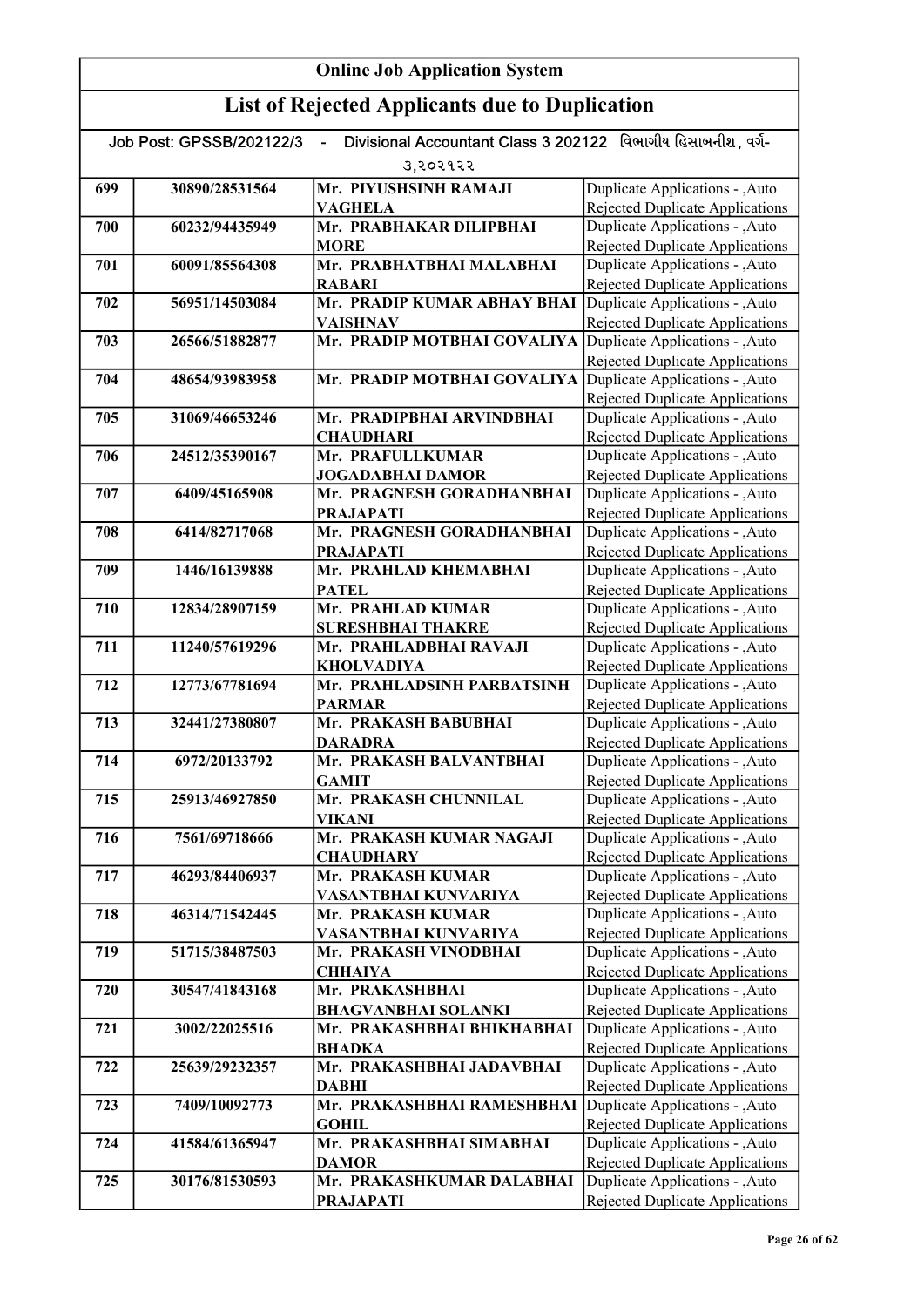# Online Job Application System

## List of Rejected Applicants due to Duplication

Job Post: GPSSB/202122/3 - Divisional Accountant Class 3 202122 વિભાગીય હિસાબનીશ, વર્ગ-૩,૨૦૨૧૨૨

| | | | |
|---|---|---|---|
| 699 | 30890/28531564 | Mr. PIYUSHSINH RAMAJI VAGHELA | Duplicate Applications - ,Auto Rejected Duplicate Applications |
| 700 | 60232/94435949 | Mr. PRABHAKAR DILIPBHAI MORE | Duplicate Applications - ,Auto Rejected Duplicate Applications |
| 701 | 60091/85564308 | Mr. PRABHATBHAI MALABHAI RABARI | Duplicate Applications - ,Auto Rejected Duplicate Applications |
| 702 | 56951/14503084 | Mr. PRADIP KUMAR ABHAY BHAI VAISHNAV | Duplicate Applications - ,Auto Rejected Duplicate Applications |
| 703 | 26566/51882877 | Mr. PRADIP MOTBHAI GOVALIYA | Duplicate Applications - ,Auto Rejected Duplicate Applications |
| 704 | 48654/93983958 | Mr. PRADIP MOTBHAI GOVALIYA | Duplicate Applications - ,Auto Rejected Duplicate Applications |
| 705 | 31069/46653246 | Mr. PRADIPBHAI ARVINDBHAI CHAUDHARI | Duplicate Applications - ,Auto Rejected Duplicate Applications |
| 706 | 24512/35390167 | Mr. PRAFULLKUMAR JOGADABHAI DAMOR | Duplicate Applications - ,Auto Rejected Duplicate Applications |
| 707 | 6409/45165908 | Mr. PRAGNESH GORADHANBHAI PRAJAPATI | Duplicate Applications - ,Auto Rejected Duplicate Applications |
| 708 | 6414/82717068 | Mr. PRAGNESH GORADHANBHAI PRAJAPATI | Duplicate Applications - ,Auto Rejected Duplicate Applications |
| 709 | 1446/16139888 | Mr. PRAHLAD KHEMABHAI PATEL | Duplicate Applications - ,Auto Rejected Duplicate Applications |
| 710 | 12834/28907159 | Mr. PRAHLAD KUMAR SURESHBHAI THAKRE | Duplicate Applications - ,Auto Rejected Duplicate Applications |
| 711 | 11240/57619296 | Mr. PRAHLADBHAI RAVAJI KHOLVADIYA | Duplicate Applications - ,Auto Rejected Duplicate Applications |
| 712 | 12773/67781694 | Mr. PRAHLADSINH PARBATSINH PARMAR | Duplicate Applications - ,Auto Rejected Duplicate Applications |
| 713 | 32441/27380807 | Mr. PRAKASH BABUBHAI DARADRA | Duplicate Applications - ,Auto Rejected Duplicate Applications |
| 714 | 6972/20133792 | Mr. PRAKASH BALVANTBHAI GAMIT | Duplicate Applications - ,Auto Rejected Duplicate Applications |
| 715 | 25913/46927850 | Mr. PRAKASH CHUNNILAL VIKANI | Duplicate Applications - ,Auto Rejected Duplicate Applications |
| 716 | 7561/69718666 | Mr. PRAKASH KUMAR NAGAJI CHAUDHARY | Duplicate Applications - ,Auto Rejected Duplicate Applications |
| 717 | 46293/84406937 | Mr. PRAKASH KUMAR VASANTBHAI KUNVARIYA | Duplicate Applications - ,Auto Rejected Duplicate Applications |
| 718 | 46314/71542445 | Mr. PRAKASH KUMAR VASANTBHAI KUNVARIYA | Duplicate Applications - ,Auto Rejected Duplicate Applications |
| 719 | 51715/38487503 | Mr. PRAKASH VINODBHAI CHHAIYA | Duplicate Applications - ,Auto Rejected Duplicate Applications |
| 720 | 30547/41843168 | Mr. PRAKASHBHAI BHAGVANBHAI SOLANKI | Duplicate Applications - ,Auto Rejected Duplicate Applications |
| 721 | 3002/22025516 | Mr. PRAKASHBHAI BHIKHABHAI BHADKA | Duplicate Applications - ,Auto Rejected Duplicate Applications |
| 722 | 25639/29232357 | Mr. PRAKASHBHAI JADAVBHAI DABHI | Duplicate Applications - ,Auto Rejected Duplicate Applications |
| 723 | 7409/10092773 | Mr. PRAKASHBHAI RAMESHBHAI GOHIL | Duplicate Applications - ,Auto Rejected Duplicate Applications |
| 724 | 41584/61365947 | Mr. PRAKASHBHAI SIMABHAI DAMOR | Duplicate Applications - ,Auto Rejected Duplicate Applications |
| 725 | 30176/81530593 | Mr. PRAKASHKUMAR DALABHAI PRAJAPATI | Duplicate Applications - ,Auto Rejected Duplicate Applications |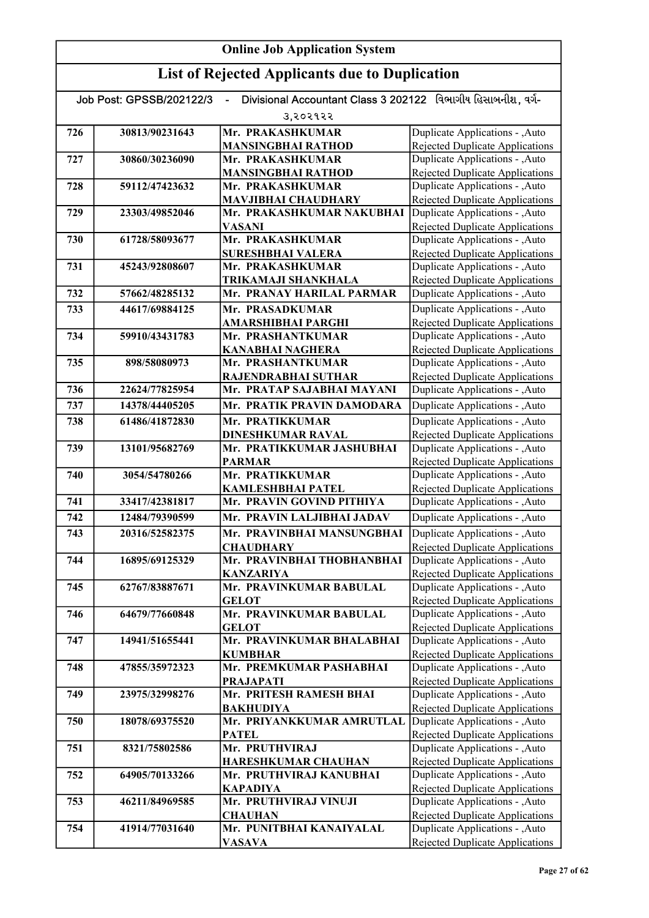# Online Job Application System

## List of Rejected Applicants due to Duplication

Job Post: GPSSB/202122/3 - Divisional Accountant Class 3 202122 વિભાગીય હિસાબનીશ, વર્ગ-૩,૨૦૨૧૨૨

| | | | |
|---|---|---|---|
| 726 | 30813/90231643 | Mr. PRAKASHKUMAR MANSINGBHAI RATHOD | Duplicate Applications - ,Auto Rejected Duplicate Applications |
| 727 | 30860/30236090 | Mr. PRAKASHKUMAR MANSINGBHAI RATHOD | Duplicate Applications - ,Auto Rejected Duplicate Applications |
| 728 | 59112/47423632 | Mr. PRAKASHKUMAR MAVJIBHAI CHAUDHARY | Duplicate Applications - ,Auto Rejected Duplicate Applications |
| 729 | 23303/49852046 | Mr. PRAKASHKUMAR NAKUBHAI VASANI | Duplicate Applications - ,Auto Rejected Duplicate Applications |
| 730 | 61728/58093677 | Mr. PRAKASHKUMAR SURESHBHAI VALERA | Duplicate Applications - ,Auto Rejected Duplicate Applications |
| 731 | 45243/92808607 | Mr. PRAKASHKUMAR TRIKAMAJI SHANKHALA | Duplicate Applications - ,Auto Rejected Duplicate Applications |
| 732 | 57662/48285132 | Mr. PRANAY HARILAL PARMAR | Duplicate Applications - ,Auto |
| 733 | 44617/69884125 | Mr. PRASADKUMAR AMARSHIBHAI PARGHI | Duplicate Applications - ,Auto Rejected Duplicate Applications |
| 734 | 59910/43431783 | Mr. PRASHANTKUMAR KANABHAI NAGHERA | Duplicate Applications - ,Auto Rejected Duplicate Applications |
| 735 | 898/58080973 | Mr. PRASHANTKUMAR RAJENDRABHAI SUTHAR | Duplicate Applications - ,Auto Rejected Duplicate Applications |
| 736 | 22624/77825954 | Mr. PRATAP SAJABHAI MAYANI | Duplicate Applications - ,Auto |
| 737 | 14378/44405205 | Mr. PRATIK PRAVIN DAMODARA | Duplicate Applications - ,Auto |
| 738 | 61486/41872830 | Mr. PRATIKKUMAR DINESHKUMAR RAVAL | Duplicate Applications - ,Auto Rejected Duplicate Applications |
| 739 | 13101/95682769 | Mr. PRATIKKUMAR JASHUBHAI PARMAR | Duplicate Applications - ,Auto Rejected Duplicate Applications |
| 740 | 3054/54780266 | Mr. PRATIKKUMAR KAMLESHBHAI PATEL | Duplicate Applications - ,Auto Rejected Duplicate Applications |
| 741 | 33417/42381817 | Mr. PRAVIN GOVIND PITHIYA | Duplicate Applications - ,Auto |
| 742 | 12484/79390599 | Mr. PRAVIN LALJIBHAI JADAV | Duplicate Applications - ,Auto |
| 743 | 20316/52582375 | Mr. PRAVINBHAI MANSUNGBHAI CHAUDHARY | Duplicate Applications - ,Auto Rejected Duplicate Applications |
| 744 | 16895/69125329 | Mr. PRAVINBHAI THOBHANBHAI KANZARIYA | Duplicate Applications - ,Auto Rejected Duplicate Applications |
| 745 | 62767/83887671 | Mr. PRAVINKUMAR BABULAL GELOT | Duplicate Applications - ,Auto Rejected Duplicate Applications |
| 746 | 64679/77660848 | Mr. PRAVINKUMAR BABULAL GELOT | Duplicate Applications - ,Auto Rejected Duplicate Applications |
| 747 | 14941/51655441 | Mr. PRAVINKUMAR BHALABHAI KUMBHAR | Duplicate Applications - ,Auto Rejected Duplicate Applications |
| 748 | 47855/35972323 | Mr. PREMKUMAR PASHABHAI PRAJAPATI | Duplicate Applications - ,Auto Rejected Duplicate Applications |
| 749 | 23975/32998276 | Mr. PRITESH RAMESH BHAI BAKHUDIYA | Duplicate Applications - ,Auto Rejected Duplicate Applications |
| 750 | 18078/69375520 | Mr. PRIYANKKUMAR AMRUTLAL PATEL | Duplicate Applications - ,Auto Rejected Duplicate Applications |
| 751 | 8321/75802586 | Mr. PRUTHVIRAJ HARESHKUMAR CHAUHAN | Duplicate Applications - ,Auto Rejected Duplicate Applications |
| 752 | 64905/70133266 | Mr. PRUTHVIRAJ KANUBHAI KAPADIYA | Duplicate Applications - ,Auto Rejected Duplicate Applications |
| 753 | 46211/84969585 | Mr. PRUTHVIRAJ VINUJI CHAUHAN | Duplicate Applications - ,Auto Rejected Duplicate Applications |
| 754 | 41914/77031640 | Mr. PUNITBHAI KANAIYALAL VASAVA | Duplicate Applications - ,Auto Rejected Duplicate Applications |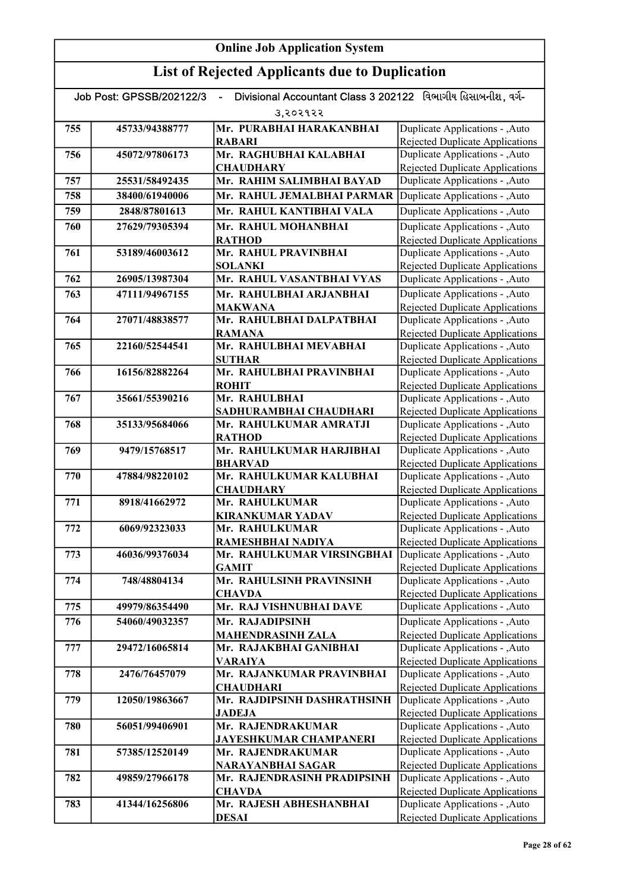# Online Job Application System

## List of Rejected Applicants due to Duplication

Job Post: GPSSB/202122/3 - Divisional Accountant Class 3 202122 વિભાગીય હિસાબનીશ, વર્ગ-૩,૨૦૨૧૨૨

| | | | |
|---|---|---|---|
| 755 | 45733/94388777 | Mr. PURABHAI HARAKANBHAI RABARI | Duplicate Applications - ,Auto Rejected Duplicate Applications |
| 756 | 45072/97806173 | Mr. RAGHUBHAI KALABHAI CHAUDHARY | Duplicate Applications - ,Auto Rejected Duplicate Applications |
| 757 | 25531/58492435 | Mr. RAHIM SALIMBHAI BAYAD | Duplicate Applications - ,Auto |
| 758 | 38400/61940006 | Mr. RAHUL JEMALBHAI PARMAR | Duplicate Applications - ,Auto |
| 759 | 2848/87801613 | Mr. RAHUL KANTIBHAI VALA | Duplicate Applications - ,Auto |
| 760 | 27629/79305394 | Mr. RAHUL MOHANBHAI RATHOD | Duplicate Applications - ,Auto Rejected Duplicate Applications |
| 761 | 53189/46003612 | Mr. RAHUL PRAVINBHAI SOLANKI | Duplicate Applications - ,Auto Rejected Duplicate Applications |
| 762 | 26905/13987304 | Mr. RAHUL VASANTBHAI VYAS | Duplicate Applications - ,Auto |
| 763 | 47111/94967155 | Mr. RAHULBHAI ARJANBHAI MAKWANA | Duplicate Applications - ,Auto Rejected Duplicate Applications |
| 764 | 27071/48838577 | Mr. RAHULBHAI DALPATBHAI RAMANA | Duplicate Applications - ,Auto Rejected Duplicate Applications |
| 765 | 22160/52544541 | Mr. RAHULBHAI MEVABHAI SUTHAR | Duplicate Applications - ,Auto Rejected Duplicate Applications |
| 766 | 16156/82882264 | Mr. RAHULBHAI PRAVINBHAI ROHIT | Duplicate Applications - ,Auto Rejected Duplicate Applications |
| 767 | 35661/55390216 | Mr. RAHULBHAI SADHURAMBHAI CHAUDHARI | Duplicate Applications - ,Auto Rejected Duplicate Applications |
| 768 | 35133/95684066 | Mr. RAHULKUMAR AMRATJI RATHOD | Duplicate Applications - ,Auto Rejected Duplicate Applications |
| 769 | 9479/15768517 | Mr. RAHULKUMAR HARJIBHAI BHARVAD | Duplicate Applications - ,Auto Rejected Duplicate Applications |
| 770 | 47884/98220102 | Mr. RAHULKUMAR KALUBHAI CHAUDHARY | Duplicate Applications - ,Auto Rejected Duplicate Applications |
| 771 | 8918/41662972 | Mr. RAHULKUMAR KIRANKUMAR YADAV | Duplicate Applications - ,Auto Rejected Duplicate Applications |
| 772 | 6069/92323033 | Mr. RAHULKUMAR RAMESHBHAI NADIYA | Duplicate Applications - ,Auto Rejected Duplicate Applications |
| 773 | 46036/99376034 | Mr. RAHULKUMAR VIRSINGBHAI GAMIT | Duplicate Applications - ,Auto Rejected Duplicate Applications |
| 774 | 748/48804134 | Mr. RAHULSINH PRAVINSINH CHAVDA | Duplicate Applications - ,Auto Rejected Duplicate Applications |
| 775 | 49979/86354490 | Mr. RAJ VISHNUBHAI DAVE | Duplicate Applications - ,Auto |
| 776 | 54060/49032357 | Mr. RAJADIPSINH MAHENDRASINH ZALA | Duplicate Applications - ,Auto Rejected Duplicate Applications |
| 777 | 29472/16065814 | Mr. RAJAKBHAI GANIBHAI VARAIYA | Duplicate Applications - ,Auto Rejected Duplicate Applications |
| 778 | 2476/76457079 | Mr. RAJANKUMAR PRAVINBHAI CHAUDHARI | Duplicate Applications - ,Auto Rejected Duplicate Applications |
| 779 | 12050/19863667 | Mr. RAJDIPSINH DASHRATHSINH JADEJA | Duplicate Applications - ,Auto Rejected Duplicate Applications |
| 780 | 56051/99406901 | Mr. RAJENDRAKUMAR JAYESHKUMAR CHAMPANERI | Duplicate Applications - ,Auto Rejected Duplicate Applications |
| 781 | 57385/12520149 | Mr. RAJENDRAKUMAR NARAYANBHAI SAGAR | Duplicate Applications - ,Auto Rejected Duplicate Applications |
| 782 | 49859/27966178 | Mr. RAJENDRASINH PRADIPSINH CHAVDA | Duplicate Applications - ,Auto Rejected Duplicate Applications |
| 783 | 41344/16256806 | Mr. RAJESH ABHESHANBHAI DESAI | Duplicate Applications - ,Auto Rejected Duplicate Applications |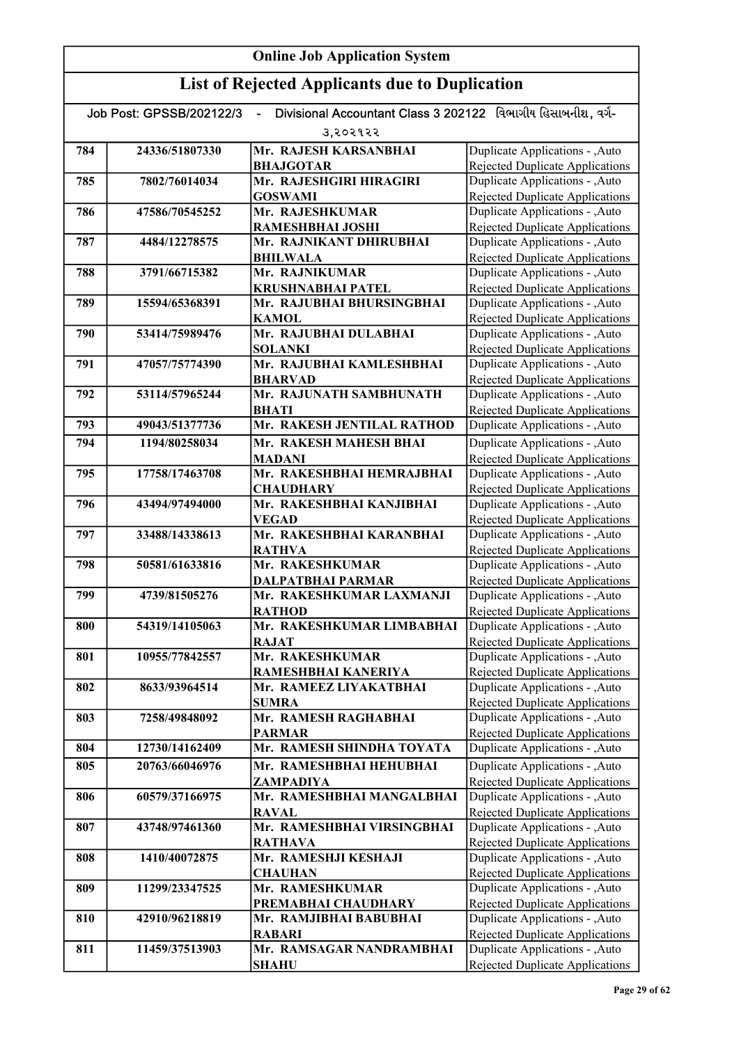# Online Job Application System

## List of Rejected Applicants due to Duplication

Job Post: GPSSB/202122/3 - Divisional Accountant Class 3 202122 વિભાગીય હિસાબનીશ, વર્ગ-૩,૨૦૨૧૨૨

| | | | |
|---|---|---|---|
| 784 | 24336/51807330 | Mr. RAJESH KARSANBHAI BHAJGOTAR | Duplicate Applications - ,Auto Rejected Duplicate Applications |
| 785 | 7802/76014034 | Mr. RAJESHGIRI HIRAGIRI GOSWAMI | Duplicate Applications - ,Auto Rejected Duplicate Applications |
| 786 | 47586/70545252 | Mr. RAJESHKUMAR RAMESHBHAI JOSHI | Duplicate Applications - ,Auto Rejected Duplicate Applications |
| 787 | 4484/12278575 | Mr. RAJNIKANT DHIRUBHAI BHILWALA | Duplicate Applications - ,Auto Rejected Duplicate Applications |
| 788 | 3791/66715382 | Mr. RAJNIKUMAR KRUSHNABHAI PATEL | Duplicate Applications - ,Auto Rejected Duplicate Applications |
| 789 | 15594/65368391 | Mr. RAJUBHAI BHURSINGBHAI KAMOL | Duplicate Applications - ,Auto Rejected Duplicate Applications |
| 790 | 53414/75989476 | Mr. RAJUBHAI DULABHAI SOLANKI | Duplicate Applications - ,Auto Rejected Duplicate Applications |
| 791 | 47057/75774390 | Mr. RAJUBHAI KAMLESHBHAI BHARVAD | Duplicate Applications - ,Auto Rejected Duplicate Applications |
| 792 | 53114/57965244 | Mr. RAJUNATH SAMBHUNATH BHATI | Duplicate Applications - ,Auto Rejected Duplicate Applications |
| 793 | 49043/51377736 | Mr. RAKESH JENTILAL RATHOD | Duplicate Applications - ,Auto |
| 794 | 1194/80258034 | Mr. RAKESH MAHESH BHAI MADANI | Duplicate Applications - ,Auto Rejected Duplicate Applications |
| 795 | 17758/17463708 | Mr. RAKESHBHAI HEMRAJBHAI CHAUDHARY | Duplicate Applications - ,Auto Rejected Duplicate Applications |
| 796 | 43494/97494000 | Mr. RAKESHBHAI KANJIBHAI VEGAD | Duplicate Applications - ,Auto Rejected Duplicate Applications |
| 797 | 33488/14338613 | Mr. RAKESHBHAI KARANBHAI RATHVA | Duplicate Applications - ,Auto Rejected Duplicate Applications |
| 798 | 50581/61633816 | Mr. RAKESHKUMAR DALPATBHAI PARMAR | Duplicate Applications - ,Auto Rejected Duplicate Applications |
| 799 | 4739/81505276 | Mr. RAKESHKUMAR LAXMANJI RATHOD | Duplicate Applications - ,Auto Rejected Duplicate Applications |
| 800 | 54319/14105063 | Mr. RAKESHKUMAR LIMBABHAI RAJAT | Duplicate Applications - ,Auto Rejected Duplicate Applications |
| 801 | 10955/77842557 | Mr. RAKESHKUMAR RAMESHBHAI KANERIYA | Duplicate Applications - ,Auto Rejected Duplicate Applications |
| 802 | 8633/93964514 | Mr. RAMEEZ LIYAKATBHAI SUMRA | Duplicate Applications - ,Auto Rejected Duplicate Applications |
| 803 | 7258/49848092 | Mr. RAMESH RAGHABHAI PARMAR | Duplicate Applications - ,Auto Rejected Duplicate Applications |
| 804 | 12730/14162409 | Mr. RAMESH SHINDHA TOYATA | Duplicate Applications - ,Auto |
| 805 | 20763/66046976 | Mr. RAMESHBHAI HEHUBHAI ZAMPADIYA | Duplicate Applications - ,Auto Rejected Duplicate Applications |
| 806 | 60579/37166975 | Mr. RAMESHBHAI MANGALBHAI RAVAL | Duplicate Applications - ,Auto Rejected Duplicate Applications |
| 807 | 43748/97461360 | Mr. RAMESHBHAI VIRSINGBHAI RATHAVA | Duplicate Applications - ,Auto Rejected Duplicate Applications |
| 808 | 1410/40072875 | Mr. RAMESHJI KESHAJI CHAUHAN | Duplicate Applications - ,Auto Rejected Duplicate Applications |
| 809 | 11299/23347525 | Mr. RAMESHKUMAR PREMABHAI CHAUDHARY | Duplicate Applications - ,Auto Rejected Duplicate Applications |
| 810 | 42910/96218819 | Mr. RAMJIBHAI BABUBHAI RABARI | Duplicate Applications - ,Auto Rejected Duplicate Applications |
| 811 | 11459/37513903 | Mr. RAMSAGAR NANDRAMBHAI SHAHU | Duplicate Applications - ,Auto Rejected Duplicate Applications |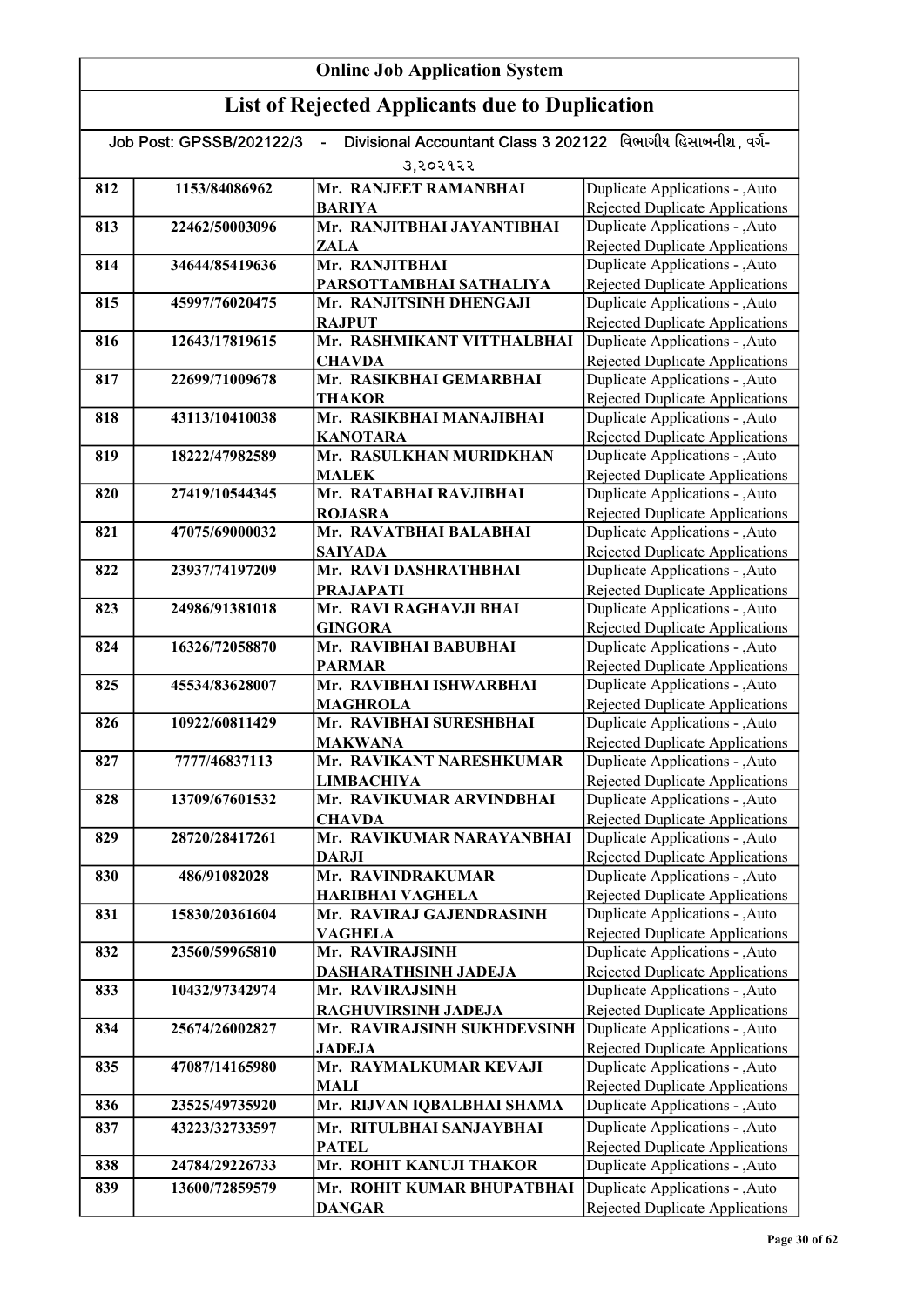## Online Job Application System

## List of Rejected Applicants due to Duplication

Job Post: GPSSB/202122/3 - Divisional Accountant Class 3 202122 વિભાગીય હિસાબનીશ, વર્ગ-૩,૨૦૨૧૨૨

| | | | |
|---|---|---|---|
| 812 | 1153/84086962 | Mr. RANJEET RAMANBHAI BARIYA | Duplicate Applications - ,Auto Rejected Duplicate Applications |
| 813 | 22462/50003096 | Mr. RANJITBHAI JAYANTIBHAI ZALA | Duplicate Applications - ,Auto Rejected Duplicate Applications |
| 814 | 34644/85419636 | Mr. RANJITBHAI PARSOTTAMBHAI SATHALIYA | Duplicate Applications - ,Auto Rejected Duplicate Applications |
| 815 | 45997/76020475 | Mr. RANJITSINH DHENGAJI RAJPUT | Duplicate Applications - ,Auto Rejected Duplicate Applications |
| 816 | 12643/17819615 | Mr. RASHMIKANT VITTHALBHAI CHAVDA | Duplicate Applications - ,Auto Rejected Duplicate Applications |
| 817 | 22699/71009678 | Mr. RASIKBHAI GEMARBHAI THAKOR | Duplicate Applications - ,Auto Rejected Duplicate Applications |
| 818 | 43113/10410038 | Mr. RASIKBHAI MANAJIBHAI KANOTARA | Duplicate Applications - ,Auto Rejected Duplicate Applications |
| 819 | 18222/47982589 | Mr. RASULKHAN MURIDKHAN MALEK | Duplicate Applications - ,Auto Rejected Duplicate Applications |
| 820 | 27419/10544345 | Mr. RATABHAI RAVJIBHAI ROJASRA | Duplicate Applications - ,Auto Rejected Duplicate Applications |
| 821 | 47075/69000032 | Mr. RAVATBHAI BALABHAI SAIYADA | Duplicate Applications - ,Auto Rejected Duplicate Applications |
| 822 | 23937/74197209 | Mr. RAVI DASHRATHBHAI PRAJAPATI | Duplicate Applications - ,Auto Rejected Duplicate Applications |
| 823 | 24986/91381018 | Mr. RAVI RAGHAVJI BHAI GINGORA | Duplicate Applications - ,Auto Rejected Duplicate Applications |
| 824 | 16326/72058870 | Mr. RAVIBHAI BABUBHAI PARMAR | Duplicate Applications - ,Auto Rejected Duplicate Applications |
| 825 | 45534/83628007 | Mr. RAVIBHAI ISHWARBHAI MAGHROLA | Duplicate Applications - ,Auto Rejected Duplicate Applications |
| 826 | 10922/60811429 | Mr. RAVIBHAI SURESHBHAI MAKWANA | Duplicate Applications - ,Auto Rejected Duplicate Applications |
| 827 | 7777/46837113 | Mr. RAVIKANT NARESHKUMAR LIMBACHIYA | Duplicate Applications - ,Auto Rejected Duplicate Applications |
| 828 | 13709/67601532 | Mr. RAVIKUMAR ARVINDBHAI CHAVDA | Duplicate Applications - ,Auto Rejected Duplicate Applications |
| 829 | 28720/28417261 | Mr. RAVIKUMAR NARAYANBHAI DARJI | Duplicate Applications - ,Auto Rejected Duplicate Applications |
| 830 | 486/91082028 | Mr. RAVINDRAKUMAR HARIBHAI VAGHELA | Duplicate Applications - ,Auto Rejected Duplicate Applications |
| 831 | 15830/20361604 | Mr. RAVIRAJ GAJENDRASINH VAGHELA | Duplicate Applications - ,Auto Rejected Duplicate Applications |
| 832 | 23560/59965810 | Mr. RAVIRAJSINH DASHARATHSINH JADEJA | Duplicate Applications - ,Auto Rejected Duplicate Applications |
| 833 | 10432/97342974 | Mr. RAVIRAJSINH RAGHUVIRSINH JADEJA | Duplicate Applications - ,Auto Rejected Duplicate Applications |
| 834 | 25674/26002827 | Mr. RAVIRAJSINH SUKHDEVSINH JADEJA | Duplicate Applications - ,Auto Rejected Duplicate Applications |
| 835 | 47087/14165980 | Mr. RAYMALKUMAR KEVAJI MALI | Duplicate Applications - ,Auto Rejected Duplicate Applications |
| 836 | 23525/49735920 | Mr. RIJVAN IQBALBHAI SHAMA | Duplicate Applications - ,Auto |
| 837 | 43223/32733597 | Mr. RITULBHAI SANJAYBHAI PATEL | Duplicate Applications - ,Auto Rejected Duplicate Applications |
| 838 | 24784/29226733 | Mr. ROHIT KANUJI THAKOR | Duplicate Applications - ,Auto |
| 839 | 13600/72859579 | Mr. ROHIT KUMAR BHUPATBHAI DANGAR | Duplicate Applications - ,Auto Rejected Duplicate Applications |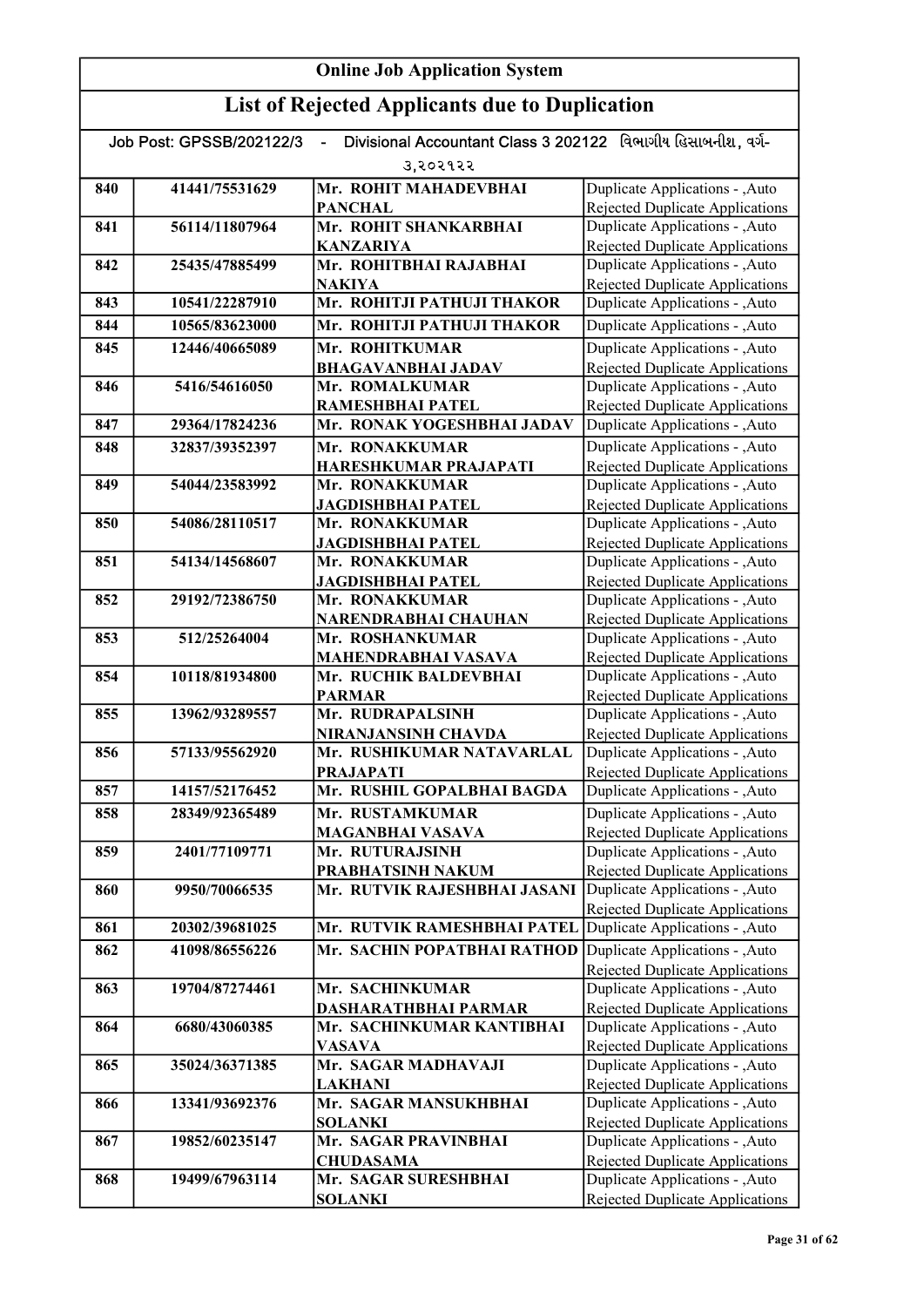## Online Job Application System

## List of Rejected Applicants due to Duplication

Job Post: GPSSB/202122/3 - Divisional Accountant Class 3 202122 વિભાગીય હિસાબનીશ, વર્ગ-૩,૨૦૨૧૨૨

| | | | |
|---|---|---|---|
| 840 | 41441/75531629 | Mr. ROHIT MAHADEVBHAI PANCHAL | Duplicate Applications - ,Auto Rejected Duplicate Applications |
| 841 | 56114/11807964 | Mr. ROHIT SHANKARBHAI KANZARIYA | Duplicate Applications - ,Auto Rejected Duplicate Applications |
| 842 | 25435/47885499 | Mr. ROHITBHAI RAJABHAI NAKIYA | Duplicate Applications - ,Auto Rejected Duplicate Applications |
| 843 | 10541/22287910 | Mr. ROHITJI PATHUJI THAKOR | Duplicate Applications - ,Auto |
| 844 | 10565/83623000 | Mr. ROHITJI PATHUJI THAKOR | Duplicate Applications - ,Auto |
| 845 | 12446/40665089 | Mr. ROHITKUMAR BHAGAVANBHAI JADAV | Duplicate Applications - ,Auto Rejected Duplicate Applications |
| 846 | 5416/54616050 | Mr. ROMALKUMAR RAMESHBHAI PATEL | Duplicate Applications - ,Auto Rejected Duplicate Applications |
| 847 | 29364/17824236 | Mr. RONAK YOGESHBHAI JADAV | Duplicate Applications - ,Auto |
| 848 | 32837/39352397 | Mr. RONAKKUMAR HARESHKUMAR PRAJAPATI | Duplicate Applications - ,Auto Rejected Duplicate Applications |
| 849 | 54044/23583992 | Mr. RONAKKUMAR JAGDISHBHAI PATEL | Duplicate Applications - ,Auto Rejected Duplicate Applications |
| 850 | 54086/28110517 | Mr. RONAKKUMAR JAGDISHBHAI PATEL | Duplicate Applications - ,Auto Rejected Duplicate Applications |
| 851 | 54134/14568607 | Mr. RONAKKUMAR JAGDISHBHAI PATEL | Duplicate Applications - ,Auto Rejected Duplicate Applications |
| 852 | 29192/72386750 | Mr. RONAKKUMAR NARENDRABHAI CHAUHAN | Duplicate Applications - ,Auto Rejected Duplicate Applications |
| 853 | 512/25264004 | Mr. ROSHANKUMAR MAHENDRABHAI VASAVA | Duplicate Applications - ,Auto Rejected Duplicate Applications |
| 854 | 10118/81934800 | Mr. RUCHIK BALDEVBHAI PARMAR | Duplicate Applications - ,Auto Rejected Duplicate Applications |
| 855 | 13962/93289557 | Mr. RUDRAPALSINH NIRANJANSINH CHAVDA | Duplicate Applications - ,Auto Rejected Duplicate Applications |
| 856 | 57133/95562920 | Mr. RUSHIKUMAR NATAVARLAL PRAJAPATI | Duplicate Applications - ,Auto Rejected Duplicate Applications |
| 857 | 14157/52176452 | Mr. RUSHIL GOPALBHAI BAGDA | Duplicate Applications - ,Auto |
| 858 | 28349/92365489 | Mr. RUSTAMKUMAR MAGANBHAI VASAVA | Duplicate Applications - ,Auto Rejected Duplicate Applications |
| 859 | 2401/77109771 | Mr. RUTURAJSINH PRABHATSINH NAKUM | Duplicate Applications - ,Auto Rejected Duplicate Applications |
| 860 | 9950/70066535 | Mr. RUTVIK RAJESHBHAI JASANI | Duplicate Applications - ,Auto Rejected Duplicate Applications |
| 861 | 20302/39681025 | Mr. RUTVIK RAMESHBHAI PATEL | Duplicate Applications - ,Auto |
| 862 | 41098/86556226 | Mr. SACHIN POPATBHAI RATHOD | Duplicate Applications - ,Auto Rejected Duplicate Applications |
| 863 | 19704/87274461 | Mr. SACHINKUMAR DASHARATHBHAI PARMAR | Duplicate Applications - ,Auto Rejected Duplicate Applications |
| 864 | 6680/43060385 | Mr. SACHINKUMAR KANTIBHAI VASAVA | Duplicate Applications - ,Auto Rejected Duplicate Applications |
| 865 | 35024/36371385 | Mr. SAGAR MADHAVAJI LAKHANI | Duplicate Applications - ,Auto Rejected Duplicate Applications |
| 866 | 13341/93692376 | Mr. SAGAR MANSUKHBHAI SOLANKI | Duplicate Applications - ,Auto Rejected Duplicate Applications |
| 867 | 19852/60235147 | Mr. SAGAR PRAVINBHAI CHUDASAMA | Duplicate Applications - ,Auto Rejected Duplicate Applications |
| 868 | 19499/67963114 | Mr. SAGAR SURESHBHAI SOLANKI | Duplicate Applications - ,Auto Rejected Duplicate Applications |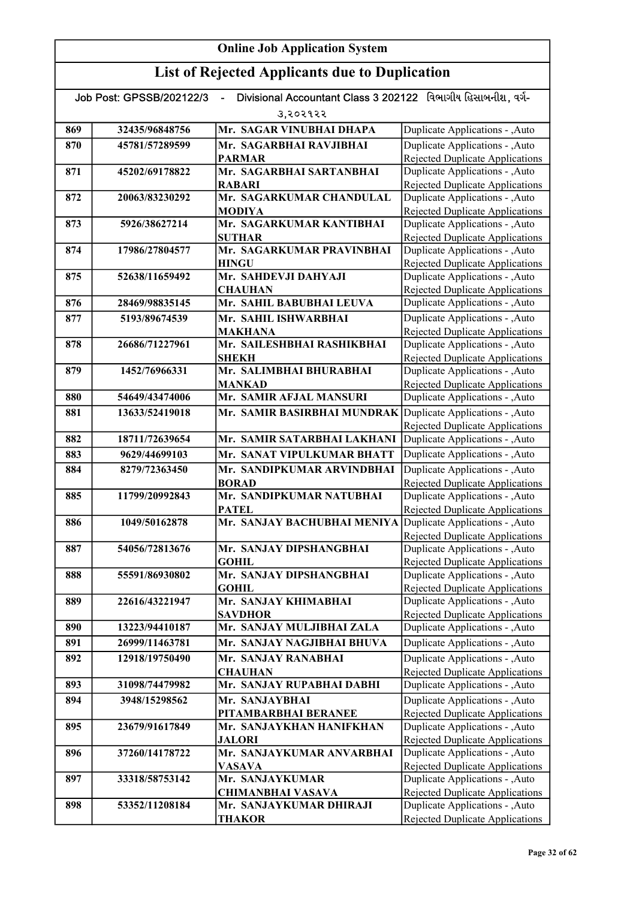# Online Job Application System

## List of Rejected Applicants due to Duplication

Job Post: GPSSB/202122/3 - Divisional Accountant Class 3 202122 વિભાગીય હિસાબનીશ, વર્ગ-૩,૨૦૨૧૨૨

| | | | |
|---|---|---|---|
| 869 | 32435/96848756 | Mr. SAGAR VINUBHAI DHAPA | Duplicate Applications - ,Auto |
| 870 | 45781/57289599 | Mr. SAGARBHAI RAVJIBHAI PARMAR | Duplicate Applications - ,Auto Rejected Duplicate Applications |
| 871 | 45202/69178822 | Mr. SAGARBHAI SARTANBHAI RABARI | Duplicate Applications - ,Auto Rejected Duplicate Applications |
| 872 | 20063/83230292 | Mr. SAGARKUMAR CHANDULAL MODIYA | Duplicate Applications - ,Auto Rejected Duplicate Applications |
| 873 | 5926/38627214 | Mr. SAGARKUMAR KANTIBHAI SUTHAR | Duplicate Applications - ,Auto Rejected Duplicate Applications |
| 874 | 17986/27804577 | Mr. SAGARKUMAR PRAVINBHAI HINGU | Duplicate Applications - ,Auto Rejected Duplicate Applications |
| 875 | 52638/11659492 | Mr. SAHDEVJI DAHYAJI CHAUHAN | Duplicate Applications - ,Auto Rejected Duplicate Applications |
| 876 | 28469/98835145 | Mr. SAHIL BABUBHAI LEUVA | Duplicate Applications - ,Auto |
| 877 | 5193/89674539 | Mr. SAHIL ISHWARBHAI MAKHANA | Duplicate Applications - ,Auto Rejected Duplicate Applications |
| 878 | 26686/71227961 | Mr. SAILESHBHAI RASHIKBHAI SHEKH | Duplicate Applications - ,Auto Rejected Duplicate Applications |
| 879 | 1452/76966331 | Mr. SALIMBHAI BHURABHAI MANKAD | Duplicate Applications - ,Auto Rejected Duplicate Applications |
| 880 | 54649/43474006 | Mr. SAMIR AFJAL MANSURI | Duplicate Applications - ,Auto |
| 881 | 13633/52419018 | Mr. SAMIR BASIRBHAI MUNDRAK | Duplicate Applications - ,Auto Rejected Duplicate Applications |
| 882 | 18711/72639654 | Mr. SAMIR SATARBHAI LAKHANI | Duplicate Applications - ,Auto |
| 883 | 9629/44699103 | Mr. SANAT VIPULKUMAR BHATT | Duplicate Applications - ,Auto |
| 884 | 8279/72363450 | Mr. SANDIPKUMAR ARVINDBHAI BORAD | Duplicate Applications - ,Auto Rejected Duplicate Applications |
| 885 | 11799/20992843 | Mr. SANDIPKUMAR NATUBHAI PATEL | Duplicate Applications - ,Auto Rejected Duplicate Applications |
| 886 | 1049/50162878 | Mr. SANJAY BACHUBHAI MENIYA | Duplicate Applications - ,Auto Rejected Duplicate Applications |
| 887 | 54056/72813676 | Mr. SANJAY DIPSHANGBHAI GOHIL | Duplicate Applications - ,Auto Rejected Duplicate Applications |
| 888 | 55591/86930802 | Mr. SANJAY DIPSHANGBHAI GOHIL | Duplicate Applications - ,Auto Rejected Duplicate Applications |
| 889 | 22616/43221947 | Mr. SANJAY KHIMABHAI SAVDHOR | Duplicate Applications - ,Auto Rejected Duplicate Applications |
| 890 | 13223/94410187 | Mr. SANJAY MULJIBHAI ZALA | Duplicate Applications - ,Auto |
| 891 | 26999/11463781 | Mr. SANJAY NAGJIBHAI BHUVA | Duplicate Applications - ,Auto |
| 892 | 12918/19750490 | Mr. SANJAY RANABHAI CHAUHAN | Duplicate Applications - ,Auto Rejected Duplicate Applications |
| 893 | 31098/74479982 | Mr. SANJAY RUPABHAI DABHI | Duplicate Applications - ,Auto |
| 894 | 3948/15298562 | Mr. SANJAYBHAI PITAMBARBHAI BERANEE | Duplicate Applications - ,Auto Rejected Duplicate Applications |
| 895 | 23679/91617849 | Mr. SANJAYKHAN HANIFKHAN JALORI | Duplicate Applications - ,Auto Rejected Duplicate Applications |
| 896 | 37260/14178722 | Mr. SANJAYKUMAR ANVARBHAI VASAVA | Duplicate Applications - ,Auto Rejected Duplicate Applications |
| 897 | 33318/58753142 | Mr. SANJAYKUMAR CHIMANBHAI VASAVA | Duplicate Applications - ,Auto Rejected Duplicate Applications |
| 898 | 53352/11208184 | Mr. SANJAYKUMAR DHIRAJI THAKOR | Duplicate Applications - ,Auto Rejected Duplicate Applications |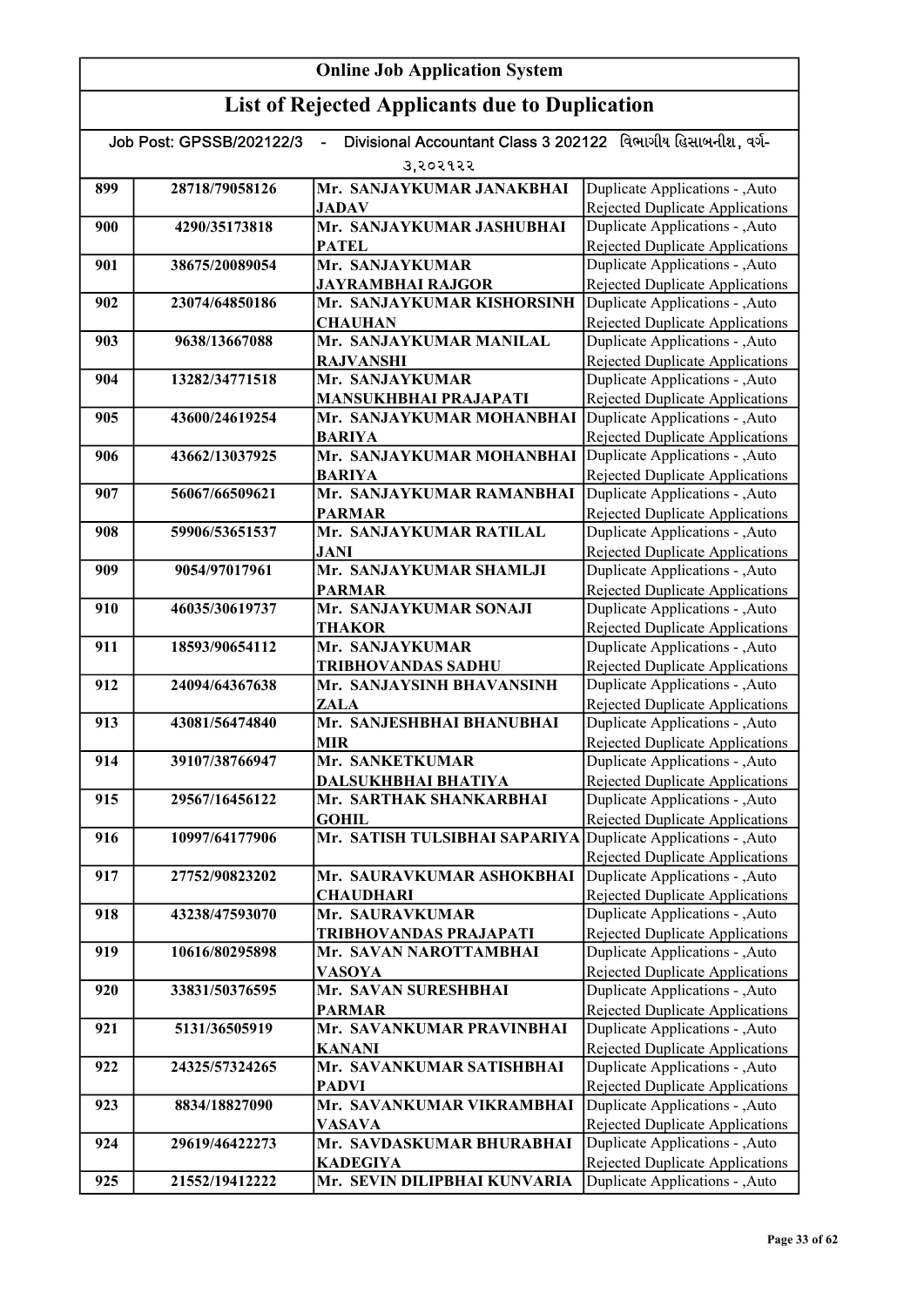## Online Job Application System

## List of Rejected Applicants due to Duplication

Job Post: GPSSB/202122/3 - Divisional Accountant Class 3 202122 વિભાગીય હિસાબનીશ, વર્ગ-૩,૨૦૨૧૨૨

| | | | |
|---|---|---|---|
| 899 | 28718/79058126 | Mr. SANJAYKUMAR JANAKBHAI JADAV | Duplicate Applications - ,Auto Rejected Duplicate Applications |
| 900 | 4290/35173818 | Mr. SANJAYKUMAR JASHUBHAI PATEL | Duplicate Applications - ,Auto Rejected Duplicate Applications |
| 901 | 38675/20089054 | Mr. SANJAYKUMAR JAYRAMBHAI RAJGOR | Duplicate Applications - ,Auto Rejected Duplicate Applications |
| 902 | 23074/64850186 | Mr. SANJAYKUMAR KISHORSINH CHAUHAN | Duplicate Applications - ,Auto Rejected Duplicate Applications |
| 903 | 9638/13667088 | Mr. SANJAYKUMAR MANILAL RAJVANSHI | Duplicate Applications - ,Auto Rejected Duplicate Applications |
| 904 | 13282/34771518 | Mr. SANJAYKUMAR MANSUKHBHAI PRAJAPATI | Duplicate Applications - ,Auto Rejected Duplicate Applications |
| 905 | 43600/24619254 | Mr. SANJAYKUMAR MOHANBHAI BARIYA | Duplicate Applications - ,Auto Rejected Duplicate Applications |
| 906 | 43662/13037925 | Mr. SANJAYKUMAR MOHANBHAI BARIYA | Duplicate Applications - ,Auto Rejected Duplicate Applications |
| 907 | 56067/66509621 | Mr. SANJAYKUMAR RAMANBHAI PARMAR | Duplicate Applications - ,Auto Rejected Duplicate Applications |
| 908 | 59906/53651537 | Mr. SANJAYKUMAR RATILAL JANI | Duplicate Applications - ,Auto Rejected Duplicate Applications |
| 909 | 9054/97017961 | Mr. SANJAYKUMAR SHAMLJI PARMAR | Duplicate Applications - ,Auto Rejected Duplicate Applications |
| 910 | 46035/30619737 | Mr. SANJAYKUMAR SONAJI THAKOR | Duplicate Applications - ,Auto Rejected Duplicate Applications |
| 911 | 18593/90654112 | Mr. SANJAYKUMAR TRIBHOVANDAS SADHU | Duplicate Applications - ,Auto Rejected Duplicate Applications |
| 912 | 24094/64367638 | Mr. SANJAYSINH BHAVANSINH ZALA | Duplicate Applications - ,Auto Rejected Duplicate Applications |
| 913 | 43081/56474840 | Mr. SANJESHBHAI BHANUBHAI MIR | Duplicate Applications - ,Auto Rejected Duplicate Applications |
| 914 | 39107/38766947 | Mr. SANKETKUMAR DALSUKHBHAI BHATIYA | Duplicate Applications - ,Auto Rejected Duplicate Applications |
| 915 | 29567/16456122 | Mr. SARTHAK SHANKARBHAI GOHIL | Duplicate Applications - ,Auto Rejected Duplicate Applications |
| 916 | 10997/64177906 | Mr. SATISH TULSIBHAI SAPARIYA | Duplicate Applications - ,Auto Rejected Duplicate Applications |
| 917 | 27752/90823202 | Mr. SAURAVKUMAR ASHOKBHAI CHAUDHARI | Duplicate Applications - ,Auto Rejected Duplicate Applications |
| 918 | 43238/47593070 | Mr. SAURAVKUMAR TRIBHOVANDAS PRAJAPATI | Duplicate Applications - ,Auto Rejected Duplicate Applications |
| 919 | 10616/80295898 | Mr. SAVAN NAROTTAMBHAI VASOYA | Duplicate Applications - ,Auto Rejected Duplicate Applications |
| 920 | 33831/50376595 | Mr. SAVAN SURESHBHAI PARMAR | Duplicate Applications - ,Auto Rejected Duplicate Applications |
| 921 | 5131/36505919 | Mr. SAVANKUMAR PRAVINBHAI KANANI | Duplicate Applications - ,Auto Rejected Duplicate Applications |
| 922 | 24325/57324265 | Mr. SAVANKUMAR SATISHBHAI PADVI | Duplicate Applications - ,Auto Rejected Duplicate Applications |
| 923 | 8834/18827090 | Mr. SAVANKUMAR VIKRAMBHAI VASAVA | Duplicate Applications - ,Auto Rejected Duplicate Applications |
| 924 | 29619/46422273 | Mr. SAVDASKUMAR BHURABHAI KADEGIYA | Duplicate Applications - ,Auto Rejected Duplicate Applications |
| 925 | 21552/19412222 | Mr. SEVIN DILIPBHAI KUNVARIA | Duplicate Applications - ,Auto |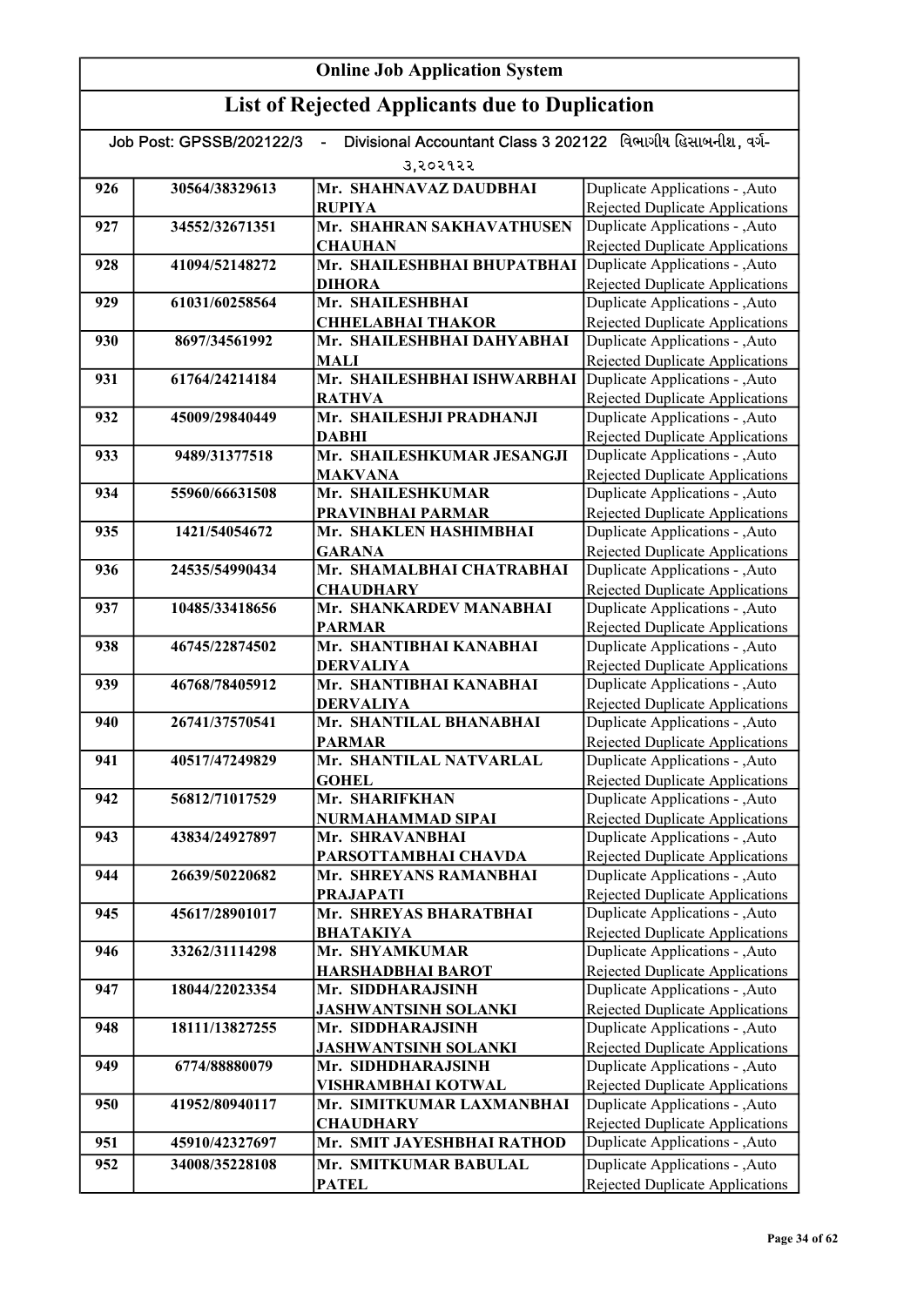# Online Job Application System

## List of Rejected Applicants due to Duplication

Job Post: GPSSB/202122/3 - Divisional Accountant Class 3 202122 વિભાગીય હિસાબનીશ, વર્ગ-૩,૨૦૨૧૨૨

| | | | |
|---|---|---|---|
| 926 | 30564/38329613 | Mr. SHAHNAVAZ DAUDBHAI RUPIYA | Duplicate Applications - ,Auto Rejected Duplicate Applications |
| 927 | 34552/32671351 | Mr. SHAHRAN SAKHAVATHUSEN CHAUHAN | Duplicate Applications - ,Auto Rejected Duplicate Applications |
| 928 | 41094/52148272 | Mr. SHAILESHBHAI BHUPATBHAI DIHORA | Duplicate Applications - ,Auto Rejected Duplicate Applications |
| 929 | 61031/60258564 | Mr. SHAILESHBHAI CHHELABHAI THAKOR | Duplicate Applications - ,Auto Rejected Duplicate Applications |
| 930 | 8697/34561992 | Mr. SHAILESHBHAI DAHYABHAI MALI | Duplicate Applications - ,Auto Rejected Duplicate Applications |
| 931 | 61764/24214184 | Mr. SHAILESHBHAI ISHWARBHAI RATHVA | Duplicate Applications - ,Auto Rejected Duplicate Applications |
| 932 | 45009/29840449 | Mr. SHAILESHJI PRADHANJI DABHI | Duplicate Applications - ,Auto Rejected Duplicate Applications |
| 933 | 9489/31377518 | Mr. SHAILESHKUMAR JESANGJI MAKVANA | Duplicate Applications - ,Auto Rejected Duplicate Applications |
| 934 | 55960/66631508 | Mr. SHAILESHKUMAR PRAVINBHAI PARMAR | Duplicate Applications - ,Auto Rejected Duplicate Applications |
| 935 | 1421/54054672 | Mr. SHAKLEN HASHIMBHAI GARANA | Duplicate Applications - ,Auto Rejected Duplicate Applications |
| 936 | 24535/54990434 | Mr. SHAMALBHAI CHATRABHAI CHAUDHARY | Duplicate Applications - ,Auto Rejected Duplicate Applications |
| 937 | 10485/33418656 | Mr. SHANKARDEV MANABHAI PARMAR | Duplicate Applications - ,Auto Rejected Duplicate Applications |
| 938 | 46745/22874502 | Mr. SHANTIBHAI KANABHAI DERVALIYA | Duplicate Applications - ,Auto Rejected Duplicate Applications |
| 939 | 46768/78405912 | Mr. SHANTIBHAI KANABHAI DERVALIYA | Duplicate Applications - ,Auto Rejected Duplicate Applications |
| 940 | 26741/37570541 | Mr. SHANTILAL BHANABHAI PARMAR | Duplicate Applications - ,Auto Rejected Duplicate Applications |
| 941 | 40517/47249829 | Mr. SHANTILAL NATVARLAL GOHEL | Duplicate Applications - ,Auto Rejected Duplicate Applications |
| 942 | 56812/71017529 | Mr. SHARIFKHAN NURMAHAMMAD SIPAI | Duplicate Applications - ,Auto Rejected Duplicate Applications |
| 943 | 43834/24927897 | Mr. SHRAVANBHAI PARSOTTAMBHAI CHAVDA | Duplicate Applications - ,Auto Rejected Duplicate Applications |
| 944 | 26639/50220682 | Mr. SHREYANS RAMANBHAI PRAJAPATI | Duplicate Applications - ,Auto Rejected Duplicate Applications |
| 945 | 45617/28901017 | Mr. SHREYAS BHARATBHAI BHATAKIYA | Duplicate Applications - ,Auto Rejected Duplicate Applications |
| 946 | 33262/31114298 | Mr. SHYAMKUMAR HARSHADBHAI BAROT | Duplicate Applications - ,Auto Rejected Duplicate Applications |
| 947 | 18044/22023354 | Mr. SIDDHARAJSINH JASHWANTSINH SOLANKI | Duplicate Applications - ,Auto Rejected Duplicate Applications |
| 948 | 18111/13827255 | Mr. SIDDHARAJSINH JASHWANTSINH SOLANKI | Duplicate Applications - ,Auto Rejected Duplicate Applications |
| 949 | 6774/88880079 | Mr. SIDHDHARAJSINH VISHRAMBHAI KOTWAL | Duplicate Applications - ,Auto Rejected Duplicate Applications |
| 950 | 41952/80940117 | Mr. SIMITKUMAR LAXMANBHAI CHAUDHARY | Duplicate Applications - ,Auto Rejected Duplicate Applications |
| 951 | 45910/42327697 | Mr. SMIT JAYESHBHAI RATHOD | Duplicate Applications - ,Auto |
| 952 | 34008/35228108 | Mr. SMITKUMAR BABULAL PATEL | Duplicate Applications - ,Auto Rejected Duplicate Applications |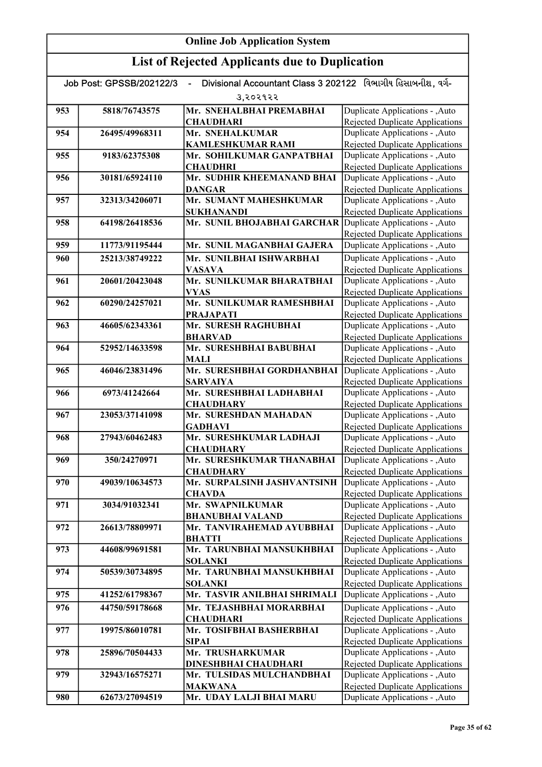# Online Job Application System

## List of Rejected Applicants due to Duplication

Job Post: GPSSB/202122/3 - Divisional Accountant Class 3 202122 વિભાગીય હિસાબનીશ, વર્ગ-૩,૨૦૨૧૨૨

| | | | |
|---|---|---|---|
| 953 | 5818/76743575 | Mr. SNEHALBHAI PREMABHAI CHAUDHARI | Duplicate Applications - ,Auto Rejected Duplicate Applications |
| 954 | 26495/49968311 | Mr. SNEHALKUMAR KAMLESHKUMAR RAMI | Duplicate Applications - ,Auto Rejected Duplicate Applications |
| 955 | 9183/62375308 | Mr. SOHILKUMAR GANPATBHAI CHAUDHRI | Duplicate Applications - ,Auto Rejected Duplicate Applications |
| 956 | 30181/65924110 | Mr. SUDHIR KHEEMANAND BHAI DANGAR | Duplicate Applications - ,Auto Rejected Duplicate Applications |
| 957 | 32313/34206071 | Mr. SUMANT MAHESHKUMAR SUKHANANDI | Duplicate Applications - ,Auto Rejected Duplicate Applications |
| 958 | 64198/26418536 | Mr. SUNIL BHOJABHAI GARCHAR | Duplicate Applications - ,Auto Rejected Duplicate Applications |
| 959 | 11773/91195444 | Mr. SUNIL MAGANBHAI GAJERA | Duplicate Applications - ,Auto |
| 960 | 25213/38749222 | Mr. SUNILBHAI ISHWARBHAI VASAVA | Duplicate Applications - ,Auto Rejected Duplicate Applications |
| 961 | 20601/20423048 | Mr. SUNILKUMAR BHARATBHAI VYAS | Duplicate Applications - ,Auto Rejected Duplicate Applications |
| 962 | 60290/24257021 | Mr. SUNILKUMAR RAMESHBHAI PRAJAPATI | Duplicate Applications - ,Auto Rejected Duplicate Applications |
| 963 | 46605/62343361 | Mr. SURESH RAGHUBHAI BHARVAD | Duplicate Applications - ,Auto Rejected Duplicate Applications |
| 964 | 52952/14633598 | Mr. SURESHBHAI BABUBHAI MALI | Duplicate Applications - ,Auto Rejected Duplicate Applications |
| 965 | 46046/23831496 | Mr. SURESHBHAI GORDHANBHAI SARVAIYA | Duplicate Applications - ,Auto Rejected Duplicate Applications |
| 966 | 6973/41242664 | Mr. SURESHBHAI LADHABHAI CHAUDHARY | Duplicate Applications - ,Auto Rejected Duplicate Applications |
| 967 | 23053/37141098 | Mr. SURESHDAN MAHADAN GADHAVI | Duplicate Applications - ,Auto Rejected Duplicate Applications |
| 968 | 27943/60462483 | Mr. SURESHKUMAR LADHAJI CHAUDHARY | Duplicate Applications - ,Auto Rejected Duplicate Applications |
| 969 | 350/24270971 | Mr. SURESHKUMAR THANABHAI CHAUDHARY | Duplicate Applications - ,Auto Rejected Duplicate Applications |
| 970 | 49039/10634573 | Mr. SURPALSINH JASHVANTSINH CHAVDA | Duplicate Applications - ,Auto Rejected Duplicate Applications |
| 971 | 3034/91032341 | Mr. SWAPNILKUMAR BHANUBHAI VALAND | Duplicate Applications - ,Auto Rejected Duplicate Applications |
| 972 | 26613/78809971 | Mr. TANVIRAHEMAD AYUBBHAI BHATTI | Duplicate Applications - ,Auto Rejected Duplicate Applications |
| 973 | 44608/99691581 | Mr. TARUNBHAI MANSUKHBHAI SOLANKI | Duplicate Applications - ,Auto Rejected Duplicate Applications |
| 974 | 50539/30734895 | Mr. TARUNBHAI MANSUKHBHAI SOLANKI | Duplicate Applications - ,Auto Rejected Duplicate Applications |
| 975 | 41252/61798367 | Mr. TASVIR ANILBHAI SHRIMALI | Duplicate Applications - ,Auto |
| 976 | 44750/59178668 | Mr. TEJASHBHAI MORARBHAI CHAUDHARI | Duplicate Applications - ,Auto Rejected Duplicate Applications |
| 977 | 19975/86010781 | Mr. TOSIFBHAI BASHERBHAI SIPAI | Duplicate Applications - ,Auto Rejected Duplicate Applications |
| 978 | 25896/70504433 | Mr. TRUSHARKUMAR DINESHBHAI CHAUDHARI | Duplicate Applications - ,Auto Rejected Duplicate Applications |
| 979 | 32943/16575271 | Mr. TULSIDAS MULCHANDBHAI MAKWANA | Duplicate Applications - ,Auto Rejected Duplicate Applications |
| 980 | 62673/27094519 | Mr. UDAY LALJI BHAI MARU | Duplicate Applications - ,Auto |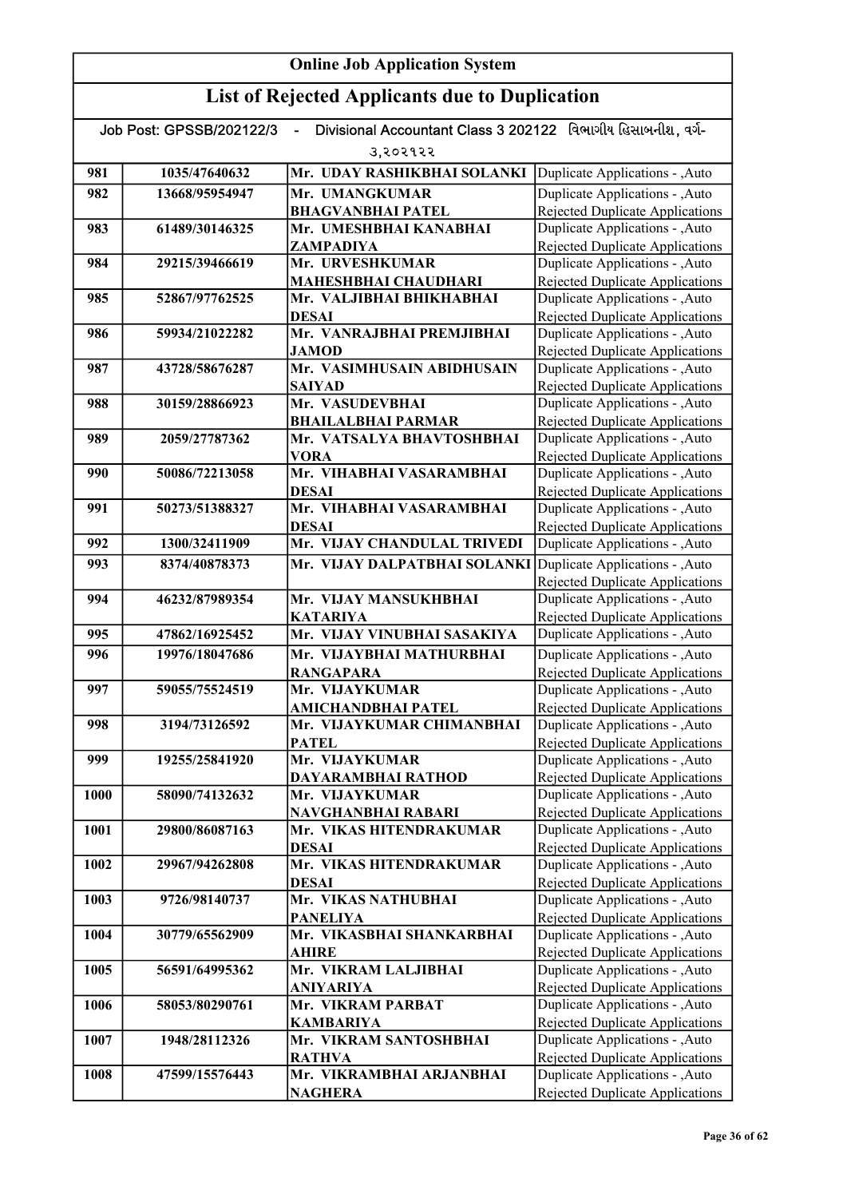# Online Job Application System

## List of Rejected Applicants due to Duplication

Job Post: GPSSB/202122/3 - Divisional Accountant Class 3 202122 વિભાગીય હિસાબનીશ, વર્ગ-૩,૨૦૨૧૨૨

| | | | |
|---|---|---|---|
| 981 | 1035/47640632 | Mr. UDAY RASHIKBHAI SOLANKI | Duplicate Applications - ,Auto |
| 982 | 13668/95954947 | Mr. UMANGKUMAR BHAGVANBHAI PATEL | Duplicate Applications - ,Auto Rejected Duplicate Applications |
| 983 | 61489/30146325 | Mr. UMESHBHAI KANABHAI ZAMPADIYA | Duplicate Applications - ,Auto Rejected Duplicate Applications |
| 984 | 29215/39466619 | Mr. URVESHKUMAR MAHESHBHAI CHAUDHARI | Duplicate Applications - ,Auto Rejected Duplicate Applications |
| 985 | 52867/97762525 | Mr. VALJIBHAI BHIKHABHAI DESAI | Duplicate Applications - ,Auto Rejected Duplicate Applications |
| 986 | 59934/21022282 | Mr. VANRAJBHAI PREMJIBHAI JAMOD | Duplicate Applications - ,Auto Rejected Duplicate Applications |
| 987 | 43728/58676287 | Mr. VASIMHUSAIN ABIDHUSAIN SAIYAD | Duplicate Applications - ,Auto Rejected Duplicate Applications |
| 988 | 30159/28866923 | Mr. VASUDEVBHAI BHAILALBHAI PARMAR | Duplicate Applications - ,Auto Rejected Duplicate Applications |
| 989 | 2059/27787362 | Mr. VATSALYA BHAVTOSHBHAI VORA | Duplicate Applications - ,Auto Rejected Duplicate Applications |
| 990 | 50086/72213058 | Mr. VIHABHAI VASARAMBHAI DESAI | Duplicate Applications - ,Auto Rejected Duplicate Applications |
| 991 | 50273/51388327 | Mr. VIHABHAI VASARAMBHAI DESAI | Duplicate Applications - ,Auto Rejected Duplicate Applications |
| 992 | 1300/32411909 | Mr. VIJAY CHANDULAL TRIVEDI | Duplicate Applications - ,Auto |
| 993 | 8374/40878373 | Mr. VIJAY DALPATBHAI SOLANKI | Duplicate Applications - ,Auto Rejected Duplicate Applications |
| 994 | 46232/87989354 | Mr. VIJAY MANSUKHBHAI KATARIYA | Duplicate Applications - ,Auto Rejected Duplicate Applications |
| 995 | 47862/16925452 | Mr. VIJAY VINUBHAI SASAKIYA | Duplicate Applications - ,Auto |
| 996 | 19976/18047686 | Mr. VIJAYBHAI MATHURBHAI RANGAPARA | Duplicate Applications - ,Auto Rejected Duplicate Applications |
| 997 | 59055/75524519 | Mr. VIJAYKUMAR AMICHANDBHAI PATEL | Duplicate Applications - ,Auto Rejected Duplicate Applications |
| 998 | 3194/73126592 | Mr. VIJAYKUMAR CHIMANBHAI PATEL | Duplicate Applications - ,Auto Rejected Duplicate Applications |
| 999 | 19255/25841920 | Mr. VIJAYKUMAR DAYARAMBHAI RATHOD | Duplicate Applications - ,Auto Rejected Duplicate Applications |
| 1000 | 58090/74132632 | Mr. VIJAYKUMAR NAVGHANBHAI RABARI | Duplicate Applications - ,Auto Rejected Duplicate Applications |
| 1001 | 29800/86087163 | Mr. VIKAS HITENDRAKUMAR DESAI | Duplicate Applications - ,Auto Rejected Duplicate Applications |
| 1002 | 29967/94262808 | Mr. VIKAS HITENDRAKUMAR DESAI | Duplicate Applications - ,Auto Rejected Duplicate Applications |
| 1003 | 9726/98140737 | Mr. VIKAS NATHUBHAI PANELIYA | Duplicate Applications - ,Auto Rejected Duplicate Applications |
| 1004 | 30779/65562909 | Mr. VIKASBHAI SHANKARBHAI AHIRE | Duplicate Applications - ,Auto Rejected Duplicate Applications |
| 1005 | 56591/64995362 | Mr. VIKRAM LALJIBHAI ANIYARIYA | Duplicate Applications - ,Auto Rejected Duplicate Applications |
| 1006 | 58053/80290761 | Mr. VIKRAM PARBAT KAMBARIYA | Duplicate Applications - ,Auto Rejected Duplicate Applications |
| 1007 | 1948/28112326 | Mr. VIKRAM SANTOSHBHAI RATHVA | Duplicate Applications - ,Auto Rejected Duplicate Applications |
| 1008 | 47599/15576443 | Mr. VIKRAMBHAI ARJANBHAI NAGHERA | Duplicate Applications - ,Auto Rejected Duplicate Applications |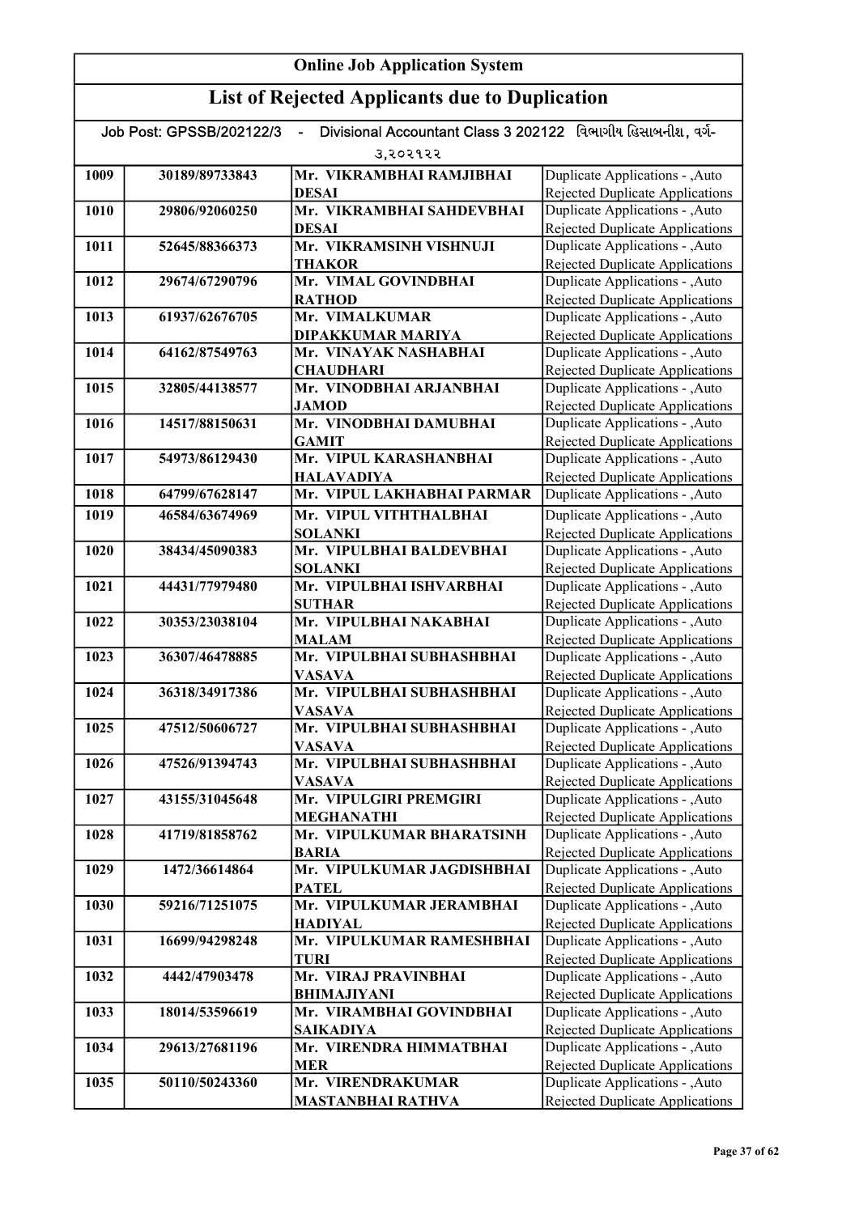# Online Job Application System

## List of Rejected Applicants due to Duplication

Job Post: GPSSB/202122/3 - Divisional Accountant Class 3 202122 વિભાગીય હિસાબનીશ, વર્ગ-૩,૨૦૨૧૨૨

| | | | |
|---|---|---|---|
| 1009 | 30189/89733843 | Mr. VIKRAMBHAI RAMJIBHAI DESAI | Duplicate Applications - ,Auto Rejected Duplicate Applications |
| 1010 | 29806/92060250 | Mr. VIKRAMBHAI SAHDEVBHAI DESAI | Duplicate Applications - ,Auto Rejected Duplicate Applications |
| 1011 | 52645/88366373 | Mr. VIKRAMSINH VISHNUJI THAKOR | Duplicate Applications - ,Auto Rejected Duplicate Applications |
| 1012 | 29674/67290796 | Mr. VIMAL GOVINDBHAI RATHOD | Duplicate Applications - ,Auto Rejected Duplicate Applications |
| 1013 | 61937/62676705 | Mr. VIMALKUMAR DIPAKKUMAR MARIYA | Duplicate Applications - ,Auto Rejected Duplicate Applications |
| 1014 | 64162/87549763 | Mr. VINAYAK NASHABHAI CHAUDHARI | Duplicate Applications - ,Auto Rejected Duplicate Applications |
| 1015 | 32805/44138577 | Mr. VINODBHAI ARJANBHAI JAMOD | Duplicate Applications - ,Auto Rejected Duplicate Applications |
| 1016 | 14517/88150631 | Mr. VINODBHAI DAMUBHAI GAMIT | Duplicate Applications - ,Auto Rejected Duplicate Applications |
| 1017 | 54973/86129430 | Mr. VIPUL KARASHANBHAI HALAVADIYA | Duplicate Applications - ,Auto Rejected Duplicate Applications |
| 1018 | 64799/67628147 | Mr. VIPUL LAKHABHAI PARMAR | Duplicate Applications - ,Auto |
| 1019 | 46584/63674969 | Mr. VIPUL VITHTHALBHAI SOLANKI | Duplicate Applications - ,Auto Rejected Duplicate Applications |
| 1020 | 38434/45090383 | Mr. VIPULBHAI BALDEVBHAI SOLANKI | Duplicate Applications - ,Auto Rejected Duplicate Applications |
| 1021 | 44431/77979480 | Mr. VIPULBHAI ISHVARBHAI SUTHAR | Duplicate Applications - ,Auto Rejected Duplicate Applications |
| 1022 | 30353/23038104 | Mr. VIPULBHAI NAKABHAI MALAM | Duplicate Applications - ,Auto Rejected Duplicate Applications |
| 1023 | 36307/46478885 | Mr. VIPULBHAI SUBHASHBHAI VASAVA | Duplicate Applications - ,Auto Rejected Duplicate Applications |
| 1024 | 36318/34917386 | Mr. VIPULBHAI SUBHASHBHAI VASAVA | Duplicate Applications - ,Auto Rejected Duplicate Applications |
| 1025 | 47512/50606727 | Mr. VIPULBHAI SUBHASHBHAI VASAVA | Duplicate Applications - ,Auto Rejected Duplicate Applications |
| 1026 | 47526/91394743 | Mr. VIPULBHAI SUBHASHBHAI VASAVA | Duplicate Applications - ,Auto Rejected Duplicate Applications |
| 1027 | 43155/31045648 | Mr. VIPULGIRI PREMGIRI MEGHANATHI | Duplicate Applications - ,Auto Rejected Duplicate Applications |
| 1028 | 41719/81858762 | Mr. VIPULKUMAR BHARATSINH BARIA | Duplicate Applications - ,Auto Rejected Duplicate Applications |
| 1029 | 1472/36614864 | Mr. VIPULKUMAR JAGDISHBHAI PATEL | Duplicate Applications - ,Auto Rejected Duplicate Applications |
| 1030 | 59216/71251075 | Mr. VIPULKUMAR JERAMBHAI HADIYAL | Duplicate Applications - ,Auto Rejected Duplicate Applications |
| 1031 | 16699/94298248 | Mr. VIPULKUMAR RAMESHBHAI TURI | Duplicate Applications - ,Auto Rejected Duplicate Applications |
| 1032 | 4442/47903478 | Mr. VIRAJ PRAVINBHAI BHIMAJIYANI | Duplicate Applications - ,Auto Rejected Duplicate Applications |
| 1033 | 18014/53596619 | Mr. VIRAMBHAI GOVINDBHAI SAIKADIYA | Duplicate Applications - ,Auto Rejected Duplicate Applications |
| 1034 | 29613/27681196 | Mr. VIRENDRA HIMMATBHAI MER | Duplicate Applications - ,Auto Rejected Duplicate Applications |
| 1035 | 50110/50243360 | Mr. VIRENDRAKUMAR MASTANBHAI RATHVA | Duplicate Applications - ,Auto Rejected Duplicate Applications |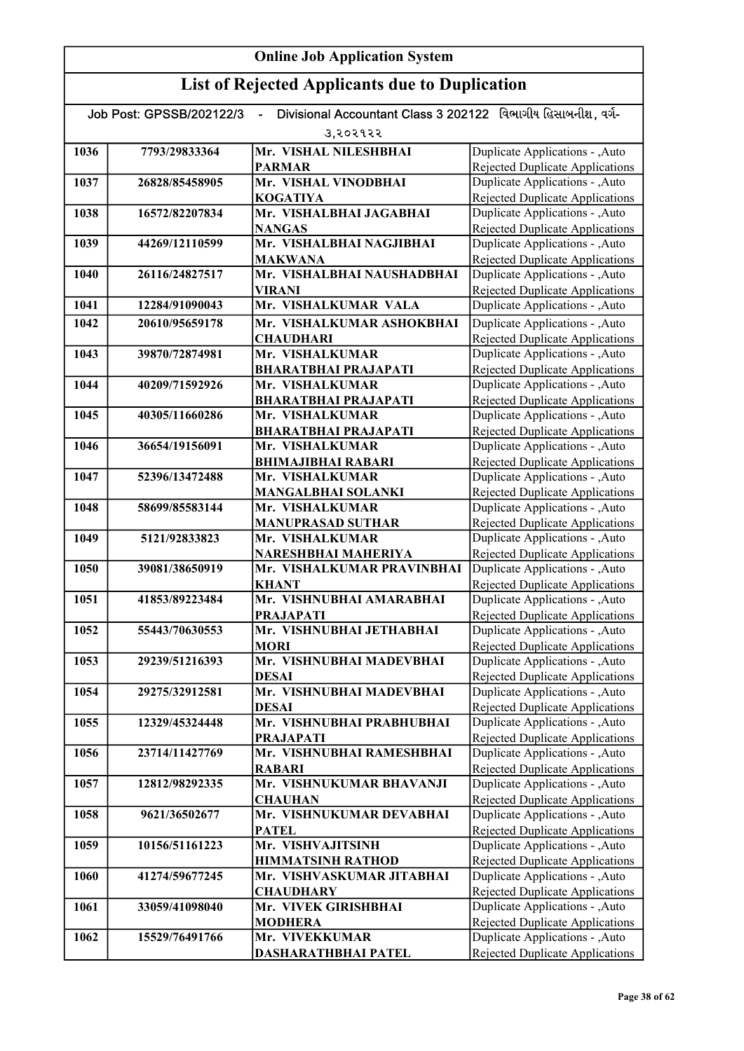## Online Job Application System

## List of Rejected Applicants due to Duplication

Job Post: GPSSB/202122/3 - Divisional Accountant Class 3 202122 વિભાગીય હિસાબનીશ, વર્ગ-૩,૨૦૨૧૨૨

| | | | |
|---|---|---|---|
| 1036 | 7793/29833364 | Mr. VISHAL NILESHBHAI PARMAR | Duplicate Applications - ,Auto Rejected Duplicate Applications |
| 1037 | 26828/85458905 | Mr. VISHAL VINODBHAI KOGATIYA | Duplicate Applications - ,Auto Rejected Duplicate Applications |
| 1038 | 16572/82207834 | Mr. VISHALBHAI JAGABHAI NANGAS | Duplicate Applications - ,Auto Rejected Duplicate Applications |
| 1039 | 44269/12110599 | Mr. VISHALBHAI NAGJIBHAI MAKWANA | Duplicate Applications - ,Auto Rejected Duplicate Applications |
| 1040 | 26116/24827517 | Mr. VISHALBHAI NAUSHADBHAI VIRANI | Duplicate Applications - ,Auto Rejected Duplicate Applications |
| 1041 | 12284/91090043 | Mr. VISHALKUMAR VALA | Duplicate Applications - ,Auto |
| 1042 | 20610/95659178 | Mr. VISHALKUMAR ASHOKBHAI CHAUDHARI | Duplicate Applications - ,Auto Rejected Duplicate Applications |
| 1043 | 39870/72874981 | Mr. VISHALKUMAR BHARATBHAI PRAJAPATI | Duplicate Applications - ,Auto Rejected Duplicate Applications |
| 1044 | 40209/71592926 | Mr. VISHALKUMAR BHARATBHAI PRAJAPATI | Duplicate Applications - ,Auto Rejected Duplicate Applications |
| 1045 | 40305/11660286 | Mr. VISHALKUMAR BHARATBHAI PRAJAPATI | Duplicate Applications - ,Auto Rejected Duplicate Applications |
| 1046 | 36654/19156091 | Mr. VISHALKUMAR BHIMAJIBHAI RABARI | Duplicate Applications - ,Auto Rejected Duplicate Applications |
| 1047 | 52396/13472488 | Mr. VISHALKUMAR MANGALBHAI SOLANKI | Duplicate Applications - ,Auto Rejected Duplicate Applications |
| 1048 | 58699/85583144 | Mr. VISHALKUMAR MANUPRASAD SUTHAR | Duplicate Applications - ,Auto Rejected Duplicate Applications |
| 1049 | 5121/92833823 | Mr. VISHALKUMAR NARESHBHAI MAHERIYA | Duplicate Applications - ,Auto Rejected Duplicate Applications |
| 1050 | 39081/38650919 | Mr. VISHALKUMAR PRAVINBHAI KHANT | Duplicate Applications - ,Auto Rejected Duplicate Applications |
| 1051 | 41853/89223484 | Mr. VISHNUBHAI AMARABHAI PRAJAPATI | Duplicate Applications - ,Auto Rejected Duplicate Applications |
| 1052 | 55443/70630553 | Mr. VISHNUBHAI JETHABHAI MORI | Duplicate Applications - ,Auto Rejected Duplicate Applications |
| 1053 | 29239/51216393 | Mr. VISHNUBHAI MADEVBHAI DESAI | Duplicate Applications - ,Auto Rejected Duplicate Applications |
| 1054 | 29275/32912581 | Mr. VISHNUBHAI MADEVBHAI DESAI | Duplicate Applications - ,Auto Rejected Duplicate Applications |
| 1055 | 12329/45324448 | Mr. VISHNUBHAI PRABHUBHAI PRAJAPATI | Duplicate Applications - ,Auto Rejected Duplicate Applications |
| 1056 | 23714/11427769 | Mr. VISHNUBHAI RAMESHBHAI RABARI | Duplicate Applications - ,Auto Rejected Duplicate Applications |
| 1057 | 12812/98292335 | Mr. VISHNUKUMAR BHAVANJI CHAUHAN | Duplicate Applications - ,Auto Rejected Duplicate Applications |
| 1058 | 9621/36502677 | Mr. VISHNUKUMAR DEVABHAI PATEL | Duplicate Applications - ,Auto Rejected Duplicate Applications |
| 1059 | 10156/51161223 | Mr. VISHVAJITSINH HIMMATSINH RATHOD | Duplicate Applications - ,Auto Rejected Duplicate Applications |
| 1060 | 41274/59677245 | Mr. VISHVASKUMAR JITABHAI CHAUDHARY | Duplicate Applications - ,Auto Rejected Duplicate Applications |
| 1061 | 33059/41098040 | Mr. VIVEK GIRISHBHAI MODHERA | Duplicate Applications - ,Auto Rejected Duplicate Applications |
| 1062 | 15529/76491766 | Mr. VIVEKKUMAR DASHARATHBHAI PATEL | Duplicate Applications - ,Auto Rejected Duplicate Applications |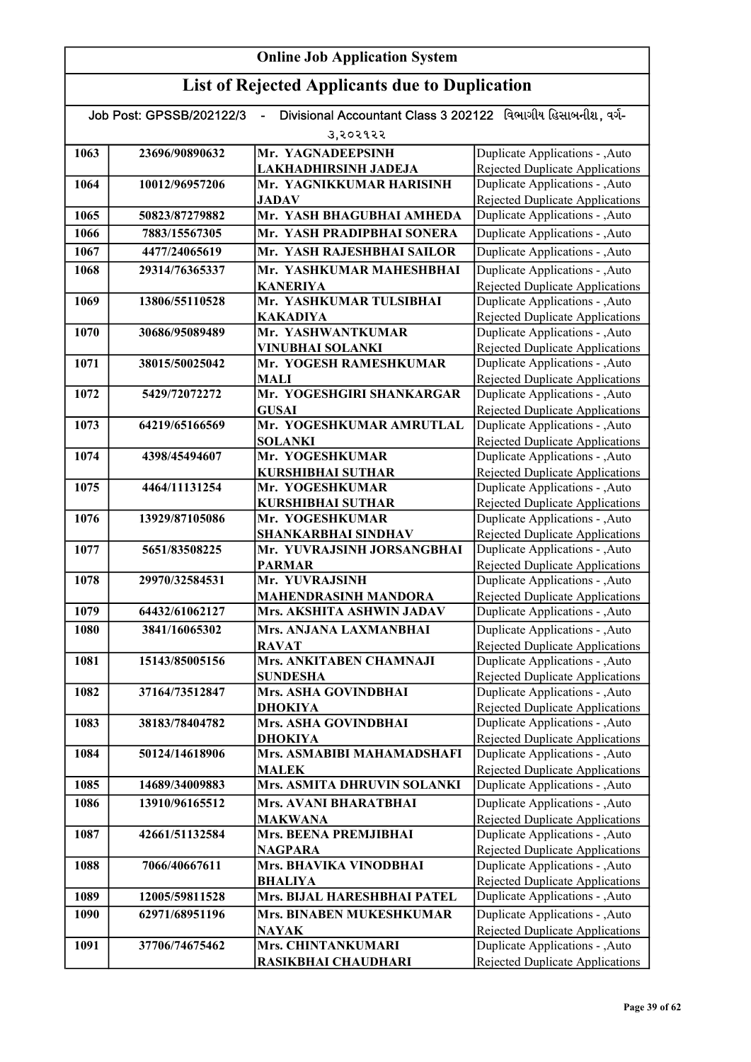# Online Job Application System

## List of Rejected Applicants due to Duplication

Job Post: GPSSB/202122/3 - Divisional Accountant Class 3 202122 વિભાગીય હિસાબનીશ, વર્ગ-૩,૨૦૨૧૨૨

| | | | |
|---|---|---|---|
| 1063 | 23696/90890632 | Mr. YAGNADEEPSINH LAKHADHIRSINH JADEJA | Duplicate Applications - ,Auto Rejected Duplicate Applications |
| 1064 | 10012/96957206 | Mr. YAGNIKKUMAR HARISINH JADAV | Duplicate Applications - ,Auto Rejected Duplicate Applications |
| 1065 | 50823/87279882 | Mr. YASH BHAGUBHAI AMHEDA | Duplicate Applications - ,Auto |
| 1066 | 7883/15567305 | Mr. YASH PRADIPBHAI SONERA | Duplicate Applications - ,Auto |
| 1067 | 4477/24065619 | Mr. YASH RAJESHBHAI SAILOR | Duplicate Applications - ,Auto |
| 1068 | 29314/76365337 | Mr. YASHKUMAR MAHESHBHAI KANERIYA | Duplicate Applications - ,Auto Rejected Duplicate Applications |
| 1069 | 13806/55110528 | Mr. YASHKUMAR TULSIBHAI KAKADIYA | Duplicate Applications - ,Auto Rejected Duplicate Applications |
| 1070 | 30686/95089489 | Mr. YASHWANTKUMAR VINUBHAI SOLANKI | Duplicate Applications - ,Auto Rejected Duplicate Applications |
| 1071 | 38015/50025042 | Mr. YOGESH RAMESHKUMAR MALI | Duplicate Applications - ,Auto Rejected Duplicate Applications |
| 1072 | 5429/72072272 | Mr. YOGESHGIRI SHANKARGAR GUSAI | Duplicate Applications - ,Auto Rejected Duplicate Applications |
| 1073 | 64219/65166569 | Mr. YOGESHKUMAR AMRUTLAL SOLANKI | Duplicate Applications - ,Auto Rejected Duplicate Applications |
| 1074 | 4398/45494607 | Mr. YOGESHKUMAR KURSHIBHAI SUTHAR | Duplicate Applications - ,Auto Rejected Duplicate Applications |
| 1075 | 4464/11131254 | Mr. YOGESHKUMAR KURSHIBHAI SUTHAR | Duplicate Applications - ,Auto Rejected Duplicate Applications |
| 1076 | 13929/87105086 | Mr. YOGESHKUMAR SHANKARBHAI SINDHAV | Duplicate Applications - ,Auto Rejected Duplicate Applications |
| 1077 | 5651/83508225 | Mr. YUVRAJSINH JORSANGBHAI PARMAR | Duplicate Applications - ,Auto Rejected Duplicate Applications |
| 1078 | 29970/32584531 | Mr. YUVRAJSINH MAHENDRASINH MANDORA | Duplicate Applications - ,Auto Rejected Duplicate Applications |
| 1079 | 64432/61062127 | Mrs. AKSHITA ASHWIN JADAV | Duplicate Applications - ,Auto |
| 1080 | 3841/16065302 | Mrs. ANJANA LAXMANBHAI RAVAT | Duplicate Applications - ,Auto Rejected Duplicate Applications |
| 1081 | 15143/85005156 | Mrs. ANKITABEN CHAMNAJI SUNDESHA | Duplicate Applications - ,Auto Rejected Duplicate Applications |
| 1082 | 37164/73512847 | Mrs. ASHA GOVINDBHAI DHOKIYA | Duplicate Applications - ,Auto Rejected Duplicate Applications |
| 1083 | 38183/78404782 | Mrs. ASHA GOVINDBHAI DHOKIYA | Duplicate Applications - ,Auto Rejected Duplicate Applications |
| 1084 | 50124/14618906 | Mrs. ASMABIBI MAHAMADSHAFI MALEK | Duplicate Applications - ,Auto Rejected Duplicate Applications |
| 1085 | 14689/34009883 | Mrs. ASMITA DHRUVIN SOLANKI | Duplicate Applications - ,Auto |
| 1086 | 13910/96165512 | Mrs. AVANI BHARATBHAI MAKWANA | Duplicate Applications - ,Auto Rejected Duplicate Applications |
| 1087 | 42661/51132584 | Mrs. BEENA PREMJIBHAI NAGPARA | Duplicate Applications - ,Auto Rejected Duplicate Applications |
| 1088 | 7066/40667611 | Mrs. BHAVIKA VINODBHAI BHALIYA | Duplicate Applications - ,Auto Rejected Duplicate Applications |
| 1089 | 12005/59811528 | Mrs. BIJAL HARESHBHAI PATEL | Duplicate Applications - ,Auto |
| 1090 | 62971/68951196 | Mrs. BINABEN MUKESHKUMAR NAYAK | Duplicate Applications - ,Auto Rejected Duplicate Applications |
| 1091 | 37706/74675462 | Mrs. CHINTANKUMARI RASIKBHAI CHAUDHARI | Duplicate Applications - ,Auto Rejected Duplicate Applications |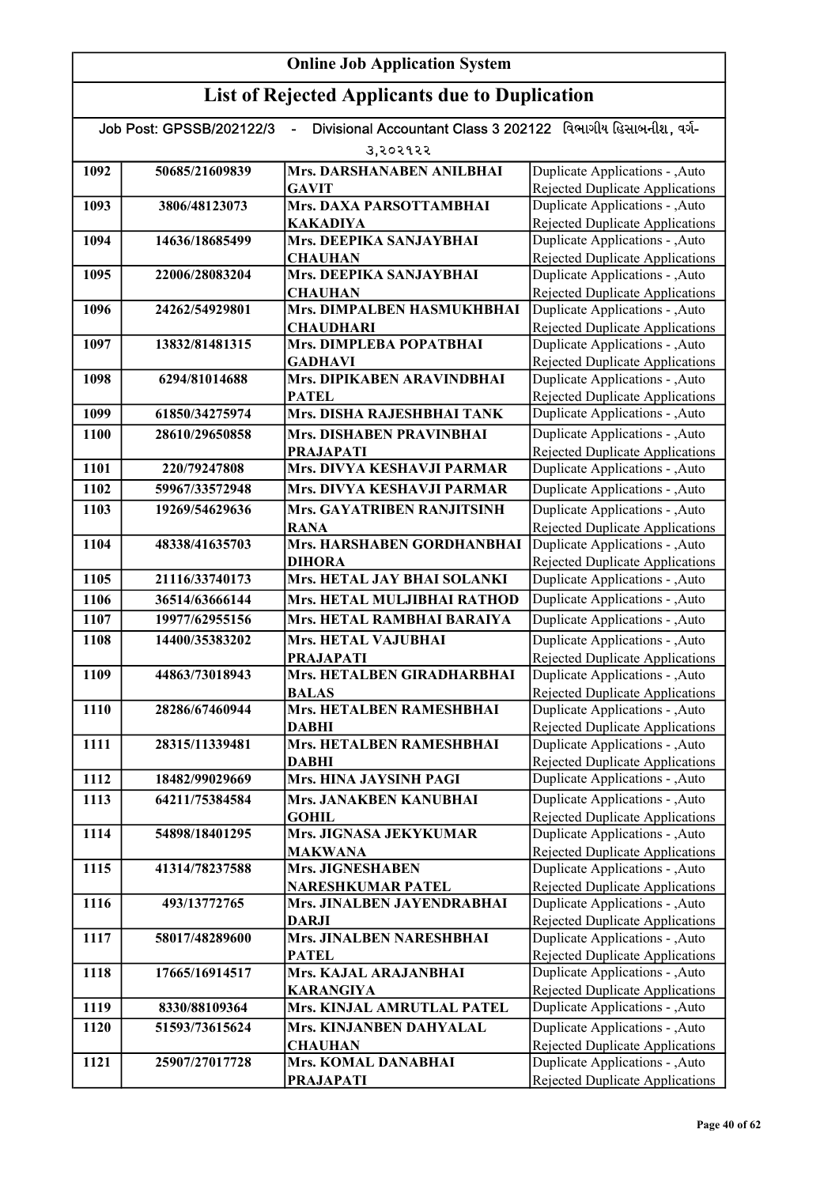# Online Job Application System

## List of Rejected Applicants due to Duplication

Job Post: GPSSB/202122/3 - Divisional Accountant Class 3 202122 વિભાગીય હિસાબનીશ, વર્ગ-૩,૨૦૨૧૨૨

| | | | |
|---|---|---|---|
| 1092 | 50685/21609839 | Mrs. DARSHANABEN ANILBHAI GAVIT | Duplicate Applications - ,Auto Rejected Duplicate Applications |
| 1093 | 3806/48123073 | Mrs. DAXA PARSOTTAMBHAI KAKADIYA | Duplicate Applications - ,Auto Rejected Duplicate Applications |
| 1094 | 14636/18685499 | Mrs. DEEPIKA SANJAYBHAI CHAUHAN | Duplicate Applications - ,Auto Rejected Duplicate Applications |
| 1095 | 22006/28083204 | Mrs. DEEPIKA SANJAYBHAI CHAUHAN | Duplicate Applications - ,Auto Rejected Duplicate Applications |
| 1096 | 24262/54929801 | Mrs. DIMPALBEN HASMUKHBHAI CHAUDHARI | Duplicate Applications - ,Auto Rejected Duplicate Applications |
| 1097 | 13832/81481315 | Mrs. DIMPLEBA POPATBHAI GADHAVI | Duplicate Applications - ,Auto Rejected Duplicate Applications |
| 1098 | 6294/81014688 | Mrs. DIPIKABEN ARAVINDBHAI PATEL | Duplicate Applications - ,Auto Rejected Duplicate Applications |
| 1099 | 61850/34275974 | Mrs. DISHA RAJESHBHAI TANK | Duplicate Applications - ,Auto |
| 1100 | 28610/29650858 | Mrs. DISHABEN PRAVINBHAI PRAJAPATI | Duplicate Applications - ,Auto Rejected Duplicate Applications |
| 1101 | 220/79247808 | Mrs. DIVYA KESHAVJI PARMAR | Duplicate Applications - ,Auto |
| 1102 | 59967/33572948 | Mrs. DIVYA KESHAVJI PARMAR | Duplicate Applications - ,Auto |
| 1103 | 19269/54629636 | Mrs. GAYATRIBEN RANJITSINH RANA | Duplicate Applications - ,Auto Rejected Duplicate Applications |
| 1104 | 48338/41635703 | Mrs. HARSHABEN GORDHANBHAI DIHORA | Duplicate Applications - ,Auto Rejected Duplicate Applications |
| 1105 | 21116/33740173 | Mrs. HETAL JAY BHAI SOLANKI | Duplicate Applications - ,Auto |
| 1106 | 36514/63666144 | Mrs. HETAL MULJIBHAI RATHOD | Duplicate Applications - ,Auto |
| 1107 | 19977/62955156 | Mrs. HETAL RAMBHAI BARAIYA | Duplicate Applications - ,Auto |
| 1108 | 14400/35383202 | Mrs. HETAL VAJUBHAI PRAJAPATI | Duplicate Applications - ,Auto Rejected Duplicate Applications |
| 1109 | 44863/73018943 | Mrs. HETALBEN GIRADHARBHAI BALAS | Duplicate Applications - ,Auto Rejected Duplicate Applications |
| 1110 | 28286/67460944 | Mrs. HETALBEN RAMESHBHAI DABHI | Duplicate Applications - ,Auto Rejected Duplicate Applications |
| 1111 | 28315/11339481 | Mrs. HETALBEN RAMESHBHAI DABHI | Duplicate Applications - ,Auto Rejected Duplicate Applications |
| 1112 | 18482/99029669 | Mrs. HINA JAYSINH PAGI | Duplicate Applications - ,Auto |
| 1113 | 64211/75384584 | Mrs. JANAKBEN KANUBHAI GOHIL | Duplicate Applications - ,Auto Rejected Duplicate Applications |
| 1114 | 54898/18401295 | Mrs. JIGNASA JEKYKUMAR MAKWANA | Duplicate Applications - ,Auto Rejected Duplicate Applications |
| 1115 | 41314/78237588 | Mrs. JIGNESHABEN NARESHKUMAR PATEL | Duplicate Applications - ,Auto Rejected Duplicate Applications |
| 1116 | 493/13772765 | Mrs. JINALBEN JAYENDRABHAI DARJI | Duplicate Applications - ,Auto Rejected Duplicate Applications |
| 1117 | 58017/48289600 | Mrs. JINALBEN NARESHBHAI PATEL | Duplicate Applications - ,Auto Rejected Duplicate Applications |
| 1118 | 17665/16914517 | Mrs. KAJAL ARAJANBHAI KARANGIYA | Duplicate Applications - ,Auto Rejected Duplicate Applications |
| 1119 | 8330/88109364 | Mrs. KINJAL AMRUTLAL PATEL | Duplicate Applications - ,Auto |
| 1120 | 51593/73615624 | Mrs. KINJANBEN DAHYALAL CHAUHAN | Duplicate Applications - ,Auto Rejected Duplicate Applications |
| 1121 | 25907/27017728 | Mrs. KOMAL DANABHAI PRAJAPATI | Duplicate Applications - ,Auto Rejected Duplicate Applications |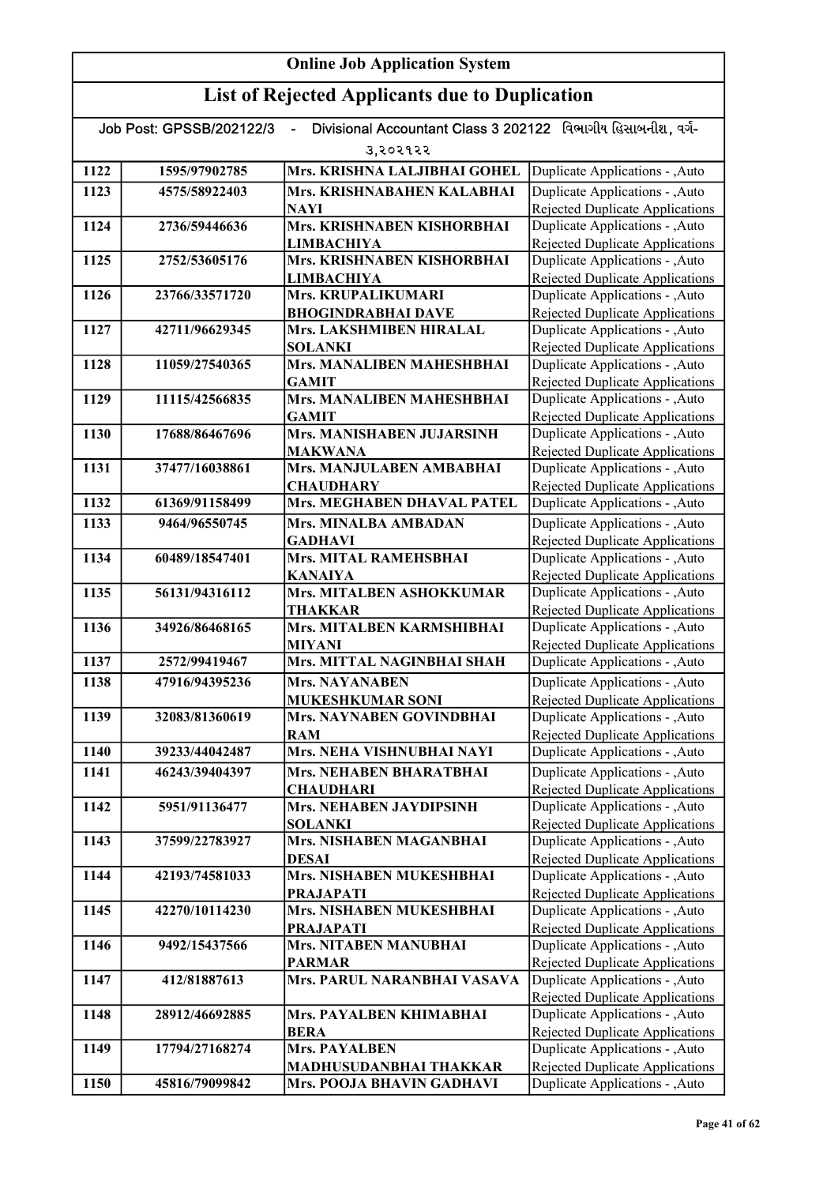# Online Job Application System

## List of Rejected Applicants due to Duplication

Job Post: GPSSB/202122/3 - Divisional Accountant Class 3 202122 વિભાગીય હિસાબનીશ, વર્ગ-૩,૨૦૨૧૨૨

| | | | |
|---|---|---|---|
| 1122 | 1595/97902785 | Mrs. KRISHNA LALJIBHAI GOHEL | Duplicate Applications - ,Auto |
| 1123 | 4575/58922403 | Mrs. KRISHNABAHEN KALABHAI NAYI | Duplicate Applications - ,Auto Rejected Duplicate Applications |
| 1124 | 2736/59446636 | Mrs. KRISHNABEN KISHORBHAI LIMBACHIYA | Duplicate Applications - ,Auto Rejected Duplicate Applications |
| 1125 | 2752/53605176 | Mrs. KRISHNABEN KISHORBHAI LIMBACHIYA | Duplicate Applications - ,Auto Rejected Duplicate Applications |
| 1126 | 23766/33571720 | Mrs. KRUPALIKUMARI BHOGINDRABHAI DAVE | Duplicate Applications - ,Auto Rejected Duplicate Applications |
| 1127 | 42711/96629345 | Mrs. LAKSHMIBEN HIRALAL SOLANKI | Duplicate Applications - ,Auto Rejected Duplicate Applications |
| 1128 | 11059/27540365 | Mrs. MANALIBEN MAHESHBHAI GAMIT | Duplicate Applications - ,Auto Rejected Duplicate Applications |
| 1129 | 11115/42566835 | Mrs. MANALIBEN MAHESHBHAI GAMIT | Duplicate Applications - ,Auto Rejected Duplicate Applications |
| 1130 | 17688/86467696 | Mrs. MANISHABEN JUJARSINH MAKWANA | Duplicate Applications - ,Auto Rejected Duplicate Applications |
| 1131 | 37477/16038861 | Mrs. MANJULABEN AMBABHAI CHAUDHARY | Duplicate Applications - ,Auto Rejected Duplicate Applications |
| 1132 | 61369/91158499 | Mrs. MEGHABEN DHAVAL PATEL | Duplicate Applications - ,Auto |
| 1133 | 9464/96550745 | Mrs. MINALBA AMBADAN GADHAVI | Duplicate Applications - ,Auto Rejected Duplicate Applications |
| 1134 | 60489/18547401 | Mrs. MITAL RAMEHSBHAI KANAIYA | Duplicate Applications - ,Auto Rejected Duplicate Applications |
| 1135 | 56131/94316112 | Mrs. MITALBEN ASHOKKUMAR THAKKAR | Duplicate Applications - ,Auto Rejected Duplicate Applications |
| 1136 | 34926/86468165 | Mrs. MITALBEN KARMSHIBHAI MIYANI | Duplicate Applications - ,Auto Rejected Duplicate Applications |
| 1137 | 2572/99419467 | Mrs. MITTAL NAGINBHAI SHAH | Duplicate Applications - ,Auto |
| 1138 | 47916/94395236 | Mrs. NAYANABEN MUKESHKUMAR SONI | Duplicate Applications - ,Auto Rejected Duplicate Applications |
| 1139 | 32083/81360619 | Mrs. NAYNABEN GOVINDBHAI RAM | Duplicate Applications - ,Auto Rejected Duplicate Applications |
| 1140 | 39233/44042487 | Mrs. NEHA VISHNUBHAI NAYI | Duplicate Applications - ,Auto |
| 1141 | 46243/39404397 | Mrs. NEHABEN BHARATBHAI CHAUDHARI | Duplicate Applications - ,Auto Rejected Duplicate Applications |
| 1142 | 5951/91136477 | Mrs. NEHABEN JAYDIPSINH SOLANKI | Duplicate Applications - ,Auto Rejected Duplicate Applications |
| 1143 | 37599/22783927 | Mrs. NISHABEN MAGANBHAI DESAI | Duplicate Applications - ,Auto Rejected Duplicate Applications |
| 1144 | 42193/74581033 | Mrs. NISHABEN MUKESHBHAI PRAJAPATI | Duplicate Applications - ,Auto Rejected Duplicate Applications |
| 1145 | 42270/10114230 | Mrs. NISHABEN MUKESHBHAI PRAJAPATI | Duplicate Applications - ,Auto Rejected Duplicate Applications |
| 1146 | 9492/15437566 | Mrs. NITABEN MANUBHAI PARMAR | Duplicate Applications - ,Auto Rejected Duplicate Applications |
| 1147 | 412/81887613 | Mrs. PARUL NARANBHAI VASAVA | Duplicate Applications - ,Auto Rejected Duplicate Applications |
| 1148 | 28912/46692885 | Mrs. PAYALBEN KHIMABHAI BERA | Duplicate Applications - ,Auto Rejected Duplicate Applications |
| 1149 | 17794/27168274 | Mrs. PAYALBEN MADHUSUDANBHAI THAKKAR | Duplicate Applications - ,Auto Rejected Duplicate Applications |
| 1150 | 45816/79099842 | Mrs. POOJA BHAVIN GADHAVI | Duplicate Applications - ,Auto |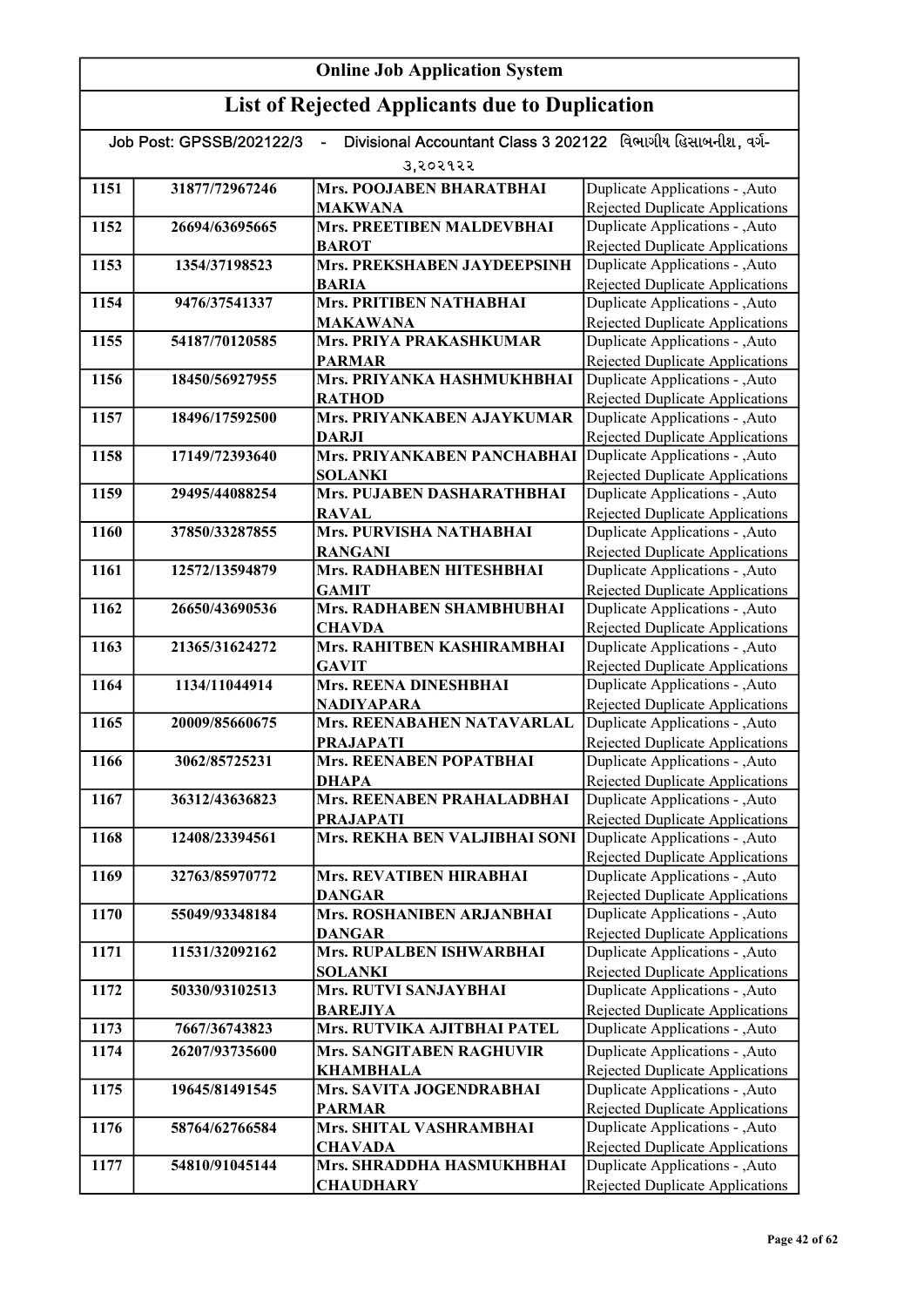# Online Job Application System

## List of Rejected Applicants due to Duplication

Job Post: GPSSB/202122/3 - Divisional Accountant Class 3 202122 વિભાગીય હિસાબનીશ, વર્ગ-૩,૨૦૨૧૨૨

| | | | |
|---|---|---|---|
| 1151 | 31877/72967246 | Mrs. POOJABEN BHARATBHAI MAKWANA | Duplicate Applications - ,Auto Rejected Duplicate Applications |
| 1152 | 26694/63695665 | Mrs. PREETIBEN MALDEVBHAI BAROT | Duplicate Applications - ,Auto Rejected Duplicate Applications |
| 1153 | 1354/37198523 | Mrs. PREKSHABEN JAYDEEPSINH BARIA | Duplicate Applications - ,Auto Rejected Duplicate Applications |
| 1154 | 9476/37541337 | Mrs. PRITIBEN NATHABHAI MAKAWANA | Duplicate Applications - ,Auto Rejected Duplicate Applications |
| 1155 | 54187/70120585 | Mrs. PRIYA PRAKASHKUMAR PARMAR | Duplicate Applications - ,Auto Rejected Duplicate Applications |
| 1156 | 18450/56927955 | Mrs. PRIYANKA HASHMUKHBHAI RATHOD | Duplicate Applications - ,Auto Rejected Duplicate Applications |
| 1157 | 18496/17592500 | Mrs. PRIYANKABEN AJAYKUMAR DARJI | Duplicate Applications - ,Auto Rejected Duplicate Applications |
| 1158 | 17149/72393640 | Mrs. PRIYANKABEN PANCHABHAI SOLANKI | Duplicate Applications - ,Auto Rejected Duplicate Applications |
| 1159 | 29495/44088254 | Mrs. PUJABEN DASHARATHBHAI RAVAL | Duplicate Applications - ,Auto Rejected Duplicate Applications |
| 1160 | 37850/33287855 | Mrs. PURVISHA NATHABHAI RANGANI | Duplicate Applications - ,Auto Rejected Duplicate Applications |
| 1161 | 12572/13594879 | Mrs. RADHABEN HITESHBHAI GAMIT | Duplicate Applications - ,Auto Rejected Duplicate Applications |
| 1162 | 26650/43690536 | Mrs. RADHABEN SHAMBHUBHAI CHAVDA | Duplicate Applications - ,Auto Rejected Duplicate Applications |
| 1163 | 21365/31624272 | Mrs. RAHITBEN KASHIRAMBHAI GAVIT | Duplicate Applications - ,Auto Rejected Duplicate Applications |
| 1164 | 1134/11044914 | Mrs. REENA DINESHBHAI NADIYAPARA | Duplicate Applications - ,Auto Rejected Duplicate Applications |
| 1165 | 20009/85660675 | Mrs. REENABAHEN NATAVARLAL PRAJAPATI | Duplicate Applications - ,Auto Rejected Duplicate Applications |
| 1166 | 3062/85725231 | Mrs. REENABEN POPATBHAI DHAPA | Duplicate Applications - ,Auto Rejected Duplicate Applications |
| 1167 | 36312/43636823 | Mrs. REENABEN PRAHALADBHAI PRAJAPATI | Duplicate Applications - ,Auto Rejected Duplicate Applications |
| 1168 | 12408/23394561 | Mrs. REKHA BEN VALJIBHAI SONI | Duplicate Applications - ,Auto Rejected Duplicate Applications |
| 1169 | 32763/85970772 | Mrs. REVATIBEN HIRABHAI DANGAR | Duplicate Applications - ,Auto Rejected Duplicate Applications |
| 1170 | 55049/93348184 | Mrs. ROSHANIBEN ARJANBHAI DANGAR | Duplicate Applications - ,Auto Rejected Duplicate Applications |
| 1171 | 11531/32092162 | Mrs. RUPALBEN ISHWARBHAI SOLANKI | Duplicate Applications - ,Auto Rejected Duplicate Applications |
| 1172 | 50330/93102513 | Mrs. RUTVI SANJAYBHAI BAREJIYA | Duplicate Applications - ,Auto Rejected Duplicate Applications |
| 1173 | 7667/36743823 | Mrs. RUTVIKA AJITBHAI PATEL | Duplicate Applications - ,Auto |
| 1174 | 26207/93735600 | Mrs. SANGITABEN RAGHUVIR KHAMBHALA | Duplicate Applications - ,Auto Rejected Duplicate Applications |
| 1175 | 19645/81491545 | Mrs. SAVITA JOGENDRABHAI PARMAR | Duplicate Applications - ,Auto Rejected Duplicate Applications |
| 1176 | 58764/62766584 | Mrs. SHITAL VASHRAMBHAI CHAVADA | Duplicate Applications - ,Auto Rejected Duplicate Applications |
| 1177 | 54810/91045144 | Mrs. SHRADDHA HASMUKHBHAI CHAUDHARY | Duplicate Applications - ,Auto Rejected Duplicate Applications |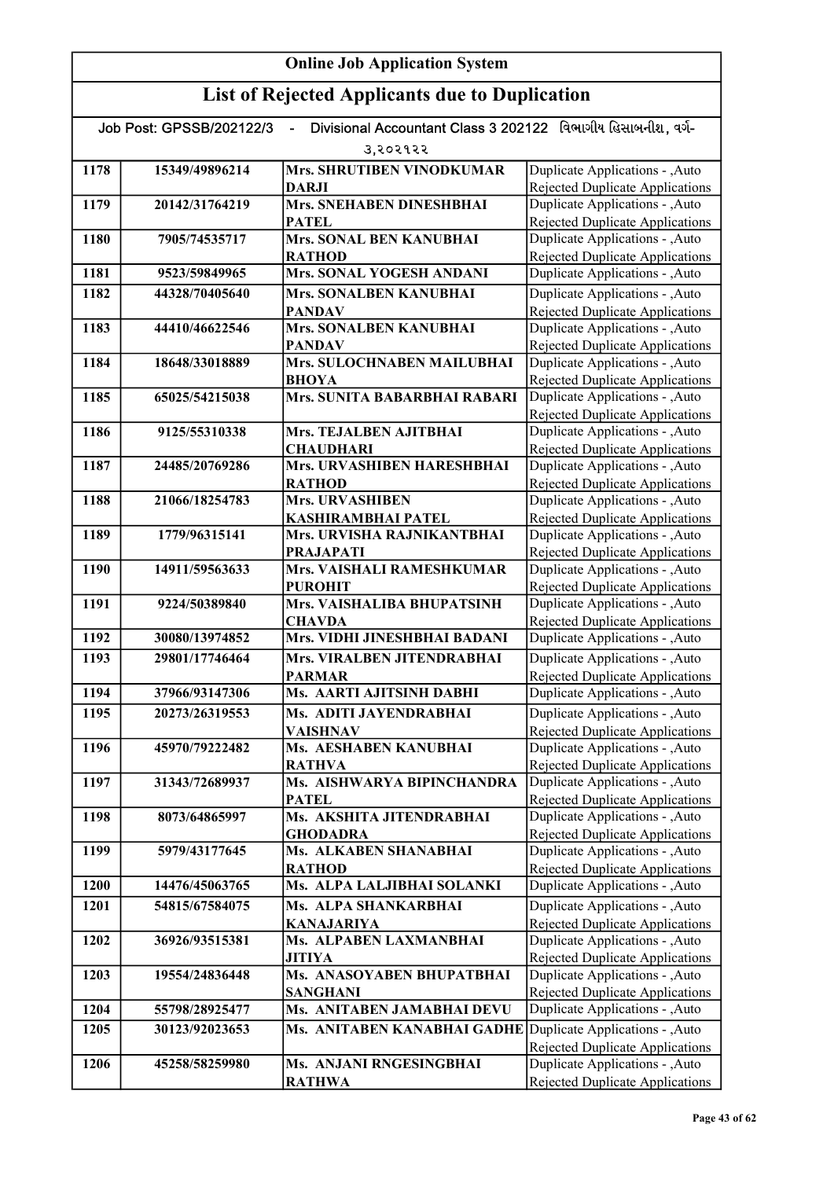| Online Job Application System | | | |
|---|---|---|---|
| **List of Rejected Applicants due to Duplication** | | | |
| Job Post: GPSSB/202122/3 - Divisional Accountant Class 3 202122 વિભાગીય હિસાબનીશ, વર્ગ-૩,૨૦૨૧૨૨ | | | |
| **1178** | **15349/49896214** | **Mrs. SHRUTIBEN VINODKUMAR DARJI** | Duplicate Applications - ,Auto Rejected Duplicate Applications |
| **1179** | **20142/31764219** | **Mrs. SNEHABEN DINESHBHAI PATEL** | Duplicate Applications - ,Auto Rejected Duplicate Applications |
| **1180** | **7905/74535717** | **Mrs. SONAL BEN KANUBHAI RATHOD** | Duplicate Applications - ,Auto Rejected Duplicate Applications |
| **1181** | **9523/59849965** | **Mrs. SONAL YOGESH ANDANI** | Duplicate Applications - ,Auto |
| **1182** | **44328/70405640** | **Mrs. SONALBEN KANUBHAI PANDAV** | Duplicate Applications - ,Auto Rejected Duplicate Applications |
| **1183** | **44410/46622546** | **Mrs. SONALBEN KANUBHAI PANDAV** | Duplicate Applications - ,Auto Rejected Duplicate Applications |
| **1184** | **18648/33018889** | **Mrs. SULOCHNABEN MAILUBHAI BHOYA** | Duplicate Applications - ,Auto Rejected Duplicate Applications |
| **1185** | **65025/54215038** | **Mrs. SUNITA BABARBHAI RABARI** | Duplicate Applications - ,Auto Rejected Duplicate Applications |
| **1186** | **9125/55310338** | **Mrs. TEJALBEN AJITBHAI CHAUDHARI** | Duplicate Applications - ,Auto Rejected Duplicate Applications |
| **1187** | **24485/20769286** | **Mrs. URVASHIBEN HARESHBHAI RATHOD** | Duplicate Applications - ,Auto Rejected Duplicate Applications |
| **1188** | **21066/18254783** | **Mrs. URVASHIBEN KASHIRAMBHAI PATEL** | Duplicate Applications - ,Auto Rejected Duplicate Applications |
| **1189** | **1779/96315141** | **Mrs. URVISHA RAJNIKANTBHAI PRAJAPATI** | Duplicate Applications - ,Auto Rejected Duplicate Applications |
| **1190** | **14911/59563633** | **Mrs. VAISHALI RAMESHKUMAR PUROHIT** | Duplicate Applications - ,Auto Rejected Duplicate Applications |
| **1191** | **9224/50389840** | **Mrs. VAISHALIBA BHUPATSINH CHAVDA** | Duplicate Applications - ,Auto Rejected Duplicate Applications |
| **1192** | **30080/13974852** | **Mrs. VIDHI JINESHBHAI BADANI** | Duplicate Applications - ,Auto |
| **1193** | **29801/17746464** | **Mrs. VIRALBEN JITENDRABHAI PARMAR** | Duplicate Applications - ,Auto Rejected Duplicate Applications |
| **1194** | **37966/93147306** | **Ms. AARTI AJITSINH DABHI** | Duplicate Applications - ,Auto |
| **1195** | **20273/26319553** | **Ms. ADITI JAYENDRABHAI VAISHNAV** | Duplicate Applications - ,Auto Rejected Duplicate Applications |
| **1196** | **45970/79222482** | **Ms. AESHABEN KANUBHAI RATHVA** | Duplicate Applications - ,Auto Rejected Duplicate Applications |
| **1197** | **31343/72689937** | **Ms. AISHWARYA BIPINCHANDRA PATEL** | Duplicate Applications - ,Auto Rejected Duplicate Applications |
| **1198** | **8073/64865997** | **Ms. AKSHITA JITENDRABHAI GHODADRA** | Duplicate Applications - ,Auto Rejected Duplicate Applications |
| **1199** | **5979/43177645** | **Ms. ALKABEN SHANABHAI RATHOD** | Duplicate Applications - ,Auto Rejected Duplicate Applications |
| **1200** | **14476/45063765** | **Ms. ALPA LALJIBHAI SOLANKI** | Duplicate Applications - ,Auto |
| **1201** | **54815/67584075** | **Ms. ALPA SHANKARBHAI KANAJARIYA** | Duplicate Applications - ,Auto Rejected Duplicate Applications |
| **1202** | **36926/93515381** | **Ms. ALPABEN LAXMANBHAI JITIYA** | Duplicate Applications - ,Auto Rejected Duplicate Applications |
| **1203** | **19554/24836448** | **Ms. ANASOYABEN BHUPATBHAI SANGHANI** | Duplicate Applications - ,Auto Rejected Duplicate Applications |
| **1204** | **55798/28925477** | **Ms. ANITABEN JAMABHAI DEVU** | Duplicate Applications - ,Auto |
| **1205** | **30123/92023653** | **Ms. ANITABEN KANABHAI GADHE** | Duplicate Applications - ,Auto Rejected Duplicate Applications |
| **1206** | **45258/58259980** | **Ms. ANJANI RNGESINGBHAI RATHWA** | Duplicate Applications - ,Auto Rejected Duplicate Applications |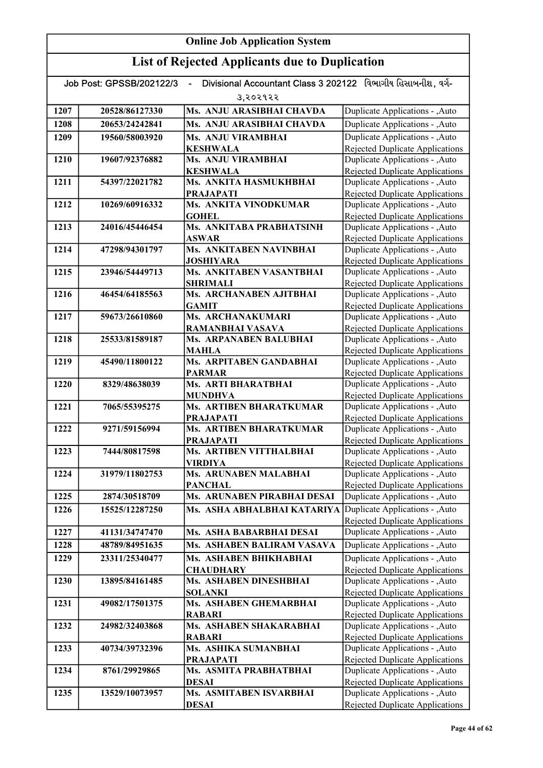# Online Job Application System

## List of Rejected Applicants due to Duplication

Job Post: GPSSB/202122/3 - Divisional Accountant Class 3 202122 વિભાગીય હિસાબનીશ, વર્ગ-૩,૨૦૨૧૨૨

| | | | |
|---|---|---|---|
| 1207 | 20528/86127330 | Ms. ANJU ARASIBHAI CHAVDA | Duplicate Applications - ,Auto |
| 1208 | 20653/24242841 | Ms. ANJU ARASIBHAI CHAVDA | Duplicate Applications - ,Auto |
| 1209 | 19560/58003920 | Ms. ANJU VIRAMBHAI KESHWALA | Duplicate Applications - ,Auto Rejected Duplicate Applications |
| 1210 | 19607/92376882 | Ms. ANJU VIRAMBHAI KESHWALA | Duplicate Applications - ,Auto Rejected Duplicate Applications |
| 1211 | 54397/22021782 | Ms. ANKITA HASMUKHBHAI PRAJAPATI | Duplicate Applications - ,Auto Rejected Duplicate Applications |
| 1212 | 10269/60916332 | Ms. ANKITA VINODKUMAR GOHEL | Duplicate Applications - ,Auto Rejected Duplicate Applications |
| 1213 | 24016/45446454 | Ms. ANKITABA PRABHATSINH ASWAR | Duplicate Applications - ,Auto Rejected Duplicate Applications |
| 1214 | 47298/94301797 | Ms. ANKITABEN NAVINBHAI JOSHIYARA | Duplicate Applications - ,Auto Rejected Duplicate Applications |
| 1215 | 23946/54449713 | Ms. ANKITABEN VASANTBHAI SHRIMALI | Duplicate Applications - ,Auto Rejected Duplicate Applications |
| 1216 | 46454/64185563 | Ms. ARCHANABEN AJITBHAI GAMIT | Duplicate Applications - ,Auto Rejected Duplicate Applications |
| 1217 | 59673/26610860 | Ms. ARCHANAKUMARI RAMANBHAI VASAVA | Duplicate Applications - ,Auto Rejected Duplicate Applications |
| 1218 | 25533/81589187 | Ms. ARPANABEN BALUBHAI MAHLA | Duplicate Applications - ,Auto Rejected Duplicate Applications |
| 1219 | 45490/11800122 | Ms. ARPITABEN GANDABHAI PARMAR | Duplicate Applications - ,Auto Rejected Duplicate Applications |
| 1220 | 8329/48638039 | Ms. ARTI BHARATBHAI MUNDHVA | Duplicate Applications - ,Auto Rejected Duplicate Applications |
| 1221 | 7065/55395275 | Ms. ARTIBEN BHARATKUMAR PRAJAPATI | Duplicate Applications - ,Auto Rejected Duplicate Applications |
| 1222 | 9271/59156994 | Ms. ARTIBEN BHARATKUMAR PRAJAPATI | Duplicate Applications - ,Auto Rejected Duplicate Applications |
| 1223 | 7444/80817598 | Ms. ARTIBEN VITTHALBHAI VIRDIYA | Duplicate Applications - ,Auto Rejected Duplicate Applications |
| 1224 | 31979/11802753 | Ms. ARUNABEN MALABHAI PANCHAL | Duplicate Applications - ,Auto Rejected Duplicate Applications |
| 1225 | 2874/30518709 | Ms. ARUNABEN PIRABHAI DESAI | Duplicate Applications - ,Auto |
| 1226 | 15525/12287250 | Ms. ASHA ABHALBHAI KATARIYA | Duplicate Applications - ,Auto Rejected Duplicate Applications |
| 1227 | 41131/34747470 | Ms. ASHA BABARBHAI DESAI | Duplicate Applications - ,Auto |
| 1228 | 48789/84951635 | Ms. ASHABEN BALIRAM VASAVA | Duplicate Applications - ,Auto |
| 1229 | 23311/25340477 | Ms. ASHABEN BHIKHABHAI CHAUDHARY | Duplicate Applications - ,Auto Rejected Duplicate Applications |
| 1230 | 13895/84161485 | Ms. ASHABEN DINESHBHAI SOLANKI | Duplicate Applications - ,Auto Rejected Duplicate Applications |
| 1231 | 49082/17501375 | Ms. ASHABEN GHEMARBHAI RABARI | Duplicate Applications - ,Auto Rejected Duplicate Applications |
| 1232 | 24982/32403868 | Ms. ASHABEN SHAKARABHAI RABARI | Duplicate Applications - ,Auto Rejected Duplicate Applications |
| 1233 | 40734/39732396 | Ms. ASHIKA SUMANBHAI PRAJAPATI | Duplicate Applications - ,Auto Rejected Duplicate Applications |
| 1234 | 8761/29929865 | Ms. ASMITA PRABHATBHAI DESAI | Duplicate Applications - ,Auto Rejected Duplicate Applications |
| 1235 | 13529/10073957 | Ms. ASMITABEN ISVARBHAI DESAI | Duplicate Applications - ,Auto Rejected Duplicate Applications |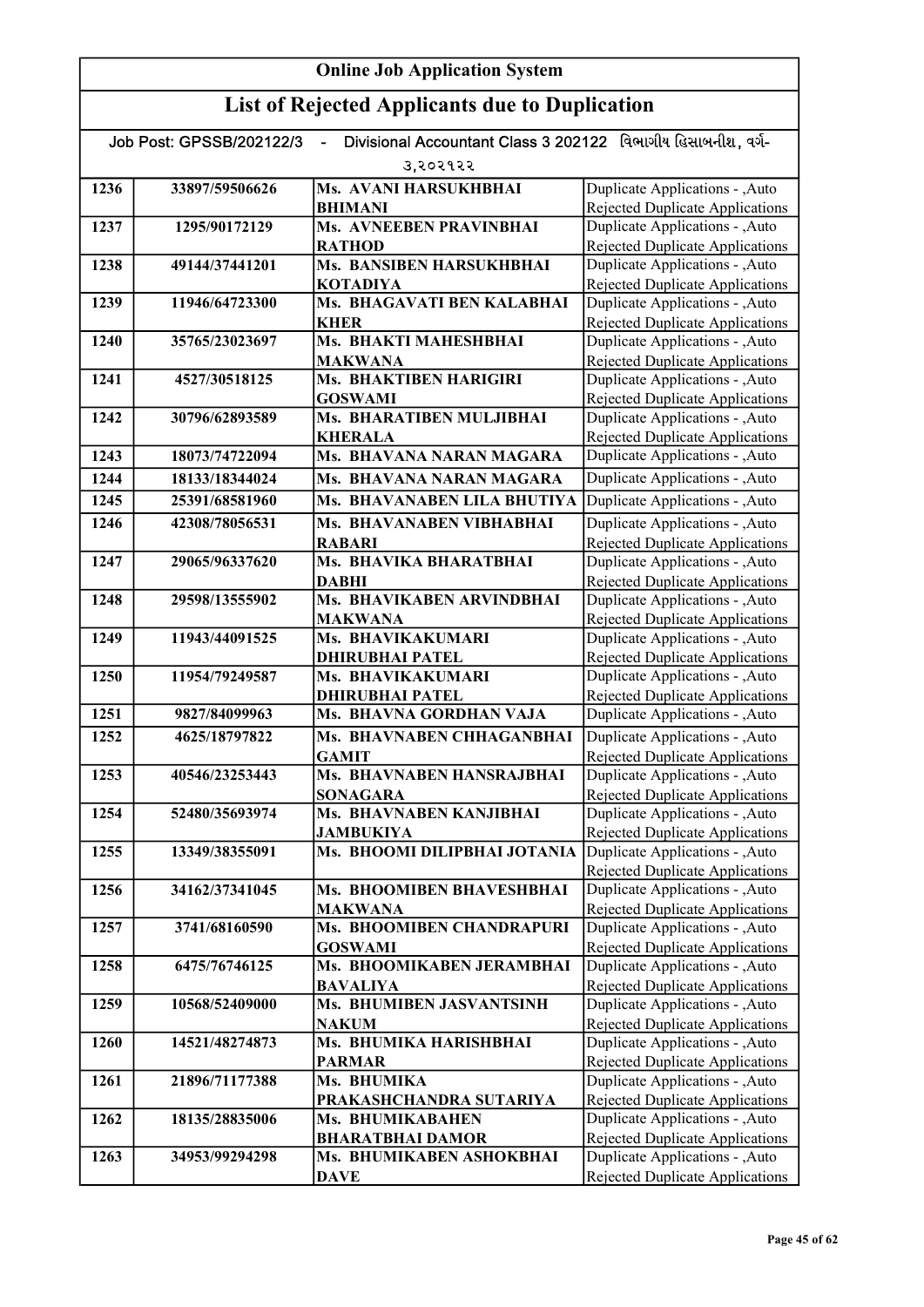# Online Job Application System

## List of Rejected Applicants due to Duplication

Job Post: GPSSB/202122/3 - Divisional Accountant Class 3 202122 વિભાગીય હિસાબનીશ, વર્ગ-૩,૨૦૨૧૨૨

| | | | |
|---|---|---|---|
| 1236 | 33897/59506626 | Ms. AVANI HARSUKHBHAI BHIMANI | Duplicate Applications - ,Auto Rejected Duplicate Applications |
| 1237 | 1295/90172129 | Ms. AVNEEBEN PRAVINBHAI RATHOD | Duplicate Applications - ,Auto Rejected Duplicate Applications |
| 1238 | 49144/37441201 | Ms. BANSIBEN HARSUKHBHAI KOTADIYA | Duplicate Applications - ,Auto Rejected Duplicate Applications |
| 1239 | 11946/64723300 | Ms. BHAGAVATI BEN KALABHAI KHER | Duplicate Applications - ,Auto Rejected Duplicate Applications |
| 1240 | 35765/23023697 | Ms. BHAKTI MAHESHBHAI MAKWANA | Duplicate Applications - ,Auto Rejected Duplicate Applications |
| 1241 | 4527/30518125 | Ms. BHAKTIBEN HARIGIRI GOSWAMI | Duplicate Applications - ,Auto Rejected Duplicate Applications |
| 1242 | 30796/62893589 | Ms. BHARATIBEN MULJIBHAI KHERALA | Duplicate Applications - ,Auto Rejected Duplicate Applications |
| 1243 | 18073/74722094 | Ms. BHAVANA NARAN MAGARA | Duplicate Applications - ,Auto |
| 1244 | 18133/18344024 | Ms. BHAVANA NARAN MAGARA | Duplicate Applications - ,Auto |
| 1245 | 25391/68581960 | Ms. BHAVANABEN LILA BHUTIYA | Duplicate Applications - ,Auto |
| 1246 | 42308/78056531 | Ms. BHAVANABEN VIBHABHAI RABARI | Duplicate Applications - ,Auto Rejected Duplicate Applications |
| 1247 | 29065/96337620 | Ms. BHAVIKA BHARATBHAI DABHI | Duplicate Applications - ,Auto Rejected Duplicate Applications |
| 1248 | 29598/13555902 | Ms. BHAVIKABEN ARVINDBHAI MAKWANA | Duplicate Applications - ,Auto Rejected Duplicate Applications |
| 1249 | 11943/44091525 | Ms. BHAVIKAKUMARI DHIRUBHAI PATEL | Duplicate Applications - ,Auto Rejected Duplicate Applications |
| 1250 | 11954/79249587 | Ms. BHAVIKAKUMARI DHIRUBHAI PATEL | Duplicate Applications - ,Auto Rejected Duplicate Applications |
| 1251 | 9827/84099963 | Ms. BHAVNA GORDHAN VAJA | Duplicate Applications - ,Auto |
| 1252 | 4625/18797822 | Ms. BHAVNABEN CHHAGANBHAI GAMIT | Duplicate Applications - ,Auto Rejected Duplicate Applications |
| 1253 | 40546/23253443 | Ms. BHAVNABEN HANSRAJBHAI SONAGARA | Duplicate Applications - ,Auto Rejected Duplicate Applications |
| 1254 | 52480/35693974 | Ms. BHAVNABEN KANJIBHAI JAMBUKIYA | Duplicate Applications - ,Auto Rejected Duplicate Applications |
| 1255 | 13349/38355091 | Ms. BHOOMI DILIPBHAI JOTANIA | Duplicate Applications - ,Auto Rejected Duplicate Applications |
| 1256 | 34162/37341045 | Ms. BHOOMIBEN BHAVESHBHAI MAKWANA | Duplicate Applications - ,Auto Rejected Duplicate Applications |
| 1257 | 3741/68160590 | Ms. BHOOMIBEN CHANDRAPURI GOSWAMI | Duplicate Applications - ,Auto Rejected Duplicate Applications |
| 1258 | 6475/76746125 | Ms. BHOOMIKABEN JERAMBHAI BAVALIYA | Duplicate Applications - ,Auto Rejected Duplicate Applications |
| 1259 | 10568/52409000 | Ms. BHUMIBEN JASVANTSINH NAKUM | Duplicate Applications - ,Auto Rejected Duplicate Applications |
| 1260 | 14521/48274873 | Ms. BHUMIKA HARISHBHAI PARMAR | Duplicate Applications - ,Auto Rejected Duplicate Applications |
| 1261 | 21896/71177388 | Ms. BHUMIKA PRAKASHCHANDRA SUTARIYA | Duplicate Applications - ,Auto Rejected Duplicate Applications |
| 1262 | 18135/28835006 | Ms. BHUMIKABAHEN BHARATBHAI DAMOR | Duplicate Applications - ,Auto Rejected Duplicate Applications |
| 1263 | 34953/99294298 | Ms. BHUMIKABEN ASHOKBHAI DAVE | Duplicate Applications - ,Auto Rejected Duplicate Applications |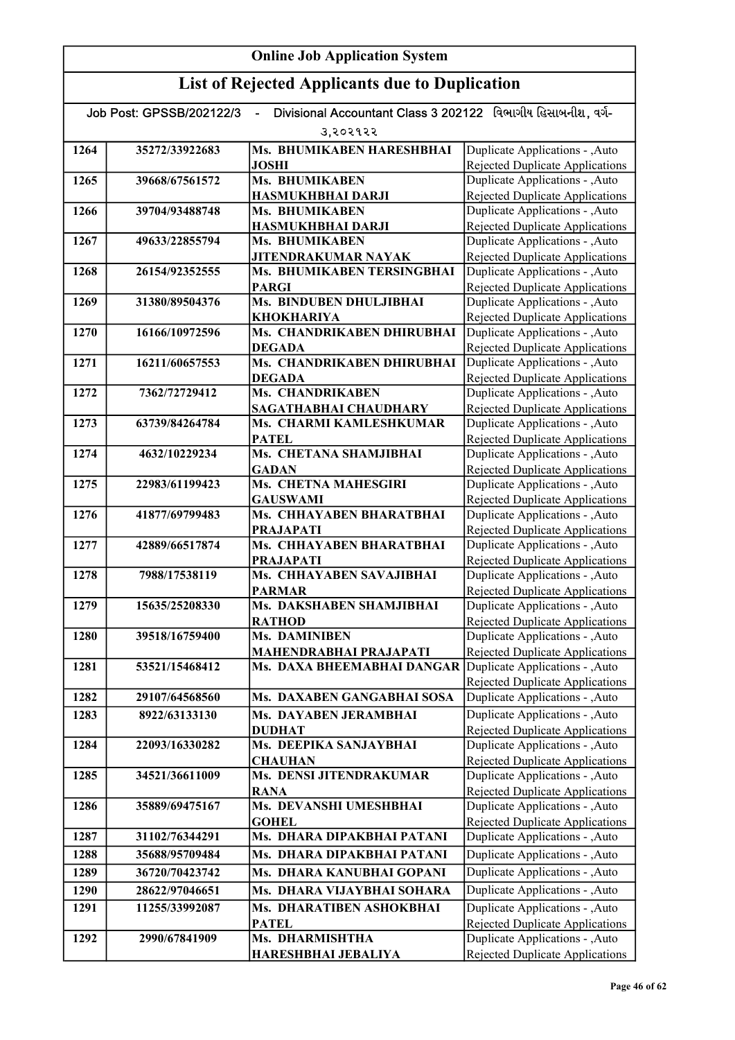# Online Job Application System

## List of Rejected Applicants due to Duplication

Job Post: GPSSB/202122/3 - Divisional Accountant Class 3 202122 વિભાગીય હિસાબનીશ, વર્ગ-૩,૨૦૨૧૨૨

| | | | |
|---|---|---|---|
| 1264 | 35272/33922683 | Ms. BHUMIKABEN HARESHBHAI JOSHI | Duplicate Applications - ,Auto Rejected Duplicate Applications |
| 1265 | 39668/67561572 | Ms. BHUMIKABEN HASMUKHBHAI DARJI | Duplicate Applications - ,Auto Rejected Duplicate Applications |
| 1266 | 39704/93488748 | Ms. BHUMIKABEN HASMUKHBHAI DARJI | Duplicate Applications - ,Auto Rejected Duplicate Applications |
| 1267 | 49633/22855794 | Ms. BHUMIKABEN JITENDRAKUMAR NAYAK | Duplicate Applications - ,Auto Rejected Duplicate Applications |
| 1268 | 26154/92352555 | Ms. BHUMIKABEN TERSINGBHAI PARGI | Duplicate Applications - ,Auto Rejected Duplicate Applications |
| 1269 | 31380/89504376 | Ms. BINDUBEN DHULJIBHAI KHOKHARIYA | Duplicate Applications - ,Auto Rejected Duplicate Applications |
| 1270 | 16166/10972596 | Ms. CHANDRIKABEN DHIRUBHAI DEGADA | Duplicate Applications - ,Auto Rejected Duplicate Applications |
| 1271 | 16211/60657553 | Ms. CHANDRIKABEN DHIRUBHAI DEGADA | Duplicate Applications - ,Auto Rejected Duplicate Applications |
| 1272 | 7362/72729412 | Ms. CHANDRIKABEN SAGATHABHAI CHAUDHARY | Duplicate Applications - ,Auto Rejected Duplicate Applications |
| 1273 | 63739/84264784 | Ms. CHARMI KAMLESHKUMAR PATEL | Duplicate Applications - ,Auto Rejected Duplicate Applications |
| 1274 | 4632/10229234 | Ms. CHETANA SHAMJIBHAI GADAN | Duplicate Applications - ,Auto Rejected Duplicate Applications |
| 1275 | 22983/61199423 | Ms. CHETNA MAHESGIRI GAUSWAMI | Duplicate Applications - ,Auto Rejected Duplicate Applications |
| 1276 | 41877/69799483 | Ms. CHHAYABEN BHARATBHAI PRAJAPATI | Duplicate Applications - ,Auto Rejected Duplicate Applications |
| 1277 | 42889/66517874 | Ms. CHHAYABEN BHARATBHAI PRAJAPATI | Duplicate Applications - ,Auto Rejected Duplicate Applications |
| 1278 | 7988/17538119 | Ms. CHHAYABEN SAVAJIBHAI PARMAR | Duplicate Applications - ,Auto Rejected Duplicate Applications |
| 1279 | 15635/25208330 | Ms. DAKSHABEN SHAMJIBHAI RATHOD | Duplicate Applications - ,Auto Rejected Duplicate Applications |
| 1280 | 39518/16759400 | Ms. DAMINIBEN MAHENDRABHAI PRAJAPATI | Duplicate Applications - ,Auto Rejected Duplicate Applications |
| 1281 | 53521/15468412 | Ms. DAXA BHEEMABHAI DANGAR | Duplicate Applications - ,Auto Rejected Duplicate Applications |
| 1282 | 29107/64568560 | Ms. DAXABEN GANGABHAI SOSA | Duplicate Applications - ,Auto |
| 1283 | 8922/63133130 | Ms. DAYABEN JERAMBHAI DUDHAT | Duplicate Applications - ,Auto Rejected Duplicate Applications |
| 1284 | 22093/16330282 | Ms. DEEPIKA SANJAYBHAI CHAUHAN | Duplicate Applications - ,Auto Rejected Duplicate Applications |
| 1285 | 34521/36611009 | Ms. DENSI JITENDRAKUMAR RANA | Duplicate Applications - ,Auto Rejected Duplicate Applications |
| 1286 | 35889/69475167 | Ms. DEVANSHI UMESHBHAI GOHEL | Duplicate Applications - ,Auto Rejected Duplicate Applications |
| 1287 | 31102/76344291 | Ms. DHARA DIPAKBHAI PATANI | Duplicate Applications - ,Auto |
| 1288 | 35688/95709484 | Ms. DHARA DIPAKBHAI PATANI | Duplicate Applications - ,Auto |
| 1289 | 36720/70423742 | Ms. DHARA KANUBHAI GOPANI | Duplicate Applications - ,Auto |
| 1290 | 28622/97046651 | Ms. DHARA VIJAYBHAI SOHARA | Duplicate Applications - ,Auto |
| 1291 | 11255/33992087 | Ms. DHARATIBEN ASHOKBHAI PATEL | Duplicate Applications - ,Auto Rejected Duplicate Applications |
| 1292 | 2990/67841909 | Ms. DHARMISHTHA HARESHBHAI JEBALIYA | Duplicate Applications - ,Auto Rejected Duplicate Applications |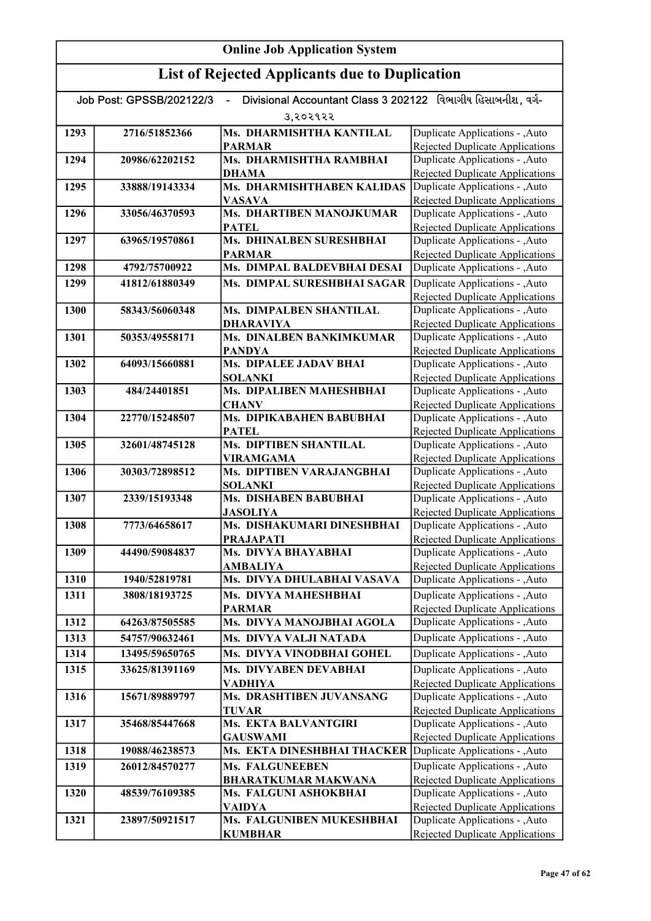# Online Job Application System

## List of Rejected Applicants due to Duplication

Job Post: GPSSB/202122/3 - Divisional Accountant Class 3 202122 વિભાગીય હિસાબનીશ, વર્ગ-૩,૨૦૨૧૨૨

| | | | |
|---|---|---|---|
| 1293 | 2716/51852366 | Ms. DHARMISHTHA KANTILAL PARMAR | Duplicate Applications - ,Auto Rejected Duplicate Applications |
| 1294 | 20986/62202152 | Ms. DHARMISHTHA RAMBHAI DHAMA | Duplicate Applications - ,Auto Rejected Duplicate Applications |
| 1295 | 33888/19143334 | Ms. DHARMISHTHABEN KALIDAS VASAVA | Duplicate Applications - ,Auto Rejected Duplicate Applications |
| 1296 | 33056/46370593 | Ms. DHARTIBEN MANOJKUMAR PATEL | Duplicate Applications - ,Auto Rejected Duplicate Applications |
| 1297 | 63965/19570861 | Ms. DHINALBEN SURESHBHAI PARMAR | Duplicate Applications - ,Auto Rejected Duplicate Applications |
| 1298 | 4792/75700922 | Ms. DIMPAL BALDEVBHAI DESAI | Duplicate Applications - ,Auto |
| 1299 | 41812/61880349 | Ms. DIMPAL SURESHBHAI SAGAR | Duplicate Applications - ,Auto Rejected Duplicate Applications |
| 1300 | 58343/56060348 | Ms. DIMPALBEN SHANTILAL DHARAVIYA | Duplicate Applications - ,Auto Rejected Duplicate Applications |
| 1301 | 50353/49558171 | Ms. DINALBEN BANKIMKUMAR PANDYA | Duplicate Applications - ,Auto Rejected Duplicate Applications |
| 1302 | 64093/15660881 | Ms. DIPALEE JADAV BHAI SOLANKI | Duplicate Applications - ,Auto Rejected Duplicate Applications |
| 1303 | 484/24401851 | Ms. DIPALIBEN MAHESHBHAI CHANV | Duplicate Applications - ,Auto Rejected Duplicate Applications |
| 1304 | 22770/15248507 | Ms. DIPIKABAHEN BABUBHAI PATEL | Duplicate Applications - ,Auto Rejected Duplicate Applications |
| 1305 | 32601/48745128 | Ms. DIPTIBEN SHANTILAL VIRAMGAMA | Duplicate Applications - ,Auto Rejected Duplicate Applications |
| 1306 | 30303/72898512 | Ms. DIPTIBEN VARAJANGBHAI SOLANKI | Duplicate Applications - ,Auto Rejected Duplicate Applications |
| 1307 | 2339/15193348 | Ms. DISHABEN BABUBHAI JASOLIYA | Duplicate Applications - ,Auto Rejected Duplicate Applications |
| 1308 | 7773/64658617 | Ms. DISHAKUMARI DINESHBHAI PRAJAPATI | Duplicate Applications - ,Auto Rejected Duplicate Applications |
| 1309 | 44490/59084837 | Ms. DIVYA BHAYABHAI AMBALIYA | Duplicate Applications - ,Auto Rejected Duplicate Applications |
| 1310 | 1940/52819781 | Ms. DIVYA DHULABHAI VASAVA | Duplicate Applications - ,Auto |
| 1311 | 3808/18193725 | Ms. DIVYA MAHESHBHAI PARMAR | Duplicate Applications - ,Auto Rejected Duplicate Applications |
| 1312 | 64263/87505585 | Ms. DIVYA MANOJBHAI AGOLA | Duplicate Applications - ,Auto |
| 1313 | 54757/90632461 | Ms. DIVYA VALJI NATADA | Duplicate Applications - ,Auto |
| 1314 | 13495/59650765 | Ms. DIVYA VINODBHAI GOHEL | Duplicate Applications - ,Auto |
| 1315 | 33625/81391169 | Ms. DIVYABEN DEVABHAI VADHIYA | Duplicate Applications - ,Auto Rejected Duplicate Applications |
| 1316 | 15671/89889797 | Ms. DRASHTIBEN JUVANSANG TUVAR | Duplicate Applications - ,Auto Rejected Duplicate Applications |
| 1317 | 35468/85447668 | Ms. EKTA BALVANTGIRI GAUSWAMI | Duplicate Applications - ,Auto Rejected Duplicate Applications |
| 1318 | 19088/46238573 | Ms. EKTA DINESHBHAI THACKER | Duplicate Applications - ,Auto |
| 1319 | 26012/84570277 | Ms. FALGUNEEBEN BHARATKUMAR MAKWANA | Duplicate Applications - ,Auto Rejected Duplicate Applications |
| 1320 | 48539/76109385 | Ms. FALGUNI ASHOKBHAI VAIDYA | Duplicate Applications - ,Auto Rejected Duplicate Applications |
| 1321 | 23897/50921517 | Ms. FALGUNIBEN MUKESHBHAI KUMBHAR | Duplicate Applications - ,Auto Rejected Duplicate Applications |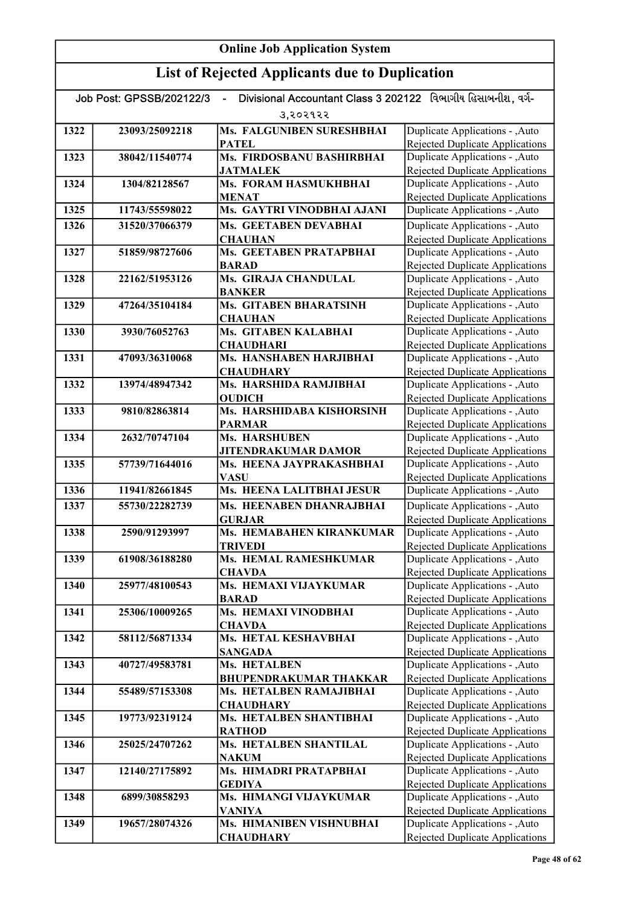# Online Job Application System

## List of Rejected Applicants due to Duplication

Job Post: GPSSB/202122/3 - Divisional Accountant Class 3 202122 વિભાગીય હિસાબનીશ, વર્ગ-૩,૨૦૨૧૨૨

| | | | |
|---|---|---|---|
| 1322 | 23093/25092218 | Ms. FALGUNIBEN SURESHBHAI PATEL | Duplicate Applications - ,Auto Rejected Duplicate Applications |
| 1323 | 38042/11540774 | Ms. FIRDOSBANU BASHIRBHAI JATMALEK | Duplicate Applications - ,Auto Rejected Duplicate Applications |
| 1324 | 1304/82128567 | Ms. FORAM HASMUKHBHAI MENAT | Duplicate Applications - ,Auto Rejected Duplicate Applications |
| 1325 | 11743/55598022 | Ms. GAYTRI VINODBHAI AJANI | Duplicate Applications - ,Auto |
| 1326 | 31520/37066379 | Ms. GEETABEN DEVABHAI CHAUHAN | Duplicate Applications - ,Auto Rejected Duplicate Applications |
| 1327 | 51859/98727606 | Ms. GEETABEN PRATAPBHAI BARAD | Duplicate Applications - ,Auto Rejected Duplicate Applications |
| 1328 | 22162/51953126 | Ms. GIRAJA CHANDULAL BANKER | Duplicate Applications - ,Auto Rejected Duplicate Applications |
| 1329 | 47264/35104184 | Ms. GITABEN BHARATSINH CHAUHAN | Duplicate Applications - ,Auto Rejected Duplicate Applications |
| 1330 | 3930/76052763 | Ms. GITABEN KALABHAI CHAUDHARI | Duplicate Applications - ,Auto Rejected Duplicate Applications |
| 1331 | 47093/36310068 | Ms. HANSHABEN HARJIBHAI CHAUDHARY | Duplicate Applications - ,Auto Rejected Duplicate Applications |
| 1332 | 13974/48947342 | Ms. HARSHIDA RAMJIBHAI OUDICH | Duplicate Applications - ,Auto Rejected Duplicate Applications |
| 1333 | 9810/82863814 | Ms. HARSHIDABA KISHORSINH PARMAR | Duplicate Applications - ,Auto Rejected Duplicate Applications |
| 1334 | 2632/70747104 | Ms. HARSHUBEN JITENDRAKUMAR DAMOR | Duplicate Applications - ,Auto Rejected Duplicate Applications |
| 1335 | 57739/71644016 | Ms. HEENA JAYPRAKASHBHAI VASU | Duplicate Applications - ,Auto Rejected Duplicate Applications |
| 1336 | 11941/82661845 | Ms. HEENA LALITBHAI JESUR | Duplicate Applications - ,Auto |
| 1337 | 55730/22282739 | Ms. HEENABEN DHANRAJBHAI GURJAR | Duplicate Applications - ,Auto Rejected Duplicate Applications |
| 1338 | 2590/91293997 | Ms. HEMABAHEN KIRANKUMAR TRIVEDI | Duplicate Applications - ,Auto Rejected Duplicate Applications |
| 1339 | 61908/36188280 | Ms. HEMAL RAMESHKUMAR CHAVDA | Duplicate Applications - ,Auto Rejected Duplicate Applications |
| 1340 | 25977/48100543 | Ms. HEMAXI VIJAYKUMAR BARAD | Duplicate Applications - ,Auto Rejected Duplicate Applications |
| 1341 | 25306/10009265 | Ms. HEMAXI VINODBHAI CHAVDA | Duplicate Applications - ,Auto Rejected Duplicate Applications |
| 1342 | 58112/56871334 | Ms. HETAL KESHAVBHAI SANGADA | Duplicate Applications - ,Auto Rejected Duplicate Applications |
| 1343 | 40727/49583781 | Ms. HETALBEN BHUPENDRAKUMAR THAKKAR | Duplicate Applications - ,Auto Rejected Duplicate Applications |
| 1344 | 55489/57153308 | Ms. HETALBEN RAMAJIBHAI CHAUDHARY | Duplicate Applications - ,Auto Rejected Duplicate Applications |
| 1345 | 19773/92319124 | Ms. HETALBEN SHANTIBHAI RATHOD | Duplicate Applications - ,Auto Rejected Duplicate Applications |
| 1346 | 25025/24707262 | Ms. HETALBEN SHANTILAL NAKUM | Duplicate Applications - ,Auto Rejected Duplicate Applications |
| 1347 | 12140/27175892 | Ms. HIMADRI PRATAPBHAI GEDIYA | Duplicate Applications - ,Auto Rejected Duplicate Applications |
| 1348 | 6899/30858293 | Ms. HIMANGI VIJAYKUMAR VANIYA | Duplicate Applications - ,Auto Rejected Duplicate Applications |
| 1349 | 19657/28074326 | Ms. HIMANIBEN VISHNUBHAI CHAUDHARY | Duplicate Applications - ,Auto Rejected Duplicate Applications |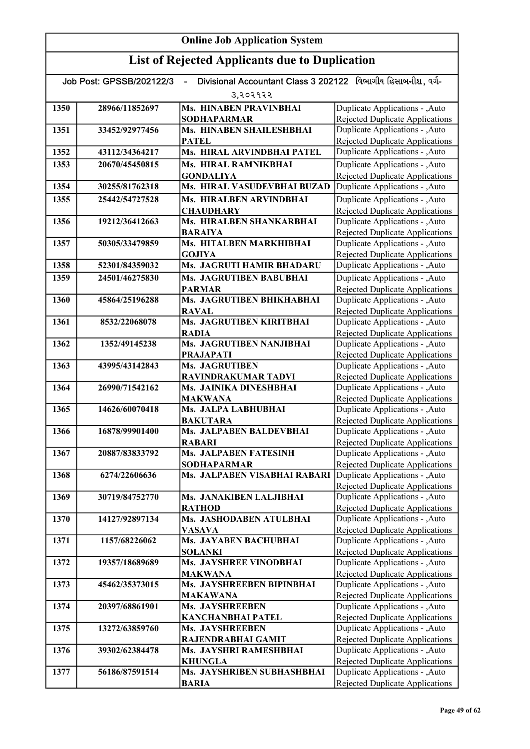# Online Job Application System

## List of Rejected Applicants due to Duplication

Job Post: GPSSB/202122/3 - Divisional Accountant Class 3 202122 વિભાગીય હિસાબનીશ, વર્ગ-૩,૨૦૨૧૨૨

| | | | |
|---|---|---|---|
| 1350 | 28966/11852697 | Ms. HINABEN PRAVINBHAI SODHAPARMAR | Duplicate Applications - ,Auto Rejected Duplicate Applications |
| 1351 | 33452/92977456 | Ms. HINABEN SHAILESHBHAI PATEL | Duplicate Applications - ,Auto Rejected Duplicate Applications |
| 1352 | 43112/34364217 | Ms. HIRAL ARVINDBHAI PATEL | Duplicate Applications - ,Auto |
| 1353 | 20670/45450815 | Ms. HIRAL RAMNIKBHAI GONDALIYA | Duplicate Applications - ,Auto Rejected Duplicate Applications |
| 1354 | 30255/81762318 | Ms. HIRAL VASUDEVBHAI BUZAD | Duplicate Applications - ,Auto |
| 1355 | 25442/54727528 | Ms. HIRALBEN ARVINDBHAI CHAUDHARY | Duplicate Applications - ,Auto Rejected Duplicate Applications |
| 1356 | 19212/36412663 | Ms. HIRALBEN SHANKARBHAI BARAIYA | Duplicate Applications - ,Auto Rejected Duplicate Applications |
| 1357 | 50305/33479859 | Ms. HITALBEN MARKHIBHAI GOJIYA | Duplicate Applications - ,Auto Rejected Duplicate Applications |
| 1358 | 52301/84359032 | Ms. JAGRUTI HAMIR BHADARU | Duplicate Applications - ,Auto |
| 1359 | 24501/46275830 | Ms. JAGRUTIBEN BABUBHAI PARMAR | Duplicate Applications - ,Auto Rejected Duplicate Applications |
| 1360 | 45864/25196288 | Ms. JAGRUTIBEN BHIKHABHAI RAVAL | Duplicate Applications - ,Auto Rejected Duplicate Applications |
| 1361 | 8532/22068078 | Ms. JAGRUTIBEN KIRITBHAI RADIA | Duplicate Applications - ,Auto Rejected Duplicate Applications |
| 1362 | 1352/49145238 | Ms. JAGRUTIBEN NANJIBHAI PRAJAPATI | Duplicate Applications - ,Auto Rejected Duplicate Applications |
| 1363 | 43995/43142843 | Ms. JAGRUTIBEN RAVINDRAKUMAR TADVI | Duplicate Applications - ,Auto Rejected Duplicate Applications |
| 1364 | 26990/71542162 | Ms. JAINIKA DINESHBHAI MAKWANA | Duplicate Applications - ,Auto Rejected Duplicate Applications |
| 1365 | 14626/60070418 | Ms. JALPA LABHUBHAI BAKUTARA | Duplicate Applications - ,Auto Rejected Duplicate Applications |
| 1366 | 16878/99901400 | Ms. JALPABEN BALDEVBHAI RABARI | Duplicate Applications - ,Auto Rejected Duplicate Applications |
| 1367 | 20887/83833792 | Ms. JALPABEN FATESINH SODHAPARMAR | Duplicate Applications - ,Auto Rejected Duplicate Applications |
| 1368 | 6274/22606636 | Ms. JALPABEN VISABHAI RABARI | Duplicate Applications - ,Auto Rejected Duplicate Applications |
| 1369 | 30719/84752770 | Ms. JANAKIBEN LALJIBHAI RATHOD | Duplicate Applications - ,Auto Rejected Duplicate Applications |
| 1370 | 14127/92897134 | Ms. JASHODABEN ATULBHAI VASAVA | Duplicate Applications - ,Auto Rejected Duplicate Applications |
| 1371 | 1157/68226062 | Ms. JAYABEN BACHUBHAI SOLANKI | Duplicate Applications - ,Auto Rejected Duplicate Applications |
| 1372 | 19357/18689689 | Ms. JAYSHREE VINODBHAI MAKWANA | Duplicate Applications - ,Auto Rejected Duplicate Applications |
| 1373 | 45462/35373015 | Ms. JAYSHREEBEN BIPINBHAI MAKAWANA | Duplicate Applications - ,Auto Rejected Duplicate Applications |
| 1374 | 20397/68861901 | Ms. JAYSHREEBEN KANCHANBHAI PATEL | Duplicate Applications - ,Auto Rejected Duplicate Applications |
| 1375 | 13272/63859760 | Ms. JAYSHREEBEN RAJENDRABHAI GAMIT | Duplicate Applications - ,Auto Rejected Duplicate Applications |
| 1376 | 39302/62384478 | Ms. JAYSHRI RAMESHBHAI KHUNGLA | Duplicate Applications - ,Auto Rejected Duplicate Applications |
| 1377 | 56186/87591514 | Ms. JAYSHRIBEN SUBHASHBHAI BARIA | Duplicate Applications - ,Auto Rejected Duplicate Applications |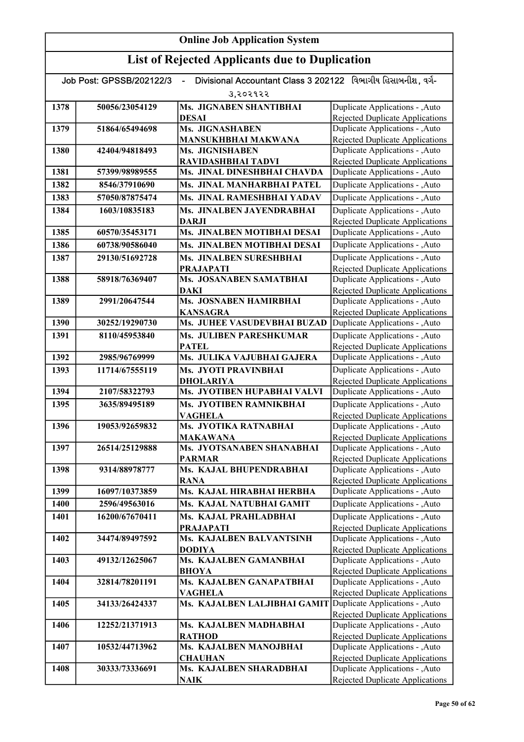# Online Job Application System

## List of Rejected Applicants due to Duplication

Job Post: GPSSB/202122/3 - Divisional Accountant Class 3 202122 વિભાગીય હિસાબનીશ, વર્ગ-૩,૨૦૨૧૨૨

| | | | |
|---|---|---|---|
| 1378 | 50056/23054129 | Ms. JIGNABEN SHANTIBHAI DESAI | Duplicate Applications - ,Auto Rejected Duplicate Applications |
| 1379 | 51864/65494698 | Ms. JIGNASHABEN MANSUKHBHAI MAKWANA | Duplicate Applications - ,Auto Rejected Duplicate Applications |
| 1380 | 42404/94818493 | Ms. JIGNISHABEN RAVIDASHBHAI TADVI | Duplicate Applications - ,Auto Rejected Duplicate Applications |
| 1381 | 57399/98989555 | Ms. JINAL DINESHBHAI CHAVDA | Duplicate Applications - ,Auto |
| 1382 | 8546/37910690 | Ms. JINAL MANHARBHAI PATEL | Duplicate Applications - ,Auto |
| 1383 | 57050/87875474 | Ms. JINAL RAMESHBHAI YADAV | Duplicate Applications - ,Auto |
| 1384 | 1603/10835183 | Ms. JINALBEN JAYENDRABHAI DARJI | Duplicate Applications - ,Auto Rejected Duplicate Applications |
| 1385 | 60570/35453171 | Ms. JINALBEN MOTIBHAI DESAI | Duplicate Applications - ,Auto |
| 1386 | 60738/90586040 | Ms. JINALBEN MOTIBHAI DESAI | Duplicate Applications - ,Auto |
| 1387 | 29130/51692728 | Ms. JINALBEN SURESHBHAI PRAJAPATI | Duplicate Applications - ,Auto Rejected Duplicate Applications |
| 1388 | 58918/76369407 | Ms. JOSANABEN SAMATBHAI DAKI | Duplicate Applications - ,Auto Rejected Duplicate Applications |
| 1389 | 2991/20647544 | Ms. JOSNABEN HAMIRBHAI KANSAGRA | Duplicate Applications - ,Auto Rejected Duplicate Applications |
| 1390 | 30252/19290730 | Ms. JUHEE VASUDEVBHAI BUZAD | Duplicate Applications - ,Auto |
| 1391 | 8110/45953840 | Ms. JULIBEN PARESHKUMAR PATEL | Duplicate Applications - ,Auto Rejected Duplicate Applications |
| 1392 | 2985/96769999 | Ms. JULIKA VAJUBHAI GAJERA | Duplicate Applications - ,Auto |
| 1393 | 11714/67555119 | Ms. JYOTI PRAVINBHAI DHOLARIYA | Duplicate Applications - ,Auto Rejected Duplicate Applications |
| 1394 | 2107/58322793 | Ms. JYOTIBEN HUPABHAI VALVI | Duplicate Applications - ,Auto |
| 1395 | 3635/89495189 | Ms. JYOTIBEN RAMNIKBHAI VAGHELA | Duplicate Applications - ,Auto Rejected Duplicate Applications |
| 1396 | 19053/92659832 | Ms. JYOTIKA RATNABHAI MAKAWANA | Duplicate Applications - ,Auto Rejected Duplicate Applications |
| 1397 | 26514/25129888 | Ms. JYOTSANABEN SHANABHAI PARMAR | Duplicate Applications - ,Auto Rejected Duplicate Applications |
| 1398 | 9314/88978777 | Ms. KAJAL BHUPENDRABHAI RANA | Duplicate Applications - ,Auto Rejected Duplicate Applications |
| 1399 | 16097/10373859 | Ms. KAJAL HIRABHAI HERBHA | Duplicate Applications - ,Auto |
| 1400 | 2596/49563016 | Ms. KAJAL NATUBHAI GAMIT | Duplicate Applications - ,Auto |
| 1401 | 16200/67670411 | Ms. KAJAL PRAHLADBHAI PRAJAPATI | Duplicate Applications - ,Auto Rejected Duplicate Applications |
| 1402 | 34474/89497592 | Ms. KAJALBEN BALVANTSINH DODIYA | Duplicate Applications - ,Auto Rejected Duplicate Applications |
| 1403 | 49132/12625067 | Ms. KAJALBEN GAMANBHAI BHOYA | Duplicate Applications - ,Auto Rejected Duplicate Applications |
| 1404 | 32814/78201191 | Ms. KAJALBEN GANAPATBHAI VAGHELA | Duplicate Applications - ,Auto Rejected Duplicate Applications |
| 1405 | 34133/26424337 | Ms. KAJALBEN LALJIBHAI GAMIT | Duplicate Applications - ,Auto Rejected Duplicate Applications |
| 1406 | 12252/21371913 | Ms. KAJALBEN MADHABHAI RATHOD | Duplicate Applications - ,Auto Rejected Duplicate Applications |
| 1407 | 10532/44713962 | Ms. KAJALBEN MANOJBHAI CHAUHAN | Duplicate Applications - ,Auto Rejected Duplicate Applications |
| 1408 | 30333/73336691 | Ms. KAJALBEN SHARADBHAI NAIK | Duplicate Applications - ,Auto Rejected Duplicate Applications |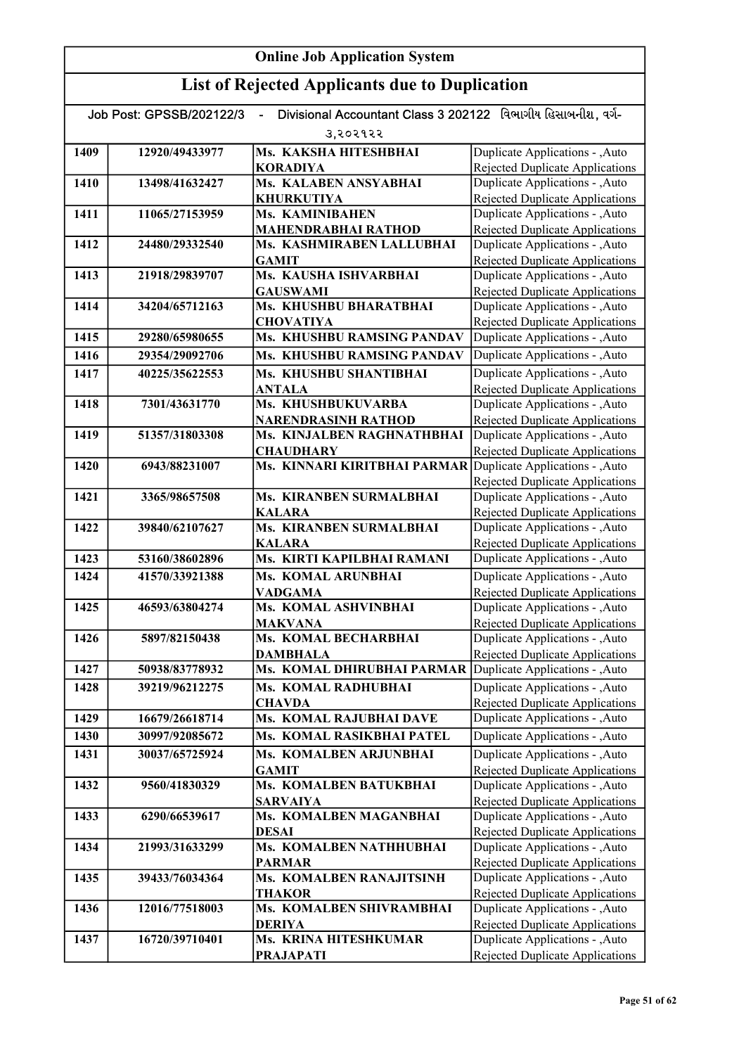# Online Job Application System

## List of Rejected Applicants due to Duplication

Job Post: GPSSB/202122/3 - Divisional Accountant Class 3 202122 વિભાગીય હિસાબનીશ, વર્ગ-૩,૨૦૨૧૨૨

| | | | |
|---|---|---|---|
| 1409 | 12920/49433977 | Ms. KAKSHA HITESHBHAI KORADIYA | Duplicate Applications - ,Auto Rejected Duplicate Applications |
| 1410 | 13498/41632427 | Ms. KALABEN ANSYABHAI KHURKUTIYA | Duplicate Applications - ,Auto Rejected Duplicate Applications |
| 1411 | 11065/27153959 | Ms. KAMINIBAHEN MAHENDRABHAI RATHOD | Duplicate Applications - ,Auto Rejected Duplicate Applications |
| 1412 | 24480/29332540 | Ms. KASHMIRABEN LALLUBHAI GAMIT | Duplicate Applications - ,Auto Rejected Duplicate Applications |
| 1413 | 21918/29839707 | Ms. KAUSHA ISHVARBHAI GAUSWAMI | Duplicate Applications - ,Auto Rejected Duplicate Applications |
| 1414 | 34204/65712163 | Ms. KHUSHBU BHARATBHAI CHOVATIYA | Duplicate Applications - ,Auto Rejected Duplicate Applications |
| 1415 | 29280/65980655 | Ms. KHUSHBU RAMSING PANDAV | Duplicate Applications - ,Auto |
| 1416 | 29354/29092706 | Ms. KHUSHBU RAMSING PANDAV | Duplicate Applications - ,Auto |
| 1417 | 40225/35622553 | Ms. KHUSHBU SHANTIBHAI ANTALA | Duplicate Applications - ,Auto Rejected Duplicate Applications |
| 1418 | 7301/43631770 | Ms. KHUSHBUKUVARBA NARENDRASINH RATHOD | Duplicate Applications - ,Auto Rejected Duplicate Applications |
| 1419 | 51357/31803308 | Ms. KINJALBEN RAGHNATHBHAI CHAUDHARY | Duplicate Applications - ,Auto Rejected Duplicate Applications |
| 1420 | 6943/88231007 | Ms. KINNARI KIRITBHAI PARMAR | Duplicate Applications - ,Auto Rejected Duplicate Applications |
| 1421 | 3365/98657508 | Ms. KIRANBEN SURMALBHAI KALARA | Duplicate Applications - ,Auto Rejected Duplicate Applications |
| 1422 | 39840/62107627 | Ms. KIRANBEN SURMALBHAI KALARA | Duplicate Applications - ,Auto Rejected Duplicate Applications |
| 1423 | 53160/38602896 | Ms. KIRTI KAPILBHAI RAMANI | Duplicate Applications - ,Auto |
| 1424 | 41570/33921388 | Ms. KOMAL ARUNBHAI VADGAMA | Duplicate Applications - ,Auto Rejected Duplicate Applications |
| 1425 | 46593/63804274 | Ms. KOMAL ASHVINBHAI MAKVANA | Duplicate Applications - ,Auto Rejected Duplicate Applications |
| 1426 | 5897/82150438 | Ms. KOMAL BECHARBHAI DAMBHALA | Duplicate Applications - ,Auto Rejected Duplicate Applications |
| 1427 | 50938/83778932 | Ms. KOMAL DHIRUBHAI PARMAR | Duplicate Applications - ,Auto |
| 1428 | 39219/96212275 | Ms. KOMAL RADHUBHAI CHAVDA | Duplicate Applications - ,Auto Rejected Duplicate Applications |
| 1429 | 16679/26618714 | Ms. KOMAL RAJUBHAI DAVE | Duplicate Applications - ,Auto |
| 1430 | 30997/92085672 | Ms. KOMAL RASIKBHAI PATEL | Duplicate Applications - ,Auto |
| 1431 | 30037/65725924 | Ms. KOMALBEN ARJUNBHAI GAMIT | Duplicate Applications - ,Auto Rejected Duplicate Applications |
| 1432 | 9560/41830329 | Ms. KOMALBEN BATUKBHAI SARVAIYA | Duplicate Applications - ,Auto Rejected Duplicate Applications |
| 1433 | 6290/66539617 | Ms. KOMALBEN MAGANBHAI DESAI | Duplicate Applications - ,Auto Rejected Duplicate Applications |
| 1434 | 21993/31633299 | Ms. KOMALBEN NATHHUBHAI PARMAR | Duplicate Applications - ,Auto Rejected Duplicate Applications |
| 1435 | 39433/76034364 | Ms. KOMALBEN RANAJITSINH THAKOR | Duplicate Applications - ,Auto Rejected Duplicate Applications |
| 1436 | 12016/77518003 | Ms. KOMALBEN SHIVRAMBHAI DERIYA | Duplicate Applications - ,Auto Rejected Duplicate Applications |
| 1437 | 16720/39710401 | Ms. KRINA HITESHKUMAR PRAJAPATI | Duplicate Applications - ,Auto Rejected Duplicate Applications |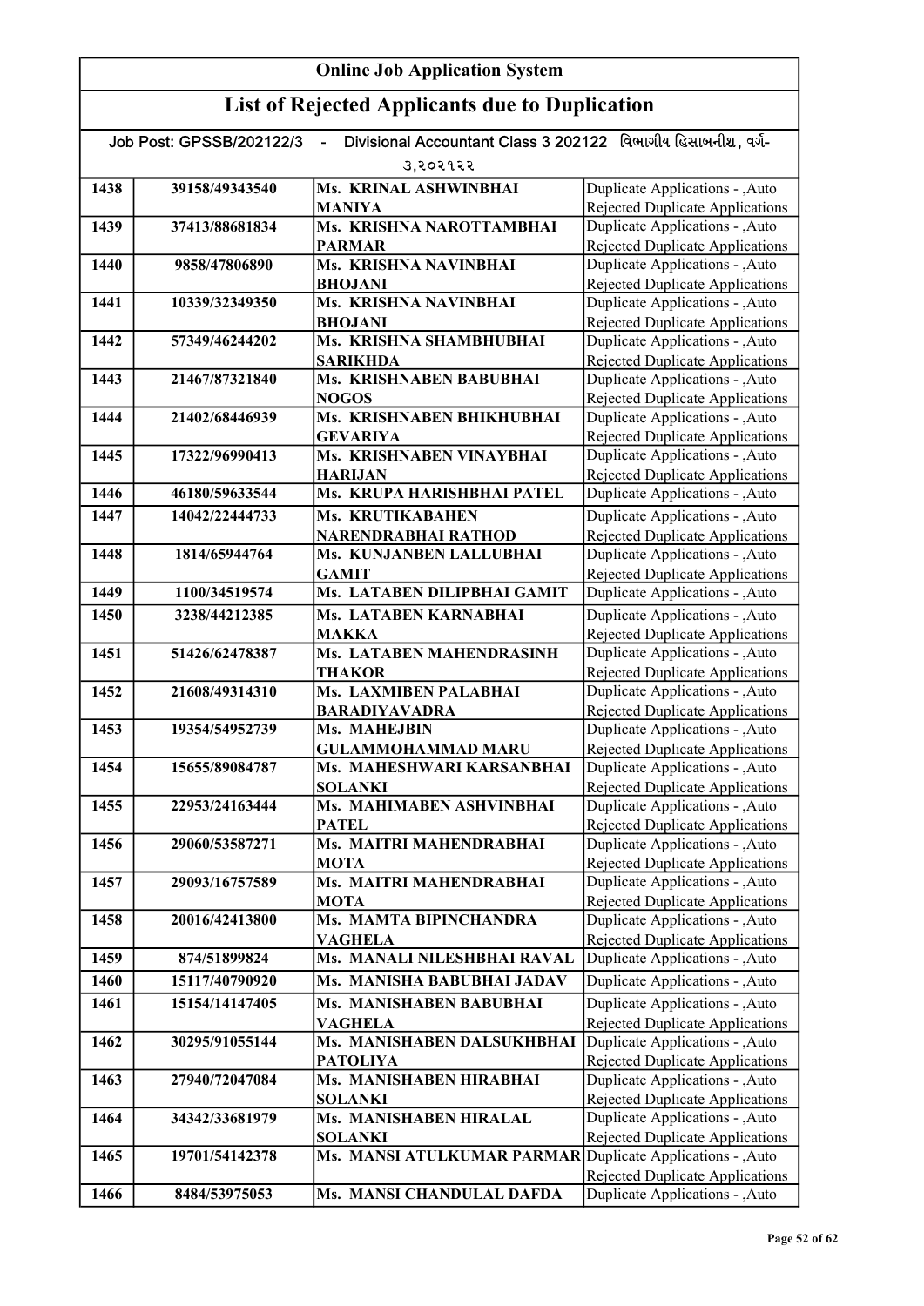# Online Job Application System

## List of Rejected Applicants due to Duplication

Job Post: GPSSB/202122/3 - Divisional Accountant Class 3 202122 વિભાગીય હિસાબનીશ, વર્ગ-૩,૨૦૨૧૨૨

| | | | |
|---|---|---|---|
| 1438 | 39158/49343540 | Ms. KRINAL ASHWINBHAI MANIYA | Duplicate Applications - ,Auto Rejected Duplicate Applications |
| 1439 | 37413/88681834 | Ms. KRISHNA NAROTTAMBHAI PARMAR | Duplicate Applications - ,Auto Rejected Duplicate Applications |
| 1440 | 9858/47806890 | Ms. KRISHNA NAVINBHAI BHOJANI | Duplicate Applications - ,Auto Rejected Duplicate Applications |
| 1441 | 10339/32349350 | Ms. KRISHNA NAVINBHAI BHOJANI | Duplicate Applications - ,Auto Rejected Duplicate Applications |
| 1442 | 57349/46244202 | Ms. KRISHNA SHAMBHUBHAI SARIKHDA | Duplicate Applications - ,Auto Rejected Duplicate Applications |
| 1443 | 21467/87321840 | Ms. KRISHNABEN BABUBHAI NOGOS | Duplicate Applications - ,Auto Rejected Duplicate Applications |
| 1444 | 21402/68446939 | Ms. KRISHNABEN BHIKHUBHAI GEVARIYA | Duplicate Applications - ,Auto Rejected Duplicate Applications |
| 1445 | 17322/96990413 | Ms. KRISHNABEN VINAYBHAI HARIJAN | Duplicate Applications - ,Auto Rejected Duplicate Applications |
| 1446 | 46180/59633544 | Ms. KRUPA HARISHBHAI PATEL | Duplicate Applications - ,Auto |
| 1447 | 14042/22444733 | Ms. KRUTIKABAHEN NARENDRABHAI RATHOD | Duplicate Applications - ,Auto Rejected Duplicate Applications |
| 1448 | 1814/65944764 | Ms. KUNJANBEN LALLUBHAI GAMIT | Duplicate Applications - ,Auto Rejected Duplicate Applications |
| 1449 | 1100/34519574 | Ms. LATABEN DILIPBHAI GAMIT | Duplicate Applications - ,Auto |
| 1450 | 3238/44212385 | Ms. LATABEN KARNABHAI MAKKA | Duplicate Applications - ,Auto Rejected Duplicate Applications |
| 1451 | 51426/62478387 | Ms. LATABEN MAHENDRASINH THAKOR | Duplicate Applications - ,Auto Rejected Duplicate Applications |
| 1452 | 21608/49314310 | Ms. LAXMIBEN PALABHAI BARADIYAVADRA | Duplicate Applications - ,Auto Rejected Duplicate Applications |
| 1453 | 19354/54952739 | Ms. MAHEJBIN GULAMMOHAMMAD MARU | Duplicate Applications - ,Auto Rejected Duplicate Applications |
| 1454 | 15655/89084787 | Ms. MAHESHWARI KARSANBHAI SOLANKI | Duplicate Applications - ,Auto Rejected Duplicate Applications |
| 1455 | 22953/24163444 | Ms. MAHIMABEN ASHVINBHAI PATEL | Duplicate Applications - ,Auto Rejected Duplicate Applications |
| 1456 | 29060/53587271 | Ms. MAITRI MAHENDRABHAI MOTA | Duplicate Applications - ,Auto Rejected Duplicate Applications |
| 1457 | 29093/16757589 | Ms. MAITRI MAHENDRABHAI MOTA | Duplicate Applications - ,Auto Rejected Duplicate Applications |
| 1458 | 20016/42413800 | Ms. MAMTA BIPINCHANDRA VAGHELA | Duplicate Applications - ,Auto Rejected Duplicate Applications |
| 1459 | 874/51899824 | Ms. MANALI NILESHBHAI RAVAL | Duplicate Applications - ,Auto |
| 1460 | 15117/40790920 | Ms. MANISHA BABUBHAI JADAV | Duplicate Applications - ,Auto |
| 1461 | 15154/14147405 | Ms. MANISHABEN BABUBHAI VAGHELA | Duplicate Applications - ,Auto Rejected Duplicate Applications |
| 1462 | 30295/91055144 | Ms. MANISHABEN DALSUKHBHAI PATOLIYA | Duplicate Applications - ,Auto Rejected Duplicate Applications |
| 1463 | 27940/72047084 | Ms. MANISHABEN HIRABHAI SOLANKI | Duplicate Applications - ,Auto Rejected Duplicate Applications |
| 1464 | 34342/33681979 | Ms. MANISHABEN HIRALAL SOLANKI | Duplicate Applications - ,Auto Rejected Duplicate Applications |
| 1465 | 19701/54142378 | Ms. MANSI ATULKUMAR PARMAR | Duplicate Applications - ,Auto Rejected Duplicate Applications |
| 1466 | 8484/53975053 | Ms. MANSI CHANDULAL DAFDA | Duplicate Applications - ,Auto |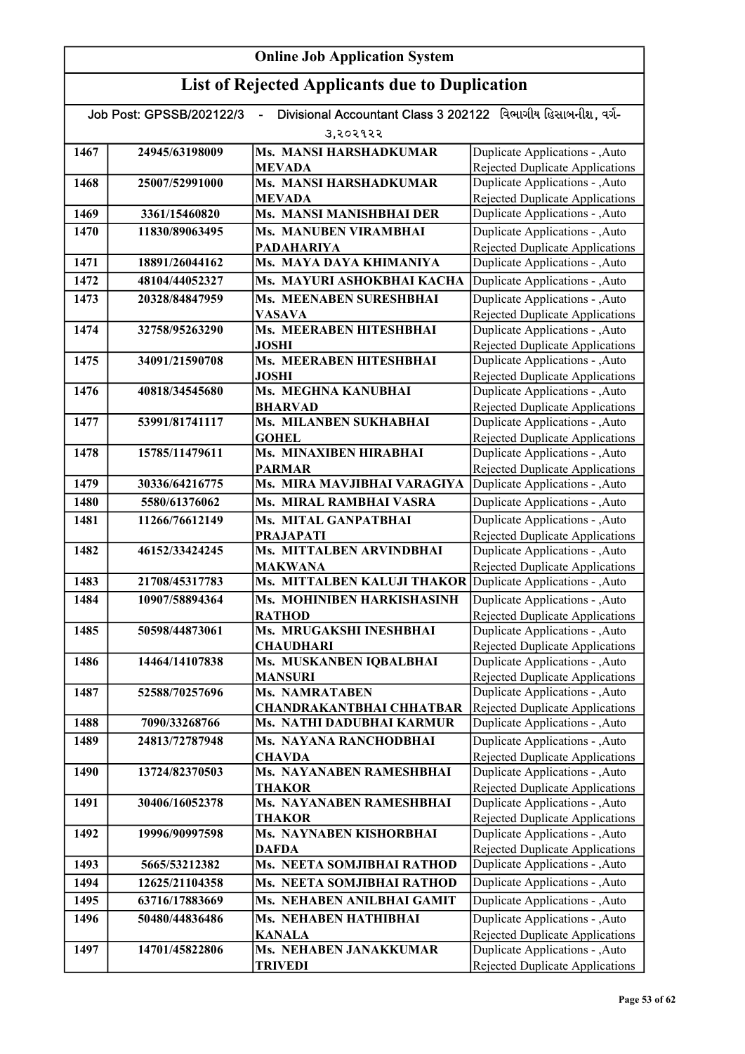# Online Job Application System

## List of Rejected Applicants due to Duplication

Job Post: GPSSB/202122/3 - Divisional Accountant Class 3 202122 વિભાગીય હિસાબનીશ, વર્ગ-૩,૨૦૨૧૨૨

| | | | |
|---|---|---|---|
| 1467 | 24945/63198009 | Ms. MANSI HARSHADKUMAR MEVADA | Duplicate Applications - ,Auto Rejected Duplicate Applications |
| 1468 | 25007/52991000 | Ms. MANSI HARSHADKUMAR MEVADA | Duplicate Applications - ,Auto Rejected Duplicate Applications |
| 1469 | 3361/15460820 | Ms. MANSI MANISHBHAI DER | Duplicate Applications - ,Auto |
| 1470 | 11830/89063495 | Ms. MANUBEN VIRAMBHAI PADAHARIYA | Duplicate Applications - ,Auto Rejected Duplicate Applications |
| 1471 | 18891/26044162 | Ms. MAYA DAYA KHIMANIYA | Duplicate Applications - ,Auto |
| 1472 | 48104/44052327 | Ms. MAYURI ASHOKBHAI KACHA | Duplicate Applications - ,Auto |
| 1473 | 20328/84847959 | Ms. MEENABEN SURESHBHAI VASAVA | Duplicate Applications - ,Auto Rejected Duplicate Applications |
| 1474 | 32758/95263290 | Ms. MEERABEN HITESHBHAI JOSHI | Duplicate Applications - ,Auto Rejected Duplicate Applications |
| 1475 | 34091/21590708 | Ms. MEERABEN HITESHBHAI JOSHI | Duplicate Applications - ,Auto Rejected Duplicate Applications |
| 1476 | 40818/34545680 | Ms. MEGHNA KANUBHAI BHARVAD | Duplicate Applications - ,Auto Rejected Duplicate Applications |
| 1477 | 53991/81741117 | Ms. MILANBEN SUKHABHAI GOHEL | Duplicate Applications - ,Auto Rejected Duplicate Applications |
| 1478 | 15785/11479611 | Ms. MINAXIBEN HIRABHAI PARMAR | Duplicate Applications - ,Auto Rejected Duplicate Applications |
| 1479 | 30336/64216775 | Ms. MIRA MAVJIBHAI VARAGIYA | Duplicate Applications - ,Auto |
| 1480 | 5580/61376062 | Ms. MIRAL RAMBHAI VASRA | Duplicate Applications - ,Auto |
| 1481 | 11266/76612149 | Ms. MITAL GANPATBHAI PRAJAPATI | Duplicate Applications - ,Auto Rejected Duplicate Applications |
| 1482 | 46152/33424245 | Ms. MITTALBEN ARVINDBHAI MAKWANA | Duplicate Applications - ,Auto Rejected Duplicate Applications |
| 1483 | 21708/45317783 | Ms. MITTALBEN KALUJI THAKOR | Duplicate Applications - ,Auto |
| 1484 | 10907/58894364 | Ms. MOHINIBEN HARKISHASINH RATHOD | Duplicate Applications - ,Auto Rejected Duplicate Applications |
| 1485 | 50598/44873061 | Ms. MRUGAKSHI INESHBHAI CHAUDHARI | Duplicate Applications - ,Auto Rejected Duplicate Applications |
| 1486 | 14464/14107838 | Ms. MUSKANBEN IQBALBHAI MANSURI | Duplicate Applications - ,Auto Rejected Duplicate Applications |
| 1487 | 52588/70257696 | Ms. NAMRATABEN CHANDRAKANTBHAI CHHATBAR | Duplicate Applications - ,Auto Rejected Duplicate Applications |
| 1488 | 7090/33268766 | Ms. NATHI DADUBHAI KARMUR | Duplicate Applications - ,Auto |
| 1489 | 24813/72787948 | Ms. NAYANA RANCHODBHAI CHAVDA | Duplicate Applications - ,Auto Rejected Duplicate Applications |
| 1490 | 13724/82370503 | Ms. NAYANABEN RAMESHBHAI THAKOR | Duplicate Applications - ,Auto Rejected Duplicate Applications |
| 1491 | 30406/16052378 | Ms. NAYANABEN RAMESHBHAI THAKOR | Duplicate Applications - ,Auto Rejected Duplicate Applications |
| 1492 | 19996/90997598 | Ms. NAYNABEN KISHORBHAI DAFDA | Duplicate Applications - ,Auto Rejected Duplicate Applications |
| 1493 | 5665/53212382 | Ms. NEETA SOMJIBHAI RATHOD | Duplicate Applications - ,Auto |
| 1494 | 12625/21104358 | Ms. NEETA SOMJIBHAI RATHOD | Duplicate Applications - ,Auto |
| 1495 | 63716/17883669 | Ms. NEHABEN ANILBHAI GAMIT | Duplicate Applications - ,Auto |
| 1496 | 50480/44836486 | Ms. NEHABEN HATHIBHAI KANALA | Duplicate Applications - ,Auto Rejected Duplicate Applications |
| 1497 | 14701/45822806 | Ms. NEHABEN JANAKKUMAR TRIVEDI | Duplicate Applications - ,Auto Rejected Duplicate Applications |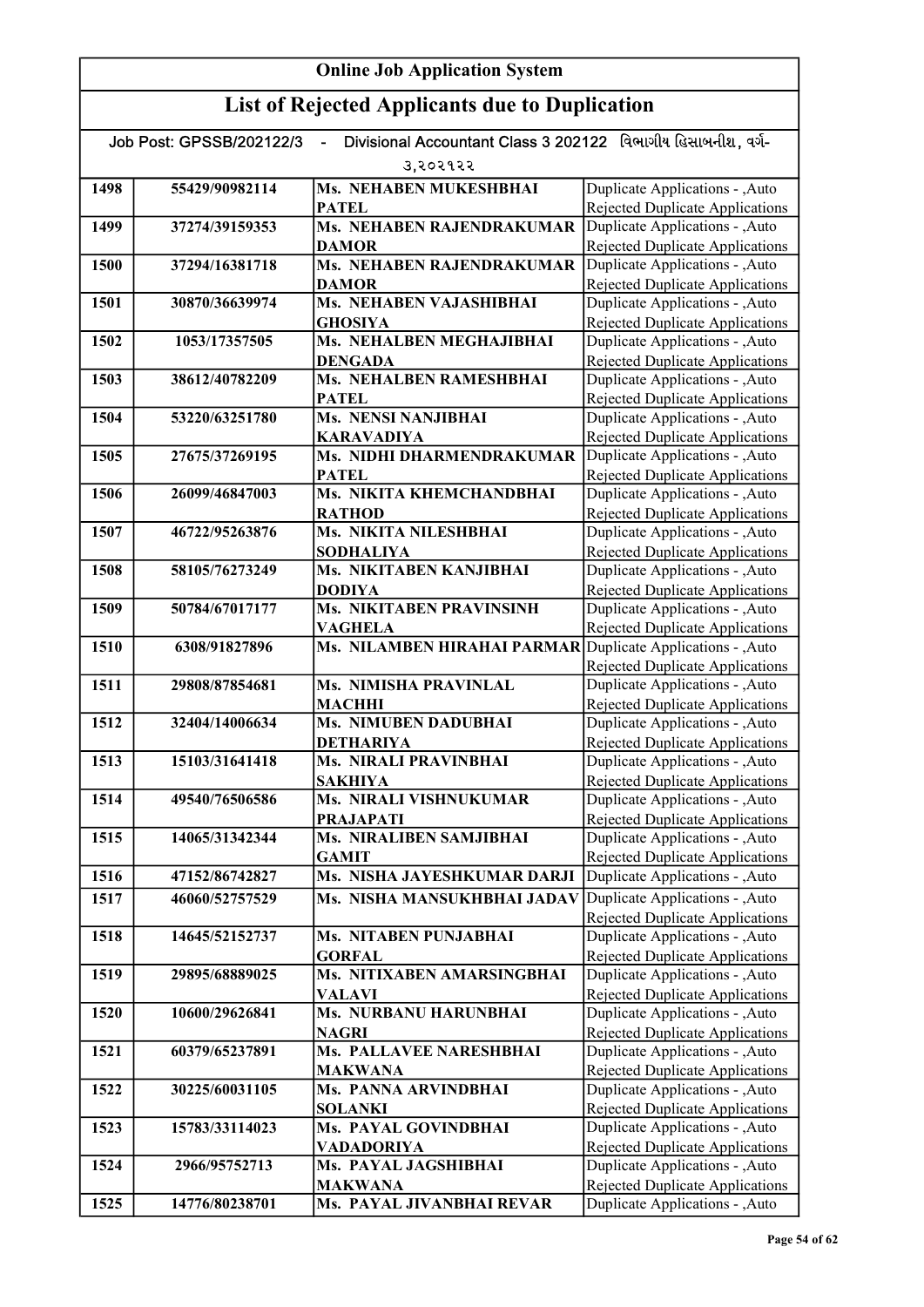# Online Job Application System

## List of Rejected Applicants due to Duplication

Job Post: GPSSB/202122/3 - Divisional Accountant Class 3 202122 વિભાગીય હિસાબનીશ, વર્ગ-૩,૨૦૨૧૨૨

| | | | |
|---|---|---|---|
| 1498 | 55429/90982114 | Ms. NEHABEN MUKESHBHAI PATEL | Duplicate Applications - ,Auto Rejected Duplicate Applications |
| 1499 | 37274/39159353 | Ms. NEHABEN RAJENDRAKUMAR DAMOR | Duplicate Applications - ,Auto Rejected Duplicate Applications |
| 1500 | 37294/16381718 | Ms. NEHABEN RAJENDRAKUMAR DAMOR | Duplicate Applications - ,Auto Rejected Duplicate Applications |
| 1501 | 30870/36639974 | Ms. NEHABEN VAJASHIBHAI GHOSIYA | Duplicate Applications - ,Auto Rejected Duplicate Applications |
| 1502 | 1053/17357505 | Ms. NEHALBEN MEGHAJIBHAI DENGADA | Duplicate Applications - ,Auto Rejected Duplicate Applications |
| 1503 | 38612/40782209 | Ms. NEHALBEN RAMESHBHAI PATEL | Duplicate Applications - ,Auto Rejected Duplicate Applications |
| 1504 | 53220/63251780 | Ms. NENSI NANJIBHAI KARAVADIYA | Duplicate Applications - ,Auto Rejected Duplicate Applications |
| 1505 | 27675/37269195 | Ms. NIDHI DHARMENDRAKUMAR PATEL | Duplicate Applications - ,Auto Rejected Duplicate Applications |
| 1506 | 26099/46847003 | Ms. NIKITA KHEMCHANDBHAI RATHOD | Duplicate Applications - ,Auto Rejected Duplicate Applications |
| 1507 | 46722/95263876 | Ms. NIKITA NILESHBHAI SODHALIYA | Duplicate Applications - ,Auto Rejected Duplicate Applications |
| 1508 | 58105/76273249 | Ms. NIKITABEN KANJIBHAI DODIYA | Duplicate Applications - ,Auto Rejected Duplicate Applications |
| 1509 | 50784/67017177 | Ms. NIKITABEN PRAVINSINH VAGHELA | Duplicate Applications - ,Auto Rejected Duplicate Applications |
| 1510 | 6308/91827896 | Ms. NILAMBEN HIRAHAI PARMAR | Duplicate Applications - ,Auto Rejected Duplicate Applications |
| 1511 | 29808/87854681 | Ms. NIMISHA PRAVINLAL MACHHI | Duplicate Applications - ,Auto Rejected Duplicate Applications |
| 1512 | 32404/14006634 | Ms. NIMUBEN DADUBHAI DETHARIYA | Duplicate Applications - ,Auto Rejected Duplicate Applications |
| 1513 | 15103/31641418 | Ms. NIRALI PRAVINBHAI SAKHIYA | Duplicate Applications - ,Auto Rejected Duplicate Applications |
| 1514 | 49540/76506586 | Ms. NIRALI VISHNUKUMAR PRAJAPATI | Duplicate Applications - ,Auto Rejected Duplicate Applications |
| 1515 | 14065/31342344 | Ms. NIRALIBEN SAMJIBHAI GAMIT | Duplicate Applications - ,Auto Rejected Duplicate Applications |
| 1516 | 47152/86742827 | Ms. NISHA JAYESHKUMAR DARJI | Duplicate Applications - ,Auto |
| 1517 | 46060/52757529 | Ms. NISHA MANSUKHBHAI JADAV | Duplicate Applications - ,Auto Rejected Duplicate Applications |
| 1518 | 14645/52152737 | Ms. NITABEN PUNJABHAI GORFAL | Duplicate Applications - ,Auto Rejected Duplicate Applications |
| 1519 | 29895/68889025 | Ms. NITIXABEN AMARSINGBHAI VALAVI | Duplicate Applications - ,Auto Rejected Duplicate Applications |
| 1520 | 10600/29626841 | Ms. NURBANU HARUNBHAI NAGRI | Duplicate Applications - ,Auto Rejected Duplicate Applications |
| 1521 | 60379/65237891 | Ms. PALLAVEE NARESHBHAI MAKWANA | Duplicate Applications - ,Auto Rejected Duplicate Applications |
| 1522 | 30225/60031105 | Ms. PANNA ARVINDBHAI SOLANKI | Duplicate Applications - ,Auto Rejected Duplicate Applications |
| 1523 | 15783/33114023 | Ms. PAYAL GOVINDBHAI VADADORIYA | Duplicate Applications - ,Auto Rejected Duplicate Applications |
| 1524 | 2966/95752713 | Ms. PAYAL JAGSHIBHAI MAKWANA | Duplicate Applications - ,Auto Rejected Duplicate Applications |
| 1525 | 14776/80238701 | Ms. PAYAL JIVANBHAI REVAR | Duplicate Applications - ,Auto |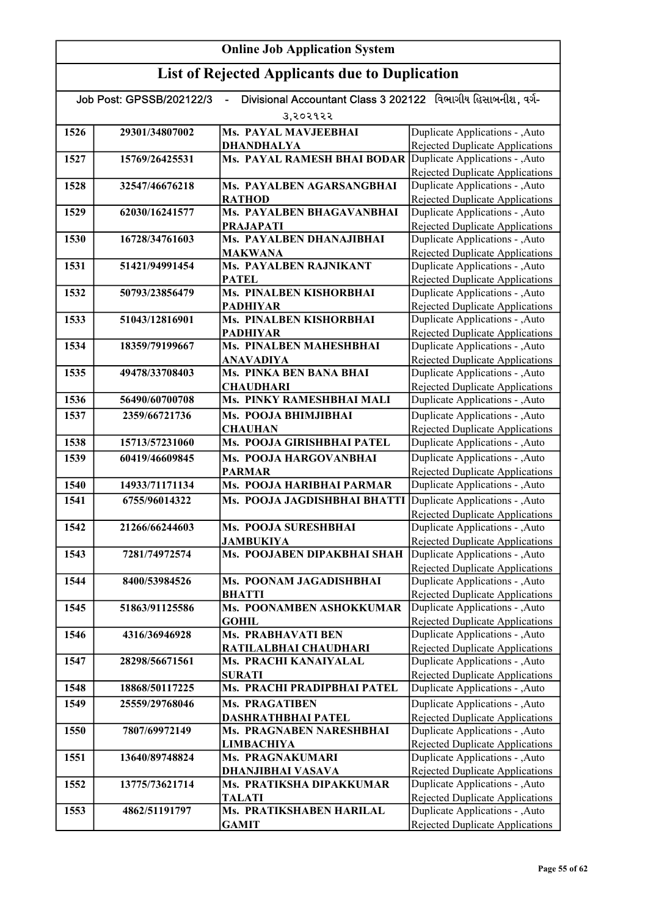# Online Job Application System

## List of Rejected Applicants due to Duplication

Job Post: GPSSB/202122/3 - Divisional Accountant Class 3 202122 વિભાગીય હિસાબનીશ, વર્ગ-૩,૨૦૨૧૨૨

| | | | |
|---|---|---|---|
| 1526 | 29301/34807002 | Ms. PAYAL MAVJEEBHAI DHANDHALYA | Duplicate Applications - ,Auto Rejected Duplicate Applications |
| 1527 | 15769/26425531 | Ms. PAYAL RAMESH BHAI BODAR | Duplicate Applications - ,Auto Rejected Duplicate Applications |
| 1528 | 32547/46676218 | Ms. PAYALBEN AGARSANGBHAI RATHOD | Duplicate Applications - ,Auto Rejected Duplicate Applications |
| 1529 | 62030/16241577 | Ms. PAYALBEN BHAGAVANBHAI PRAJAPATI | Duplicate Applications - ,Auto Rejected Duplicate Applications |
| 1530 | 16728/34761603 | Ms. PAYALBEN DHANAJIBHAI MAKWANA | Duplicate Applications - ,Auto Rejected Duplicate Applications |
| 1531 | 51421/94991454 | Ms. PAYALBEN RAJNIKANT PATEL | Duplicate Applications - ,Auto Rejected Duplicate Applications |
| 1532 | 50793/23856479 | Ms. PINALBEN KISHORBHAI PADHIYAR | Duplicate Applications - ,Auto Rejected Duplicate Applications |
| 1533 | 51043/12816901 | Ms. PINALBEN KISHORBHAI PADHIYAR | Duplicate Applications - ,Auto Rejected Duplicate Applications |
| 1534 | 18359/79199667 | Ms. PINALBEN MAHESHBHAI ANAVADIYA | Duplicate Applications - ,Auto Rejected Duplicate Applications |
| 1535 | 49478/33708403 | Ms. PINKA BEN BANA BHAI CHAUDHARI | Duplicate Applications - ,Auto Rejected Duplicate Applications |
| 1536 | 56490/60700708 | Ms. PINKY RAMESHBHAI MALI | Duplicate Applications - ,Auto |
| 1537 | 2359/66721736 | Ms. POOJA BHIMJIBHAI CHAUHAN | Duplicate Applications - ,Auto Rejected Duplicate Applications |
| 1538 | 15713/57231060 | Ms. POOJA GIRISHBHAI PATEL | Duplicate Applications - ,Auto |
| 1539 | 60419/46609845 | Ms. POOJA HARGOVANBHAI PARMAR | Duplicate Applications - ,Auto Rejected Duplicate Applications |
| 1540 | 14933/71171134 | Ms. POOJA HARIBHAI PARMAR | Duplicate Applications - ,Auto |
| 1541 | 6755/96014322 | Ms. POOJA JAGDISHBHAI BHATTI | Duplicate Applications - ,Auto Rejected Duplicate Applications |
| 1542 | 21266/66244603 | Ms. POOJA SURESHBHAI JAMBUKIYA | Duplicate Applications - ,Auto Rejected Duplicate Applications |
| 1543 | 7281/74972574 | Ms. POOJABEN DIPAKBHAI SHAH | Duplicate Applications - ,Auto Rejected Duplicate Applications |
| 1544 | 8400/53984526 | Ms. POONAM JAGADISHBHAI BHATTI | Duplicate Applications - ,Auto Rejected Duplicate Applications |
| 1545 | 51863/91125586 | Ms. POONAMBEN ASHOKKUMAR GOHIL | Duplicate Applications - ,Auto Rejected Duplicate Applications |
| 1546 | 4316/36946928 | Ms. PRABHAVATI BEN RATILALBHAI CHAUDHARI | Duplicate Applications - ,Auto Rejected Duplicate Applications |
| 1547 | 28298/56671561 | Ms. PRACHI KANAIYALAL SURATI | Duplicate Applications - ,Auto Rejected Duplicate Applications |
| 1548 | 18868/50117225 | Ms. PRACHI PRADIPBHAI PATEL | Duplicate Applications - ,Auto |
| 1549 | 25559/29768046 | Ms. PRAGATIBEN DASHRATHBHAI PATEL | Duplicate Applications - ,Auto Rejected Duplicate Applications |
| 1550 | 7807/69972149 | Ms. PRAGNABEN NARESHBHAI LIMBACHIYA | Duplicate Applications - ,Auto Rejected Duplicate Applications |
| 1551 | 13640/89748824 | Ms. PRAGNAKUMARI DHANJIBHAI VASAVA | Duplicate Applications - ,Auto Rejected Duplicate Applications |
| 1552 | 13775/73621714 | Ms. PRATIKSHA DIPAKKUMAR TALATI | Duplicate Applications - ,Auto Rejected Duplicate Applications |
| 1553 | 4862/51191797 | Ms. PRATIKSHABEN HARILAL GAMIT | Duplicate Applications - ,Auto Rejected Duplicate Applications |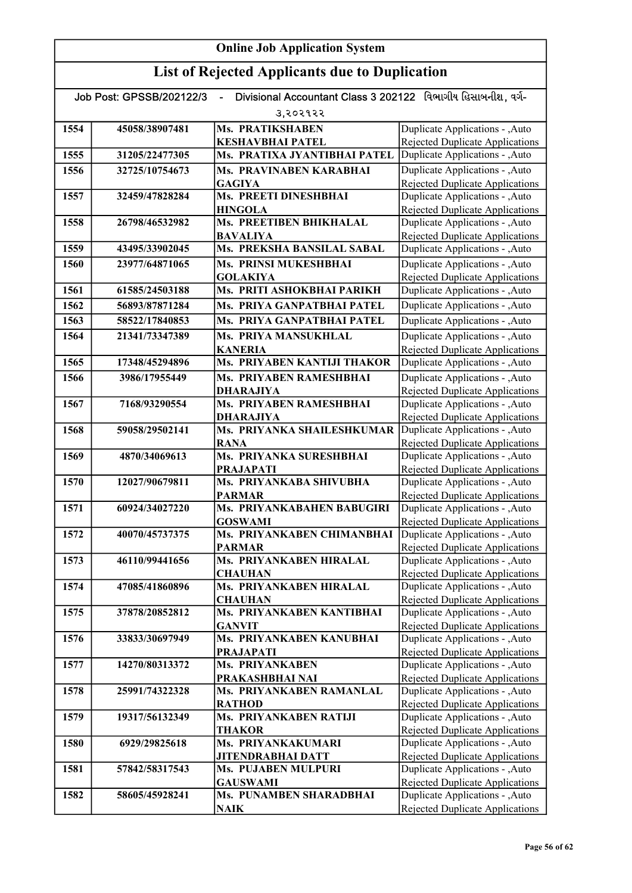# Online Job Application System

## List of Rejected Applicants due to Duplication

Job Post: GPSSB/202122/3 - Divisional Accountant Class 3 202122 વિભાગીય હિસાબનીશ, વર્ગ-૩,૨૦૨૧૨૨

| | | | |
|---|---|---|---|
| 1554 | 45058/38907481 | Ms. PRATIKSHABEN KESHAVBHAI PATEL | Duplicate Applications - ,Auto Rejected Duplicate Applications |
| 1555 | 31205/22477305 | Ms. PRATIXA JYANTIBHAI PATEL | Duplicate Applications - ,Auto |
| 1556 | 32725/10754673 | Ms. PRAVINABEN KARABHAI GAGIYA | Duplicate Applications - ,Auto Rejected Duplicate Applications |
| 1557 | 32459/47828284 | Ms. PREETI DINESHBHAI HINGOLA | Duplicate Applications - ,Auto Rejected Duplicate Applications |
| 1558 | 26798/46532982 | Ms. PREETIBEN BHIKHALAL BAVALIYA | Duplicate Applications - ,Auto Rejected Duplicate Applications |
| 1559 | 43495/33902045 | Ms. PREKSHA BANSILAL SABAL | Duplicate Applications - ,Auto |
| 1560 | 23977/64871065 | Ms. PRINSI MUKESHBHAI GOLAKIYA | Duplicate Applications - ,Auto Rejected Duplicate Applications |
| 1561 | 61585/24503188 | Ms. PRITI ASHOKBHAI PARIKH | Duplicate Applications - ,Auto |
| 1562 | 56893/87871284 | Ms. PRIYA GANPATBHAI PATEL | Duplicate Applications - ,Auto |
| 1563 | 58522/17840853 | Ms. PRIYA GANPATBHAI PATEL | Duplicate Applications - ,Auto |
| 1564 | 21341/73347389 | Ms. PRIYA MANSUKHLAL KANERIA | Duplicate Applications - ,Auto Rejected Duplicate Applications |
| 1565 | 17348/45294896 | Ms. PRIYABEN KANTIJI THAKOR | Duplicate Applications - ,Auto |
| 1566 | 3986/17955449 | Ms. PRIYABEN RAMESHBHAI DHARAJIYA | Duplicate Applications - ,Auto Rejected Duplicate Applications |
| 1567 | 7168/93290554 | Ms. PRIYABEN RAMESHBHAI DHARAJIYA | Duplicate Applications - ,Auto Rejected Duplicate Applications |
| 1568 | 59058/29502141 | Ms. PRIYANKA SHAILESHKUMAR RANA | Duplicate Applications - ,Auto Rejected Duplicate Applications |
| 1569 | 4870/34069613 | Ms. PRIYANKA SURESHBHAI PRAJAPATI | Duplicate Applications - ,Auto Rejected Duplicate Applications |
| 1570 | 12027/90679811 | Ms. PRIYANKABA SHIVUBHA PARMAR | Duplicate Applications - ,Auto Rejected Duplicate Applications |
| 1571 | 60924/34027220 | Ms. PRIYANKABAHEN BABUGIRI GOSWAMI | Duplicate Applications - ,Auto Rejected Duplicate Applications |
| 1572 | 40070/45737375 | Ms. PRIYANKABEN CHIMANBHAI PARMAR | Duplicate Applications - ,Auto Rejected Duplicate Applications |
| 1573 | 46110/99441656 | Ms. PRIYANKABEN HIRALAL CHAUHAN | Duplicate Applications - ,Auto Rejected Duplicate Applications |
| 1574 | 47085/41860896 | Ms. PRIYANKABEN HIRALAL CHAUHAN | Duplicate Applications - ,Auto Rejected Duplicate Applications |
| 1575 | 37878/20852812 | Ms. PRIYANKABEN KANTIBHAI GANVIT | Duplicate Applications - ,Auto Rejected Duplicate Applications |
| 1576 | 33833/30697949 | Ms. PRIYANKABEN KANUBHAI PRAJAPATI | Duplicate Applications - ,Auto Rejected Duplicate Applications |
| 1577 | 14270/80313372 | Ms. PRIYANKABEN PRAKASHBHAI NAI | Duplicate Applications - ,Auto Rejected Duplicate Applications |
| 1578 | 25991/74322328 | Ms. PRIYANKABEN RAMANLAL RATHOD | Duplicate Applications - ,Auto Rejected Duplicate Applications |
| 1579 | 19317/56132349 | Ms. PRIYANKABEN RATIJI THAKOR | Duplicate Applications - ,Auto Rejected Duplicate Applications |
| 1580 | 6929/29825618 | Ms. PRIYANKAKUMARI JITENDRABHAI DATT | Duplicate Applications - ,Auto Rejected Duplicate Applications |
| 1581 | 57842/58317543 | Ms. PUJABEN MULPURI GAUSWAMI | Duplicate Applications - ,Auto Rejected Duplicate Applications |
| 1582 | 58605/45928241 | Ms. PUNAMBEN SHARADBHAI NAIK | Duplicate Applications - ,Auto Rejected Duplicate Applications |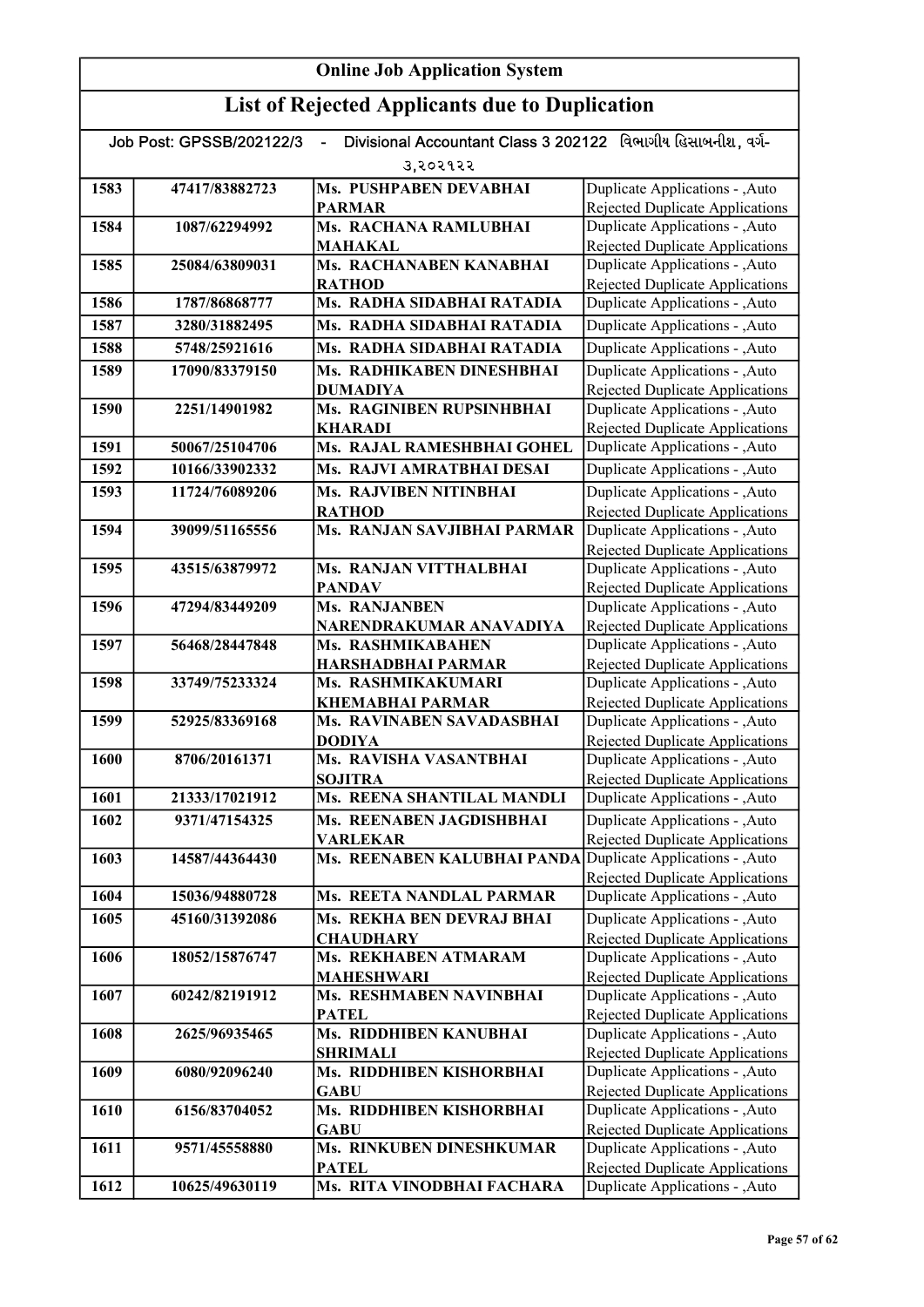# Online Job Application System

## List of Rejected Applicants due to Duplication

Job Post: GPSSB/202122/3 - Divisional Accountant Class 3 202122 વિભાગીય હિસાબનીશ, વર્ગ-૩,૨૦૨૧૨૨

| | | | |
|---|---|---|---|
| 1583 | 47417/83882723 | Ms. PUSHPABEN DEVABHAI PARMAR | Duplicate Applications - ,Auto Rejected Duplicate Applications |
| 1584 | 1087/62294992 | Ms. RACHANA RAMLUBHAI MAHAKAL | Duplicate Applications - ,Auto Rejected Duplicate Applications |
| 1585 | 25084/63809031 | Ms. RACHANABEN KANABHAI RATHOD | Duplicate Applications - ,Auto Rejected Duplicate Applications |
| 1586 | 1787/86868777 | Ms. RADHA SIDABHAI RATADIA | Duplicate Applications - ,Auto |
| 1587 | 3280/31882495 | Ms. RADHA SIDABHAI RATADIA | Duplicate Applications - ,Auto |
| 1588 | 5748/25921616 | Ms. RADHA SIDABHAI RATADIA | Duplicate Applications - ,Auto |
| 1589 | 17090/83379150 | Ms. RADHIKABEN DINESHBHAI DUMADIYA | Duplicate Applications - ,Auto Rejected Duplicate Applications |
| 1590 | 2251/14901982 | Ms. RAGINIBEN RUPSINHBHAI KHARADI | Duplicate Applications - ,Auto Rejected Duplicate Applications |
| 1591 | 50067/25104706 | Ms. RAJAL RAMESHBHAI GOHEL | Duplicate Applications - ,Auto |
| 1592 | 10166/33902332 | Ms. RAJVI AMRATBHAI DESAI | Duplicate Applications - ,Auto |
| 1593 | 11724/76089206 | Ms. RAJVIBEN NITINBHAI RATHOD | Duplicate Applications - ,Auto Rejected Duplicate Applications |
| 1594 | 39099/51165556 | Ms. RANJAN SAVJIBHAI PARMAR | Duplicate Applications - ,Auto Rejected Duplicate Applications |
| 1595 | 43515/63879972 | Ms. RANJAN VITTHALBHAI PANDAV | Duplicate Applications - ,Auto Rejected Duplicate Applications |
| 1596 | 47294/83449209 | Ms. RANJANBEN NARENDRAKUMAR ANAVADIYA | Duplicate Applications - ,Auto Rejected Duplicate Applications |
| 1597 | 56468/28447848 | Ms. RASHMIKABAHEN HARSHADBHAI PARMAR | Duplicate Applications - ,Auto Rejected Duplicate Applications |
| 1598 | 33749/75233324 | Ms. RASHMIKAKUMARI KHEMABHAI PARMAR | Duplicate Applications - ,Auto Rejected Duplicate Applications |
| 1599 | 52925/83369168 | Ms. RAVINABEN SAVADASBHAI DODIYA | Duplicate Applications - ,Auto Rejected Duplicate Applications |
| 1600 | 8706/20161371 | Ms. RAVISHA VASANTBHAI SOJITRA | Duplicate Applications - ,Auto Rejected Duplicate Applications |
| 1601 | 21333/17021912 | Ms. REENA SHANTILAL MANDLI | Duplicate Applications - ,Auto |
| 1602 | 9371/47154325 | Ms. REENABEN JAGDISHBHAI VARLEKAR | Duplicate Applications - ,Auto Rejected Duplicate Applications |
| 1603 | 14587/44364430 | Ms. REENABEN KALUBHAI PANDA | Duplicate Applications - ,Auto Rejected Duplicate Applications |
| 1604 | 15036/94880728 | Ms. REETA NANDLAL PARMAR | Duplicate Applications - ,Auto |
| 1605 | 45160/31392086 | Ms. REKHA BEN DEVRAJ BHAI CHAUDHARY | Duplicate Applications - ,Auto Rejected Duplicate Applications |
| 1606 | 18052/15876747 | Ms. REKHABEN ATMARAM MAHESHWARI | Duplicate Applications - ,Auto Rejected Duplicate Applications |
| 1607 | 60242/82191912 | Ms. RESHMABEN NAVINBHAI PATEL | Duplicate Applications - ,Auto Rejected Duplicate Applications |
| 1608 | 2625/96935465 | Ms. RIDDHIBEN KANUBHAI SHRIMALI | Duplicate Applications - ,Auto Rejected Duplicate Applications |
| 1609 | 6080/92096240 | Ms. RIDDHIBEN KISHORBHAI GABU | Duplicate Applications - ,Auto Rejected Duplicate Applications |
| 1610 | 6156/83704052 | Ms. RIDDHIBEN KISHORBHAI GABU | Duplicate Applications - ,Auto Rejected Duplicate Applications |
| 1611 | 9571/45558880 | Ms. RINKUBEN DINESHKUMAR PATEL | Duplicate Applications - ,Auto Rejected Duplicate Applications |
| 1612 | 10625/49630119 | Ms. RITA VINODBHAI FACHARA | Duplicate Applications - ,Auto |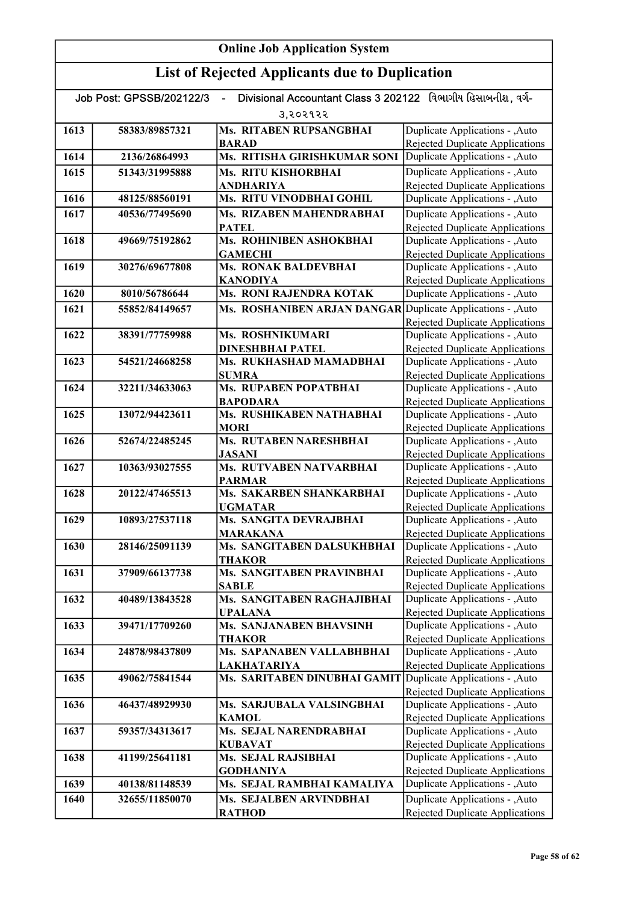# Online Job Application System

## List of Rejected Applicants due to Duplication

Job Post: GPSSB/202122/3 - Divisional Accountant Class 3 202122 વિભાગીય હિસાબનીશ, વર્ગ-૩,૨૦૨૧૨૨

| | | | |
|---|---|---|---|
| 1613 | 58383/89857321 | Ms. RITABEN RUPSANGBHAI BARAD | Duplicate Applications - ,Auto Rejected Duplicate Applications |
| 1614 | 2136/26864993 | Ms. RITISHA GIRISHKUMAR SONI | Duplicate Applications - ,Auto |
| 1615 | 51343/31995888 | Ms. RITU KISHORBHAI ANDHARIYA | Duplicate Applications - ,Auto Rejected Duplicate Applications |
| 1616 | 48125/88560191 | Ms. RITU VINODBHAI GOHIL | Duplicate Applications - ,Auto |
| 1617 | 40536/77495690 | Ms. RIZABEN MAHENDRABHAI PATEL | Duplicate Applications - ,Auto Rejected Duplicate Applications |
| 1618 | 49669/75192862 | Ms. ROHINIBEN ASHOKBHAI GAMECHI | Duplicate Applications - ,Auto Rejected Duplicate Applications |
| 1619 | 30276/69677808 | Ms. RONAK BALDEVBHAI KANODIYA | Duplicate Applications - ,Auto Rejected Duplicate Applications |
| 1620 | 8010/56786644 | Ms. RONI RAJENDRA KOTAK | Duplicate Applications - ,Auto |
| 1621 | 55852/84149657 | Ms. ROSHANIBEN ARJAN DANGAR | Duplicate Applications - ,Auto Rejected Duplicate Applications |
| 1622 | 38391/77759988 | Ms. ROSHNIKUMARI DINESHBHAI PATEL | Duplicate Applications - ,Auto Rejected Duplicate Applications |
| 1623 | 54521/24668258 | Ms. RUKHASHAD MAMADBHAI SUMRA | Duplicate Applications - ,Auto Rejected Duplicate Applications |
| 1624 | 32211/34633063 | Ms. RUPABEN POPATBHAI BAPODARA | Duplicate Applications - ,Auto Rejected Duplicate Applications |
| 1625 | 13072/94423611 | Ms. RUSHIKABEN NATHABHAI MORI | Duplicate Applications - ,Auto Rejected Duplicate Applications |
| 1626 | 52674/22485245 | Ms. RUTABEN NARESHBHAI JASANI | Duplicate Applications - ,Auto Rejected Duplicate Applications |
| 1627 | 10363/93027555 | Ms. RUTVABEN NATVARBHAI PARMAR | Duplicate Applications - ,Auto Rejected Duplicate Applications |
| 1628 | 20122/47465513 | Ms. SAKARBEN SHANKARBHAI UGMATAR | Duplicate Applications - ,Auto Rejected Duplicate Applications |
| 1629 | 10893/27537118 | Ms. SANGITA DEVRAJBHAI MARAKANA | Duplicate Applications - ,Auto Rejected Duplicate Applications |
| 1630 | 28146/25091139 | Ms. SANGITABEN DALSUKHBHAI THAKOR | Duplicate Applications - ,Auto Rejected Duplicate Applications |
| 1631 | 37909/66137738 | Ms. SANGITABEN PRAVINBHAI SABLE | Duplicate Applications - ,Auto Rejected Duplicate Applications |
| 1632 | 40489/13843528 | Ms. SANGITABEN RAGHAJIBHAI UPALANA | Duplicate Applications - ,Auto Rejected Duplicate Applications |
| 1633 | 39471/17709260 | Ms. SANJANABEN BHAVSINH THAKOR | Duplicate Applications - ,Auto Rejected Duplicate Applications |
| 1634 | 24878/98437809 | Ms. SAPANABEN VALLABHBHAI LAKHATARIYA | Duplicate Applications - ,Auto Rejected Duplicate Applications |
| 1635 | 49062/75841544 | Ms. SARITABEN DINUBHAI GAMIT | Duplicate Applications - ,Auto Rejected Duplicate Applications |
| 1636 | 46437/48929930 | Ms. SARJUBALA VALSINGBHAI KAMOL | Duplicate Applications - ,Auto Rejected Duplicate Applications |
| 1637 | 59357/34313617 | Ms. SEJAL NARENDRABHAI KUBAVAT | Duplicate Applications - ,Auto Rejected Duplicate Applications |
| 1638 | 41199/25641181 | Ms. SEJAL RAJSIBHAI GODHANIYA | Duplicate Applications - ,Auto Rejected Duplicate Applications |
| 1639 | 40138/81148539 | Ms. SEJAL RAMBHAI KAMALIYA | Duplicate Applications - ,Auto |
| 1640 | 32655/11850070 | Ms. SEJALBEN ARVINDBHAI RATHOD | Duplicate Applications - ,Auto Rejected Duplicate Applications |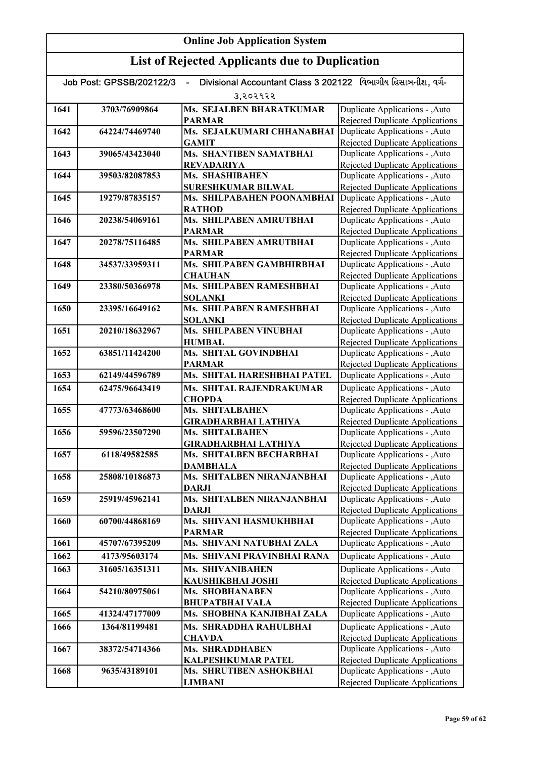# Online Job Application System

## List of Rejected Applicants due to Duplication

Job Post: GPSSB/202122/3 - Divisional Accountant Class 3 202122 વિભાગીય હિસાબનીશ, વર્ગ-૩,૨૦૨૧૨૨

| | | | |
|---|---|---|---|
| 1641 | 3703/76909864 | Ms. SEJALBEN BHARATKUMAR PARMAR | Duplicate Applications - ,Auto Rejected Duplicate Applications |
| 1642 | 64224/74469740 | Ms. SEJALKUMARI CHHANABHAI GAMIT | Duplicate Applications - ,Auto Rejected Duplicate Applications |
| 1643 | 39065/43423040 | Ms. SHANTIBEN SAMATBHAI REVADARIYA | Duplicate Applications - ,Auto Rejected Duplicate Applications |
| 1644 | 39503/82087853 | Ms. SHASHIBAHEN SURESHKUMAR BILWAL | Duplicate Applications - ,Auto Rejected Duplicate Applications |
| 1645 | 19279/87835157 | Ms. SHILPABAHEN POONAMBHAI RATHOD | Duplicate Applications - ,Auto Rejected Duplicate Applications |
| 1646 | 20238/54069161 | Ms. SHILPABEN AMRUTBHAI PARMAR | Duplicate Applications - ,Auto Rejected Duplicate Applications |
| 1647 | 20278/75116485 | Ms. SHILPABEN AMRUTBHAI PARMAR | Duplicate Applications - ,Auto Rejected Duplicate Applications |
| 1648 | 34537/33959311 | Ms. SHILPABEN GAMBHIRBHAI CHAUHAN | Duplicate Applications - ,Auto Rejected Duplicate Applications |
| 1649 | 23380/50366978 | Ms. SHILPABEN RAMESHBHAI SOLANKI | Duplicate Applications - ,Auto Rejected Duplicate Applications |
| 1650 | 23395/16649162 | Ms. SHILPABEN RAMESHBHAI SOLANKI | Duplicate Applications - ,Auto Rejected Duplicate Applications |
| 1651 | 20210/18632967 | Ms. SHILPABEN VINUBHAI HUMBAL | Duplicate Applications - ,Auto Rejected Duplicate Applications |
| 1652 | 63851/11424200 | Ms. SHITAL GOVINDBHAI PARMAR | Duplicate Applications - ,Auto Rejected Duplicate Applications |
| 1653 | 62149/44596789 | Ms. SHITAL HARESHBHAI PATEL | Duplicate Applications - ,Auto |
| 1654 | 62475/96643419 | Ms. SHITAL RAJENDRAKUMAR CHOPDA | Duplicate Applications - ,Auto Rejected Duplicate Applications |
| 1655 | 47773/63468600 | Ms. SHITALBAHEN GIRADHARBHAI LATHIYA | Duplicate Applications - ,Auto Rejected Duplicate Applications |
| 1656 | 59596/23507290 | Ms. SHITALBAHEN GIRADHARBHAI LATHIYA | Duplicate Applications - ,Auto Rejected Duplicate Applications |
| 1657 | 6118/49582585 | Ms. SHITALBEN BECHARBHAI DAMBHALA | Duplicate Applications - ,Auto Rejected Duplicate Applications |
| 1658 | 25808/10186873 | Ms. SHITALBEN NIRANJANBHAI DARJI | Duplicate Applications - ,Auto Rejected Duplicate Applications |
| 1659 | 25919/45962141 | Ms. SHITALBEN NIRANJANBHAI DARJI | Duplicate Applications - ,Auto Rejected Duplicate Applications |
| 1660 | 60700/44868169 | Ms. SHIVANI HASMUKHBHAI PARMAR | Duplicate Applications - ,Auto Rejected Duplicate Applications |
| 1661 | 45707/67395209 | Ms. SHIVANI NATUBHAI ZALA | Duplicate Applications - ,Auto |
| 1662 | 4173/95603174 | Ms. SHIVANI PRAVINBHAI RANA | Duplicate Applications - ,Auto |
| 1663 | 31605/16351311 | Ms. SHIVANIBAHEN KAUSHIKBHAI JOSHI | Duplicate Applications - ,Auto Rejected Duplicate Applications |
| 1664 | 54210/80975061 | Ms. SHOBHANABEN BHUPATBHAI VALA | Duplicate Applications - ,Auto Rejected Duplicate Applications |
| 1665 | 41324/47177009 | Ms. SHOBHNA KANJIBHAI ZALA | Duplicate Applications - ,Auto |
| 1666 | 1364/81199481 | Ms. SHRADDHA RAHULBHAI CHAVDA | Duplicate Applications - ,Auto Rejected Duplicate Applications |
| 1667 | 38372/54714366 | Ms. SHRADDHABEN KALPESHKUMAR PATEL | Duplicate Applications - ,Auto Rejected Duplicate Applications |
| 1668 | 9635/43189101 | Ms. SHRUTIBEN ASHOKBHAI LIMBANI | Duplicate Applications - ,Auto Rejected Duplicate Applications |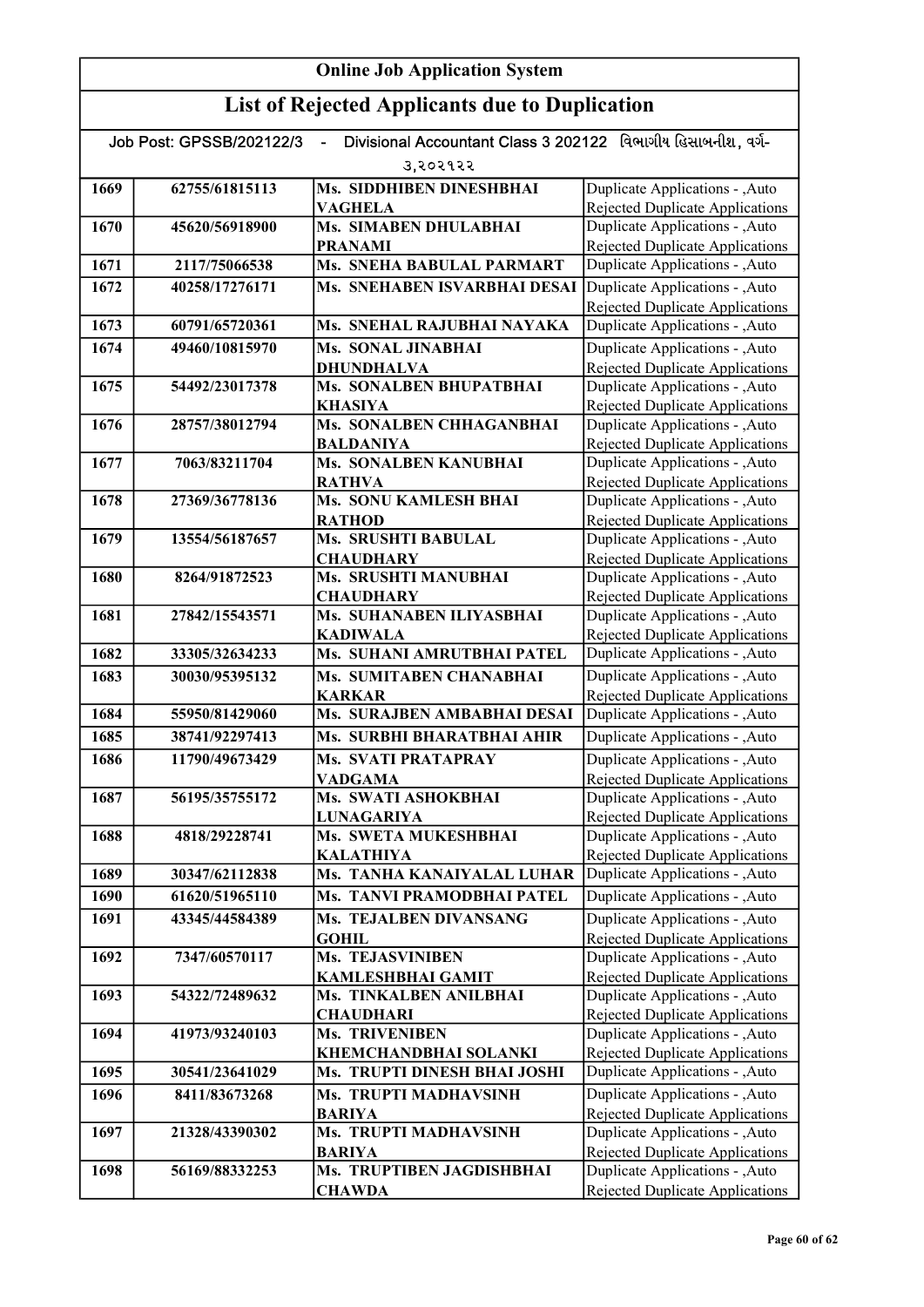# Online Job Application System

## List of Rejected Applicants due to Duplication

Job Post: GPSSB/202122/3 - Divisional Accountant Class 3 202122 વિભાગીય હિસાબનીશ, વર્ગ-૩,૨૦૨૧૨૨

| | | | |
|---|---|---|---|
| 1669 | 62755/61815113 | Ms. SIDDHIBEN DINESHBHAI VAGHELA | Duplicate Applications - ,Auto Rejected Duplicate Applications |
| 1670 | 45620/56918900 | Ms. SIMABEN DHULABHAI PRANAMI | Duplicate Applications - ,Auto Rejected Duplicate Applications |
| 1671 | 2117/75066538 | Ms. SNEHA BABULAL PARMART | Duplicate Applications - ,Auto |
| 1672 | 40258/17276171 | Ms. SNEHABEN ISVARBHAI DESAI | Duplicate Applications - ,Auto Rejected Duplicate Applications |
| 1673 | 60791/65720361 | Ms. SNEHAL RAJUBHAI NAYAKA | Duplicate Applications - ,Auto |
| 1674 | 49460/10815970 | Ms. SONAL JINABHAI DHUNDHALVA | Duplicate Applications - ,Auto Rejected Duplicate Applications |
| 1675 | 54492/23017378 | Ms. SONALBEN BHUPATBHAI KHASIYA | Duplicate Applications - ,Auto Rejected Duplicate Applications |
| 1676 | 28757/38012794 | Ms. SONALBEN CHHAGANBHAI BALDANIYA | Duplicate Applications - ,Auto Rejected Duplicate Applications |
| 1677 | 7063/83211704 | Ms. SONALBEN KANUBHAI RATHVA | Duplicate Applications - ,Auto Rejected Duplicate Applications |
| 1678 | 27369/36778136 | Ms. SONU KAMLESH BHAI RATHOD | Duplicate Applications - ,Auto Rejected Duplicate Applications |
| 1679 | 13554/56187657 | Ms. SRUSHTI BABULAL CHAUDHARY | Duplicate Applications - ,Auto Rejected Duplicate Applications |
| 1680 | 8264/91872523 | Ms. SRUSHTI MANUBHAI CHAUDHARY | Duplicate Applications - ,Auto Rejected Duplicate Applications |
| 1681 | 27842/15543571 | Ms. SUHANABEN ILIYASBHAI KADIWALA | Duplicate Applications - ,Auto Rejected Duplicate Applications |
| 1682 | 33305/32634233 | Ms. SUHANI AMRUTBHAI PATEL | Duplicate Applications - ,Auto |
| 1683 | 30030/95395132 | Ms. SUMITABEN CHANABHAI KARKAR | Duplicate Applications - ,Auto Rejected Duplicate Applications |
| 1684 | 55950/81429060 | Ms. SURAJBEN AMBABHAI DESAI | Duplicate Applications - ,Auto |
| 1685 | 38741/92297413 | Ms. SURBHI BHARATBHAI AHIR | Duplicate Applications - ,Auto |
| 1686 | 11790/49673429 | Ms. SVATI PRATAPRAY VADGAMA | Duplicate Applications - ,Auto Rejected Duplicate Applications |
| 1687 | 56195/35755172 | Ms. SWATI ASHOKBHAI LUNAGARIYA | Duplicate Applications - ,Auto Rejected Duplicate Applications |
| 1688 | 4818/29228741 | Ms. SWETA MUKESHBHAI KALATHIYA | Duplicate Applications - ,Auto Rejected Duplicate Applications |
| 1689 | 30347/62112838 | Ms. TANHA KANAIYALAL LUHAR | Duplicate Applications - ,Auto |
| 1690 | 61620/51965110 | Ms. TANVI PRAMODBHAI PATEL | Duplicate Applications - ,Auto |
| 1691 | 43345/44584389 | Ms. TEJALBEN DIVANSANG GOHIL | Duplicate Applications - ,Auto Rejected Duplicate Applications |
| 1692 | 7347/60570117 | Ms. TEJASVINIBEN KAMLESHBHAI GAMIT | Duplicate Applications - ,Auto Rejected Duplicate Applications |
| 1693 | 54322/72489632 | Ms. TINKALBEN ANILBHAI CHAUDHARI | Duplicate Applications - ,Auto Rejected Duplicate Applications |
| 1694 | 41973/93240103 | Ms. TRIVENIBEN KHEMCHANDBHAI SOLANKI | Duplicate Applications - ,Auto Rejected Duplicate Applications |
| 1695 | 30541/23641029 | Ms. TRUPTI DINESH BHAI JOSHI | Duplicate Applications - ,Auto |
| 1696 | 8411/83673268 | Ms. TRUPTI MADHAVSINH BARIYA | Duplicate Applications - ,Auto Rejected Duplicate Applications |
| 1697 | 21328/43390302 | Ms. TRUPTI MADHAVSINH BARIYA | Duplicate Applications - ,Auto Rejected Duplicate Applications |
| 1698 | 56169/88332253 | Ms. TRUPTIBEN JAGDISHBHAI CHAWDA | Duplicate Applications - ,Auto Rejected Duplicate Applications |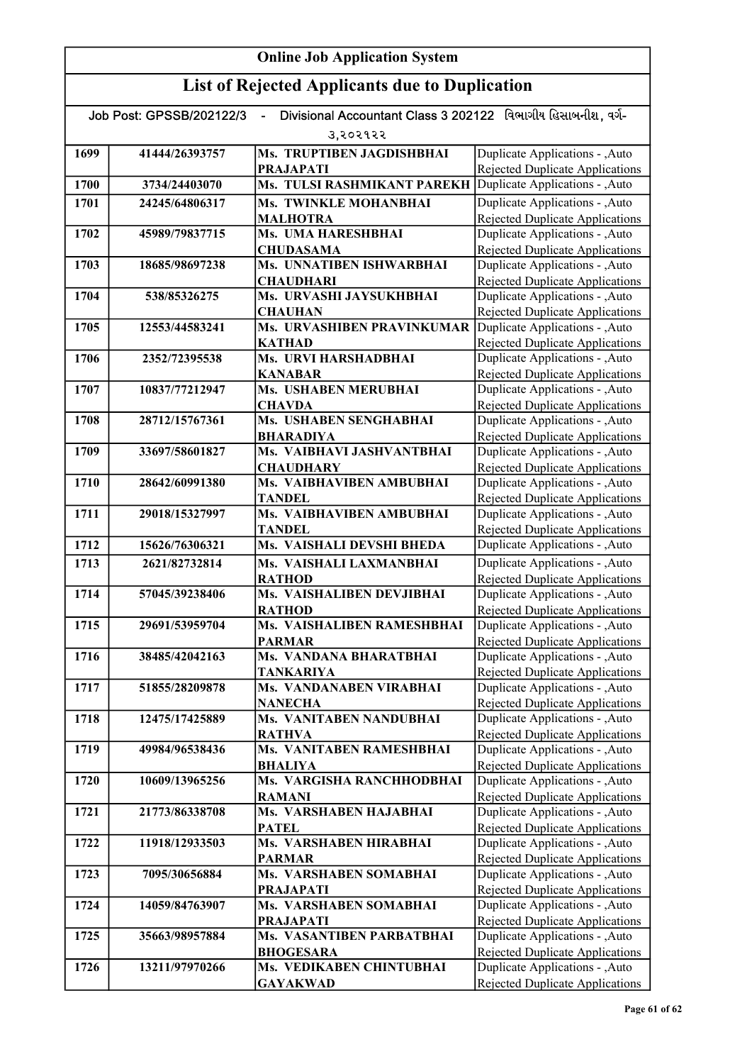# Online Job Application System

## List of Rejected Applicants due to Duplication

**Job Post: GPSSB/202122/3 - Divisional Accountant Class 3 202122 વિભાગીય હિસાબનીશ, વર્ગ-૩,૨૦૨૧૨૨**

| | | | |
|---|---|---|---|
| 1699 | 41444/26393757 | Ms. TRUPTIBEN JAGDISHBHAI PRAJAPATI | Duplicate Applications - ,Auto Rejected Duplicate Applications |
| 1700 | 3734/24403070 | Ms. TULSI RASHMIKANT PAREKH | Duplicate Applications - ,Auto |
| 1701 | 24245/64806317 | Ms. TWINKLE MOHANBHAI MALHOTRA | Duplicate Applications - ,Auto Rejected Duplicate Applications |
| 1702 | 45989/79837715 | Ms. UMA HARESHBHAI CHUDASAMA | Duplicate Applications - ,Auto Rejected Duplicate Applications |
| 1703 | 18685/98697238 | Ms. UNNATIBEN ISHWARBHAI CHAUDHARI | Duplicate Applications - ,Auto Rejected Duplicate Applications |
| 1704 | 538/85326275 | Ms. URVASHI JAYSUKHBHAI CHAUHAN | Duplicate Applications - ,Auto Rejected Duplicate Applications |
| 1705 | 12553/44583241 | Ms. URVASHIBEN PRAVINKUMAR KATHAD | Duplicate Applications - ,Auto Rejected Duplicate Applications |
| 1706 | 2352/72395538 | Ms. URVI HARSHADBHAI KANABAR | Duplicate Applications - ,Auto Rejected Duplicate Applications |
| 1707 | 10837/77212947 | Ms. USHABEN MERUBHAI CHAVDA | Duplicate Applications - ,Auto Rejected Duplicate Applications |
| 1708 | 28712/15767361 | Ms. USHABEN SENGHABHAI BHARADIYA | Duplicate Applications - ,Auto Rejected Duplicate Applications |
| 1709 | 33697/58601827 | Ms. VAIBHAVI JASHVANTBHAI CHAUDHARY | Duplicate Applications - ,Auto Rejected Duplicate Applications |
| 1710 | 28642/60991380 | Ms. VAIBHAVIBEN AMBUBHAI TANDEL | Duplicate Applications - ,Auto Rejected Duplicate Applications |
| 1711 | 29018/15327997 | Ms. VAIBHAVIBEN AMBUBHAI TANDEL | Duplicate Applications - ,Auto Rejected Duplicate Applications |
| 1712 | 15626/76306321 | Ms. VAISHALI DEVSHI BHEDA | Duplicate Applications - ,Auto |
| 1713 | 2621/82732814 | Ms. VAISHALI LAXMANBHAI RATHOD | Duplicate Applications - ,Auto Rejected Duplicate Applications |
| 1714 | 57045/39238406 | Ms. VAISHALIBEN DEVJIBHAI RATHOD | Duplicate Applications - ,Auto Rejected Duplicate Applications |
| 1715 | 29691/53959704 | Ms. VAISHALIBEN RAMESHBHAI PARMAR | Duplicate Applications - ,Auto Rejected Duplicate Applications |
| 1716 | 38485/42042163 | Ms. VANDANA BHARATBHAI TANKARIYA | Duplicate Applications - ,Auto Rejected Duplicate Applications |
| 1717 | 51855/28209878 | Ms. VANDANABEN VIRABHAI NANECHA | Duplicate Applications - ,Auto Rejected Duplicate Applications |
| 1718 | 12475/17425889 | Ms. VANITABEN NANDUBHAI RATHVA | Duplicate Applications - ,Auto Rejected Duplicate Applications |
| 1719 | 49984/96538436 | Ms. VANITABEN RAMESHBHAI BHALIYA | Duplicate Applications - ,Auto Rejected Duplicate Applications |
| 1720 | 10609/13965256 | Ms. VARGISHA RANCHHODBHAI RAMANI | Duplicate Applications - ,Auto Rejected Duplicate Applications |
| 1721 | 21773/86338708 | Ms. VARSHABEN HAJABHAI PATEL | Duplicate Applications - ,Auto Rejected Duplicate Applications |
| 1722 | 11918/12933503 | Ms. VARSHABEN HIRABHAI PARMAR | Duplicate Applications - ,Auto Rejected Duplicate Applications |
| 1723 | 7095/30656884 | Ms. VARSHABEN SOMABHAI PRAJAPATI | Duplicate Applications - ,Auto Rejected Duplicate Applications |
| 1724 | 14059/84763907 | Ms. VARSHABEN SOMABHAI PRAJAPATI | Duplicate Applications - ,Auto Rejected Duplicate Applications |
| 1725 | 35663/98957884 | Ms. VASANTIBEN PARBATBHAI BHOGESARA | Duplicate Applications - ,Auto Rejected Duplicate Applications |
| 1726 | 13211/97970266 | Ms. VEDIKABEN CHINTUBHAI GAYAKWAD | Duplicate Applications - ,Auto Rejected Duplicate Applications |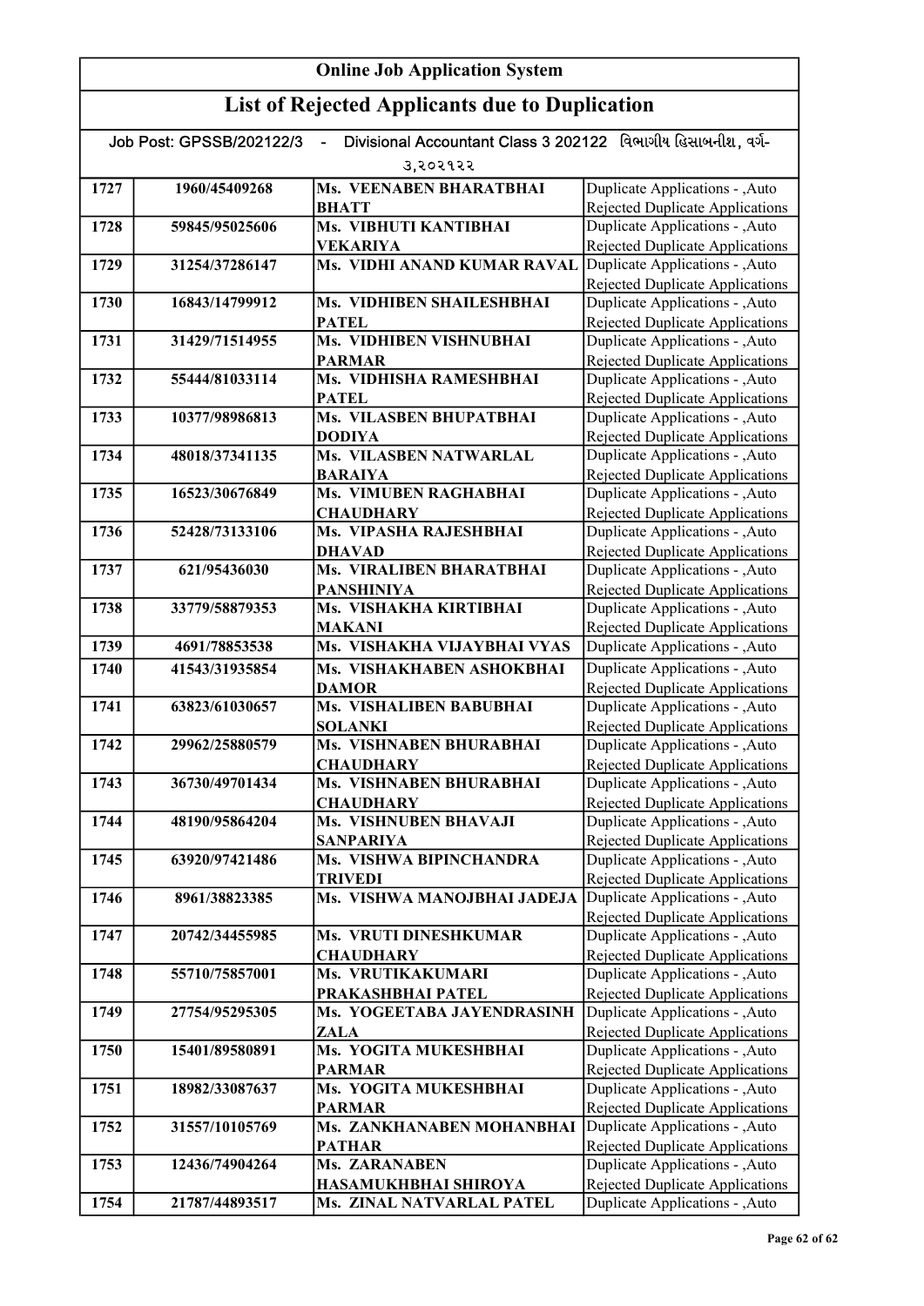# Online Job Application System

## List of Rejected Applicants due to Duplication

Job Post: GPSSB/202122/3 - Divisional Accountant Class 3 202122 વિભાગીય હિસાબનીશ, વર્ગ-૩,૨૦૨૧૨૨

| | | | |
|---|---|---|---|
| 1727 | 1960/45409268 | Ms. VEENABEN BHARATBHAI BHATT | Duplicate Applications - ,Auto Rejected Duplicate Applications |
| 1728 | 59845/95025606 | Ms. VIBHUTI KANTIBHAI VEKARIYA | Duplicate Applications - ,Auto Rejected Duplicate Applications |
| 1729 | 31254/37286147 | Ms. VIDHI ANAND KUMAR RAVAL | Duplicate Applications - ,Auto Rejected Duplicate Applications |
| 1730 | 16843/14799912 | Ms. VIDHIBEN SHAILESHBHAI PATEL | Duplicate Applications - ,Auto Rejected Duplicate Applications |
| 1731 | 31429/71514955 | Ms. VIDHIBEN VISHNUBHAI PARMAR | Duplicate Applications - ,Auto Rejected Duplicate Applications |
| 1732 | 55444/81033114 | Ms. VIDHISHA RAMESHBHAI PATEL | Duplicate Applications - ,Auto Rejected Duplicate Applications |
| 1733 | 10377/98986813 | Ms. VILASBEN BHUPATBHAI DODIYA | Duplicate Applications - ,Auto Rejected Duplicate Applications |
| 1734 | 48018/37341135 | Ms. VILASBEN NATWARLAL BARAIYA | Duplicate Applications - ,Auto Rejected Duplicate Applications |
| 1735 | 16523/30676849 | Ms. VIMUBEN RAGHABHAI CHAUDHARY | Duplicate Applications - ,Auto Rejected Duplicate Applications |
| 1736 | 52428/73133106 | Ms. VIPASHA RAJESHBHAI DHAVAD | Duplicate Applications - ,Auto Rejected Duplicate Applications |
| 1737 | 621/95436030 | Ms. VIRALIBEN BHARATBHAI PANSHINIYA | Duplicate Applications - ,Auto Rejected Duplicate Applications |
| 1738 | 33779/58879353 | Ms. VISHAKHA KIRTIBHAI MAKANI | Duplicate Applications - ,Auto Rejected Duplicate Applications |
| 1739 | 4691/78853538 | Ms. VISHAKHA VIJAYBHAI VYAS | Duplicate Applications - ,Auto |
| 1740 | 41543/31935854 | Ms. VISHAKHABEN ASHOKBHAI DAMOR | Duplicate Applications - ,Auto Rejected Duplicate Applications |
| 1741 | 63823/61030657 | Ms. VISHALIBEN BABUBHAI SOLANKI | Duplicate Applications - ,Auto Rejected Duplicate Applications |
| 1742 | 29962/25880579 | Ms. VISHNABEN BHURABHAI CHAUDHARY | Duplicate Applications - ,Auto Rejected Duplicate Applications |
| 1743 | 36730/49701434 | Ms. VISHNABEN BHURABHAI CHAUDHARY | Duplicate Applications - ,Auto Rejected Duplicate Applications |
| 1744 | 48190/95864204 | Ms. VISHNUBEN BHAVAJI SANPARIYA | Duplicate Applications - ,Auto Rejected Duplicate Applications |
| 1745 | 63920/97421486 | Ms. VISHWA BIPINCHANDRA TRIVEDI | Duplicate Applications - ,Auto Rejected Duplicate Applications |
| 1746 | 8961/38823385 | Ms. VISHWA MANOJBHAI JADEJA | Duplicate Applications - ,Auto Rejected Duplicate Applications |
| 1747 | 20742/34455985 | Ms. VRUTI DINESHKUMAR CHAUDHARY | Duplicate Applications - ,Auto Rejected Duplicate Applications |
| 1748 | 55710/75857001 | Ms. VRUTIKAKUMARI PRAKASHBHAI PATEL | Duplicate Applications - ,Auto Rejected Duplicate Applications |
| 1749 | 27754/95295305 | Ms. YOGEETABA JAYENDRASINH ZALA | Duplicate Applications - ,Auto Rejected Duplicate Applications |
| 1750 | 15401/89580891 | Ms. YOGITA MUKESHBHAI PARMAR | Duplicate Applications - ,Auto Rejected Duplicate Applications |
| 1751 | 18982/33087637 | Ms. YOGITA MUKESHBHAI PARMAR | Duplicate Applications - ,Auto Rejected Duplicate Applications |
| 1752 | 31557/10105769 | Ms. ZANKHANABEN MOHANBHAI PATHAR | Duplicate Applications - ,Auto Rejected Duplicate Applications |
| 1753 | 12436/74904264 | Ms. ZARANABEN HASAMUKHBHAI SHIROYA | Duplicate Applications - ,Auto Rejected Duplicate Applications |
| 1754 | 21787/44893517 | Ms. ZINAL NATVARLAL PATEL | Duplicate Applications - ,Auto |